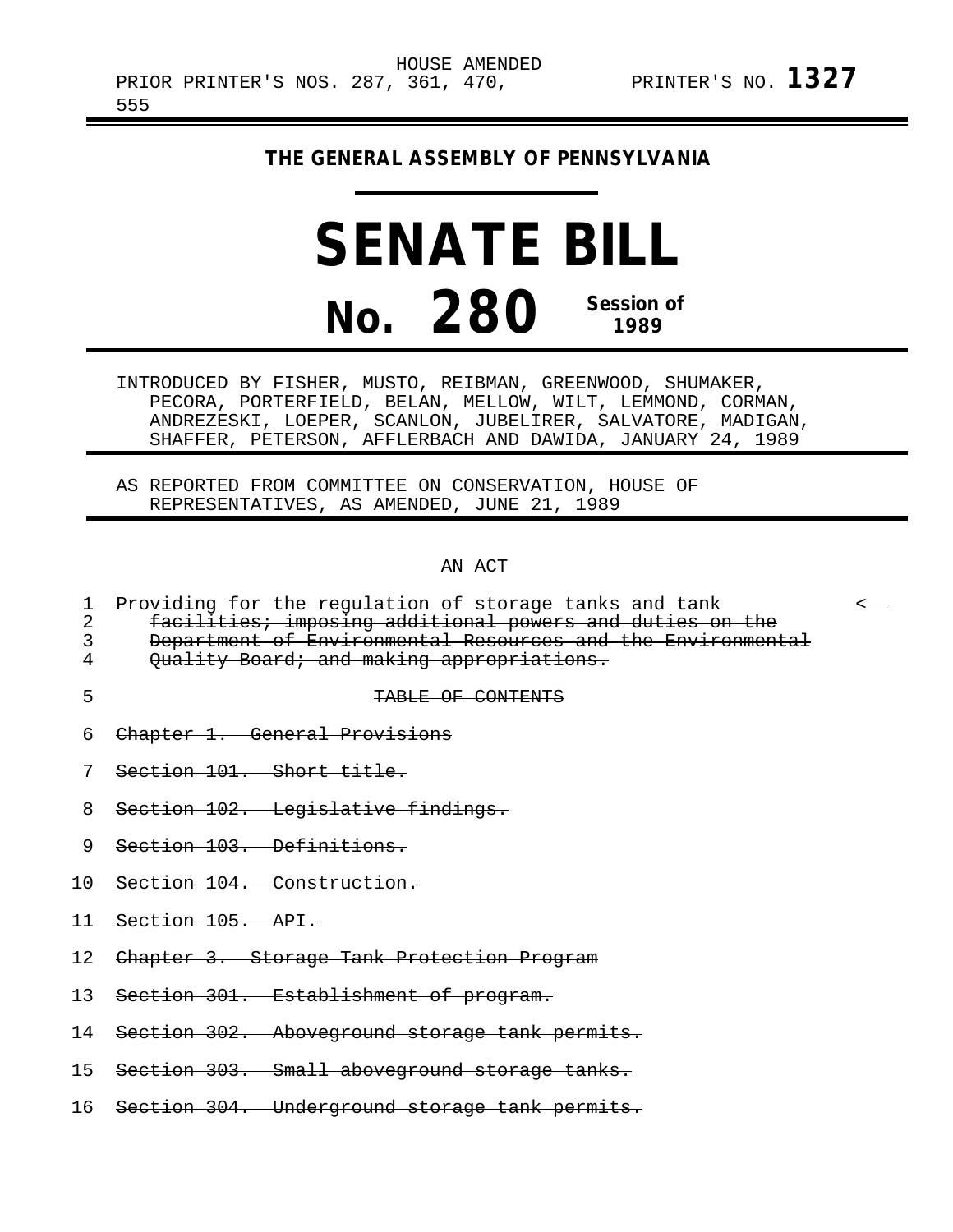HOUSE AMENDED
PRIOR PRINTER'S NOS. 287, 361, 470, 555 PRINTER'S NO. **1327**

**THE GENERAL ASSEMBLY OF PENNSYLVANIA**

# SENATE BILL

# No. 280 Session of 1989

INTRODUCED BY FISHER, MUSTO, REIBMAN, GREENWOOD, SHUMAKER, PECORA, PORTERFIELD, BELAN, MELLOW, WILT, LEMMOND, CORMAN, ANDREZESKI, LOEPER, SCANLON, JUBELIRER, SALVATORE, MADIGAN, SHAFFER, PETERSON, AFFLERBACH AND DAWIDA, JANUARY 24, 1989

AS REPORTED FROM COMMITTEE ON CONSERVATION, HOUSE OF REPRESENTATIVES, AS AMENDED, JUNE 21, 1989

AN ACT

1 ~~Providing for the regulation of storage tanks and tank~~ <—
2 ~~facilities; imposing additional powers and duties on the~~
3 ~~Department of Environmental Resources and the Environmental~~
4 ~~Quality Board; and making appropriations.~~

5 ~~TABLE OF CONTENTS~~

6 ~~Chapter 1. General Provisions~~

7 ~~Section 101. Short title.~~

8 ~~Section 102. Legislative findings.~~

9 ~~Section 103. Definitions.~~

10 ~~Section 104. Construction.~~

11 ~~Section 105. API.~~

12 ~~Chapter 3. Storage Tank Protection Program~~

13 ~~Section 301. Establishment of program.~~

14 ~~Section 302. Aboveground storage tank permits.~~

15 ~~Section 303. Small aboveground storage tanks.~~

16 ~~Section 304. Underground storage tank permits.~~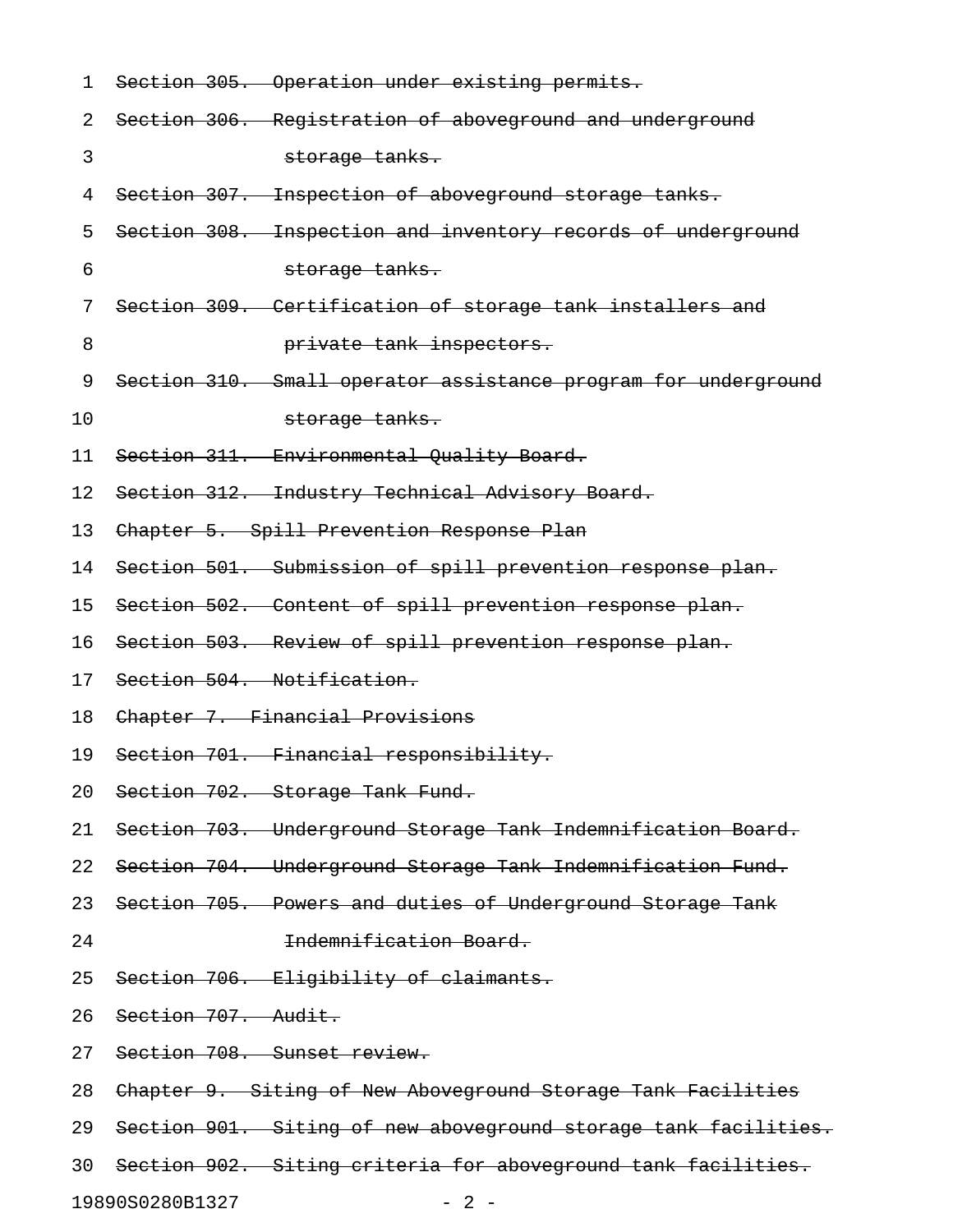~~Section 305. Operation under existing permits.~~
~~Section 306. Registration of aboveground and underground storage tanks.~~
~~Section 307. Inspection of aboveground storage tanks.~~
~~Section 308. Inspection and inventory records of underground storage tanks.~~
~~Section 309. Certification of storage tank installers and private tank inspectors.~~
~~Section 310. Small operator assistance program for underground storage tanks.~~
~~Section 311. Environmental Quality Board.~~
~~Section 312. Industry Technical Advisory Board.~~
~~Chapter 5. Spill Prevention Response Plan~~
~~Section 501. Submission of spill prevention response plan.~~
~~Section 502. Content of spill prevention response plan.~~
~~Section 503. Review of spill prevention response plan.~~
~~Section 504. Notification.~~
~~Chapter 7. Financial Provisions~~
~~Section 701. Financial responsibility.~~
~~Section 702. Storage Tank Fund.~~
~~Section 703. Underground Storage Tank Indemnification Board.~~
~~Section 704. Underground Storage Tank Indemnification Fund.~~
~~Section 705. Powers and duties of Underground Storage Tank Indemnification Board.~~
~~Section 706. Eligibility of claimants.~~
~~Section 707. Audit.~~
~~Section 708. Sunset review.~~
~~Chapter 9. Siting of New Aboveground Storage Tank Facilities~~
~~Section 901. Siting of new aboveground storage tank facilities.~~
~~Section 902. Siting criteria for aboveground tank facilities.~~

19890S0280B1327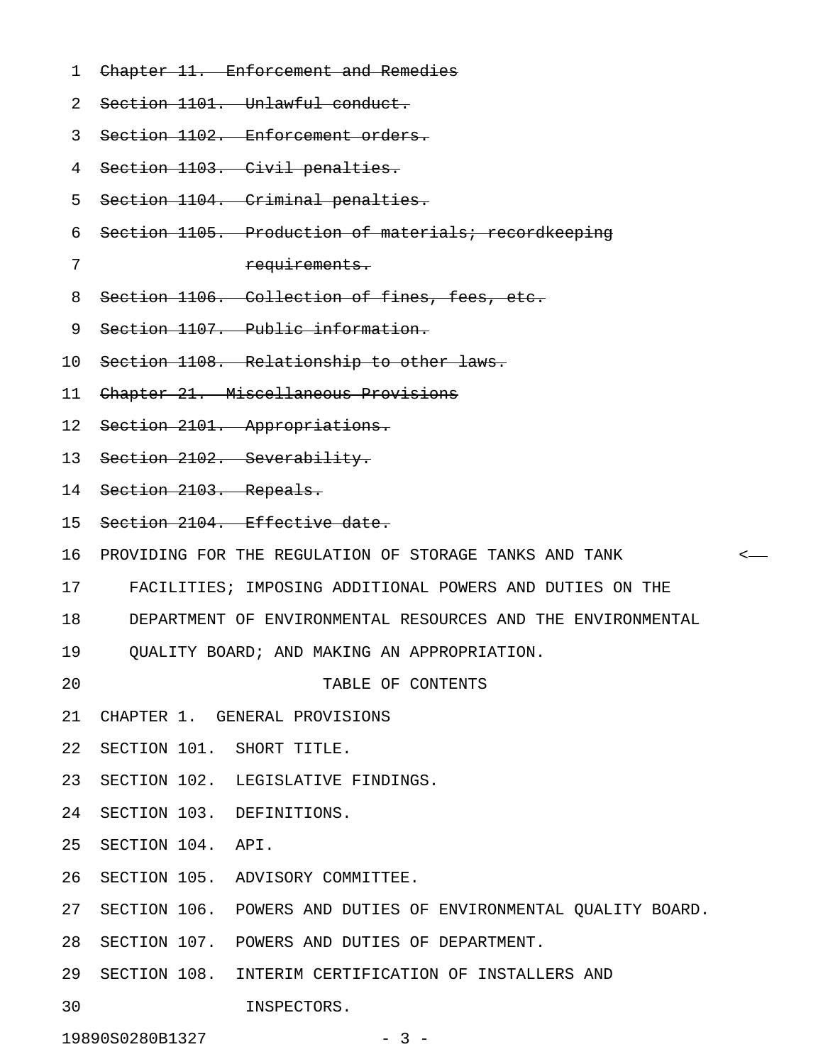~~Chapter 11. Enforcement and Remedies~~

~~Section 1101. Unlawful conduct.~~

~~Section 1102. Enforcement orders.~~

~~Section 1103. Civil penalties.~~

~~Section 1104. Criminal penalties.~~

~~Section 1105. Production of materials; recordkeeping requirements.~~

~~Section 1106. Collection of fines, fees, etc.~~

~~Section 1107. Public information.~~

~~Section 1108. Relationship to other laws.~~

~~Chapter 21. Miscellaneous Provisions~~

~~Section 2101. Appropriations.~~

~~Section 2102. Severability.~~

~~Section 2103. Repeals.~~

~~Section 2104. Effective date.~~

PROVIDING FOR THE REGULATION OF STORAGE TANKS AND TANK FACILITIES; IMPOSING ADDITIONAL POWERS AND DUTIES ON THE DEPARTMENT OF ENVIRONMENTAL RESOURCES AND THE ENVIRONMENTAL QUALITY BOARD; AND MAKING AN APPROPRIATION.

TABLE OF CONTENTS

CHAPTER 1. GENERAL PROVISIONS

SECTION 101. SHORT TITLE.

SECTION 102. LEGISLATIVE FINDINGS.

SECTION 103. DEFINITIONS.

SECTION 104. API.

SECTION 105. ADVISORY COMMITTEE.

SECTION 106. POWERS AND DUTIES OF ENVIRONMENTAL QUALITY BOARD.

SECTION 107. POWERS AND DUTIES OF DEPARTMENT.

SECTION 108. INTERIM CERTIFICATION OF INSTALLERS AND INSPECTORS.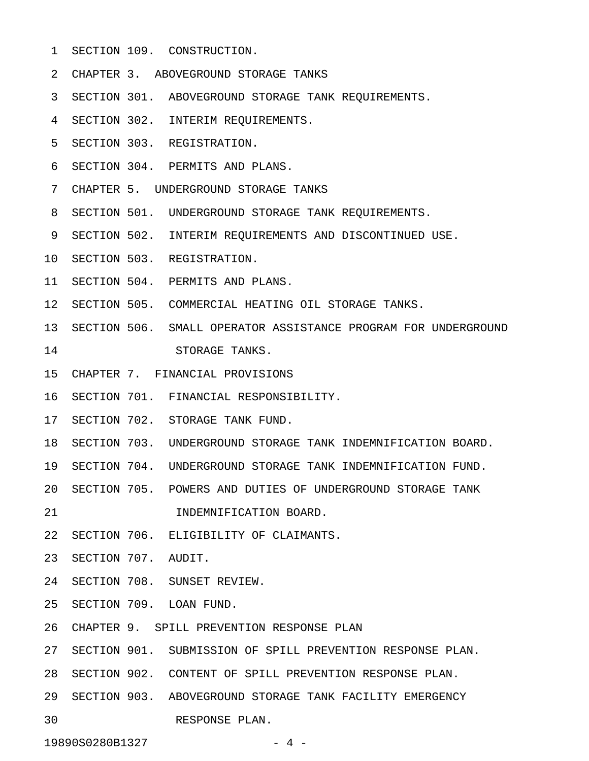SECTION 109. CONSTRUCTION.

CHAPTER 3. ABOVEGROUND STORAGE TANKS

SECTION 301. ABOVEGROUND STORAGE TANK REQUIREMENTS.

SECTION 302. INTERIM REQUIREMENTS.

SECTION 303. REGISTRATION.

SECTION 304. PERMITS AND PLANS.

CHAPTER 5. UNDERGROUND STORAGE TANKS

SECTION 501. UNDERGROUND STORAGE TANK REQUIREMENTS.

SECTION 502. INTERIM REQUIREMENTS AND DISCONTINUED USE.

SECTION 503. REGISTRATION.

SECTION 504. PERMITS AND PLANS.

SECTION 505. COMMERCIAL HEATING OIL STORAGE TANKS.

SECTION 506. SMALL OPERATOR ASSISTANCE PROGRAM FOR UNDERGROUND STORAGE TANKS.

CHAPTER 7. FINANCIAL PROVISIONS

SECTION 701. FINANCIAL RESPONSIBILITY.

SECTION 702. STORAGE TANK FUND.

SECTION 703. UNDERGROUND STORAGE TANK INDEMNIFICATION BOARD.

SECTION 704. UNDERGROUND STORAGE TANK INDEMNIFICATION FUND.

SECTION 705. POWERS AND DUTIES OF UNDERGROUND STORAGE TANK INDEMNIFICATION BOARD.

SECTION 706. ELIGIBILITY OF CLAIMANTS.

SECTION 707. AUDIT.

SECTION 708. SUNSET REVIEW.

SECTION 709. LOAN FUND.

CHAPTER 9. SPILL PREVENTION RESPONSE PLAN

SECTION 901. SUBMISSION OF SPILL PREVENTION RESPONSE PLAN.

SECTION 902. CONTENT OF SPILL PREVENTION RESPONSE PLAN.

SECTION 903. ABOVEGROUND STORAGE TANK FACILITY EMERGENCY RESPONSE PLAN.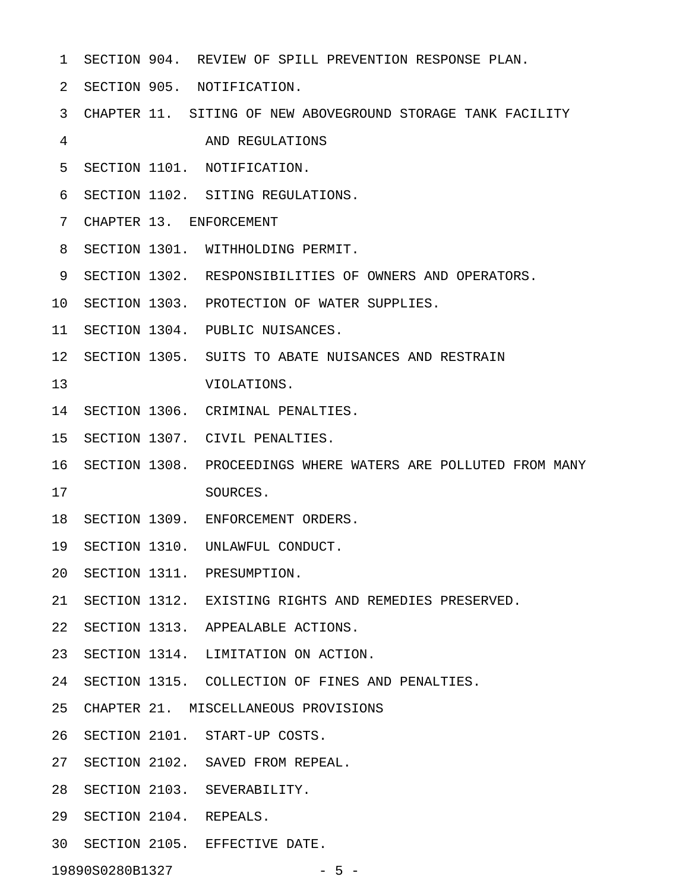SECTION 904. REVIEW OF SPILL PREVENTION RESPONSE PLAN.
SECTION 905. NOTIFICATION.
CHAPTER 11. SITING OF NEW ABOVEGROUND STORAGE TANK FACILITY AND REGULATIONS
SECTION 1101. NOTIFICATION.
SECTION 1102. SITING REGULATIONS.
CHAPTER 13. ENFORCEMENT
SECTION 1301. WITHHOLDING PERMIT.
SECTION 1302. RESPONSIBILITIES OF OWNERS AND OPERATORS.
SECTION 1303. PROTECTION OF WATER SUPPLIES.
SECTION 1304. PUBLIC NUISANCES.
SECTION 1305. SUITS TO ABATE NUISANCES AND RESTRAIN VIOLATIONS.
SECTION 1306. CRIMINAL PENALTIES.
SECTION 1307. CIVIL PENALTIES.
SECTION 1308. PROCEEDINGS WHERE WATERS ARE POLLUTED FROM MANY SOURCES.
SECTION 1309. ENFORCEMENT ORDERS.
SECTION 1310. UNLAWFUL CONDUCT.
SECTION 1311. PRESUMPTION.
SECTION 1312. EXISTING RIGHTS AND REMEDIES PRESERVED.
SECTION 1313. APPEALABLE ACTIONS.
SECTION 1314. LIMITATION ON ACTION.
SECTION 1315. COLLECTION OF FINES AND PENALTIES.
CHAPTER 21. MISCELLANEOUS PROVISIONS
SECTION 2101. START-UP COSTS.
SECTION 2102. SAVED FROM REPEAL.
SECTION 2103. SEVERABILITY.
SECTION 2104. REPEALS.
SECTION 2105. EFFECTIVE DATE.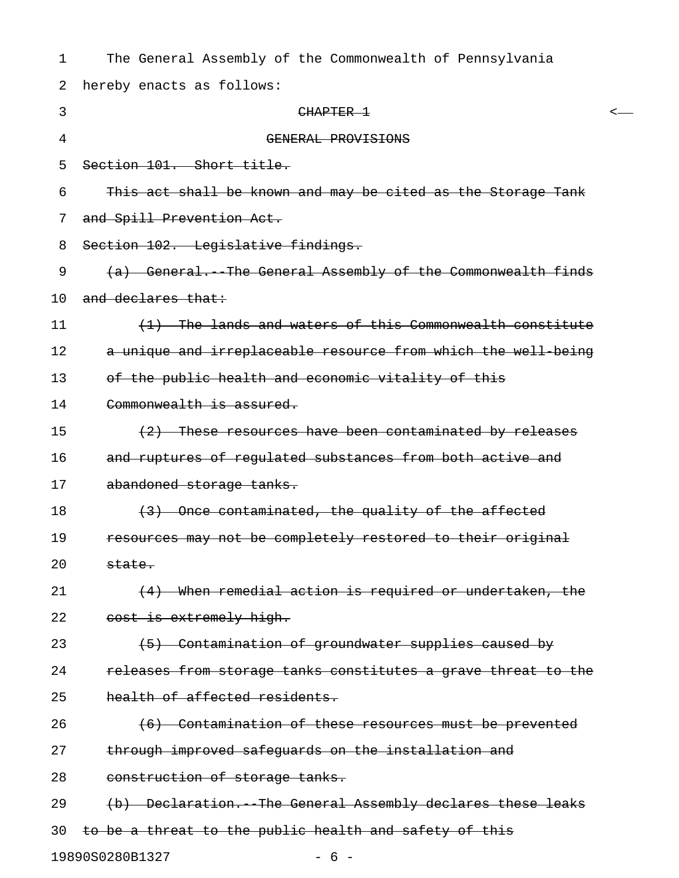The General Assembly of the Commonwealth of Pennsylvania hereby enacts as follows:

~~CHAPTER 1~~

~~GENERAL PROVISIONS~~

~~Section 101. Short title.~~

~~This act shall be known and may be cited as the Storage Tank and Spill Prevention Act.~~

~~Section 102. Legislative findings.~~

~~(a) General.--The General Assembly of the Commonwealth finds and declares that:~~

~~(1) The lands and waters of this Commonwealth constitute a unique and irreplaceable resource from which the well-being of the public health and economic vitality of this Commonwealth is assured.~~

~~(2) These resources have been contaminated by releases and ruptures of regulated substances from both active and abandoned storage tanks.~~

~~(3) Once contaminated, the quality of the affected resources may not be completely restored to their original state.~~

~~(4) When remedial action is required or undertaken, the cost is extremely high.~~

~~(5) Contamination of groundwater supplies caused by releases from storage tanks constitutes a grave threat to the health of affected residents.~~

~~(6) Contamination of these resources must be prevented through improved safeguards on the installation and construction of storage tanks.~~

~~(b) Declaration.--The General Assembly declares these leaks to be a threat to the public health and safety of this~~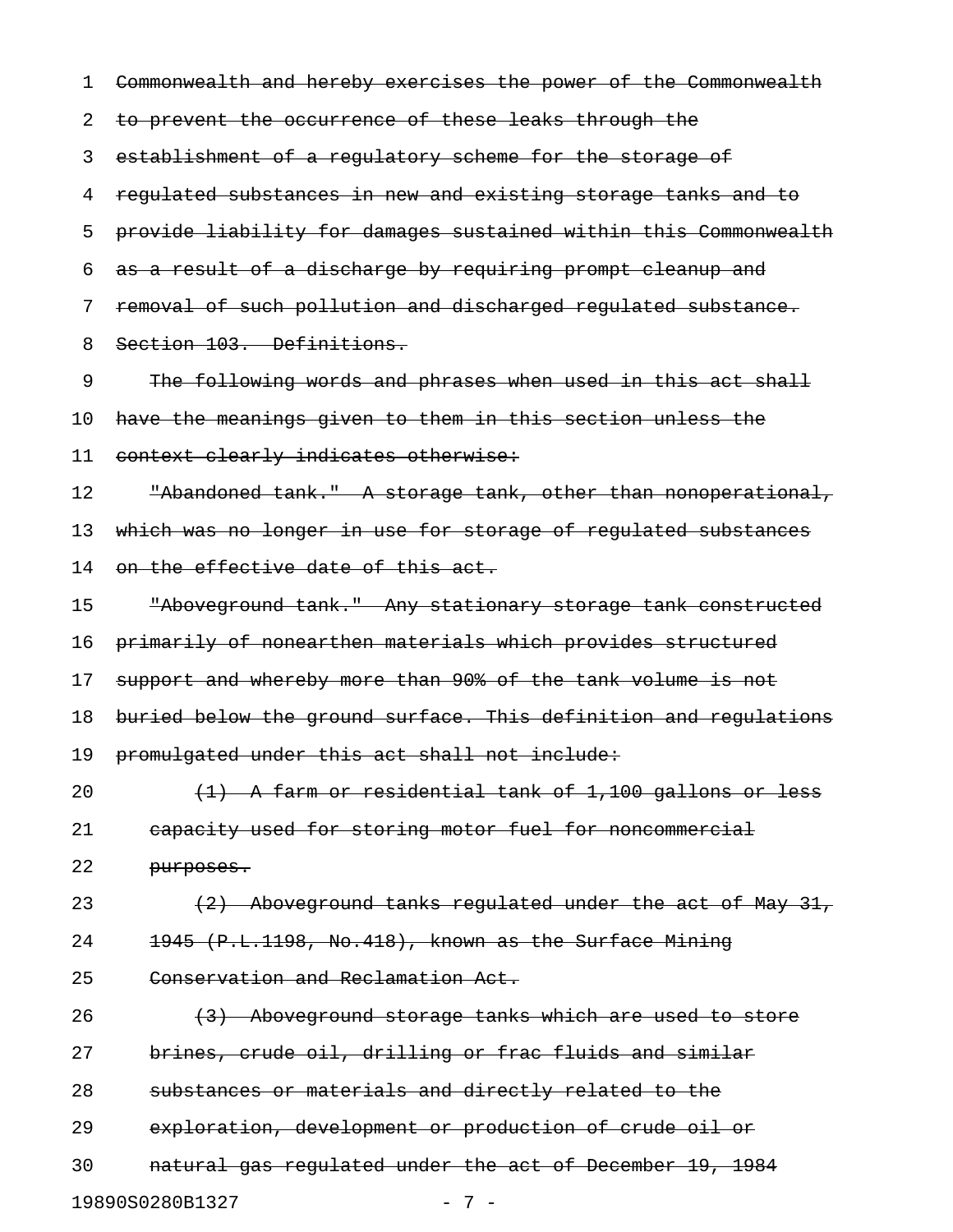Commonwealth and hereby exercises the power of the Commonwealth to prevent the occurrence of these leaks through the establishment of a regulatory scheme for the storage of regulated substances in new and existing storage tanks and to provide liability for damages sustained within this Commonwealth as a result of a discharge by requiring prompt cleanup and removal of such pollution and discharged regulated substance.

Section 103. Definitions.

The following words and phrases when used in this act shall have the meanings given to them in this section unless the context clearly indicates otherwise:

"Abandoned tank." A storage tank, other than nonoperational, which was no longer in use for storage of regulated substances on the effective date of this act.

"Aboveground tank." Any stationary storage tank constructed primarily of nonearthen materials which provides structured support and whereby more than 90% of the tank volume is not buried below the ground surface. This definition and regulations promulgated under this act shall not include:

(1) A farm or residential tank of 1,100 gallons or less capacity used for storing motor fuel for noncommercial purposes.

(2) Aboveground tanks regulated under the act of May 31, 1945 (P.L.1198, No.418), known as the Surface Mining Conservation and Reclamation Act.

(3) Aboveground storage tanks which are used to store brines, crude oil, drilling or frac fluids and similar substances or materials and directly related to the exploration, development or production of crude oil or natural gas regulated under the act of December 19, 1984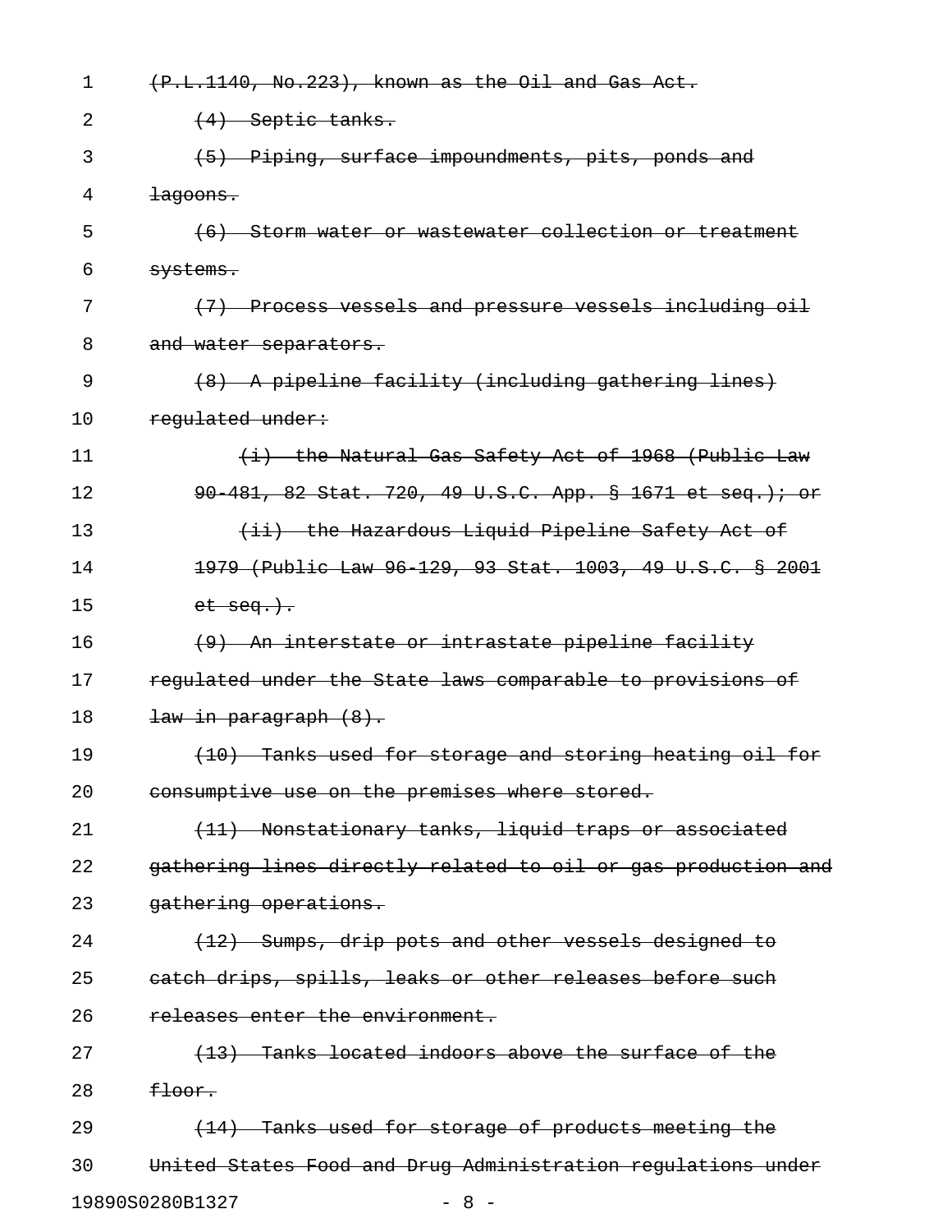~~(P.L.1140, No.223), known as the Oil and Gas Act.~~

~~(4) Septic tanks.~~

~~(5) Piping, surface impoundments, pits, ponds and lagoons.~~

~~(6) Storm water or wastewater collection or treatment systems.~~

~~(7) Process vessels and pressure vessels including oil and water separators.~~

~~(8) A pipeline facility (including gathering lines) regulated under:~~

~~(i) the Natural Gas Safety Act of 1968 (Public Law 90-481, 82 Stat. 720, 49 U.S.C. App. § 1671 et seq.); or~~

~~(ii) the Hazardous Liquid Pipeline Safety Act of 1979 (Public Law 96-129, 93 Stat. 1003, 49 U.S.C. § 2001 et seq.).~~

~~(9) An interstate or intrastate pipeline facility regulated under the State laws comparable to provisions of law in paragraph (8).~~

~~(10) Tanks used for storage and storing heating oil for consumptive use on the premises where stored.~~

~~(11) Nonstationary tanks, liquid traps or associated gathering lines directly related to oil or gas production and gathering operations.~~

~~(12) Sumps, drip pots and other vessels designed to catch drips, spills, leaks or other releases before such releases enter the environment.~~

~~(13) Tanks located indoors above the surface of the floor.~~

~~(14) Tanks used for storage of products meeting the United States Food and Drug Administration regulations under~~

19890S0280B1327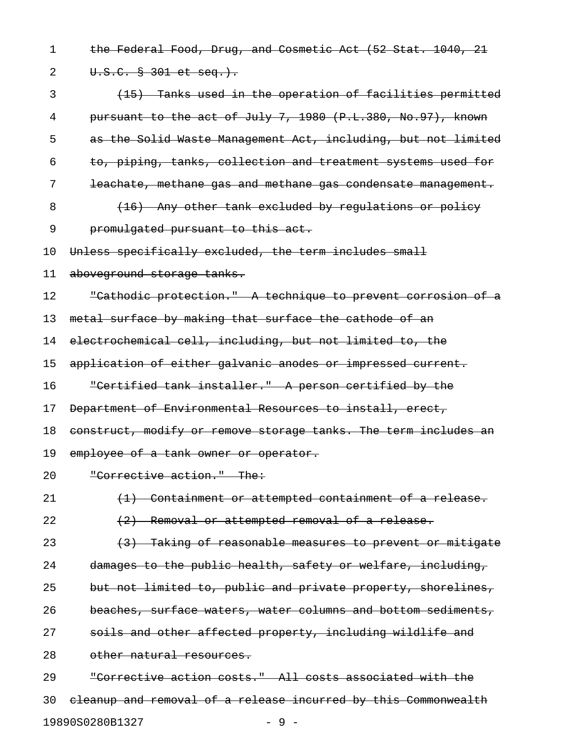~~the Federal Food, Drug, and Cosmetic Act (52 Stat. 1040, 21 U.S.C. § 301 et seq.).~~

~~(15) Tanks used in the operation of facilities permitted pursuant to the act of July 7, 1980 (P.L.380, No.97), known as the Solid Waste Management Act, including, but not limited to, piping, tanks, collection and treatment systems used for leachate, methane gas and methane gas condensate management.~~

~~(16) Any other tank excluded by regulations or policy promulgated pursuant to this act.~~

~~Unless specifically excluded, the term includes small aboveground storage tanks.~~

~~"Cathodic protection." A technique to prevent corrosion of a metal surface by making that surface the cathode of an electrochemical cell, including, but not limited to, the application of either galvanic anodes or impressed current.~~

~~"Certified tank installer." A person certified by the Department of Environmental Resources to install, erect, construct, modify or remove storage tanks. The term includes an employee of a tank owner or operator.~~

~~"Corrective action." The:~~

~~(1) Containment or attempted containment of a release.~~

~~(2) Removal or attempted removal of a release.~~

~~(3) Taking of reasonable measures to prevent or mitigate damages to the public health, safety or welfare, including, but not limited to, public and private property, shorelines, beaches, surface waters, water columns and bottom sediments, soils and other affected property, including wildlife and other natural resources.~~

~~"Corrective action costs." All costs associated with the cleanup and removal of a release incurred by this Commonwealth~~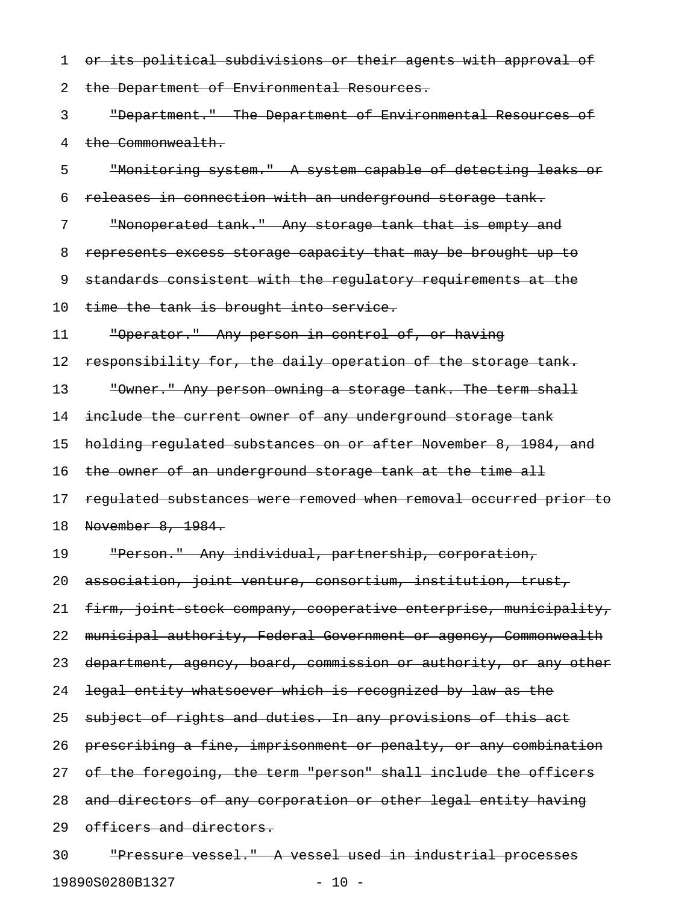~~or its political subdivisions or their agents with approval of the Department of Environmental Resources.~~

~~"Department." The Department of Environmental Resources of the Commonwealth.~~

~~"Monitoring system." A system capable of detecting leaks or releases in connection with an underground storage tank.~~

~~"Nonoperated tank." Any storage tank that is empty and represents excess storage capacity that may be brought up to standards consistent with the regulatory requirements at the time the tank is brought into service.~~

~~"Operator." Any person in control of, or having responsibility for, the daily operation of the storage tank.~~

~~"Owner." Any person owning a storage tank. The term shall include the current owner of any underground storage tank holding regulated substances on or after November 8, 1984, and the owner of an underground storage tank at the time all regulated substances were removed when removal occurred prior to November 8, 1984.~~

~~"Person." Any individual, partnership, corporation, association, joint venture, consortium, institution, trust, firm, joint-stock company, cooperative enterprise, municipality, municipal authority, Federal Government or agency, Commonwealth department, agency, board, commission or authority, or any other legal entity whatsoever which is recognized by law as the subject of rights and duties. In any provisions of this act prescribing a fine, imprisonment or penalty, or any combination of the foregoing, the term "person" shall include the officers and directors of any corporation or other legal entity having officers and directors.~~

~~"Pressure vessel." A vessel used in industrial processes~~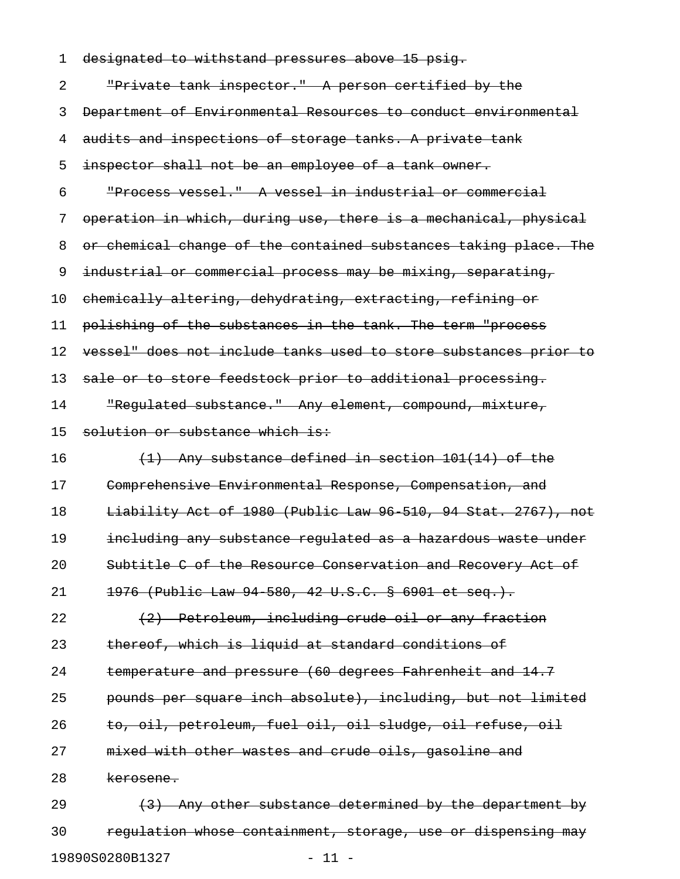~~designated to withstand pressures above 15 psig.~~

~~"Private tank inspector." A person certified by the Department of Environmental Resources to conduct environmental audits and inspections of storage tanks. A private tank inspector shall not be an employee of a tank owner.~~

~~"Process vessel." A vessel in industrial or commercial operation in which, during use, there is a mechanical, physical or chemical change of the contained substances taking place. The industrial or commercial process may be mixing, separating, chemically altering, dehydrating, extracting, refining or polishing of the substances in the tank. The term "process vessel" does not include tanks used to store substances prior to sale or to store feedstock prior to additional processing.~~

~~"Regulated substance." Any element, compound, mixture, solution or substance which is:~~

~~(1) Any substance defined in section 101(14) of the Comprehensive Environmental Response, Compensation, and Liability Act of 1980 (Public Law 96-510, 94 Stat. 2767), not including any substance regulated as a hazardous waste under Subtitle C of the Resource Conservation and Recovery Act of 1976 (Public Law 94-580, 42 U.S.C. § 6901 et seq.).~~

~~(2) Petroleum, including crude oil or any fraction thereof, which is liquid at standard conditions of temperature and pressure (60 degrees Fahrenheit and 14.7 pounds per square inch absolute), including, but not limited to, oil, petroleum, fuel oil, oil sludge, oil refuse, oil mixed with other wastes and crude oils, gasoline and kerosene.~~

~~(3) Any other substance determined by the department by regulation whose containment, storage, use or dispensing may~~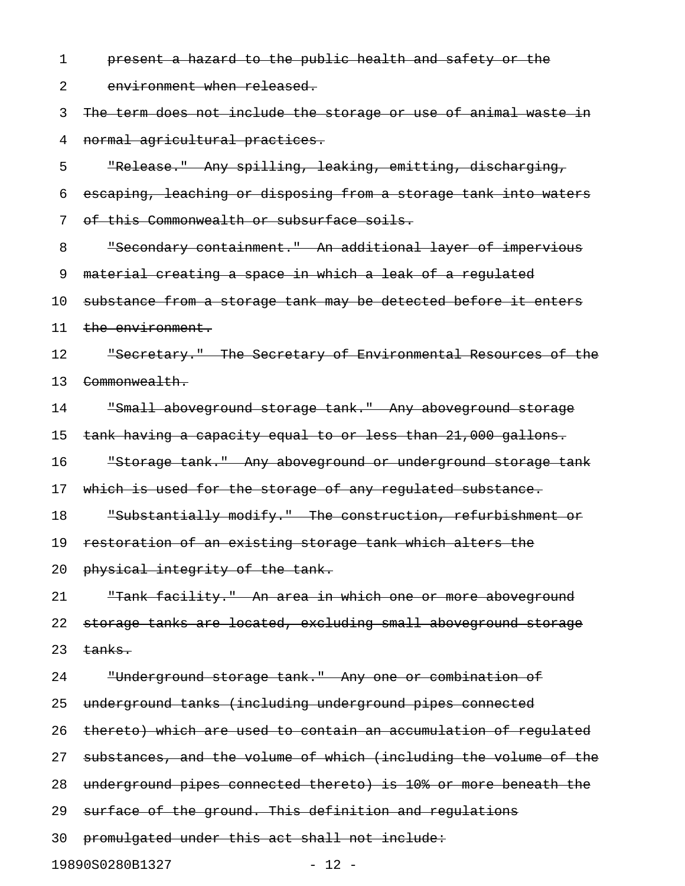~~present a hazard to the public health and safety or the environment when released.~~

~~The term does not include the storage or use of animal waste in normal agricultural practices.~~

~~"Release." Any spilling, leaking, emitting, discharging, escaping, leaching or disposing from a storage tank into waters of this Commonwealth or subsurface soils.~~

~~"Secondary containment." An additional layer of impervious material creating a space in which a leak of a regulated substance from a storage tank may be detected before it enters the environment.~~

~~"Secretary." The Secretary of Environmental Resources of the Commonwealth.~~

~~"Small aboveground storage tank." Any aboveground storage tank having a capacity equal to or less than 21,000 gallons.~~

~~"Storage tank." Any aboveground or underground storage tank which is used for the storage of any regulated substance.~~

~~"Substantially modify." The construction, refurbishment or restoration of an existing storage tank which alters the physical integrity of the tank.~~

~~"Tank facility." An area in which one or more aboveground storage tanks are located, excluding small aboveground storage tanks.~~

~~"Underground storage tank." Any one or combination of underground tanks (including underground pipes connected thereto) which are used to contain an accumulation of regulated substances, and the volume of which (including the volume of the underground pipes connected thereto) is 10% or more beneath the surface of the ground. This definition and regulations promulgated under this act shall not include:~~

19890S0280B1327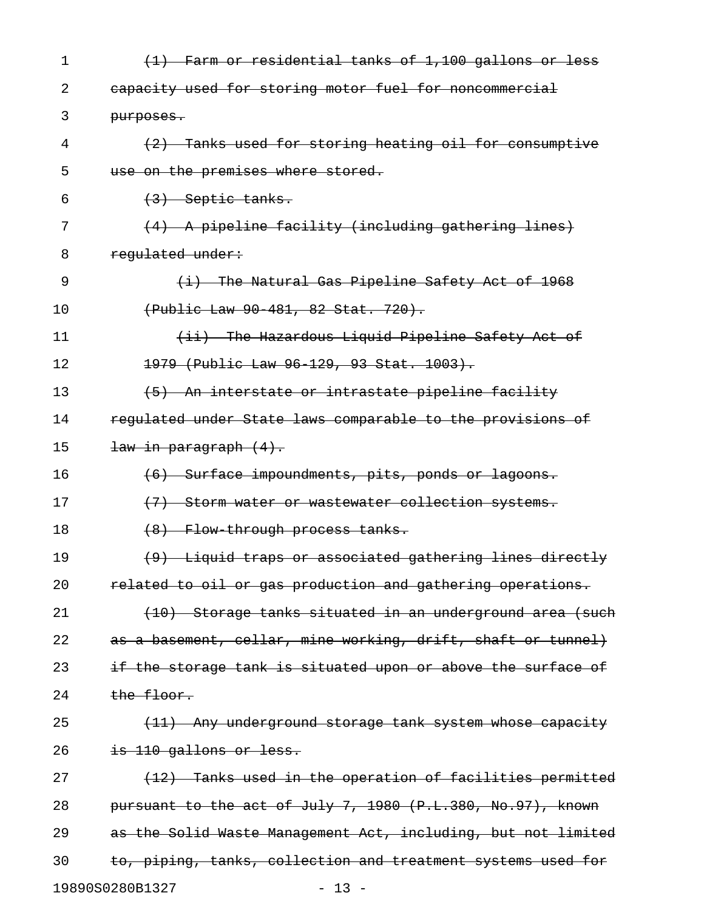~~(1) Farm or residential tanks of 1,100 gallons or less capacity used for storing motor fuel for noncommercial purposes.~~

~~(2) Tanks used for storing heating oil for consumptive use on the premises where stored.~~

~~(3) Septic tanks.~~

~~(4) A pipeline facility (including gathering lines) regulated under:~~

~~(i) The Natural Gas Pipeline Safety Act of 1968 (Public Law 90-481, 82 Stat. 720).~~

~~(ii) The Hazardous Liquid Pipeline Safety Act of 1979 (Public Law 96-129, 93 Stat. 1003).~~

~~(5) An interstate or intrastate pipeline facility regulated under State laws comparable to the provisions of law in paragraph (4).~~

~~(6) Surface impoundments, pits, ponds or lagoons.~~

~~(7) Storm water or wastewater collection systems.~~

~~(8) Flow-through process tanks.~~

~~(9) Liquid traps or associated gathering lines directly related to oil or gas production and gathering operations.~~

~~(10) Storage tanks situated in an underground area (such as a basement, cellar, mine working, drift, shaft or tunnel) if the storage tank is situated upon or above the surface of the floor.~~

~~(11) Any underground storage tank system whose capacity is 110 gallons or less.~~

~~(12) Tanks used in the operation of facilities permitted pursuant to the act of July 7, 1980 (P.L.380, No.97), known as the Solid Waste Management Act, including, but not limited to, piping, tanks, collection and treatment systems used for~~

19890S0280B1327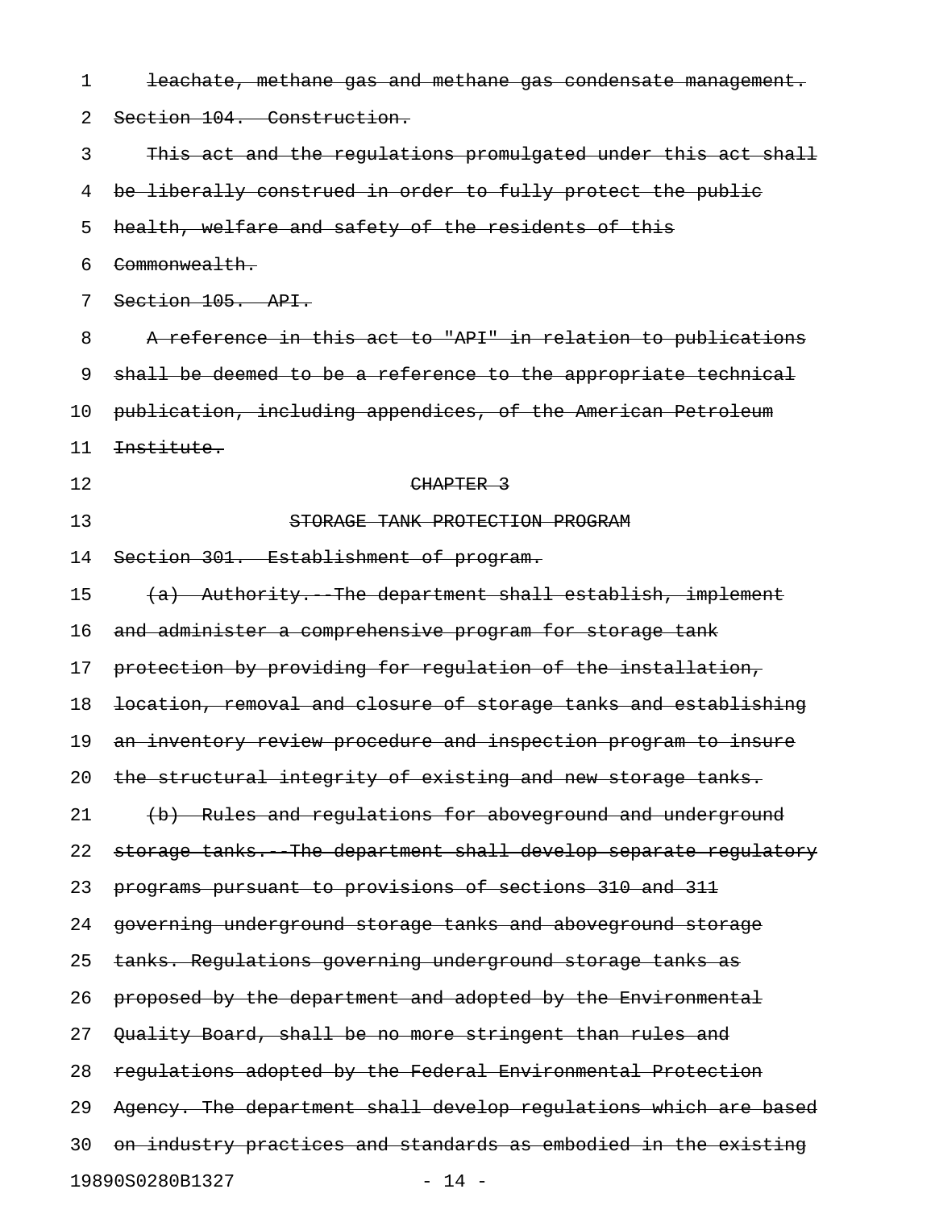~~leachate, methane gas and methane gas condensate management.~~

~~Section 104. Construction.~~

~~This act and the regulations promulgated under this act shall be liberally construed in order to fully protect the public health, welfare and safety of the residents of this Commonwealth.~~

~~Section 105. API.~~

~~A reference in this act to "API" in relation to publications shall be deemed to be a reference to the appropriate technical publication, including appendices, of the American Petroleum Institute.~~

~~CHAPTER 3~~

~~STORAGE TANK PROTECTION PROGRAM~~

~~Section 301. Establishment of program.~~

~~(a) Authority.--The department shall establish, implement and administer a comprehensive program for storage tank protection by providing for regulation of the installation, location, removal and closure of storage tanks and establishing an inventory review procedure and inspection program to insure the structural integrity of existing and new storage tanks.~~

~~(b) Rules and regulations for aboveground and underground storage tanks.--The department shall develop separate regulatory programs pursuant to provisions of sections 310 and 311 governing underground storage tanks and aboveground storage tanks. Regulations governing underground storage tanks as proposed by the department and adopted by the Environmental Quality Board, shall be no more stringent than rules and regulations adopted by the Federal Environmental Protection Agency. The department shall develop regulations which are based on industry practices and standards as embodied in the existing~~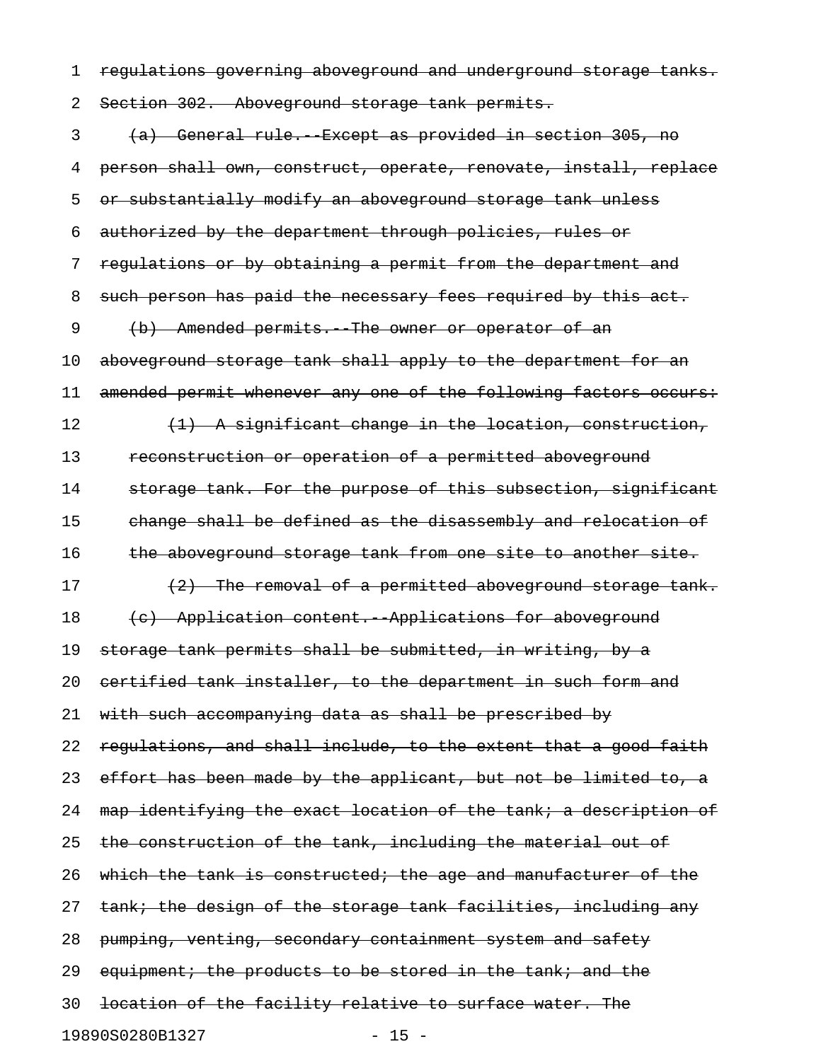~~regulations governing aboveground and underground storage tanks.~~

~~Section 302. Aboveground storage tank permits.~~

~~(a) General rule.--Except as provided in section 305, no person shall own, construct, operate, renovate, install, replace or substantially modify an aboveground storage tank unless authorized by the department through policies, rules or regulations or by obtaining a permit from the department and such person has paid the necessary fees required by this act.~~

~~(b) Amended permits.--The owner or operator of an aboveground storage tank shall apply to the department for an amended permit whenever any one of the following factors occurs:~~

~~(1) A significant change in the location, construction, reconstruction or operation of a permitted aboveground storage tank. For the purpose of this subsection, significant change shall be defined as the disassembly and relocation of the aboveground storage tank from one site to another site.~~

~~(2) The removal of a permitted aboveground storage tank.~~

~~(c) Application content.--Applications for aboveground storage tank permits shall be submitted, in writing, by a certified tank installer, to the department in such form and with such accompanying data as shall be prescribed by regulations, and shall include, to the extent that a good faith effort has been made by the applicant, but not be limited to, a map identifying the exact location of the tank; a description of the construction of the tank, including the material out of which the tank is constructed; the age and manufacturer of the tank; the design of the storage tank facilities, including any pumping, venting, secondary containment system and safety equipment; the products to be stored in the tank; and the location of the facility relative to surface water. The~~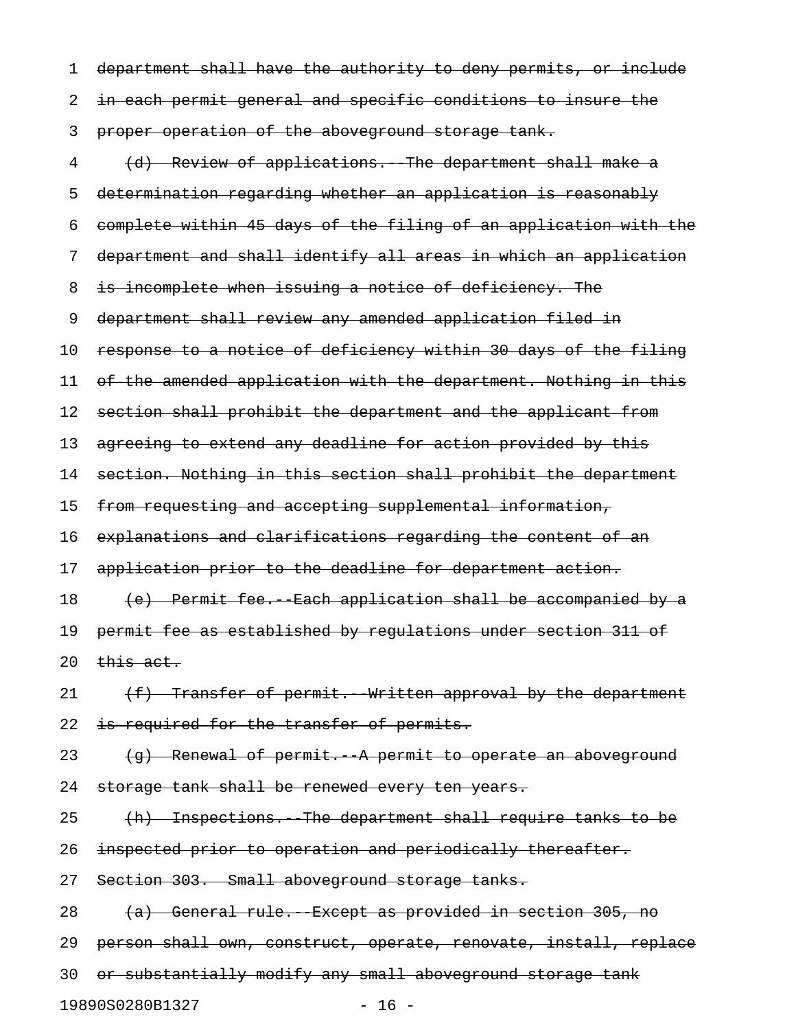~~department shall have the authority to deny permits, or include in each permit general and specific conditions to insure the proper operation of the aboveground storage tank.~~

~~(d) Review of applications.--The department shall make a determination regarding whether an application is reasonably complete within 45 days of the filing of an application with the department and shall identify all areas in which an application is incomplete when issuing a notice of deficiency. The department shall review any amended application filed in response to a notice of deficiency within 30 days of the filing of the amended application with the department. Nothing in this section shall prohibit the department and the applicant from agreeing to extend any deadline for action provided by this section. Nothing in this section shall prohibit the department from requesting and accepting supplemental information, explanations and clarifications regarding the content of an application prior to the deadline for department action.~~

~~(e) Permit fee.--Each application shall be accompanied by a permit fee as established by regulations under section 311 of this act.~~

~~(f) Transfer of permit.--Written approval by the department is required for the transfer of permits.~~

~~(g) Renewal of permit.--A permit to operate an aboveground storage tank shall be renewed every ten years.~~

~~(h) Inspections.--The department shall require tanks to be inspected prior to operation and periodically thereafter.~~

~~Section 303. Small aboveground storage tanks.~~

~~(a) General rule.--Except as provided in section 305, no person shall own, construct, operate, renovate, install, replace or substantially modify any small aboveground storage tank~~

19890S0280B1327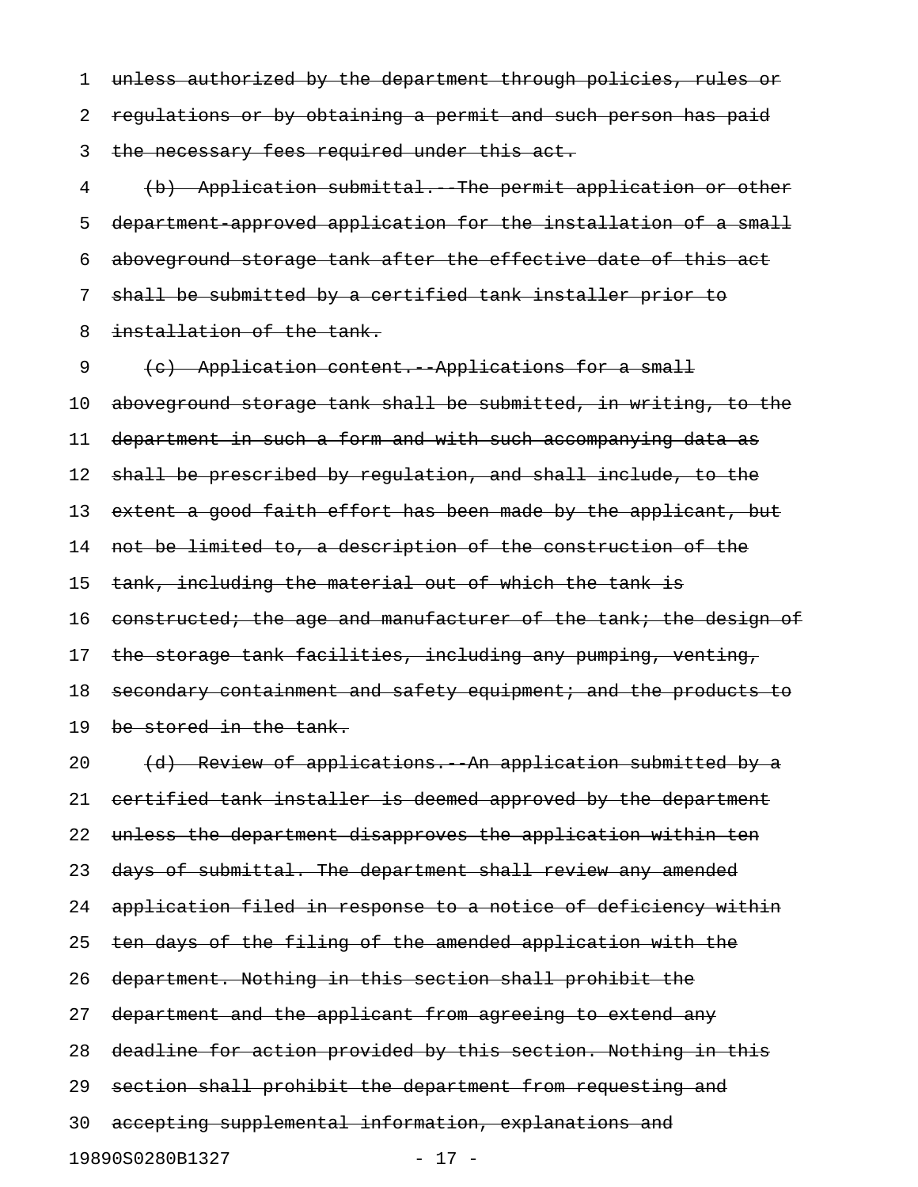~~unless authorized by the department through policies, rules or regulations or by obtaining a permit and such person has paid the necessary fees required under this act.~~

~~(b) Application submittal.--The permit application or other department-approved application for the installation of a small aboveground storage tank after the effective date of this act shall be submitted by a certified tank installer prior to installation of the tank.~~

~~(c) Application content.--Applications for a small aboveground storage tank shall be submitted, in writing, to the department in such a form and with such accompanying data as shall be prescribed by regulation, and shall include, to the extent a good faith effort has been made by the applicant, but not be limited to, a description of the construction of the tank, including the material out of which the tank is constructed; the age and manufacturer of the tank; the design of the storage tank facilities, including any pumping, venting, secondary containment and safety equipment; and the products to be stored in the tank.~~

~~(d) Review of applications.--An application submitted by a certified tank installer is deemed approved by the department unless the department disapproves the application within ten days of submittal. The department shall review any amended application filed in response to a notice of deficiency within ten days of the filing of the amended application with the department. Nothing in this section shall prohibit the department and the applicant from agreeing to extend any deadline for action provided by this section. Nothing in this section shall prohibit the department from requesting and accepting supplemental information, explanations and~~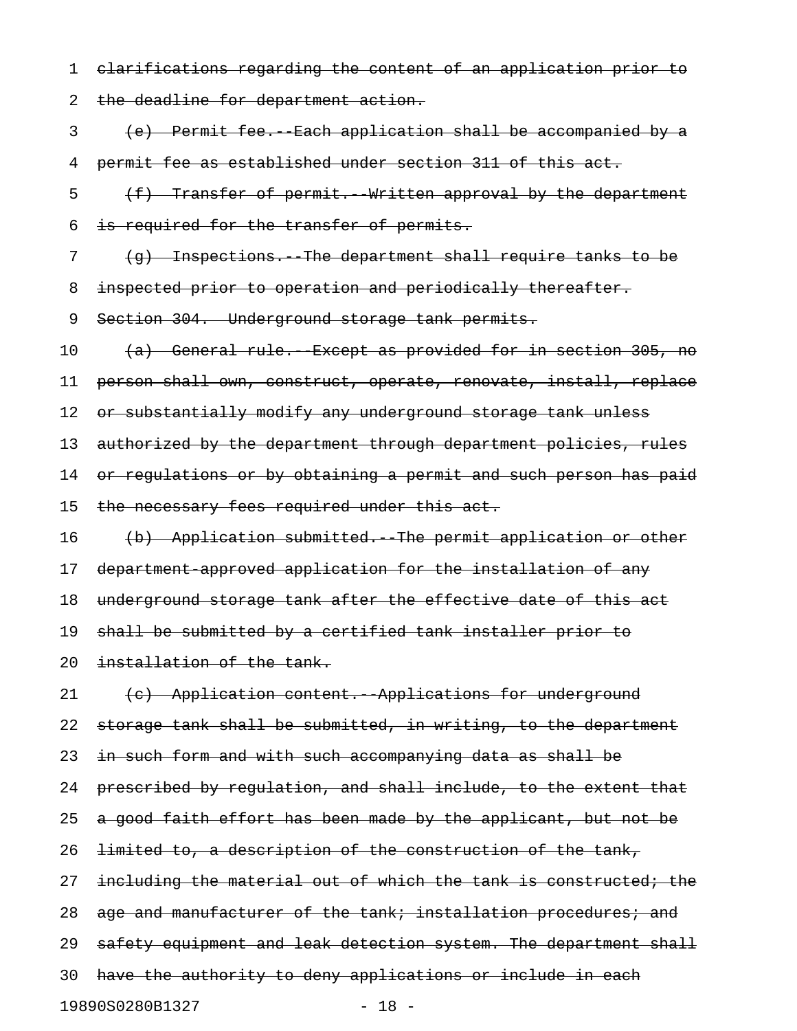~~clarifications regarding the content of an application prior to the deadline for department action.~~

~~(e) Permit fee.--Each application shall be accompanied by a permit fee as established under section 311 of this act.~~

~~(f) Transfer of permit.--Written approval by the department is required for the transfer of permits.~~

~~(g) Inspections.--The department shall require tanks to be inspected prior to operation and periodically thereafter.~~

~~Section 304. Underground storage tank permits.~~

~~(a) General rule.--Except as provided for in section 305, no person shall own, construct, operate, renovate, install, replace or substantially modify any underground storage tank unless authorized by the department through department policies, rules or regulations or by obtaining a permit and such person has paid the necessary fees required under this act.~~

~~(b) Application submitted.--The permit application or other department-approved application for the installation of any underground storage tank after the effective date of this act shall be submitted by a certified tank installer prior to installation of the tank.~~

~~(c) Application content.--Applications for underground storage tank shall be submitted, in writing, to the department in such form and with such accompanying data as shall be prescribed by regulation, and shall include, to the extent that a good faith effort has been made by the applicant, but not be limited to, a description of the construction of the tank, including the material out of which the tank is constructed; the age and manufacturer of the tank; installation procedures; and safety equipment and leak detection system. The department shall have the authority to deny applications or include in each~~

19890S0280B1327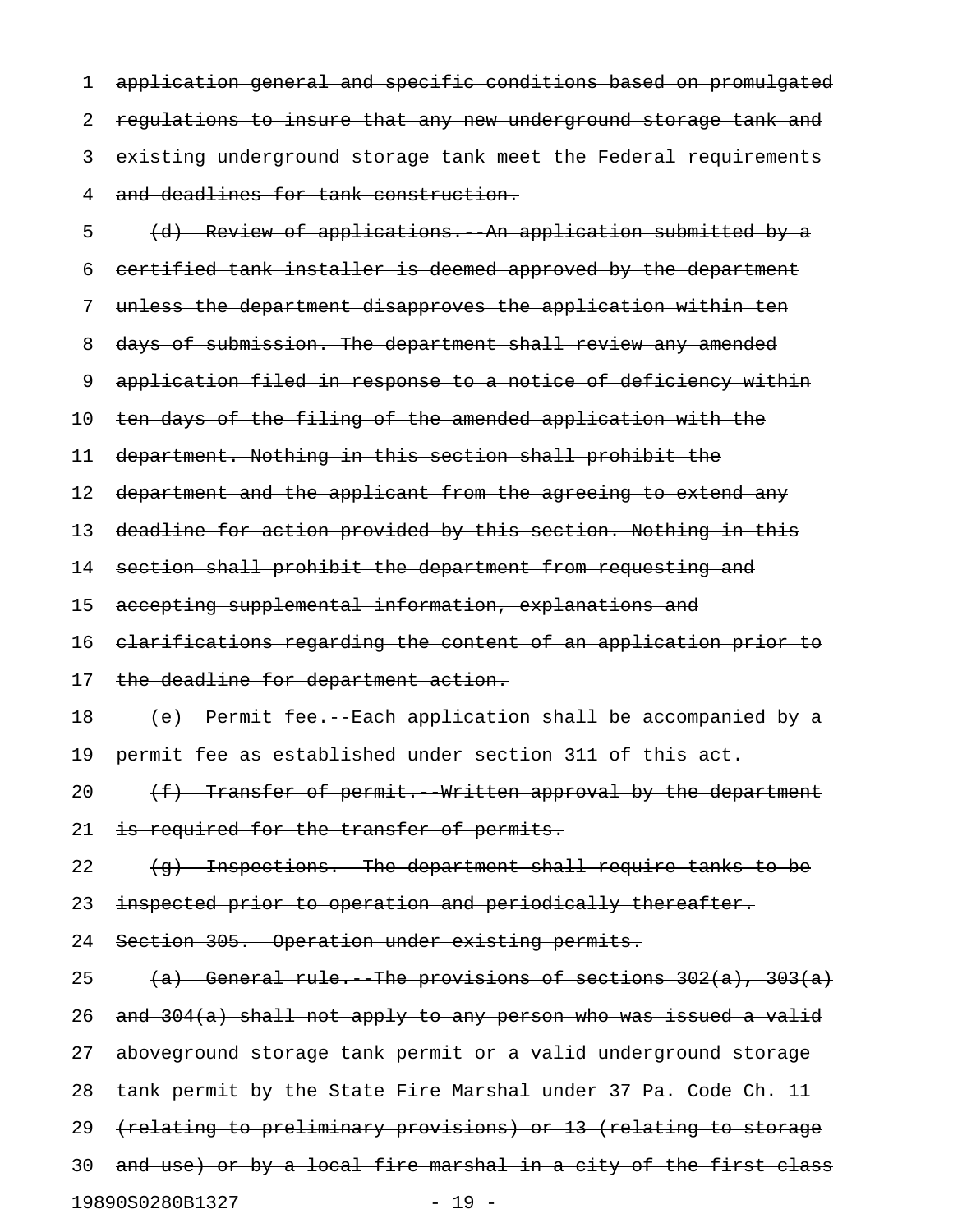~~application general and specific conditions based on promulgated regulations to insure that any new underground storage tank and existing underground storage tank meet the Federal requirements and deadlines for tank construction.~~

~~(d) Review of applications.--An application submitted by a certified tank installer is deemed approved by the department unless the department disapproves the application within ten days of submission. The department shall review any amended application filed in response to a notice of deficiency within ten days of the filing of the amended application with the department. Nothing in this section shall prohibit the department and the applicant from the agreeing to extend any deadline for action provided by this section. Nothing in this section shall prohibit the department from requesting and accepting supplemental information, explanations and clarifications regarding the content of an application prior to the deadline for department action.~~

~~(e) Permit fee.--Each application shall be accompanied by a permit fee as established under section 311 of this act.~~

~~(f) Transfer of permit.--Written approval by the department is required for the transfer of permits.~~

~~(g) Inspections.--The department shall require tanks to be inspected prior to operation and periodically thereafter.~~

~~Section 305. Operation under existing permits.~~

~~(a) General rule.--The provisions of sections 302(a), 303(a) and 304(a) shall not apply to any person who was issued a valid aboveground storage tank permit or a valid underground storage tank permit by the State Fire Marshal under 37 Pa. Code Ch. 11 (relating to preliminary provisions) or 13 (relating to storage and use) or by a local fire marshal in a city of the first class~~

19890S0280B1327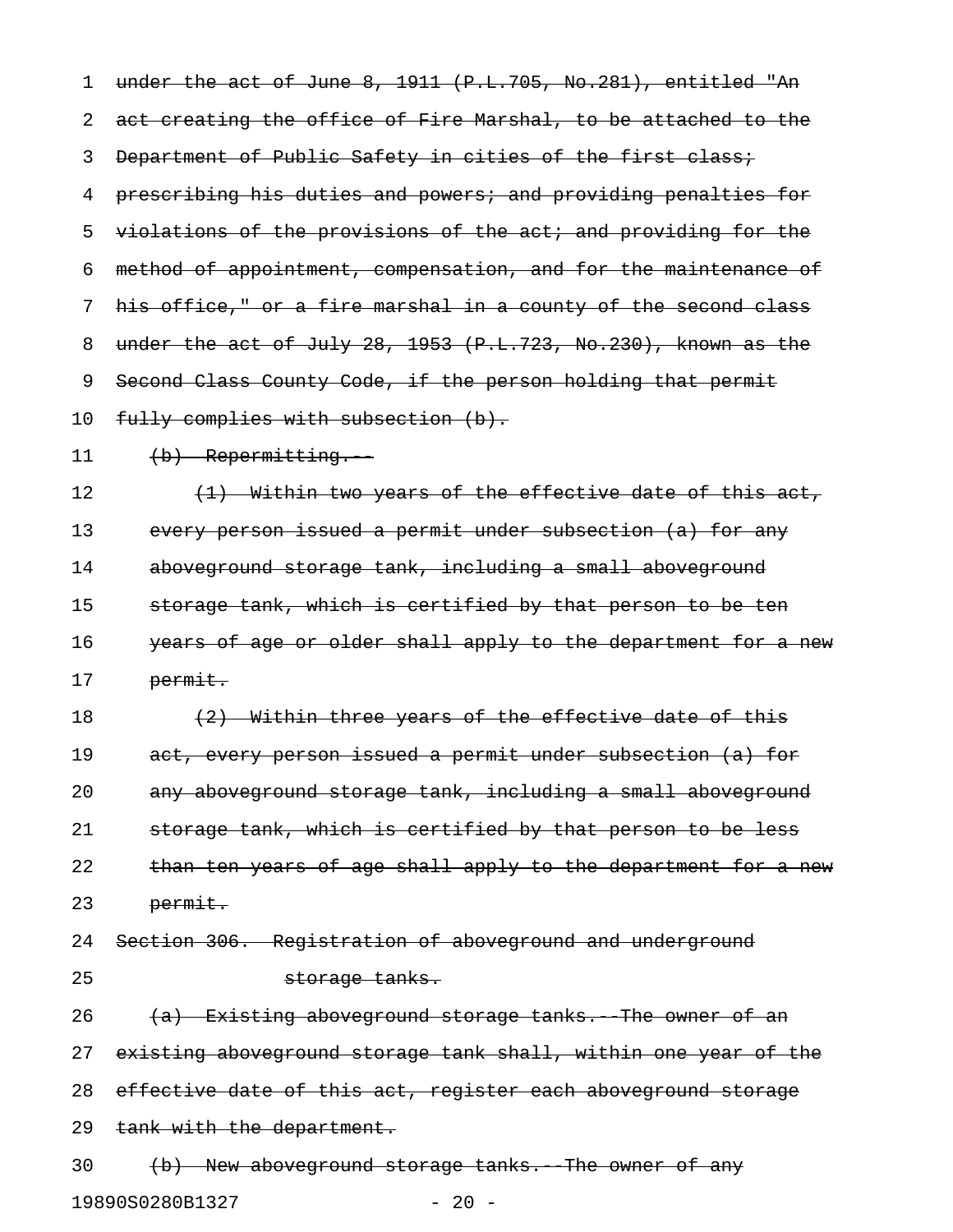~~under the act of June 8, 1911 (P.L.705, No.281), entitled "An act creating the office of Fire Marshal, to be attached to the Department of Public Safety in cities of the first class; prescribing his duties and powers; and providing penalties for violations of the provisions of the act; and providing for the method of appointment, compensation, and for the maintenance of his office," or a fire marshal in a county of the second class under the act of July 28, 1953 (P.L.723, No.230), known as the Second Class County Code, if the person holding that permit fully complies with subsection (b).~~

~~(b) Repermitting.--~~

~~(1) Within two years of the effective date of this act, every person issued a permit under subsection (a) for any aboveground storage tank, including a small aboveground storage tank, which is certified by that person to be ten years of age or older shall apply to the department for a new permit.~~

~~(2) Within three years of the effective date of this act, every person issued a permit under subsection (a) for any aboveground storage tank, including a small aboveground storage tank, which is certified by that person to be less than ten years of age shall apply to the department for a new permit.~~

~~Section 306. Registration of aboveground and underground storage tanks.~~

~~(a) Existing aboveground storage tanks.--The owner of an existing aboveground storage tank shall, within one year of the effective date of this act, register each aboveground storage tank with the department.~~

~~(b) New aboveground storage tanks.--The owner of any~~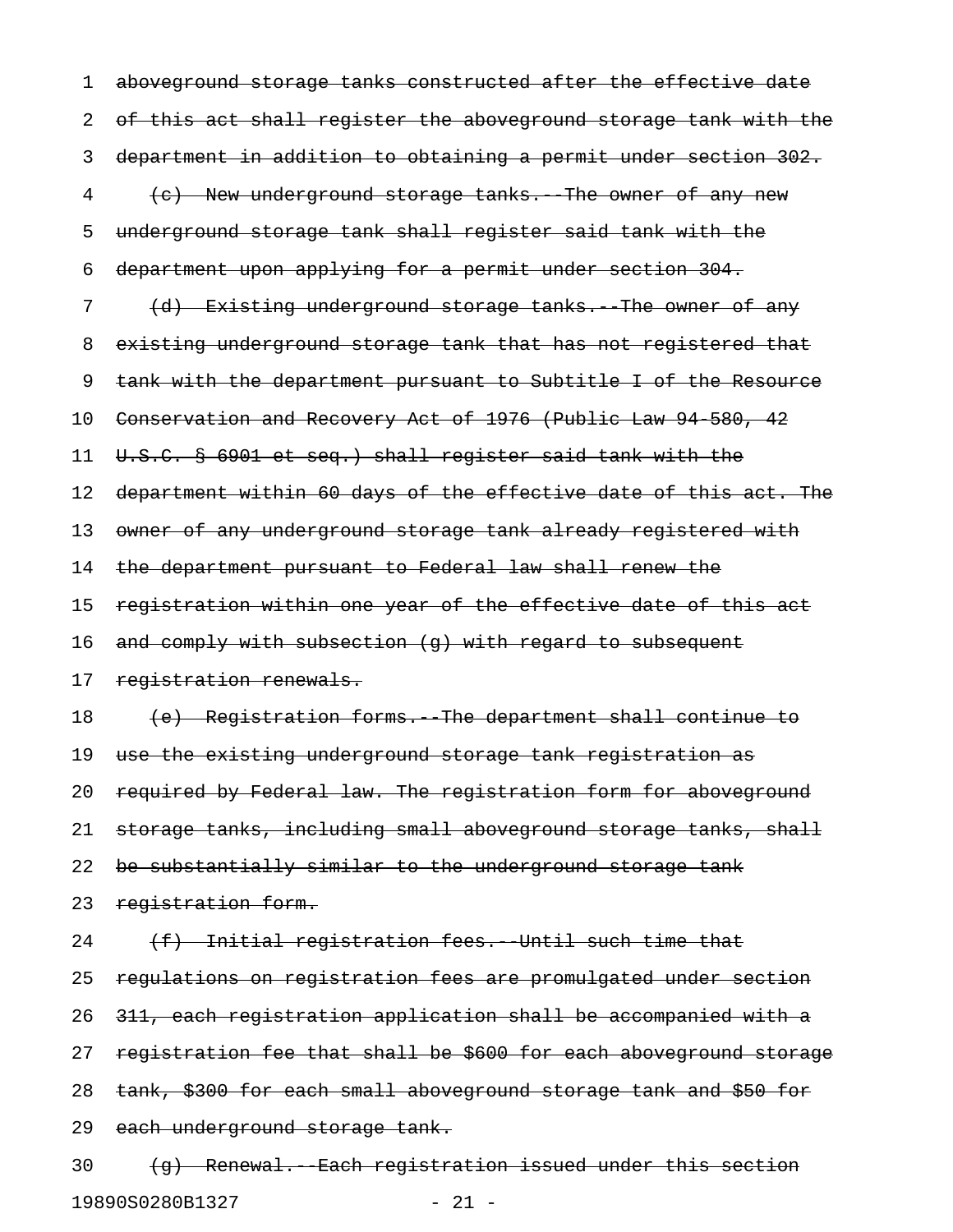~~aboveground storage tanks constructed after the effective date of this act shall register the aboveground storage tank with the department in addition to obtaining a permit under section 302.~~

~~(c) New underground storage tanks.--The owner of any new underground storage tank shall register said tank with the department upon applying for a permit under section 304.~~

~~(d) Existing underground storage tanks.--The owner of any existing underground storage tank that has not registered that tank with the department pursuant to Subtitle I of the Resource Conservation and Recovery Act of 1976 (Public Law 94-580, 42 U.S.C. § 6901 et seq.) shall register said tank with the department within 60 days of the effective date of this act. The owner of any underground storage tank already registered with the department pursuant to Federal law shall renew the registration within one year of the effective date of this act and comply with subsection (g) with regard to subsequent registration renewals.~~

~~(e) Registration forms.--The department shall continue to use the existing underground storage tank registration as required by Federal law. The registration form for aboveground storage tanks, including small aboveground storage tanks, shall be substantially similar to the underground storage tank registration form.~~

~~(f) Initial registration fees.--Until such time that regulations on registration fees are promulgated under section 311, each registration application shall be accompanied with a registration fee that shall be $600 for each aboveground storage tank, $300 for each small aboveground storage tank and $50 for each underground storage tank.~~

~~(g) Renewal.--Each registration issued under this section~~

19890S0280B1327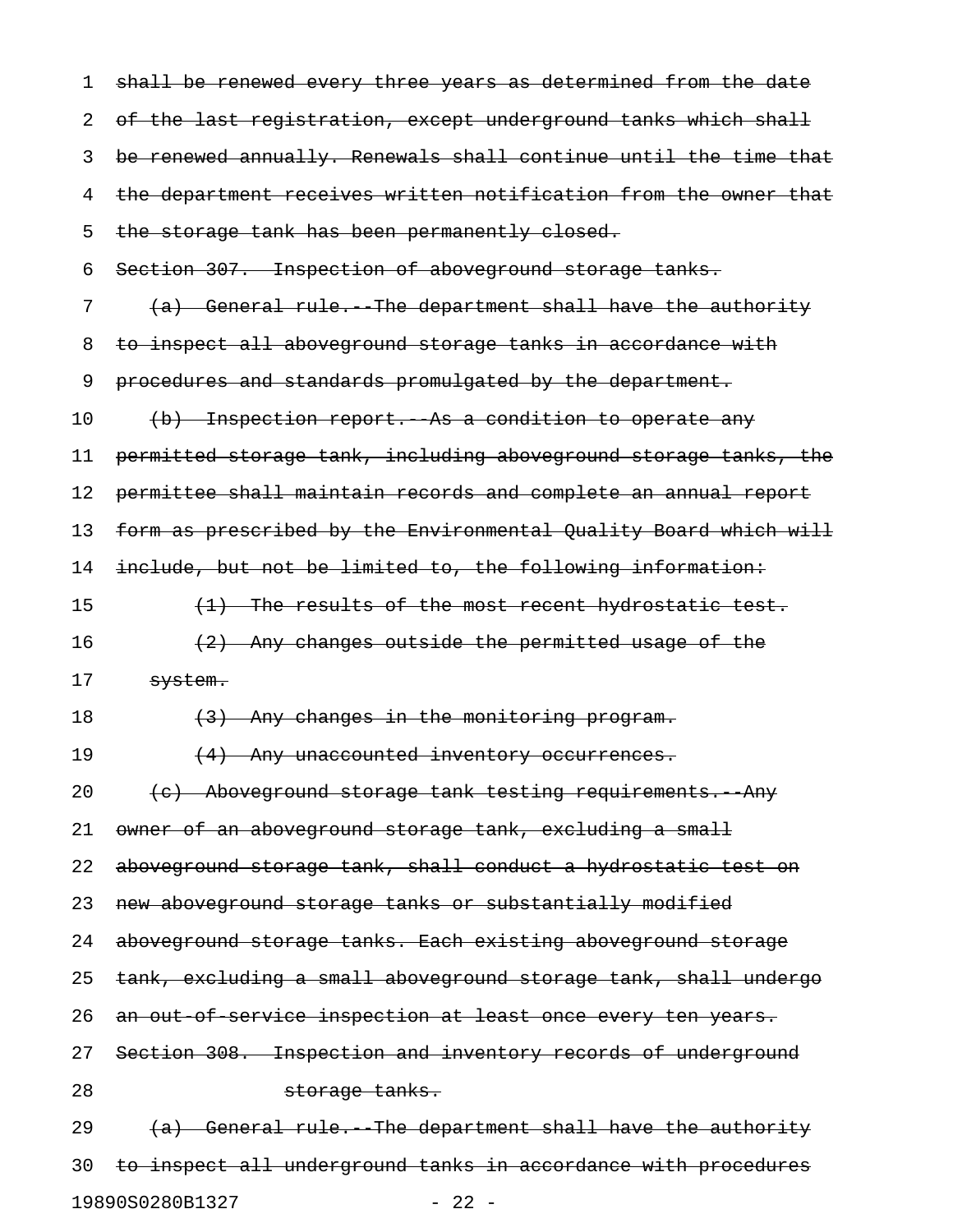~~shall be renewed every three years as determined from the date of the last registration, except underground tanks which shall be renewed annually. Renewals shall continue until the time that the department receives written notification from the owner that the storage tank has been permanently closed.~~

~~Section 307. Inspection of aboveground storage tanks.~~

~~(a) General rule.--The department shall have the authority to inspect all aboveground storage tanks in accordance with procedures and standards promulgated by the department.~~

~~(b) Inspection report.--As a condition to operate any permitted storage tank, including aboveground storage tanks, the permittee shall maintain records and complete an annual report form as prescribed by the Environmental Quality Board which will include, but not be limited to, the following information:~~

~~(1) The results of the most recent hydrostatic test.~~

~~(2) Any changes outside the permitted usage of the system.~~

~~(3) Any changes in the monitoring program.~~

~~(4) Any unaccounted inventory occurrences.~~

~~(c) Aboveground storage tank testing requirements.--Any owner of an aboveground storage tank, excluding a small aboveground storage tank, shall conduct a hydrostatic test on new aboveground storage tanks or substantially modified aboveground storage tanks. Each existing aboveground storage tank, excluding a small aboveground storage tank, shall undergo an out-of-service inspection at least once every ten years.~~

~~Section 308. Inspection and inventory records of underground storage tanks.~~

~~(a) General rule.--The department shall have the authority to inspect all underground tanks in accordance with procedures~~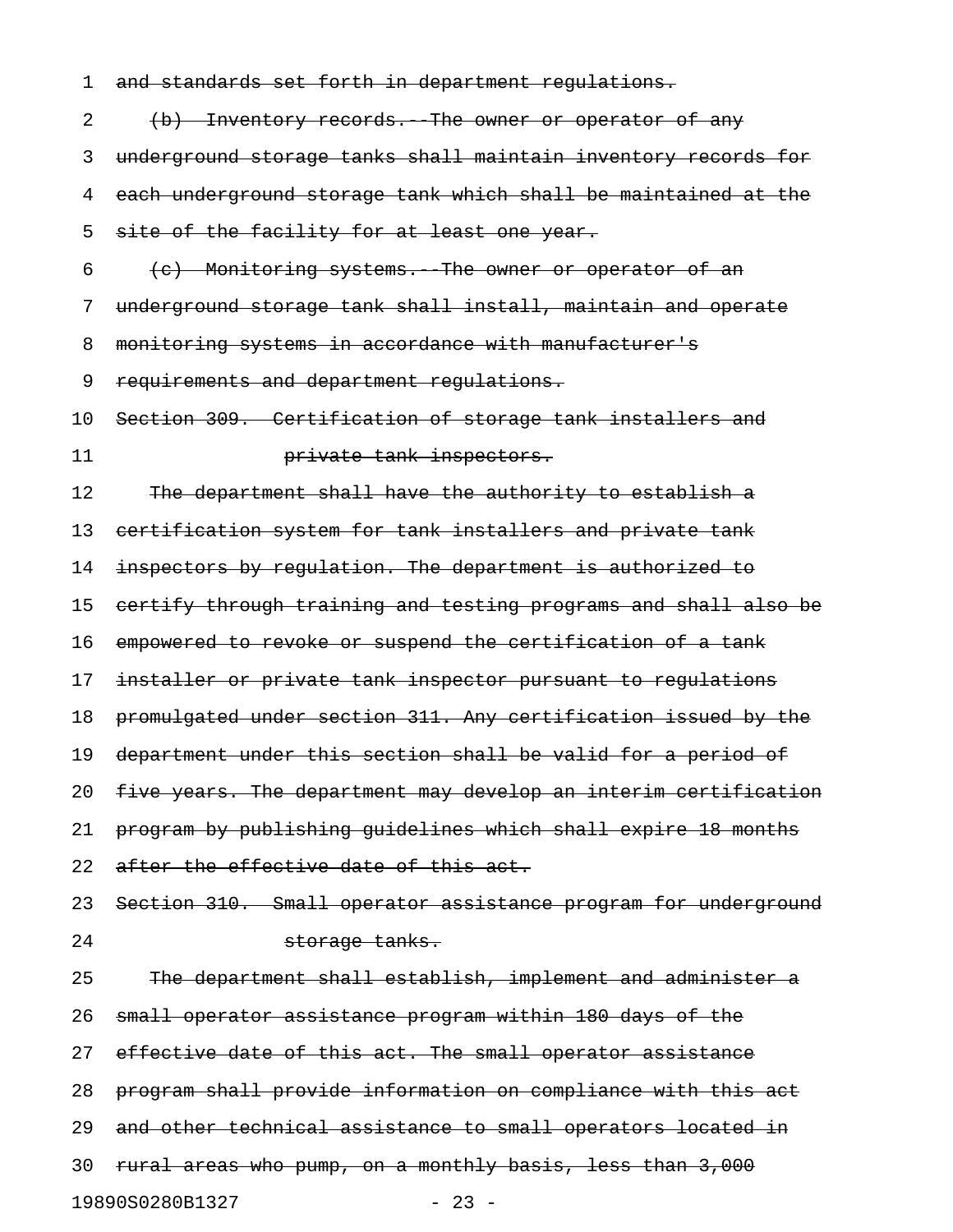~~and standards set forth in department regulations.~~

~~(b) Inventory records.--The owner or operator of any underground storage tanks shall maintain inventory records for each underground storage tank which shall be maintained at the site of the facility for at least one year.~~

~~(c) Monitoring systems.--The owner or operator of an underground storage tank shall install, maintain and operate monitoring systems in accordance with manufacturer's requirements and department regulations.~~

~~Section 309. Certification of storage tank installers and private tank inspectors.~~

~~The department shall have the authority to establish a certification system for tank installers and private tank inspectors by regulation. The department is authorized to certify through training and testing programs and shall also be empowered to revoke or suspend the certification of a tank installer or private tank inspector pursuant to regulations promulgated under section 311. Any certification issued by the department under this section shall be valid for a period of five years. The department may develop an interim certification program by publishing guidelines which shall expire 18 months after the effective date of this act.~~

~~Section 310. Small operator assistance program for underground storage tanks.~~

~~The department shall establish, implement and administer a small operator assistance program within 180 days of the effective date of this act. The small operator assistance program shall provide information on compliance with this act and other technical assistance to small operators located in rural areas who pump, on a monthly basis, less than 3,000~~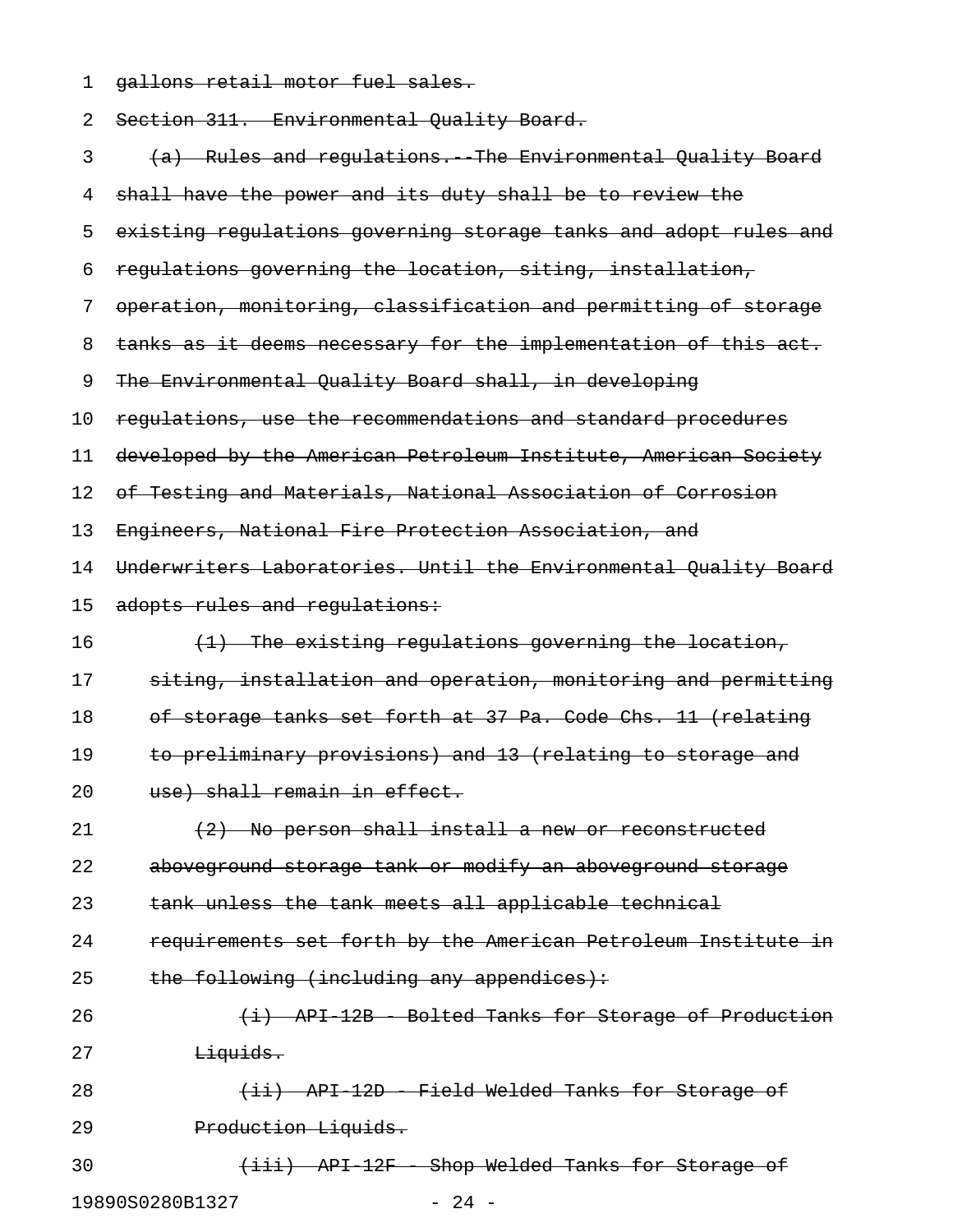~~gallons retail motor fuel sales.~~

~~Section 311. Environmental Quality Board.~~

~~(a) Rules and regulations.--The Environmental Quality Board shall have the power and its duty shall be to review the existing regulations governing storage tanks and adopt rules and regulations governing the location, siting, installation, operation, monitoring, classification and permitting of storage tanks as it deems necessary for the implementation of this act. The Environmental Quality Board shall, in developing regulations, use the recommendations and standard procedures developed by the American Petroleum Institute, American Society of Testing and Materials, National Association of Corrosion Engineers, National Fire Protection Association, and Underwriters Laboratories. Until the Environmental Quality Board adopts rules and regulations:~~

~~(1) The existing regulations governing the location, siting, installation and operation, monitoring and permitting of storage tanks set forth at 37 Pa. Code Chs. 11 (relating to preliminary provisions) and 13 (relating to storage and use) shall remain in effect.~~

~~(2) No person shall install a new or reconstructed aboveground storage tank or modify an aboveground storage tank unless the tank meets all applicable technical requirements set forth by the American Petroleum Institute in the following (including any appendices):~~

~~(i) API-12B - Bolted Tanks for Storage of Production Liquids.~~

~~(ii) API-12D - Field Welded Tanks for Storage of Production Liquids.~~

~~(iii) API-12F - Shop Welded Tanks for Storage of~~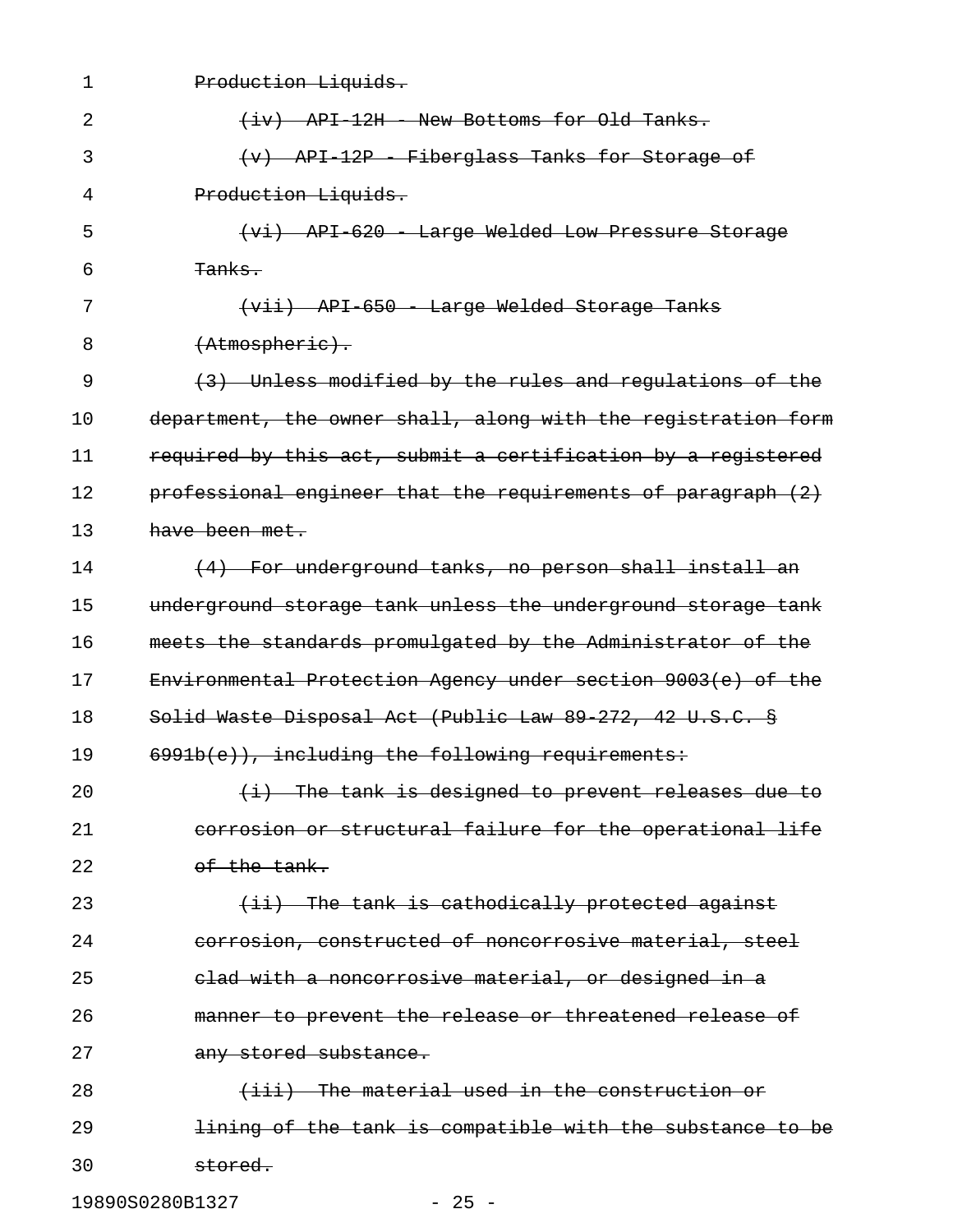~~Production Liquids.~~

~~(iv) API-12H - New Bottoms for Old Tanks.~~

~~(v) API-12P - Fiberglass Tanks for Storage of Production Liquids.~~

~~(vi) API-620 - Large Welded Low Pressure Storage Tanks.~~

~~(vii) API-650 - Large Welded Storage Tanks (Atmospheric).~~

~~(3) Unless modified by the rules and regulations of the department, the owner shall, along with the registration form required by this act, submit a certification by a registered professional engineer that the requirements of paragraph (2) have been met.~~

~~(4) For underground tanks, no person shall install an underground storage tank unless the underground storage tank meets the standards promulgated by the Administrator of the Environmental Protection Agency under section 9003(e) of the Solid Waste Disposal Act (Public Law 89-272, 42 U.S.C. § 6991b(e)), including the following requirements:~~

~~(i) The tank is designed to prevent releases due to corrosion or structural failure for the operational life of the tank.~~

~~(ii) The tank is cathodically protected against corrosion, constructed of noncorrosive material, steel clad with a noncorrosive material, or designed in a manner to prevent the release or threatened release of any stored substance.~~

~~(iii) The material used in the construction or lining of the tank is compatible with the substance to be stored.~~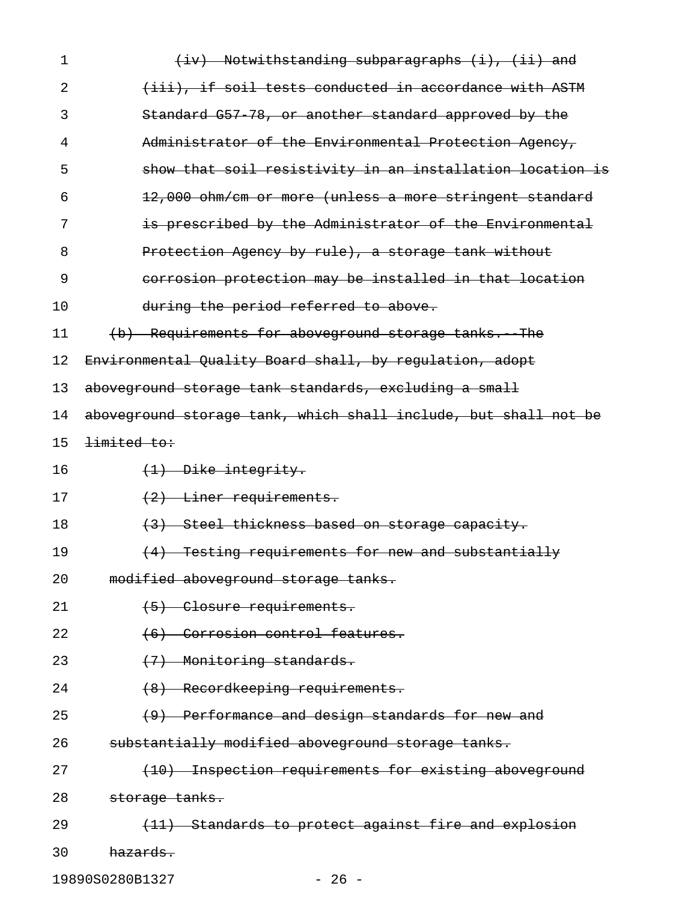~~(iv) Notwithstanding subparagraphs (i), (ii) and (iii), if soil tests conducted in accordance with ASTM Standard G57-78, or another standard approved by the Administrator of the Environmental Protection Agency, show that soil resistivity in an installation location is 12,000 ohm/cm or more (unless a more stringent standard is prescribed by the Administrator of the Environmental Protection Agency by rule), a storage tank without corrosion protection may be installed in that location during the period referred to above.~~

~~(b) Requirements for aboveground storage tanks.--The Environmental Quality Board shall, by regulation, adopt aboveground storage tank standards, excluding a small aboveground storage tank, which shall include, but shall not be limited to:~~

~~(1) Dike integrity.~~

~~(2) Liner requirements.~~

~~(3) Steel thickness based on storage capacity.~~

~~(4) Testing requirements for new and substantially modified aboveground storage tanks.~~

~~(5) Closure requirements.~~

~~(6) Corrosion control features.~~

~~(7) Monitoring standards.~~

~~(8) Recordkeeping requirements.~~

~~(9) Performance and design standards for new and substantially modified aboveground storage tanks.~~

~~(10) Inspection requirements for existing aboveground storage tanks.~~

~~(11) Standards to protect against fire and explosion hazards.~~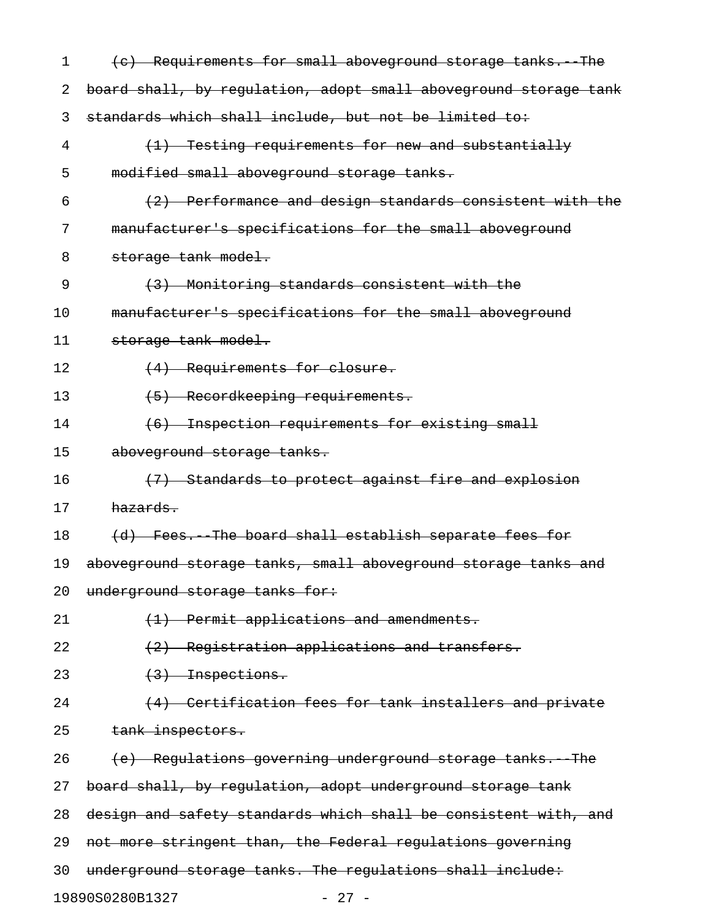~~(c) Requirements for small aboveground storage tanks.--The board shall, by regulation, adopt small aboveground storage tank standards which shall include, but not be limited to:~~

~~(1) Testing requirements for new and substantially modified small aboveground storage tanks.~~

~~(2) Performance and design standards consistent with the manufacturer's specifications for the small aboveground storage tank model.~~

~~(3) Monitoring standards consistent with the manufacturer's specifications for the small aboveground storage tank model.~~

~~(4) Requirements for closure.~~

~~(5) Recordkeeping requirements.~~

~~(6) Inspection requirements for existing small aboveground storage tanks.~~

~~(7) Standards to protect against fire and explosion hazards.~~

~~(d) Fees.--The board shall establish separate fees for aboveground storage tanks, small aboveground storage tanks and underground storage tanks for:~~

~~(1) Permit applications and amendments.~~

~~(2) Registration applications and transfers.~~

~~(3) Inspections.~~

~~(4) Certification fees for tank installers and private tank inspectors.~~

~~(e) Regulations governing underground storage tanks.--The board shall, by regulation, adopt underground storage tank design and safety standards which shall be consistent with, and not more stringent than, the Federal regulations governing underground storage tanks. The regulations shall include:~~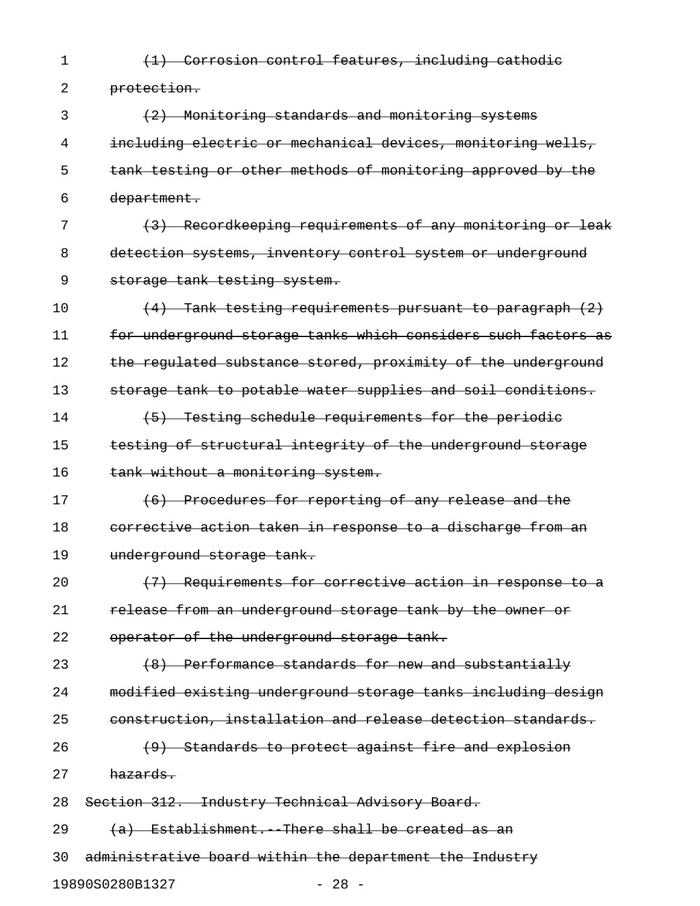~~(1) Corrosion control features, including cathodic protection.~~

~~(2) Monitoring standards and monitoring systems including electric or mechanical devices, monitoring wells, tank testing or other methods of monitoring approved by the department.~~

~~(3) Recordkeeping requirements of any monitoring or leak detection systems, inventory control system or underground storage tank testing system.~~

~~(4) Tank testing requirements pursuant to paragraph (2) for underground storage tanks which considers such factors as the regulated substance stored, proximity of the underground storage tank to potable water supplies and soil conditions.~~

~~(5) Testing schedule requirements for the periodic testing of structural integrity of the underground storage tank without a monitoring system.~~

~~(6) Procedures for reporting of any release and the corrective action taken in response to a discharge from an underground storage tank.~~

~~(7) Requirements for corrective action in response to a release from an underground storage tank by the owner or operator of the underground storage tank.~~

~~(8) Performance standards for new and substantially modified existing underground storage tanks including design construction, installation and release detection standards.~~

~~(9) Standards to protect against fire and explosion hazards.~~

~~Section 312. Industry Technical Advisory Board.~~

~~(a) Establishment.--There shall be created as an administrative board within the department the Industry~~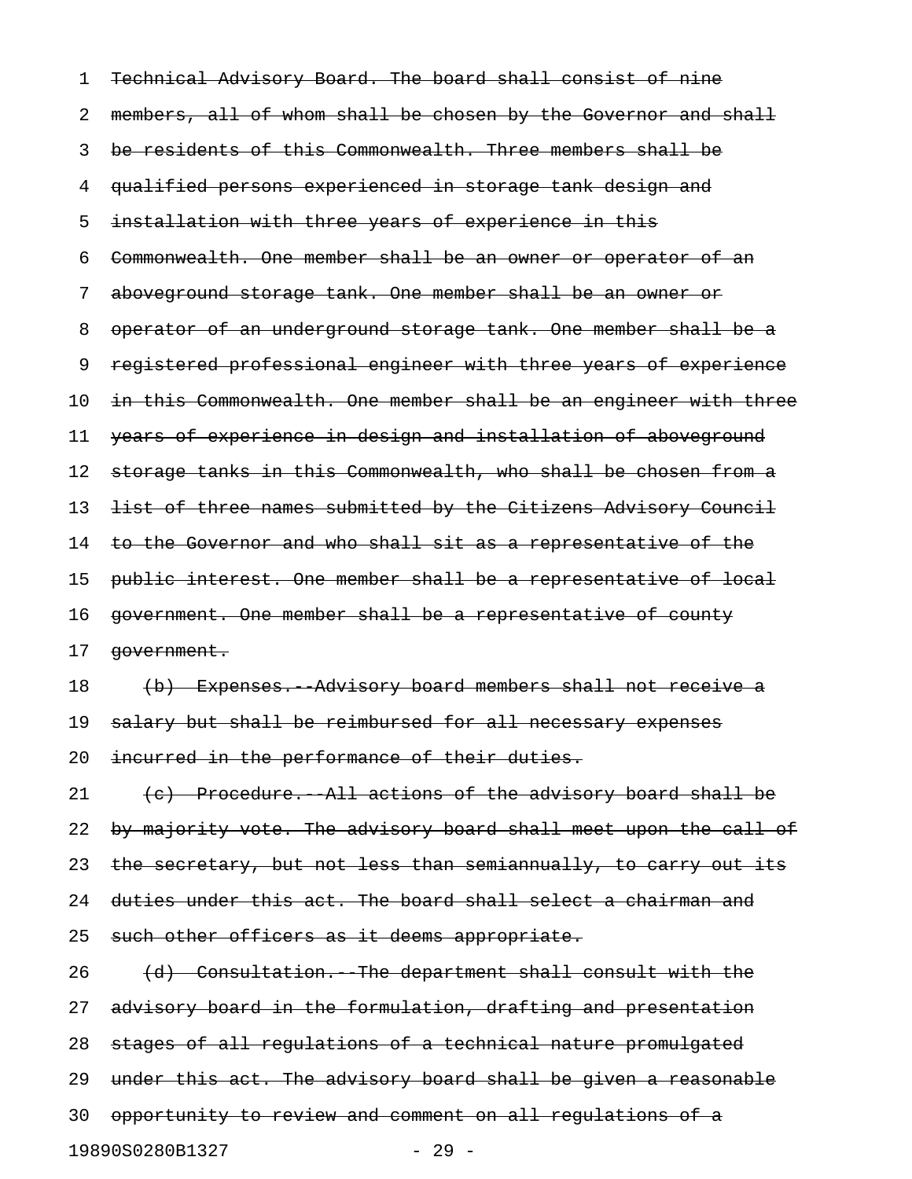~~Technical Advisory Board. The board shall consist of nine members, all of whom shall be chosen by the Governor and shall be residents of this Commonwealth. Three members shall be qualified persons experienced in storage tank design and installation with three years of experience in this Commonwealth. One member shall be an owner or operator of an aboveground storage tank. One member shall be an owner or operator of an underground storage tank. One member shall be a registered professional engineer with three years of experience in this Commonwealth. One member shall be an engineer with three years of experience in design and installation of aboveground storage tanks in this Commonwealth, who shall be chosen from a list of three names submitted by the Citizens Advisory Council to the Governor and who shall sit as a representative of the public interest. One member shall be a representative of local government. One member shall be a representative of county government.~~

~~(b) Expenses.--Advisory board members shall not receive a salary but shall be reimbursed for all necessary expenses incurred in the performance of their duties.~~

~~(c) Procedure.--All actions of the advisory board shall be by majority vote. The advisory board shall meet upon the call of the secretary, but not less than semiannually, to carry out its duties under this act. The board shall select a chairman and such other officers as it deems appropriate.~~

~~(d) Consultation.--The department shall consult with the advisory board in the formulation, drafting and presentation stages of all regulations of a technical nature promulgated under this act. The advisory board shall be given a reasonable opportunity to review and comment on all regulations of a~~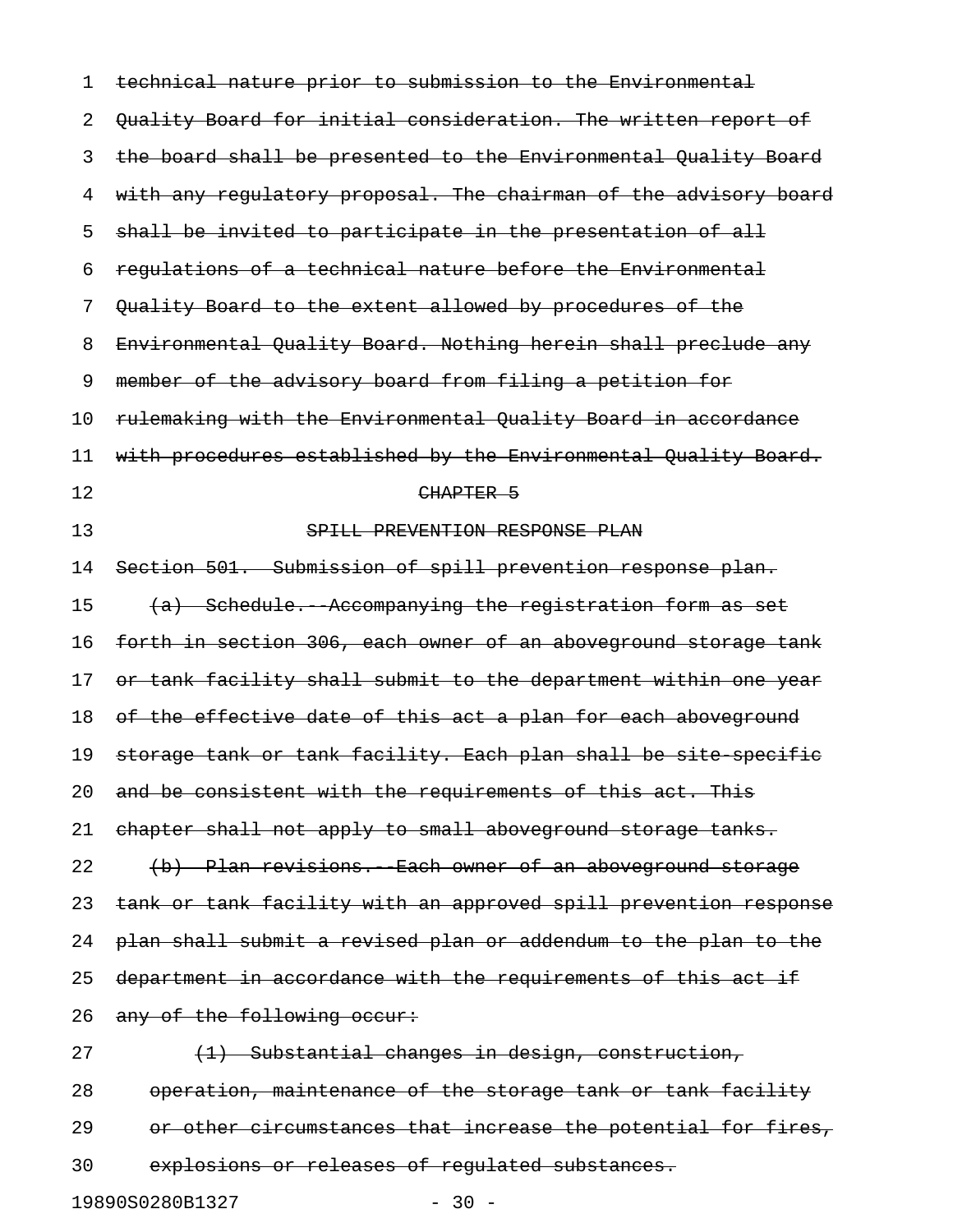~~technical nature prior to submission to the Environmental Quality Board for initial consideration. The written report of the board shall be presented to the Environmental Quality Board with any regulatory proposal. The chairman of the advisory board shall be invited to participate in the presentation of all regulations of a technical nature before the Environmental Quality Board to the extent allowed by procedures of the Environmental Quality Board. Nothing herein shall preclude any member of the advisory board from filing a petition for rulemaking with the Environmental Quality Board in accordance with procedures established by the Environmental Quality Board.~~

~~CHAPTER 5~~

~~SPILL PREVENTION RESPONSE PLAN~~

~~Section 501. Submission of spill prevention response plan.~~

~~(a) Schedule.--Accompanying the registration form as set forth in section 306, each owner of an aboveground storage tank or tank facility shall submit to the department within one year of the effective date of this act a plan for each aboveground storage tank or tank facility. Each plan shall be site-specific and be consistent with the requirements of this act. This chapter shall not apply to small aboveground storage tanks.~~

~~(b) Plan revisions.--Each owner of an aboveground storage tank or tank facility with an approved spill prevention response plan shall submit a revised plan or addendum to the plan to the department in accordance with the requirements of this act if any of the following occur:~~

~~(1) Substantial changes in design, construction, operation, maintenance of the storage tank or tank facility or other circumstances that increase the potential for fires, explosions or releases of regulated substances.~~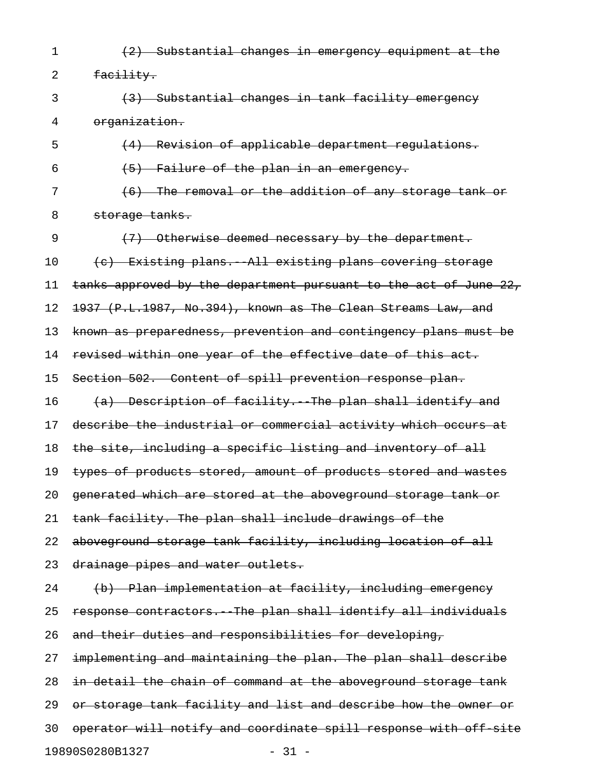~~(2) Substantial changes in emergency equipment at the facility.~~

~~(3) Substantial changes in tank facility emergency organization.~~

~~(4) Revision of applicable department regulations.~~

~~(5) Failure of the plan in an emergency.~~

~~(6) The removal or the addition of any storage tank or storage tanks.~~

~~(7) Otherwise deemed necessary by the department.~~

~~(c) Existing plans.--All existing plans covering storage tanks approved by the department pursuant to the act of June 22, 1937 (P.L.1987, No.394), known as The Clean Streams Law, and known as preparedness, prevention and contingency plans must be revised within one year of the effective date of this act.~~

~~Section 502. Content of spill prevention response plan.~~

~~(a) Description of facility.--The plan shall identify and describe the industrial or commercial activity which occurs at the site, including a specific listing and inventory of all types of products stored, amount of products stored and wastes generated which are stored at the aboveground storage tank or tank facility. The plan shall include drawings of the aboveground storage tank facility, including location of all drainage pipes and water outlets.~~

~~(b) Plan implementation at facility, including emergency response contractors.--The plan shall identify all individuals and their duties and responsibilities for developing, implementing and maintaining the plan. The plan shall describe in detail the chain of command at the aboveground storage tank or storage tank facility and list and describe how the owner or operator will notify and coordinate spill response with off-site~~

19890S0280B1327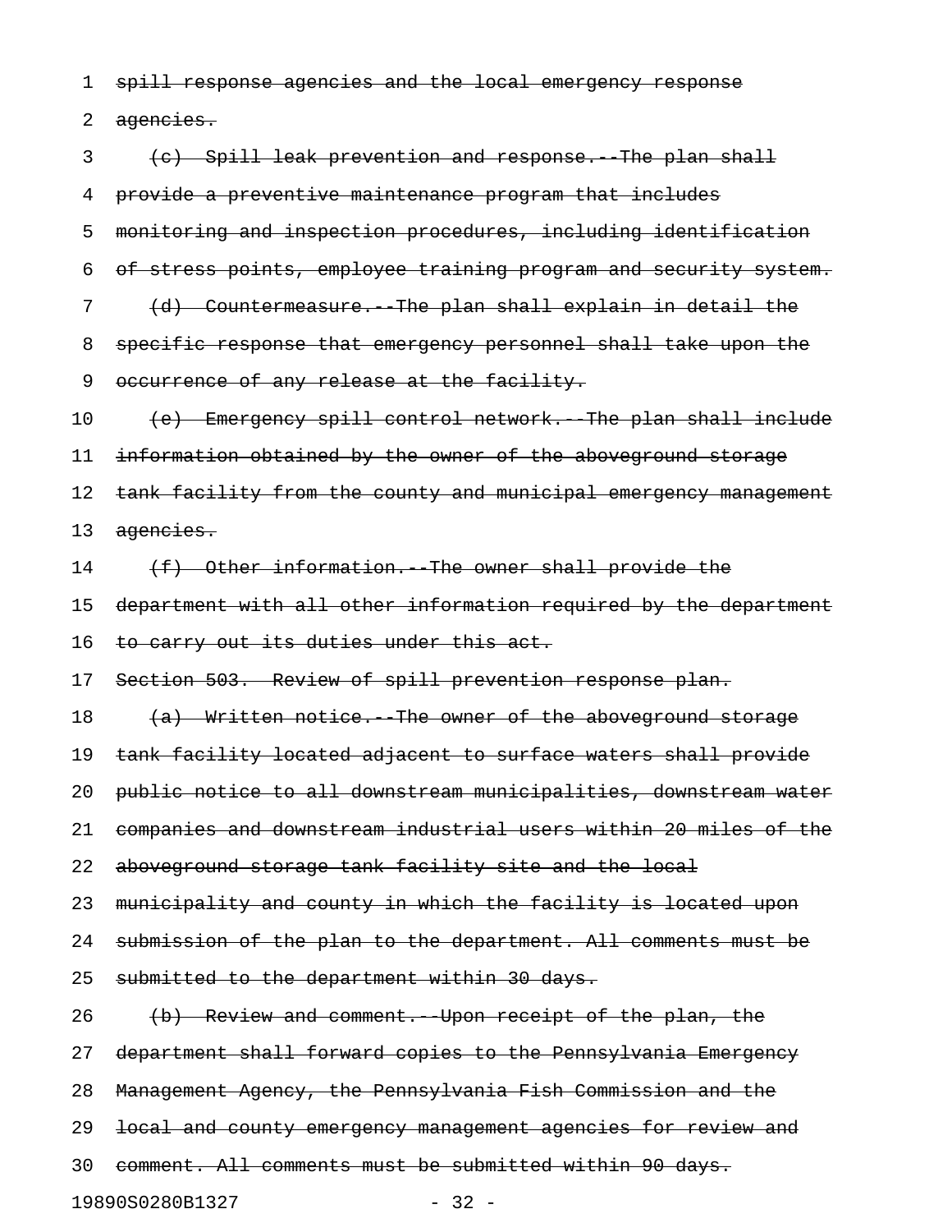~~spill response agencies and the local emergency response agencies.~~

~~(c) Spill leak prevention and response.--The plan shall provide a preventive maintenance program that includes monitoring and inspection procedures, including identification of stress points, employee training program and security system.~~

~~(d) Countermeasure.--The plan shall explain in detail the specific response that emergency personnel shall take upon the occurrence of any release at the facility.~~

~~(e) Emergency spill control network.--The plan shall include information obtained by the owner of the aboveground storage tank facility from the county and municipal emergency management agencies.~~

~~(f) Other information.--The owner shall provide the department with all other information required by the department to carry out its duties under this act.~~

~~Section 503. Review of spill prevention response plan.~~

~~(a) Written notice.--The owner of the aboveground storage tank facility located adjacent to surface waters shall provide public notice to all downstream municipalities, downstream water companies and downstream industrial users within 20 miles of the aboveground storage tank facility site and the local municipality and county in which the facility is located upon submission of the plan to the department. All comments must be submitted to the department within 30 days.~~

~~(b) Review and comment.--Upon receipt of the plan, the department shall forward copies to the Pennsylvania Emergency Management Agency, the Pennsylvania Fish Commission and the local and county emergency management agencies for review and comment. All comments must be submitted within 90 days.~~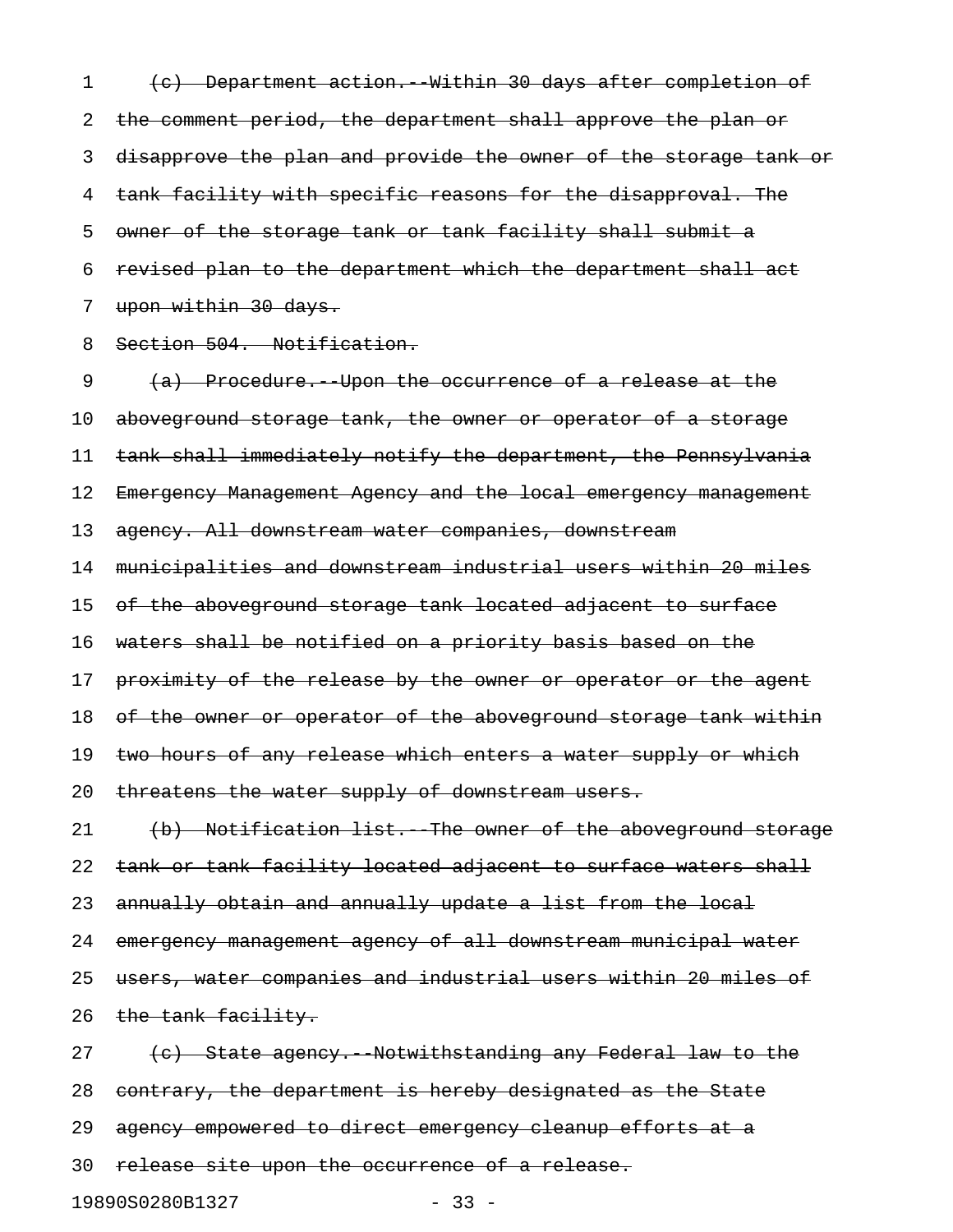~~(c) Department action.--Within 30 days after completion of the comment period, the department shall approve the plan or disapprove the plan and provide the owner of the storage tank or tank facility with specific reasons for the disapproval. The owner of the storage tank or tank facility shall submit a revised plan to the department which the department shall act upon within 30 days.~~

~~Section 504. Notification.~~

~~(a) Procedure.--Upon the occurrence of a release at the aboveground storage tank, the owner or operator of a storage tank shall immediately notify the department, the Pennsylvania Emergency Management Agency and the local emergency management agency. All downstream water companies, downstream municipalities and downstream industrial users within 20 miles of the aboveground storage tank located adjacent to surface waters shall be notified on a priority basis based on the proximity of the release by the owner or operator or the agent of the owner or operator of the aboveground storage tank within two hours of any release which enters a water supply or which threatens the water supply of downstream users.~~

~~(b) Notification list.--The owner of the aboveground storage tank or tank facility located adjacent to surface waters shall annually obtain and annually update a list from the local emergency management agency of all downstream municipal water users, water companies and industrial users within 20 miles of the tank facility.~~

~~(c) State agency.--Notwithstanding any Federal law to the contrary, the department is hereby designated as the State agency empowered to direct emergency cleanup efforts at a release site upon the occurrence of a release.~~

19890S0280B1327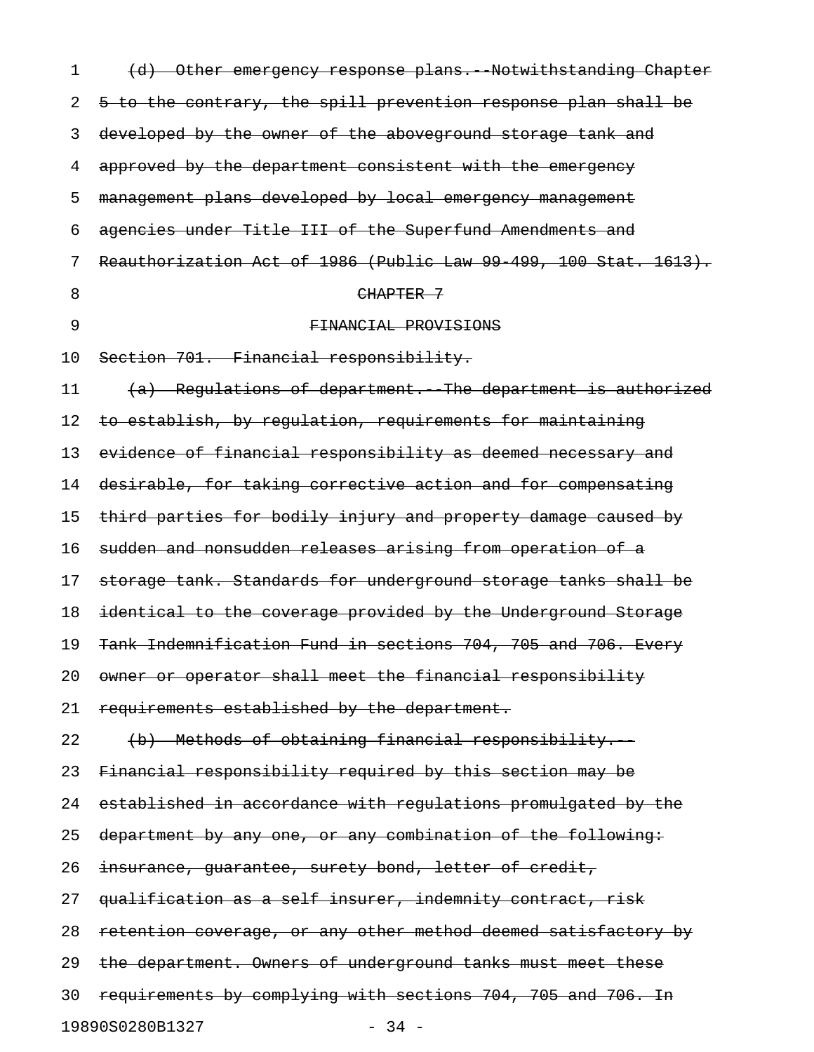~~(d) Other emergency response plans.--Notwithstanding Chapter 5 to the contrary, the spill prevention response plan shall be developed by the owner of the aboveground storage tank and approved by the department consistent with the emergency management plans developed by local emergency management agencies under Title III of the Superfund Amendments and Reauthorization Act of 1986 (Public Law 99-499, 100 Stat. 1613).~~

~~CHAPTER 7~~

~~FINANCIAL PROVISIONS~~

~~Section 701. Financial responsibility.~~

~~(a) Regulations of department.--The department is authorized to establish, by regulation, requirements for maintaining evidence of financial responsibility as deemed necessary and desirable, for taking corrective action and for compensating third parties for bodily injury and property damage caused by sudden and nonsudden releases arising from operation of a storage tank. Standards for underground storage tanks shall be identical to the coverage provided by the Underground Storage Tank Indemnification Fund in sections 704, 705 and 706. Every owner or operator shall meet the financial responsibility requirements established by the department.~~

~~(b) Methods of obtaining financial responsibility.--Financial responsibility required by this section may be established in accordance with regulations promulgated by the department by any one, or any combination of the following: insurance, guarantee, surety bond, letter of credit, qualification as a self insurer, indemnity contract, risk retention coverage, or any other method deemed satisfactory by the department. Owners of underground tanks must meet these requirements by complying with sections 704, 705 and 706. In~~

19890S0280B1327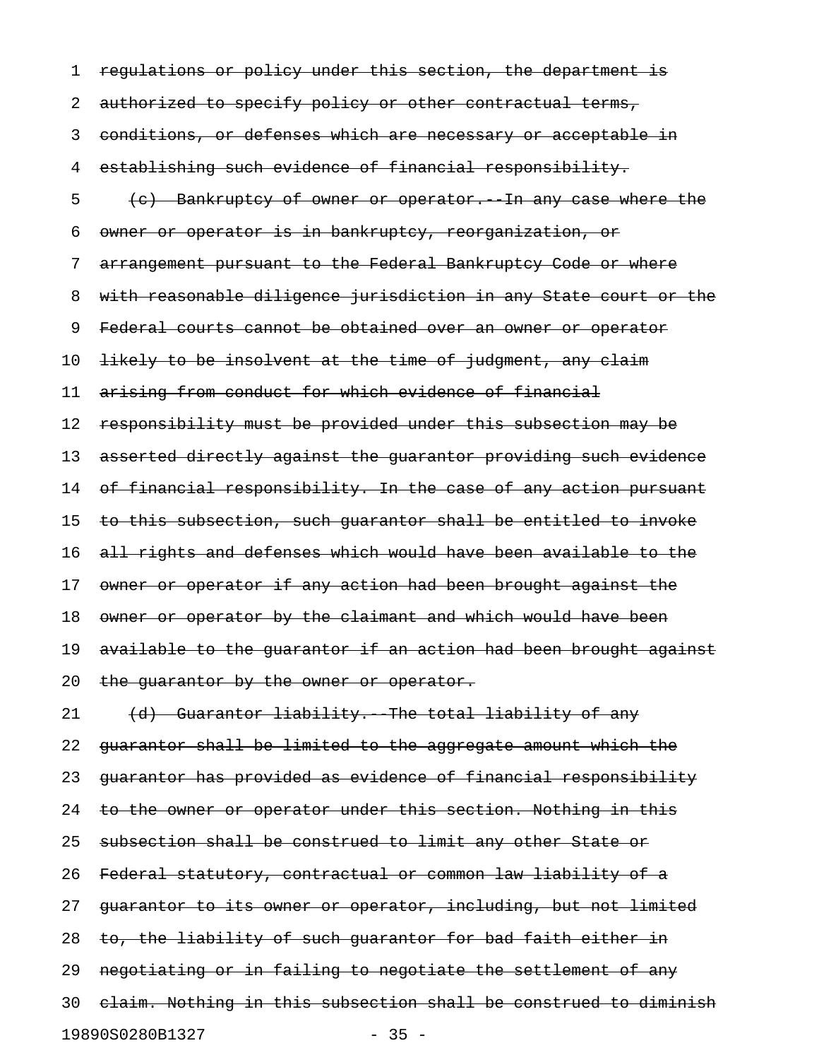~~regulations or policy under this section, the department is authorized to specify policy or other contractual terms, conditions, or defenses which are necessary or acceptable in establishing such evidence of financial responsibility.~~

~~(c) Bankruptcy of owner or operator.--In any case where the owner or operator is in bankruptcy, reorganization, or arrangement pursuant to the Federal Bankruptcy Code or where with reasonable diligence jurisdiction in any State court or the Federal courts cannot be obtained over an owner or operator likely to be insolvent at the time of judgment, any claim arising from conduct for which evidence of financial responsibility must be provided under this subsection may be asserted directly against the guarantor providing such evidence of financial responsibility. In the case of any action pursuant to this subsection, such guarantor shall be entitled to invoke all rights and defenses which would have been available to the owner or operator if any action had been brought against the owner or operator by the claimant and which would have been available to the guarantor if an action had been brought against the guarantor by the owner or operator.~~

~~(d) Guarantor liability.--The total liability of any guarantor shall be limited to the aggregate amount which the guarantor has provided as evidence of financial responsibility to the owner or operator under this section. Nothing in this subsection shall be construed to limit any other State or Federal statutory, contractual or common law liability of a guarantor to its owner or operator, including, but not limited to, the liability of such guarantor for bad faith either in negotiating or in failing to negotiate the settlement of any claim. Nothing in this subsection shall be construed to diminish~~

19890S0280B1327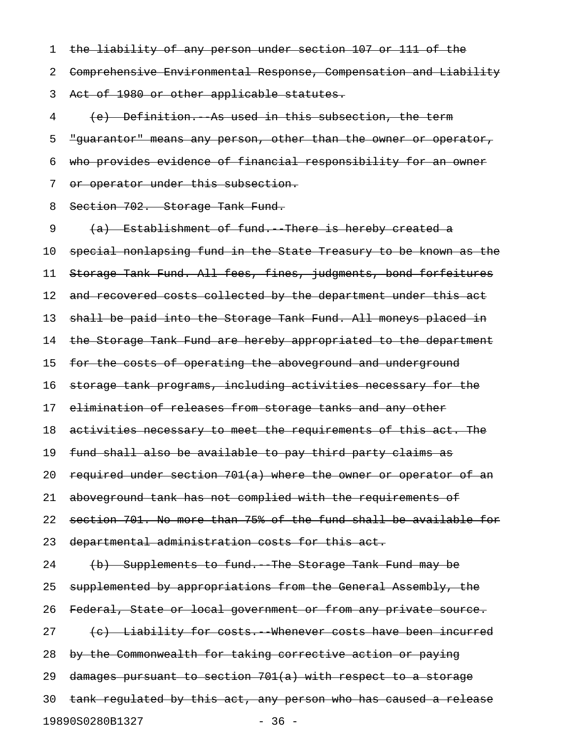~~the liability of any person under section 107 or 111 of the Comprehensive Environmental Response, Compensation and Liability Act of 1980 or other applicable statutes.~~

~~(e) Definition.--As used in this subsection, the term "guarantor" means any person, other than the owner or operator, who provides evidence of financial responsibility for an owner or operator under this subsection.~~

~~Section 702. Storage Tank Fund.~~

~~(a) Establishment of fund.--There is hereby created a special nonlapsing fund in the State Treasury to be known as the Storage Tank Fund. All fees, fines, judgments, bond forfeitures and recovered costs collected by the department under this act shall be paid into the Storage Tank Fund. All moneys placed in the Storage Tank Fund are hereby appropriated to the department for the costs of operating the aboveground and underground storage tank programs, including activities necessary for the elimination of releases from storage tanks and any other activities necessary to meet the requirements of this act. The fund shall also be available to pay third party claims as required under section 701(a) where the owner or operator of an aboveground tank has not complied with the requirements of section 701. No more than 75% of the fund shall be available for departmental administration costs for this act.~~

~~(b) Supplements to fund.--The Storage Tank Fund may be supplemented by appropriations from the General Assembly, the Federal, State or local government or from any private source.~~

~~(c) Liability for costs.--Whenever costs have been incurred by the Commonwealth for taking corrective action or paying damages pursuant to section 701(a) with respect to a storage tank regulated by this act, any person who has caused a release~~

19890S0280B1327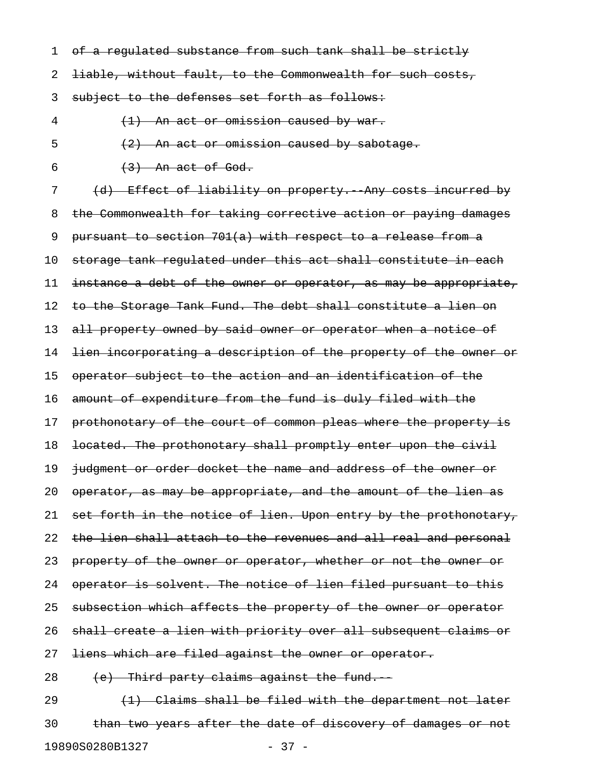~~of a regulated substance from such tank shall be strictly liable, without fault, to the Commonwealth for such costs, subject to the defenses set forth as follows:~~

~~(1) An act or omission caused by war.~~

~~(2) An act or omission caused by sabotage.~~

~~(3) An act of God.~~

~~(d) Effect of liability on property.--Any costs incurred by the Commonwealth for taking corrective action or paying damages pursuant to section 701(a) with respect to a release from a storage tank regulated under this act shall constitute in each instance a debt of the owner or operator, as may be appropriate, to the Storage Tank Fund. The debt shall constitute a lien on all property owned by said owner or operator when a notice of lien incorporating a description of the property of the owner or operator subject to the action and an identification of the amount of expenditure from the fund is duly filed with the prothonotary of the court of common pleas where the property is located. The prothonotary shall promptly enter upon the civil judgment or order docket the name and address of the owner or operator, as may be appropriate, and the amount of the lien as set forth in the notice of lien. Upon entry by the prothonotary, the lien shall attach to the revenues and all real and personal property of the owner or operator, whether or not the owner or operator is solvent. The notice of lien filed pursuant to this subsection which affects the property of the owner or operator shall create a lien with priority over all subsequent claims or liens which are filed against the owner or operator.~~

~~(e) Third party claims against the fund.--~~

~~(1) Claims shall be filed with the department not later than two years after the date of discovery of damages or not~~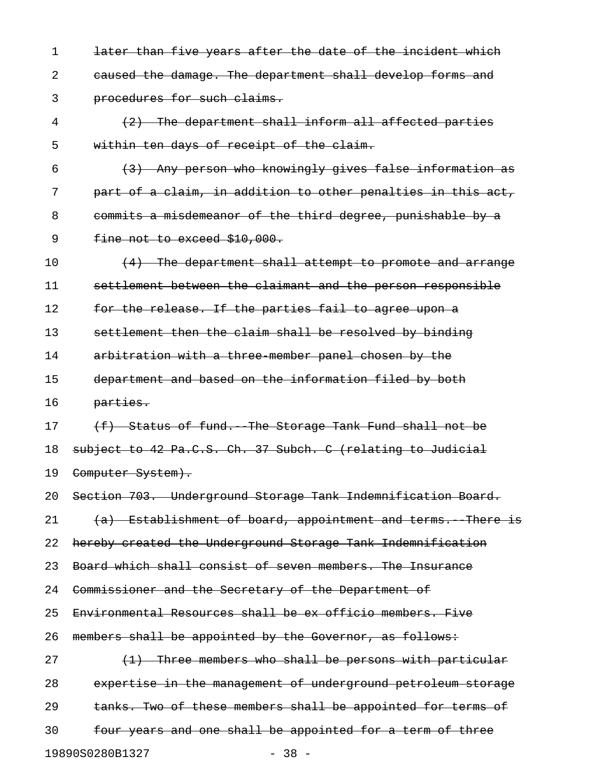~~later than five years after the date of the incident which caused the damage. The department shall develop forms and procedures for such claims.~~

~~(2) The department shall inform all affected parties within ten days of receipt of the claim.~~

~~(3) Any person who knowingly gives false information as part of a claim, in addition to other penalties in this act, commits a misdemeanor of the third degree, punishable by a fine not to exceed $10,000.~~

~~(4) The department shall attempt to promote and arrange settlement between the claimant and the person responsible for the release. If the parties fail to agree upon a settlement then the claim shall be resolved by binding arbitration with a three-member panel chosen by the department and based on the information filed by both parties.~~

~~(f) Status of fund.--The Storage Tank Fund shall not be subject to 42 Pa.C.S. Ch. 37 Subch. C (relating to Judicial Computer System).~~

~~Section 703. Underground Storage Tank Indemnification Board.~~

~~(a) Establishment of board, appointment and terms.--There is hereby created the Underground Storage Tank Indemnification Board which shall consist of seven members. The Insurance Commissioner and the Secretary of the Department of Environmental Resources shall be ex officio members. Five members shall be appointed by the Governor, as follows:~~

~~(1) Three members who shall be persons with particular expertise in the management of underground petroleum storage tanks. Two of these members shall be appointed for terms of four years and one shall be appointed for a term of three~~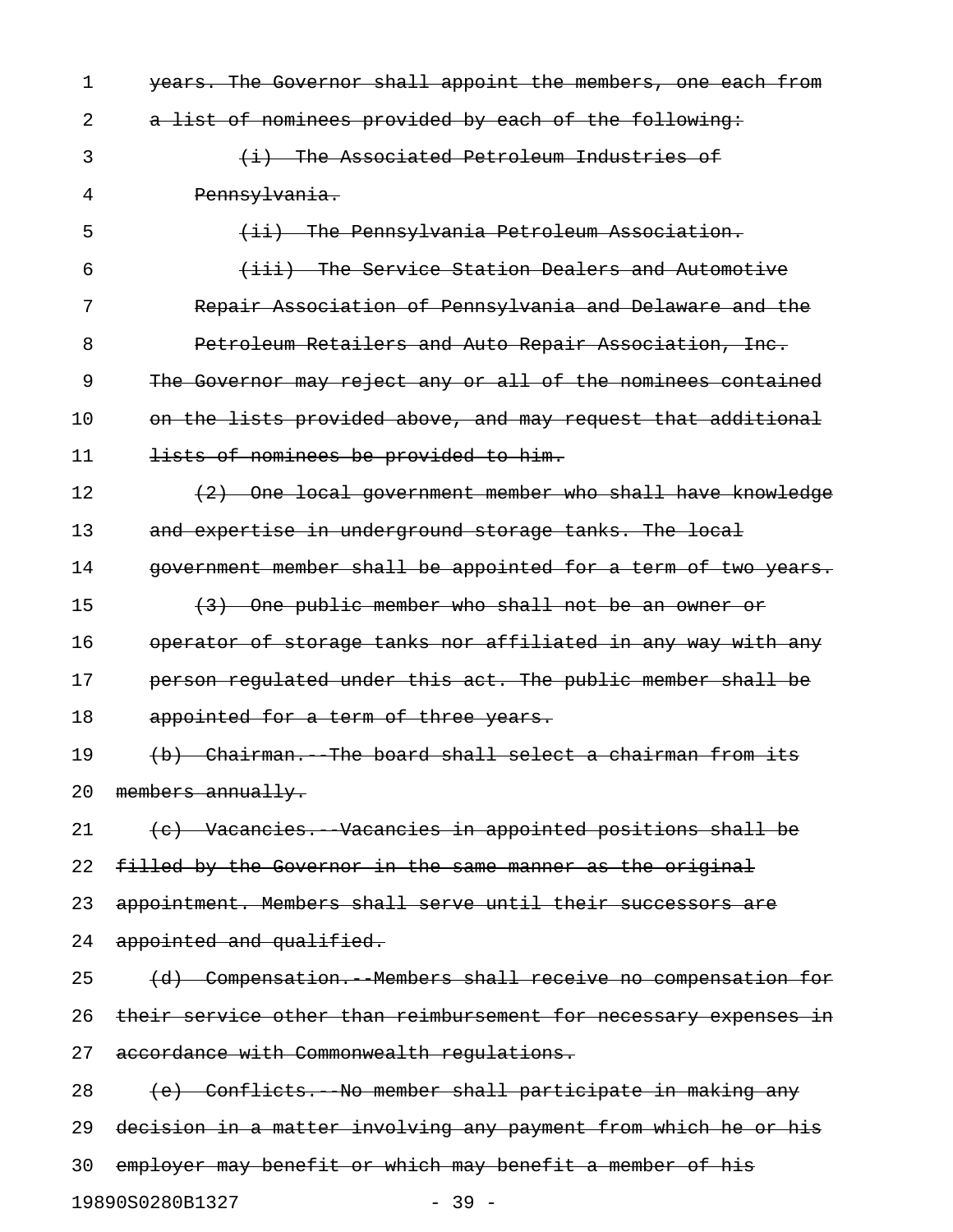~~years. The Governor shall appoint the members, one each from a list of nominees provided by each of the following:~~

~~(i) The Associated Petroleum Industries of Pennsylvania.~~

~~(ii) The Pennsylvania Petroleum Association.~~

~~(iii) The Service Station Dealers and Automotive Repair Association of Pennsylvania and Delaware and the Petroleum Retailers and Auto Repair Association, Inc.~~

~~The Governor may reject any or all of the nominees contained on the lists provided above, and may request that additional lists of nominees be provided to him.~~

~~(2) One local government member who shall have knowledge and expertise in underground storage tanks. The local government member shall be appointed for a term of two years.~~

~~(3) One public member who shall not be an owner or operator of storage tanks nor affiliated in any way with any person regulated under this act. The public member shall be appointed for a term of three years.~~

~~(b) Chairman.--The board shall select a chairman from its members annually.~~

~~(c) Vacancies.--Vacancies in appointed positions shall be filled by the Governor in the same manner as the original appointment. Members shall serve until their successors are appointed and qualified.~~

~~(d) Compensation.--Members shall receive no compensation for their service other than reimbursement for necessary expenses in accordance with Commonwealth regulations.~~

~~(e) Conflicts.--No member shall participate in making any decision in a matter involving any payment from which he or his employer may benefit or which may benefit a member of his~~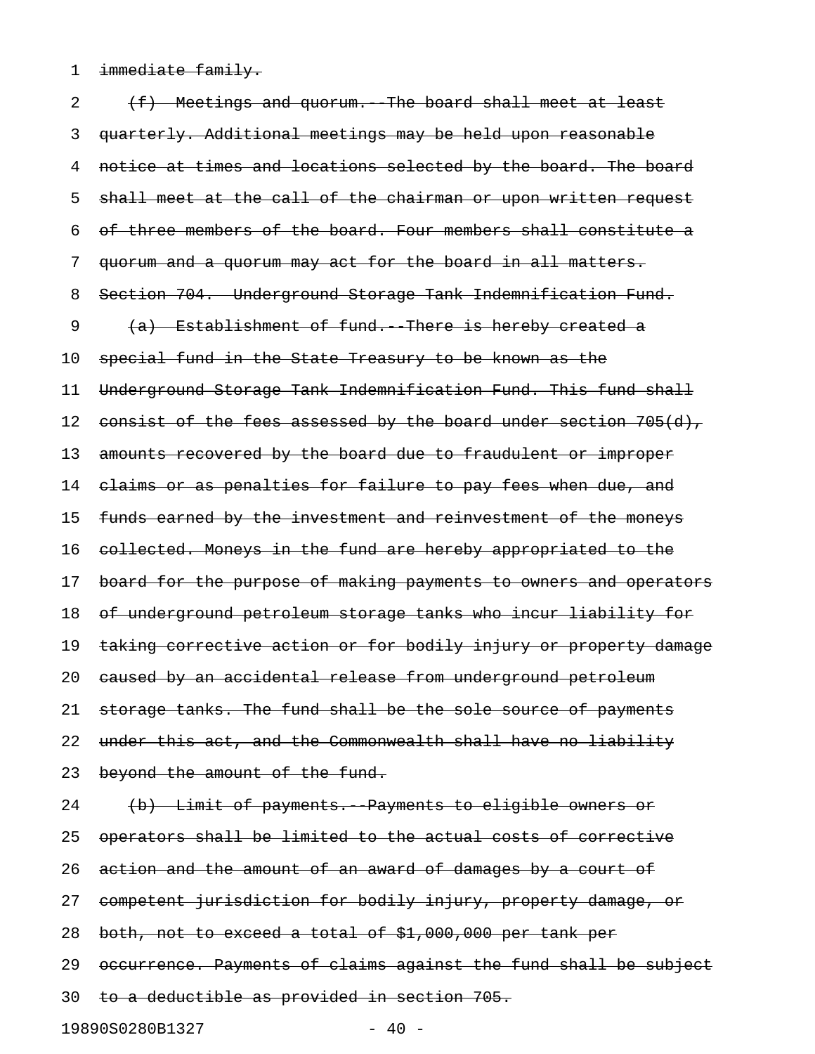immediate family.

(f) Meetings and quorum.--The board shall meet at least quarterly. Additional meetings may be held upon reasonable notice at times and locations selected by the board. The board shall meet at the call of the chairman or upon written request of three members of the board. Four members shall constitute a quorum and a quorum may act for the board in all matters.

Section 704. Underground Storage Tank Indemnification Fund.

(a) Establishment of fund.--There is hereby created a special fund in the State Treasury to be known as the Underground Storage Tank Indemnification Fund. This fund shall consist of the fees assessed by the board under section 705(d), amounts recovered by the board due to fraudulent or improper claims or as penalties for failure to pay fees when due, and funds earned by the investment and reinvestment of the moneys collected. Moneys in the fund are hereby appropriated to the board for the purpose of making payments to owners and operators of underground petroleum storage tanks who incur liability for taking corrective action or for bodily injury or property damage caused by an accidental release from underground petroleum storage tanks. The fund shall be the sole source of payments under this act, and the Commonwealth shall have no liability beyond the amount of the fund.

(b) Limit of payments.--Payments to eligible owners or operators shall be limited to the actual costs of corrective action and the amount of an award of damages by a court of competent jurisdiction for bodily injury, property damage, or both, not to exceed a total of $1,000,000 per tank per occurrence. Payments of claims against the fund shall be subject to a deductible as provided in section 705.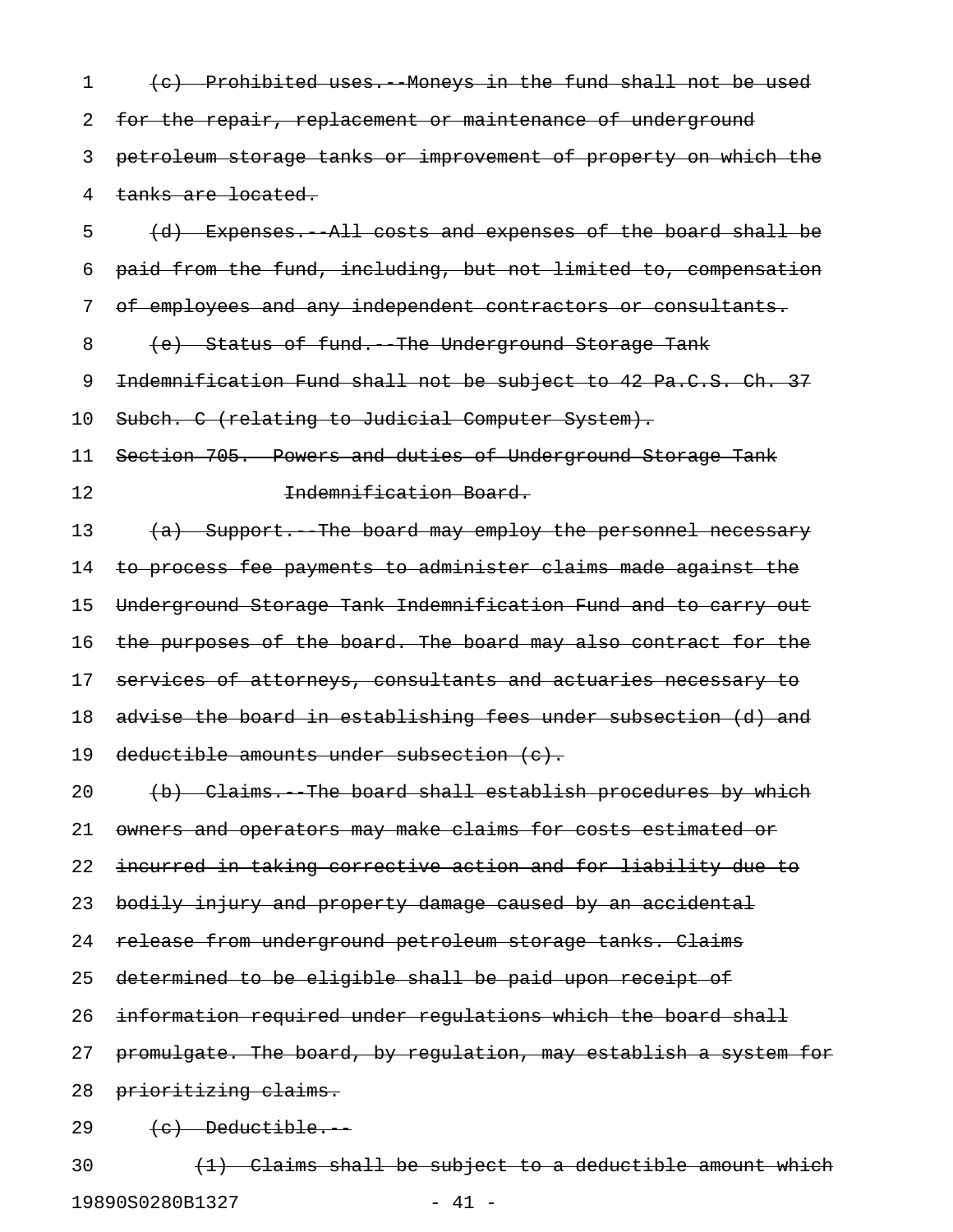~~(c) Prohibited uses.--Moneys in the fund shall not be used for the repair, replacement or maintenance of underground petroleum storage tanks or improvement of property on which the tanks are located.~~

~~(d) Expenses.--All costs and expenses of the board shall be paid from the fund, including, but not limited to, compensation of employees and any independent contractors or consultants.~~

~~(e) Status of fund.--The Underground Storage Tank Indemnification Fund shall not be subject to 42 Pa.C.S. Ch. 37 Subch. C (relating to Judicial Computer System).~~

~~Section 705. Powers and duties of Underground Storage Tank Indemnification Board.~~

~~(a) Support.--The board may employ the personnel necessary to process fee payments to administer claims made against the Underground Storage Tank Indemnification Fund and to carry out the purposes of the board. The board may also contract for the services of attorneys, consultants and actuaries necessary to advise the board in establishing fees under subsection (d) and deductible amounts under subsection (c).~~

~~(b) Claims.--The board shall establish procedures by which owners and operators may make claims for costs estimated or incurred in taking corrective action and for liability due to bodily injury and property damage caused by an accidental release from underground petroleum storage tanks. Claims determined to be eligible shall be paid upon receipt of information required under regulations which the board shall promulgate. The board, by regulation, may establish a system for prioritizing claims.~~

~~(c) Deductible.--~~

~~(1) Claims shall be subject to a deductible amount which~~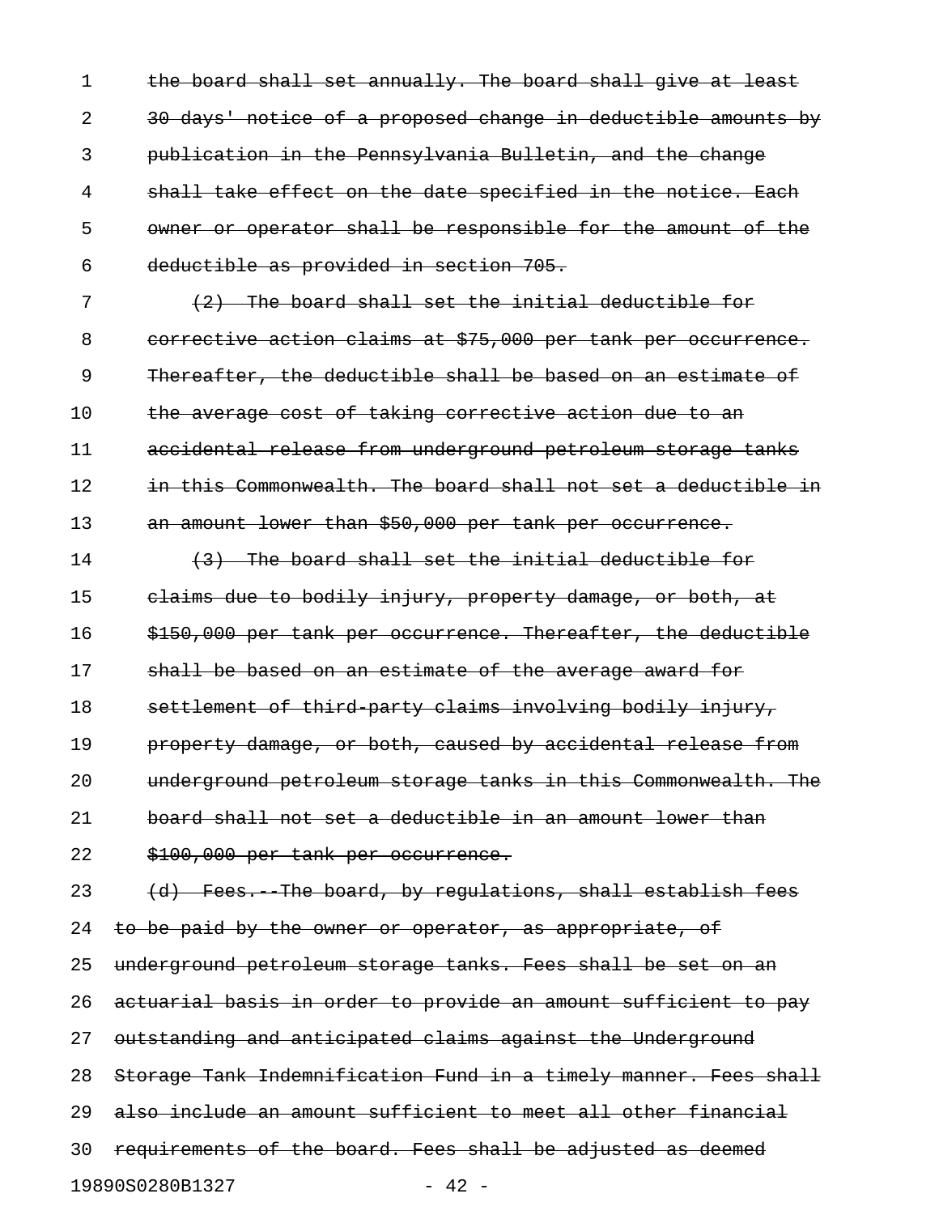the board shall set annually. The board shall give at least 30 days' notice of a proposed change in deductible amounts by publication in the Pennsylvania Bulletin, and the change shall take effect on the date specified in the notice. Each owner or operator shall be responsible for the amount of the deductible as provided in section 705.

(2) The board shall set the initial deductible for corrective action claims at $75,000 per tank per occurrence. Thereafter, the deductible shall be based on an estimate of the average cost of taking corrective action due to an accidental release from underground petroleum storage tanks in this Commonwealth. The board shall not set a deductible in an amount lower than $50,000 per tank per occurrence.

(3) The board shall set the initial deductible for claims due to bodily injury, property damage, or both, at $150,000 per tank per occurrence. Thereafter, the deductible shall be based on an estimate of the average award for settlement of third-party claims involving bodily injury, property damage, or both, caused by accidental release from underground petroleum storage tanks in this Commonwealth. The board shall not set a deductible in an amount lower than $100,000 per tank per occurrence.

(d) Fees.--The board, by regulations, shall establish fees to be paid by the owner or operator, as appropriate, of underground petroleum storage tanks. Fees shall be set on an actuarial basis in order to provide an amount sufficient to pay outstanding and anticipated claims against the Underground Storage Tank Indemnification Fund in a timely manner. Fees shall also include an amount sufficient to meet all other financial requirements of the board. Fees shall be adjusted as deemed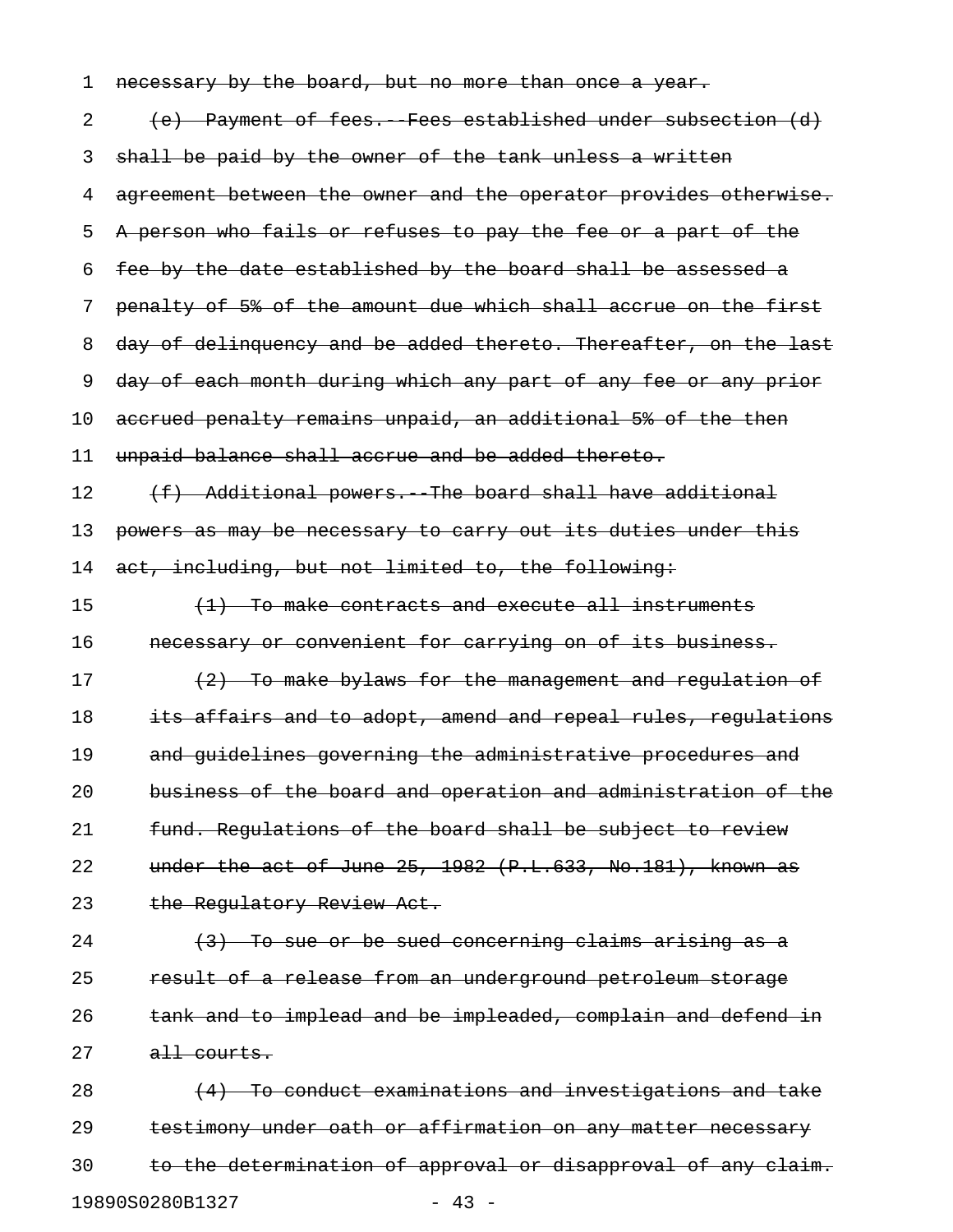necessary by the board, but no more than once a year.

(e) Payment of fees.--Fees established under subsection (d) shall be paid by the owner of the tank unless a written agreement between the owner and the operator provides otherwise. A person who fails or refuses to pay the fee or a part of the fee by the date established by the board shall be assessed a penalty of 5% of the amount due which shall accrue on the first day of delinquency and be added thereto. Thereafter, on the last day of each month during which any part of any fee or any prior accrued penalty remains unpaid, an additional 5% of the then unpaid balance shall accrue and be added thereto.

(f) Additional powers.--The board shall have additional powers as may be necessary to carry out its duties under this act, including, but not limited to, the following:

(1) To make contracts and execute all instruments necessary or convenient for carrying on of its business.

(2) To make bylaws for the management and regulation of its affairs and to adopt, amend and repeal rules, regulations and guidelines governing the administrative procedures and business of the board and operation and administration of the fund. Regulations of the board shall be subject to review under the act of June 25, 1982 (P.L.633, No.181), known as the Regulatory Review Act.

(3) To sue or be sued concerning claims arising as a result of a release from an underground petroleum storage tank and to implead and be impleaded, complain and defend in all courts.

(4) To conduct examinations and investigations and take testimony under oath or affirmation on any matter necessary to the determination of approval or disapproval of any claim.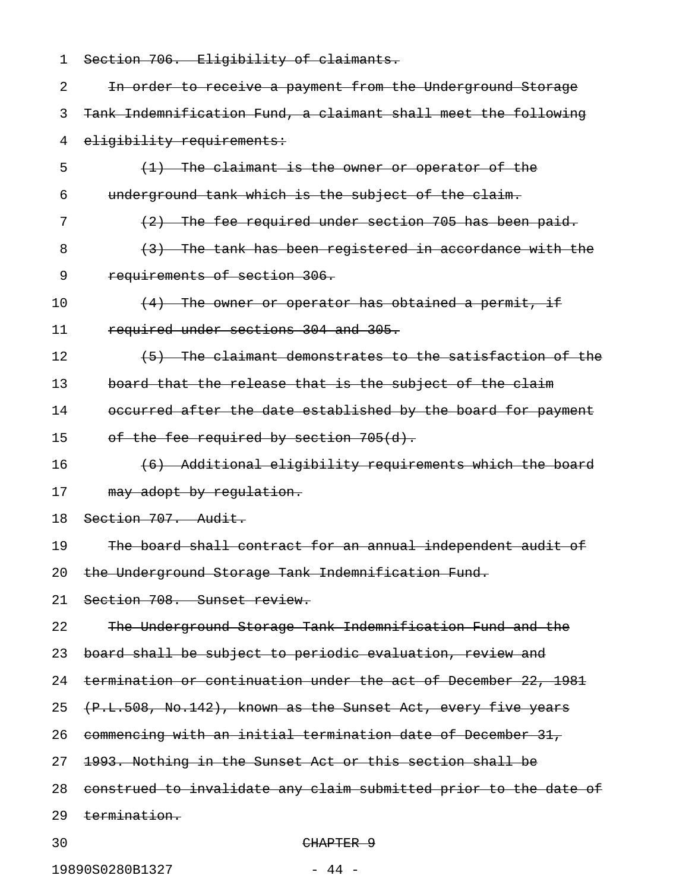~~Section 706. Eligibility of claimants.~~

~~In order to receive a payment from the Underground Storage Tank Indemnification Fund, a claimant shall meet the following eligibility requirements:~~

~~(1) The claimant is the owner or operator of the underground tank which is the subject of the claim.~~

~~(2) The fee required under section 705 has been paid.~~

~~(3) The tank has been registered in accordance with the requirements of section 306.~~

~~(4) The owner or operator has obtained a permit, if required under sections 304 and 305.~~

~~(5) The claimant demonstrates to the satisfaction of the board that the release that is the subject of the claim occurred after the date established by the board for payment of the fee required by section 705(d).~~

~~(6) Additional eligibility requirements which the board may adopt by regulation.~~

~~Section 707. Audit.~~

~~The board shall contract for an annual independent audit of the Underground Storage Tank Indemnification Fund.~~

~~Section 708. Sunset review.~~

~~The Underground Storage Tank Indemnification Fund and the board shall be subject to periodic evaluation, review and termination or continuation under the act of December 22, 1981 (P.L.508, No.142), known as the Sunset Act, every five years commencing with an initial termination date of December 31, 1993. Nothing in the Sunset Act or this section shall be construed to invalidate any claim submitted prior to the date of termination.~~

~~CHAPTER 9~~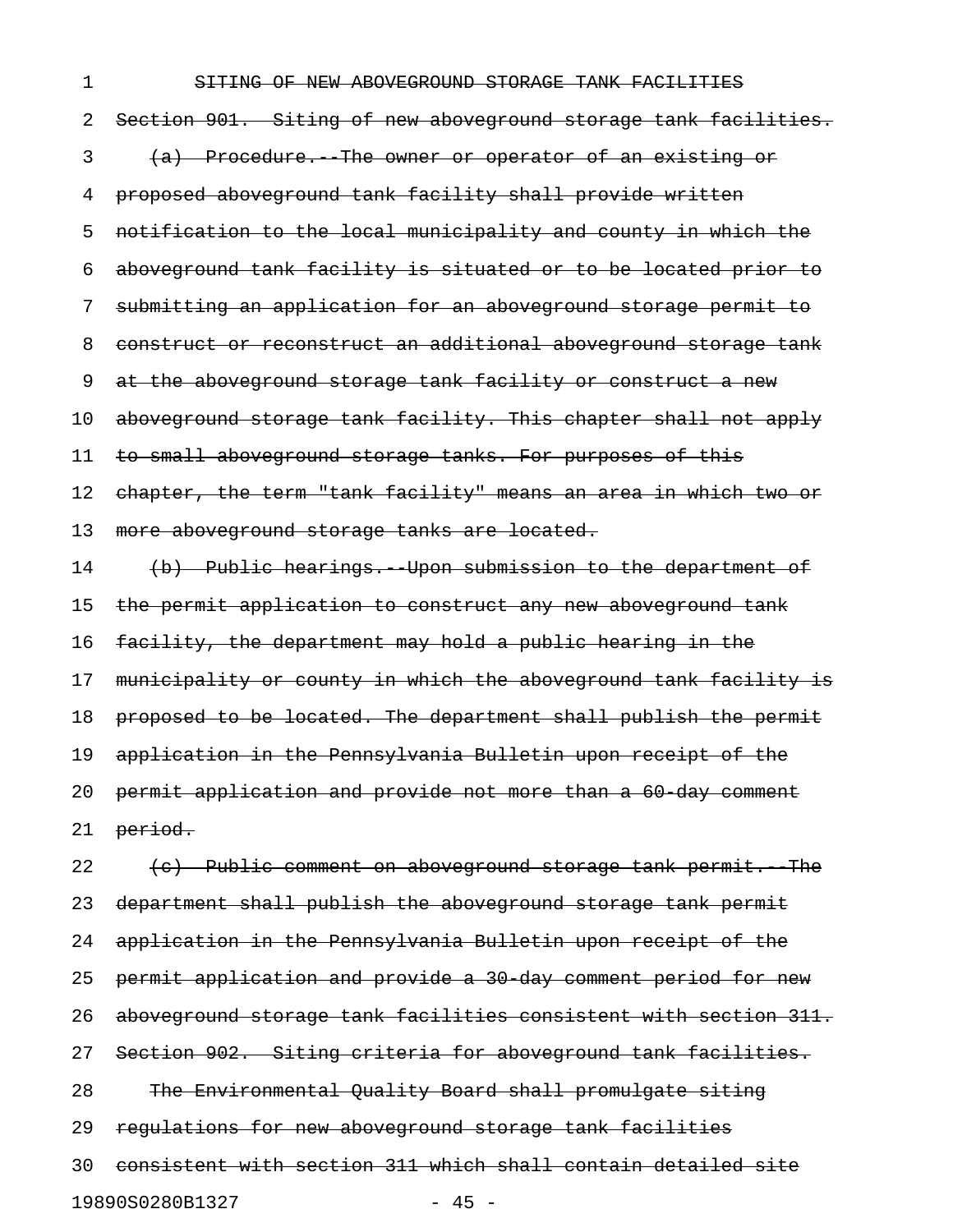~~SITING OF NEW ABOVEGROUND STORAGE TANK FACILITIES~~

~~Section 901. Siting of new aboveground storage tank facilities.~~

~~(a) Procedure.--The owner or operator of an existing or proposed aboveground tank facility shall provide written notification to the local municipality and county in which the aboveground tank facility is situated or to be located prior to submitting an application for an aboveground storage permit to construct or reconstruct an additional aboveground storage tank at the aboveground storage tank facility or construct a new aboveground storage tank facility. This chapter shall not apply to small aboveground storage tanks. For purposes of this chapter, the term "tank facility" means an area in which two or more aboveground storage tanks are located.~~

~~(b) Public hearings.--Upon submission to the department of the permit application to construct any new aboveground tank facility, the department may hold a public hearing in the municipality or county in which the aboveground tank facility is proposed to be located. The department shall publish the permit application in the Pennsylvania Bulletin upon receipt of the permit application and provide not more than a 60-day comment period.~~

~~(c) Public comment on aboveground storage tank permit.--The department shall publish the aboveground storage tank permit application in the Pennsylvania Bulletin upon receipt of the permit application and provide a 30-day comment period for new aboveground storage tank facilities consistent with section 311.~~

~~Section 902. Siting criteria for aboveground tank facilities.~~

~~The Environmental Quality Board shall promulgate siting regulations for new aboveground storage tank facilities consistent with section 311 which shall contain detailed site~~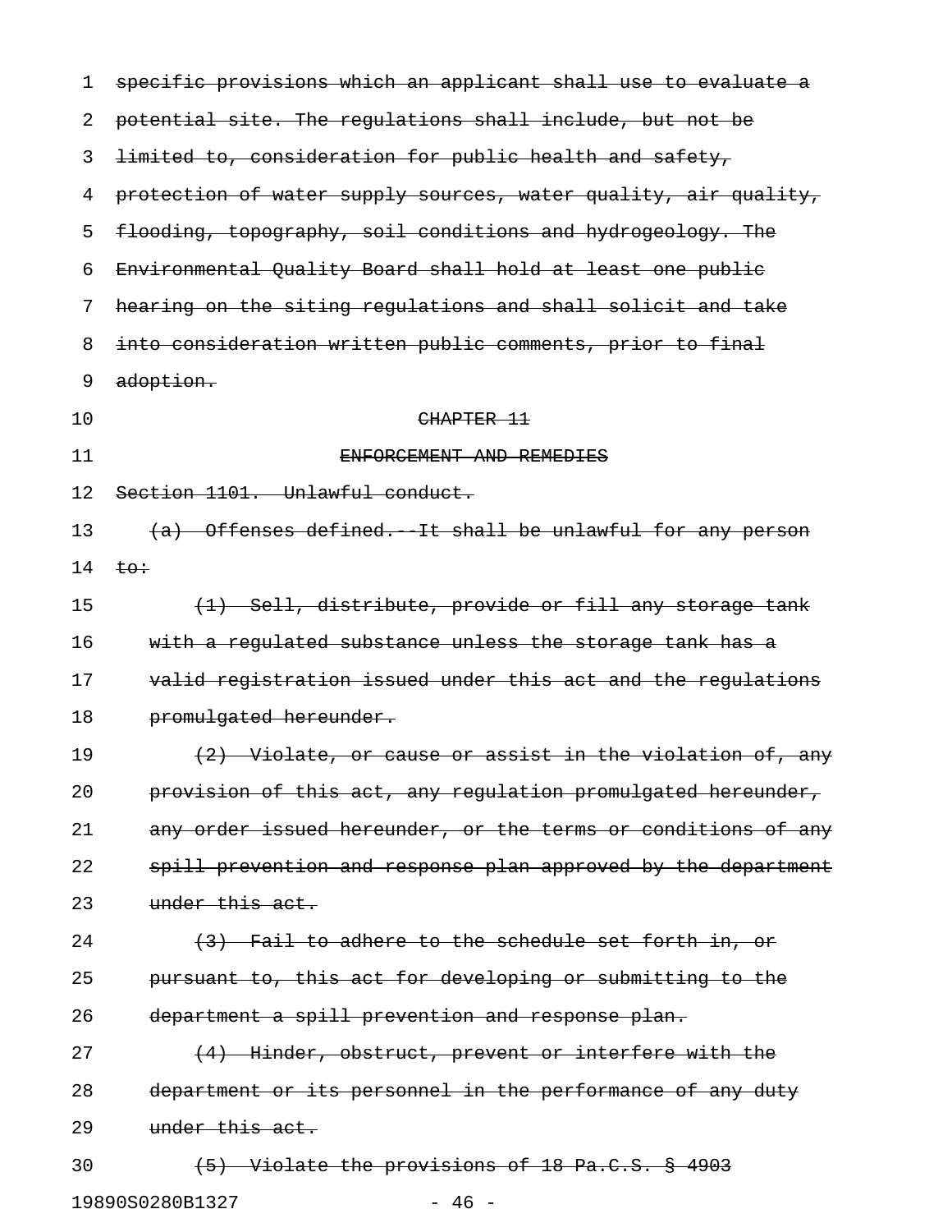~~specific provisions which an applicant shall use to evaluate a potential site. The regulations shall include, but not be limited to, consideration for public health and safety, protection of water supply sources, water quality, air quality, flooding, topography, soil conditions and hydrogeology. The Environmental Quality Board shall hold at least one public hearing on the siting regulations and shall solicit and take into consideration written public comments, prior to final adoption.~~

~~CHAPTER 11~~

~~ENFORCEMENT AND REMEDIES~~

~~Section 1101. Unlawful conduct.~~

~~(a) Offenses defined.--It shall be unlawful for any person to:~~

~~(1) Sell, distribute, provide or fill any storage tank with a regulated substance unless the storage tank has a valid registration issued under this act and the regulations promulgated hereunder.~~

~~(2) Violate, or cause or assist in the violation of, any provision of this act, any regulation promulgated hereunder, any order issued hereunder, or the terms or conditions of any spill prevention and response plan approved by the department under this act.~~

~~(3) Fail to adhere to the schedule set forth in, or pursuant to, this act for developing or submitting to the department a spill prevention and response plan.~~

~~(4) Hinder, obstruct, prevent or interfere with the department or its personnel in the performance of any duty under this act.~~

~~(5) Violate the provisions of 18 Pa.C.S. § 4903~~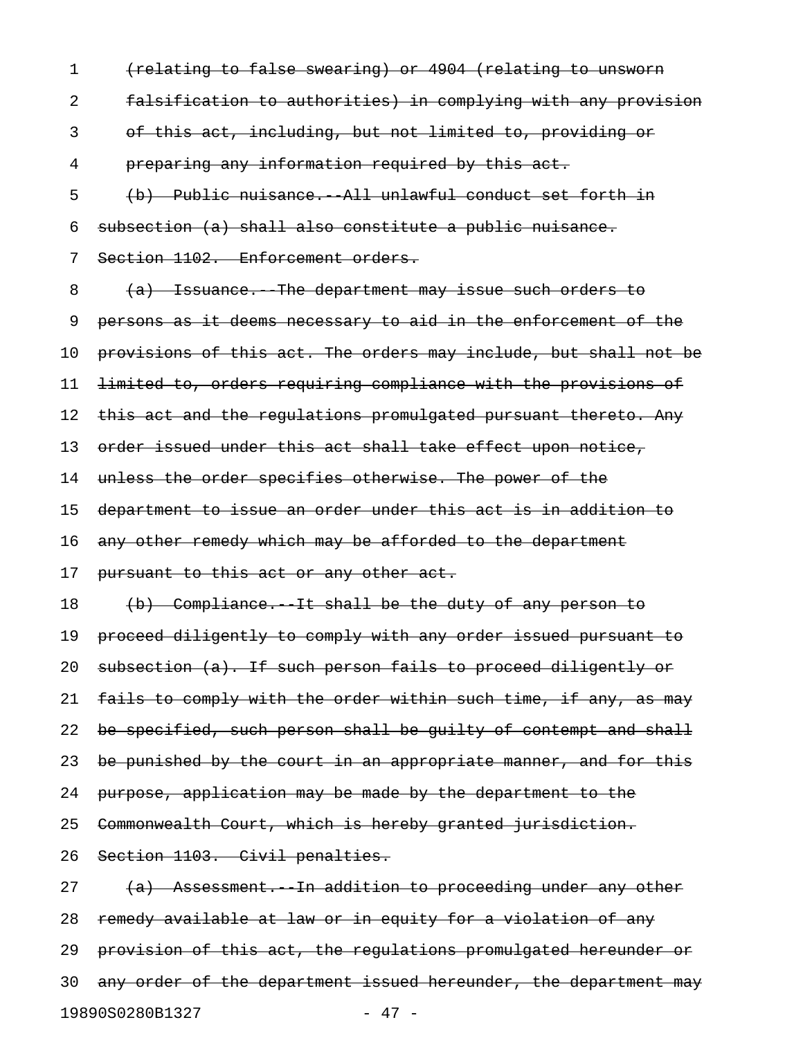(relating to false swearing) or 4904 (relating to unsworn falsification to authorities) in complying with any provision of this act, including, but not limited to, providing or preparing any information required by this act.

(b) Public nuisance.--All unlawful conduct set forth in subsection (a) shall also constitute a public nuisance.

Section 1102. Enforcement orders.

(a) Issuance.--The department may issue such orders to persons as it deems necessary to aid in the enforcement of the provisions of this act. The orders may include, but shall not be limited to, orders requiring compliance with the provisions of this act and the regulations promulgated pursuant thereto. Any order issued under this act shall take effect upon notice, unless the order specifies otherwise. The power of the department to issue an order under this act is in addition to any other remedy which may be afforded to the department pursuant to this act or any other act.

(b) Compliance.--It shall be the duty of any person to proceed diligently to comply with any order issued pursuant to subsection (a). If such person fails to proceed diligently or fails to comply with the order within such time, if any, as may be specified, such person shall be guilty of contempt and shall be punished by the court in an appropriate manner, and for this purpose, application may be made by the department to the Commonwealth Court, which is hereby granted jurisdiction.

Section 1103. Civil penalties.

(a) Assessment.--In addition to proceeding under any other remedy available at law or in equity for a violation of any provision of this act, the regulations promulgated hereunder or any order of the department issued hereunder, the department may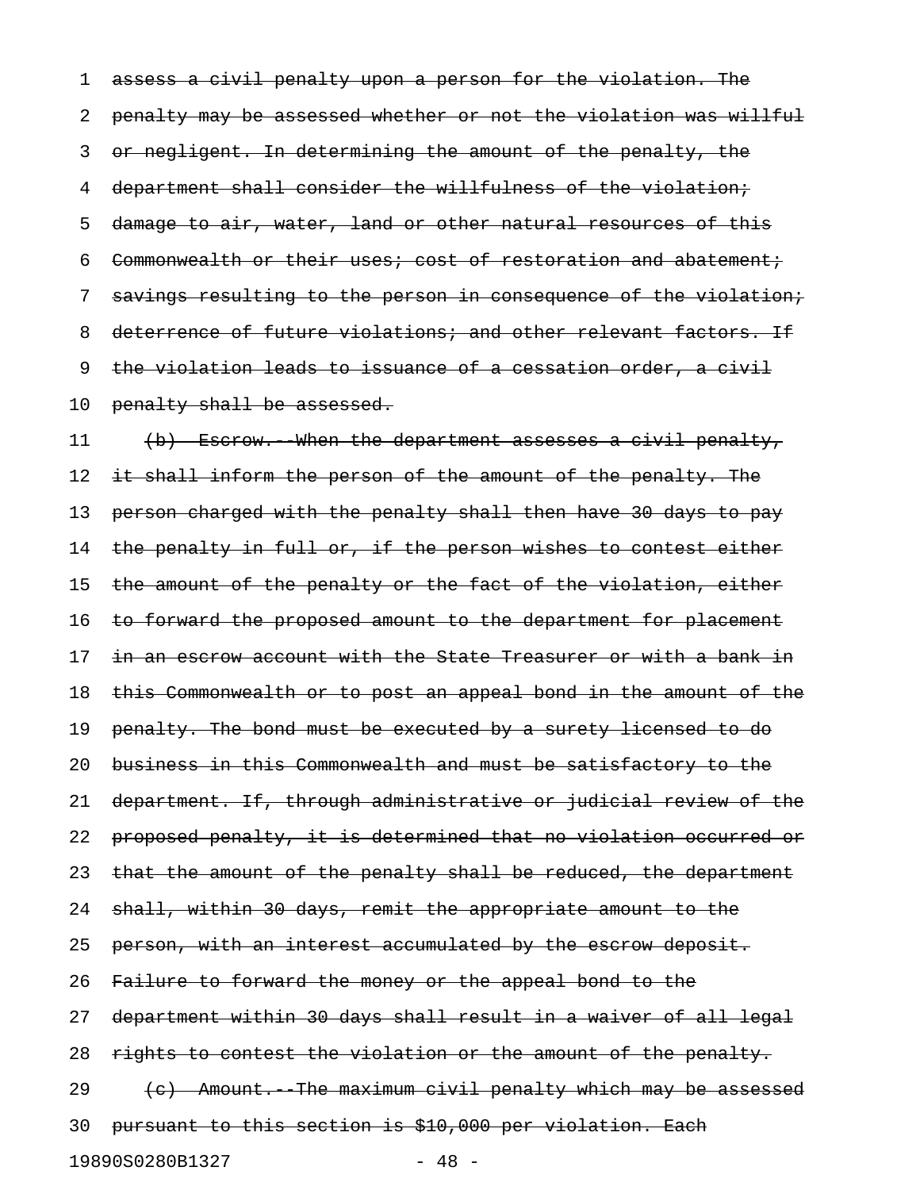assess a civil penalty upon a person for the violation. The penalty may be assessed whether or not the violation was willful or negligent. In determining the amount of the penalty, the department shall consider the willfulness of the violation; damage to air, water, land or other natural resources of this Commonwealth or their uses; cost of restoration and abatement; savings resulting to the person in consequence of the violation; deterrence of future violations; and other relevant factors. If the violation leads to issuance of a cessation order, a civil penalty shall be assessed.

(b) Escrow.--When the department assesses a civil penalty, it shall inform the person of the amount of the penalty. The person charged with the penalty shall then have 30 days to pay the penalty in full or, if the person wishes to contest either the amount of the penalty or the fact of the violation, either to forward the proposed amount to the department for placement in an escrow account with the State Treasurer or with a bank in this Commonwealth or to post an appeal bond in the amount of the penalty. The bond must be executed by a surety licensed to do business in this Commonwealth and must be satisfactory to the department. If, through administrative or judicial review of the proposed penalty, it is determined that no violation occurred or that the amount of the penalty shall be reduced, the department shall, within 30 days, remit the appropriate amount to the person, with an interest accumulated by the escrow deposit. Failure to forward the money or the appeal bond to the department within 30 days shall result in a waiver of all legal rights to contest the violation or the amount of the penalty.

(c) Amount.--The maximum civil penalty which may be assessed pursuant to this section is $10,000 per violation. Each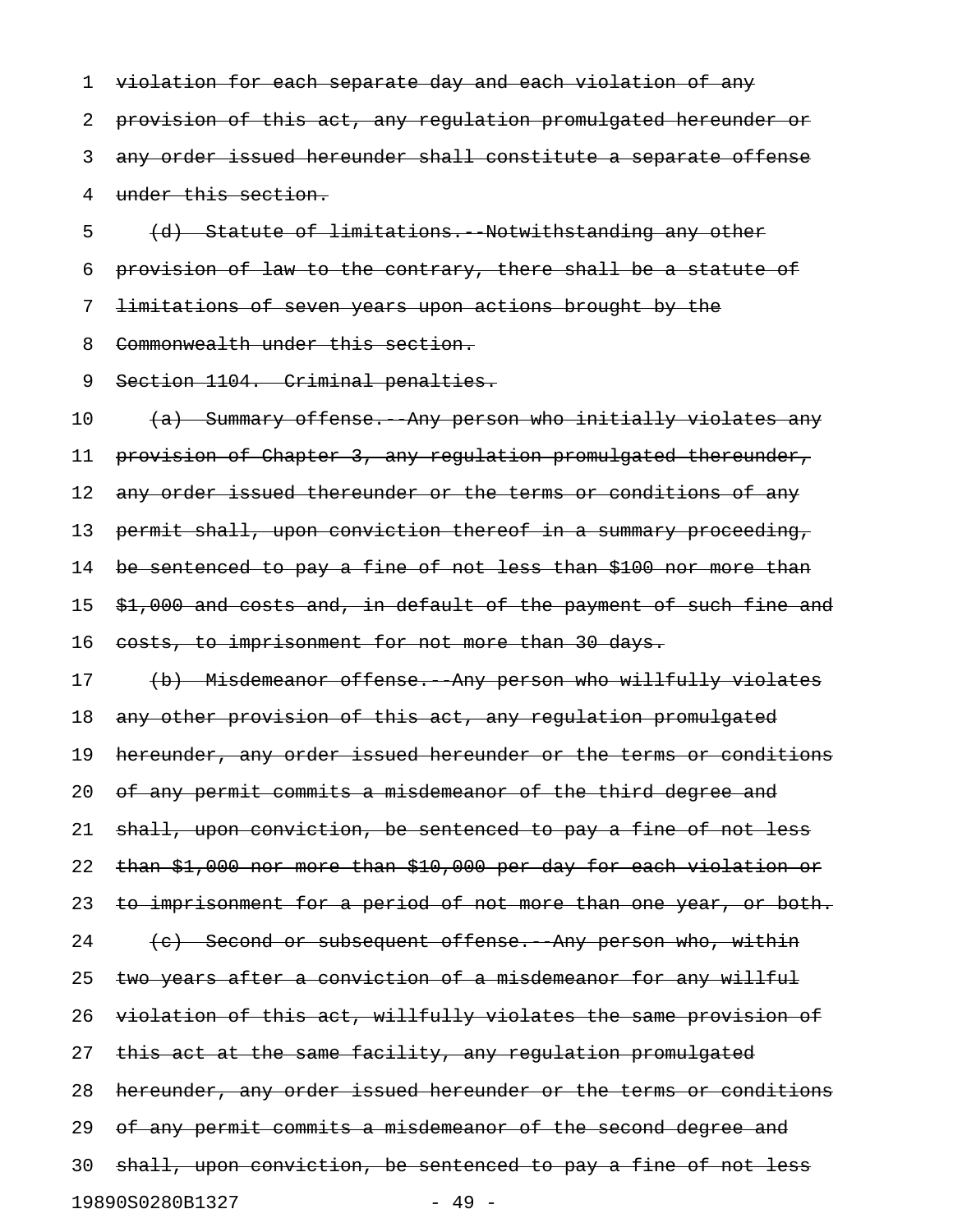~~violation for each separate day and each violation of any provision of this act, any regulation promulgated hereunder or any order issued hereunder shall constitute a separate offense under this section.~~

~~(d) Statute of limitations.--Notwithstanding any other provision of law to the contrary, there shall be a statute of limitations of seven years upon actions brought by the Commonwealth under this section.~~

~~Section 1104. Criminal penalties.~~

~~(a) Summary offense.--Any person who initially violates any provision of Chapter 3, any regulation promulgated thereunder, any order issued thereunder or the terms or conditions of any permit shall, upon conviction thereof in a summary proceeding, be sentenced to pay a fine of not less than $100 nor more than $1,000 and costs and, in default of the payment of such fine and costs, to imprisonment for not more than 30 days.~~

~~(b) Misdemeanor offense.--Any person who willfully violates any other provision of this act, any regulation promulgated hereunder, any order issued hereunder or the terms or conditions of any permit commits a misdemeanor of the third degree and shall, upon conviction, be sentenced to pay a fine of not less than $1,000 nor more than $10,000 per day for each violation or to imprisonment for a period of not more than one year, or both.~~

~~(c) Second or subsequent offense.--Any person who, within two years after a conviction of a misdemeanor for any willful violation of this act, willfully violates the same provision of this act at the same facility, any regulation promulgated hereunder, any order issued hereunder or the terms or conditions of any permit commits a misdemeanor of the second degree and shall, upon conviction, be sentenced to pay a fine of not less~~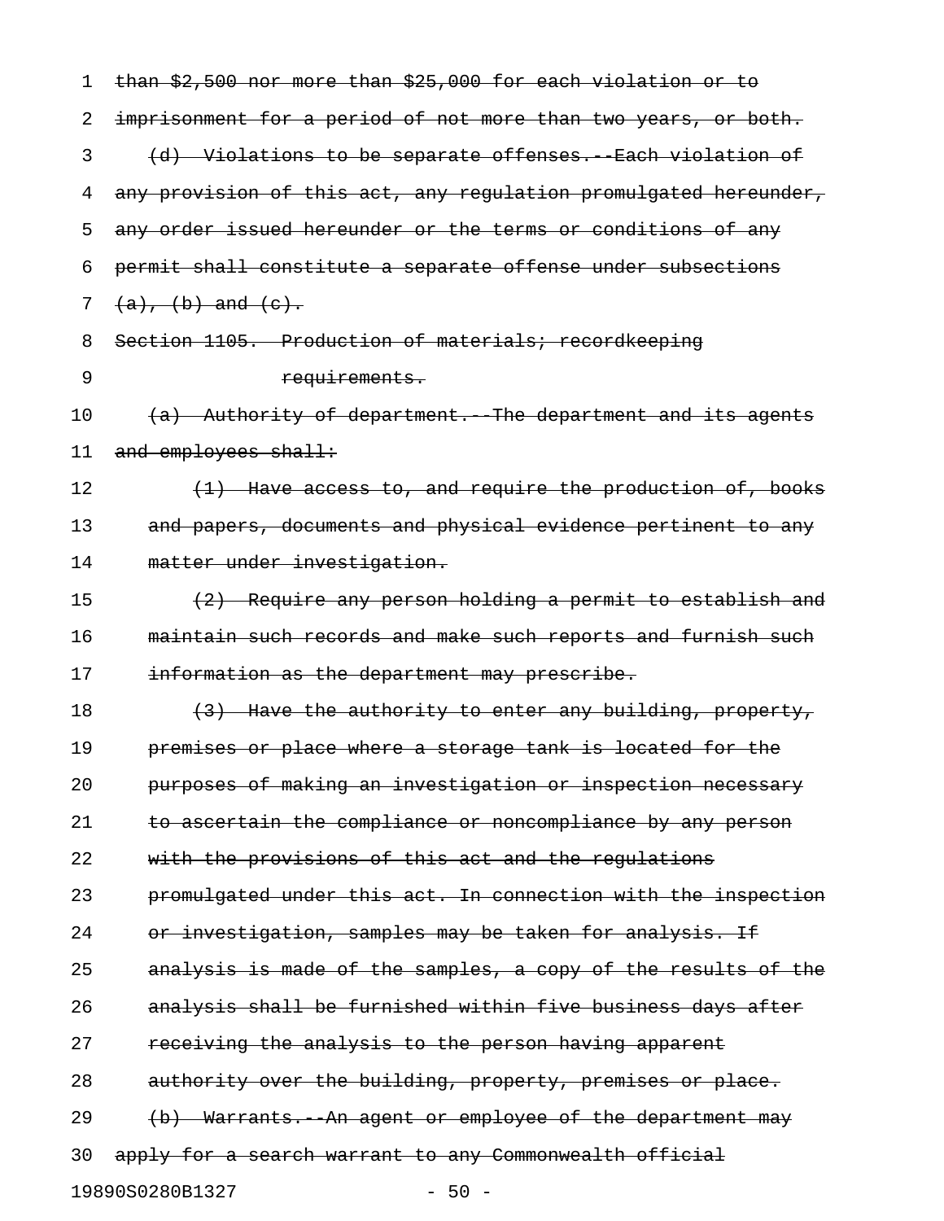~~than $2,500 nor more than $25,000 for each violation or to imprisonment for a period of not more than two years, or both.~~

~~(d) Violations to be separate offenses.--Each violation of any provision of this act, any regulation promulgated hereunder, any order issued hereunder or the terms or conditions of any permit shall constitute a separate offense under subsections (a), (b) and (c).~~

~~Section 1105. Production of materials; recordkeeping requirements.~~

~~(a) Authority of department.--The department and its agents and employees shall:~~

~~(1) Have access to, and require the production of, books and papers, documents and physical evidence pertinent to any matter under investigation.~~

~~(2) Require any person holding a permit to establish and maintain such records and make such reports and furnish such information as the department may prescribe.~~

~~(3) Have the authority to enter any building, property, premises or place where a storage tank is located for the purposes of making an investigation or inspection necessary to ascertain the compliance or noncompliance by any person with the provisions of this act and the regulations promulgated under this act. In connection with the inspection or investigation, samples may be taken for analysis. If analysis is made of the samples, a copy of the results of the analysis shall be furnished within five business days after receiving the analysis to the person having apparent authority over the building, property, premises or place.~~

~~(b) Warrants.--An agent or employee of the department may apply for a search warrant to any Commonwealth official~~

19890S0280B1327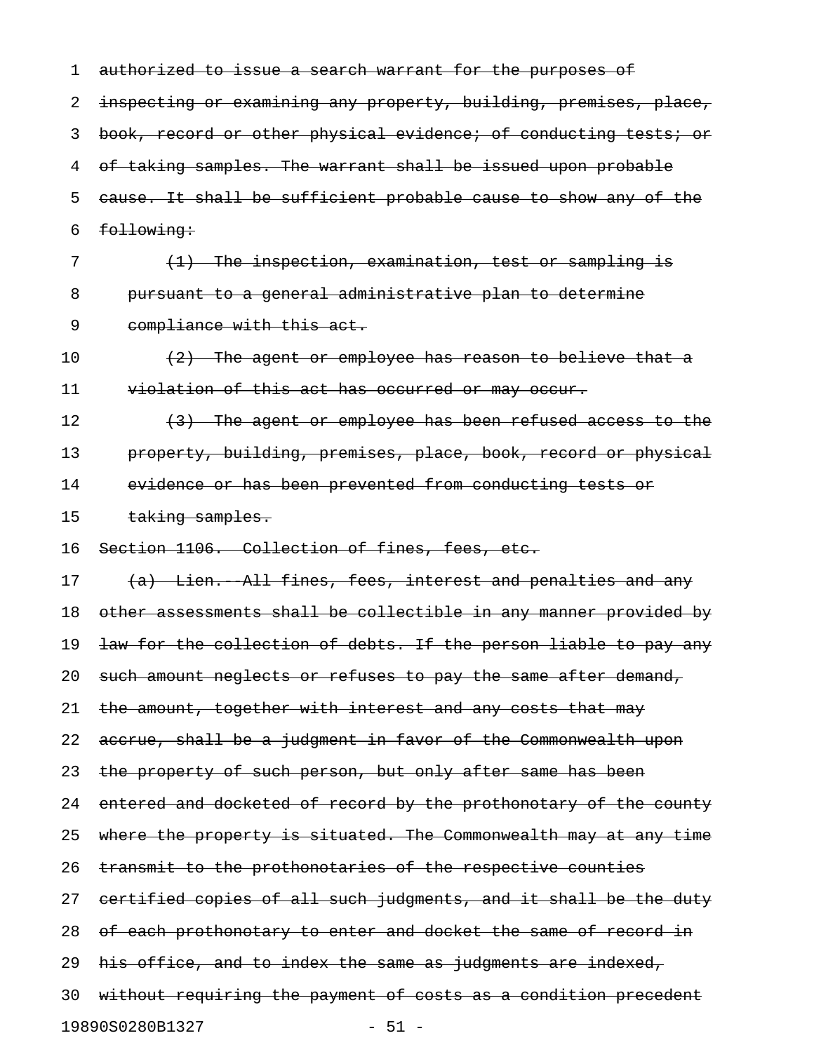~~authorized to issue a search warrant for the purposes of inspecting or examining any property, building, premises, place, book, record or other physical evidence; of conducting tests; or of taking samples. The warrant shall be issued upon probable cause. It shall be sufficient probable cause to show any of the following:~~

~~(1) The inspection, examination, test or sampling is pursuant to a general administrative plan to determine compliance with this act.~~

~~(2) The agent or employee has reason to believe that a violation of this act has occurred or may occur.~~

~~(3) The agent or employee has been refused access to the property, building, premises, place, book, record or physical evidence or has been prevented from conducting tests or taking samples.~~

~~Section 1106. Collection of fines, fees, etc.~~

~~(a) Lien.--All fines, fees, interest and penalties and any other assessments shall be collectible in any manner provided by law for the collection of debts. If the person liable to pay any such amount neglects or refuses to pay the same after demand, the amount, together with interest and any costs that may accrue, shall be a judgment in favor of the Commonwealth upon the property of such person, but only after same has been entered and docketed of record by the prothonotary of the county where the property is situated. The Commonwealth may at any time transmit to the prothonotaries of the respective counties certified copies of all such judgments, and it shall be the duty of each prothonotary to enter and docket the same of record in his office, and to index the same as judgments are indexed, without requiring the payment of costs as a condition precedent~~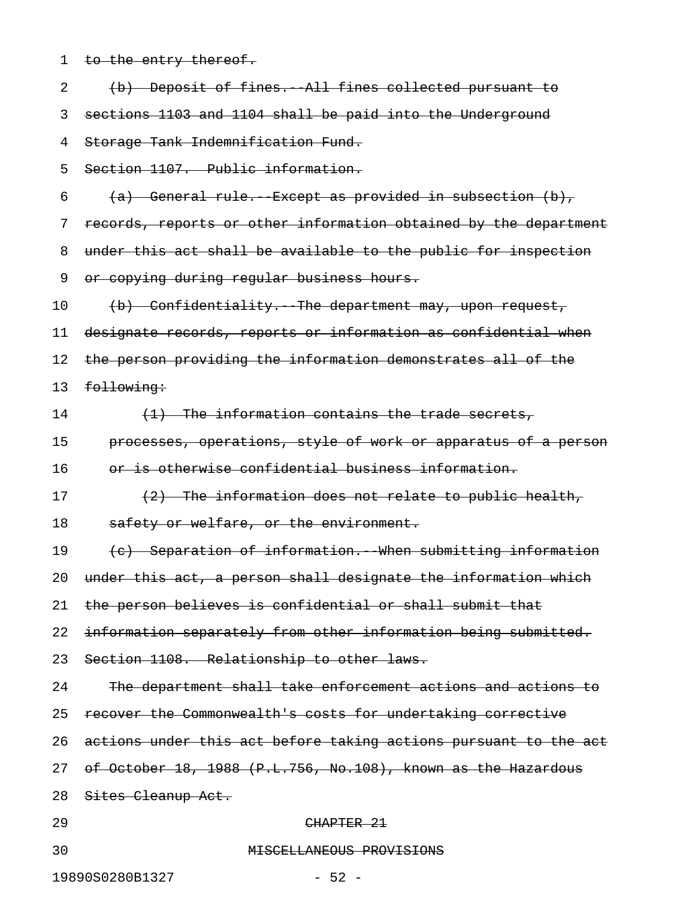to the entry thereof.

(b) Deposit of fines.--All fines collected pursuant to sections 1103 and 1104 shall be paid into the Underground Storage Tank Indemnification Fund.

Section 1107. Public information.

(a) General rule.--Except as provided in subsection (b), records, reports or other information obtained by the department under this act shall be available to the public for inspection or copying during regular business hours.

(b) Confidentiality.--The department may, upon request, designate records, reports or information as confidential when the person providing the information demonstrates all of the following:

(1) The information contains the trade secrets, processes, operations, style of work or apparatus of a person or is otherwise confidential business information.

(2) The information does not relate to public health, safety or welfare, or the environment.

(c) Separation of information.--When submitting information under this act, a person shall designate the information which the person believes is confidential or shall submit that information separately from other information being submitted.

Section 1108. Relationship to other laws.

The department shall take enforcement actions and actions to recover the Commonwealth's costs for undertaking corrective actions under this act before taking actions pursuant to the act of October 18, 1988 (P.L.756, No.108), known as the Hazardous Sites Cleanup Act.

CHAPTER 21

MISCELLANEOUS PROVISIONS

19890S0280B1327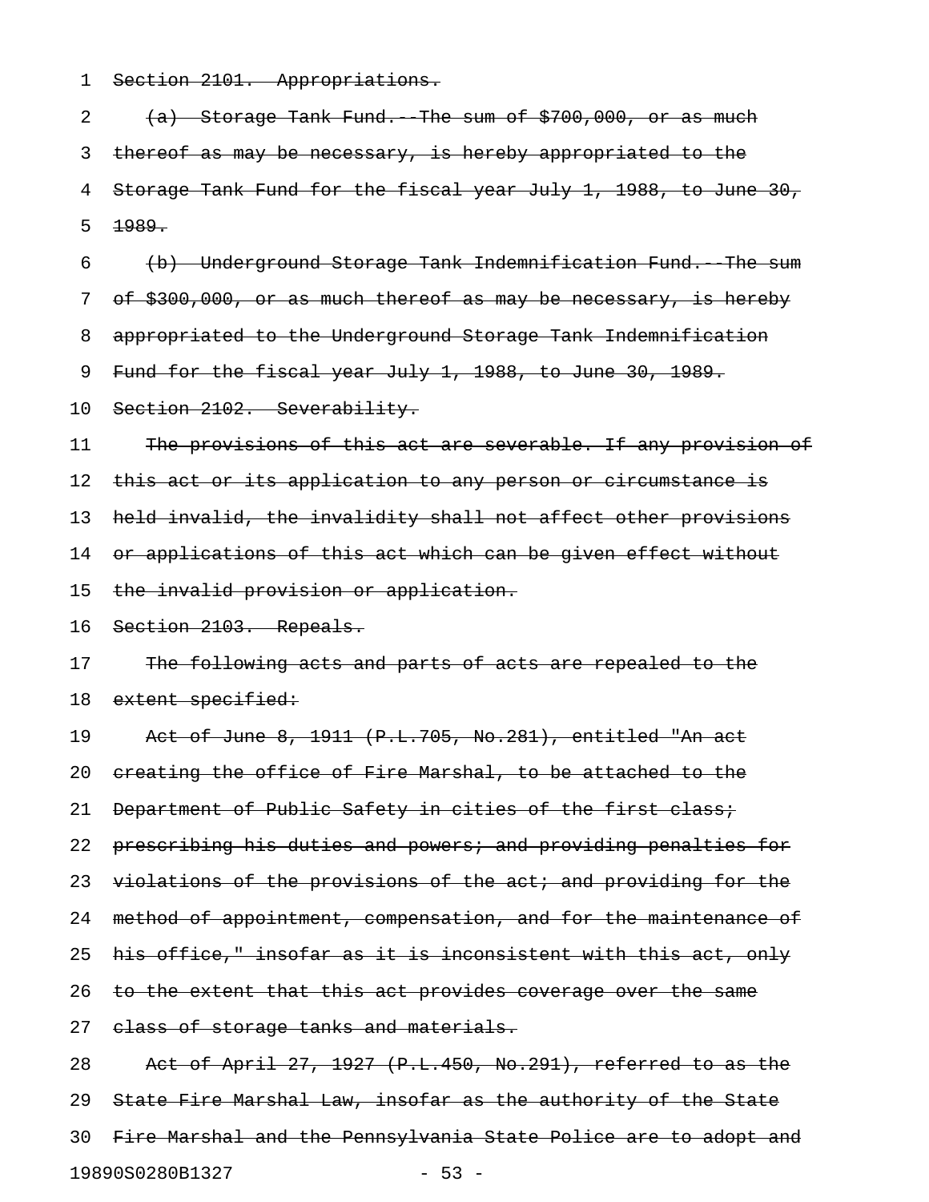~~Section 2101. Appropriations.~~

~~(a) Storage Tank Fund.--The sum of $700,000, or as much thereof as may be necessary, is hereby appropriated to the Storage Tank Fund for the fiscal year July 1, 1988, to June 30, 1989.~~

~~(b) Underground Storage Tank Indemnification Fund.--The sum of $300,000, or as much thereof as may be necessary, is hereby appropriated to the Underground Storage Tank Indemnification Fund for the fiscal year July 1, 1988, to June 30, 1989.~~

~~Section 2102. Severability.~~

~~The provisions of this act are severable. If any provision of this act or its application to any person or circumstance is held invalid, the invalidity shall not affect other provisions or applications of this act which can be given effect without the invalid provision or application.~~

~~Section 2103. Repeals.~~

~~The following acts and parts of acts are repealed to the extent specified:~~

~~Act of June 8, 1911 (P.L.705, No.281), entitled "An act creating the office of Fire Marshal, to be attached to the Department of Public Safety in cities of the first class; prescribing his duties and powers; and providing penalties for violations of the provisions of the act; and providing for the method of appointment, compensation, and for the maintenance of his office," insofar as it is inconsistent with this act, only to the extent that this act provides coverage over the same class of storage tanks and materials.~~

~~Act of April 27, 1927 (P.L.450, No.291), referred to as the State Fire Marshal Law, insofar as the authority of the State Fire Marshal and the Pennsylvania State Police are to adopt and~~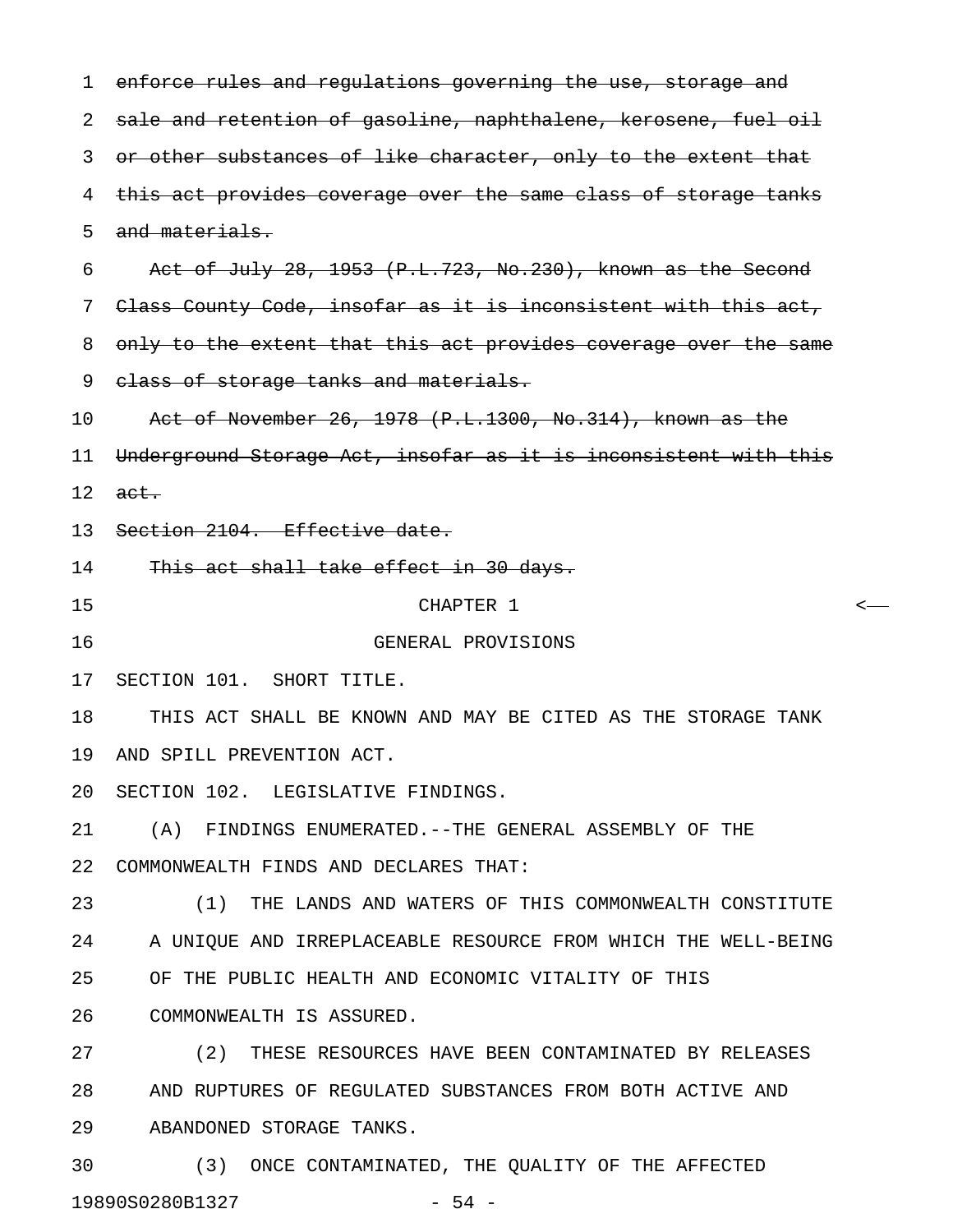~~enforce rules and regulations governing the use, storage and sale and retention of gasoline, naphthalene, kerosene, fuel oil or other substances of like character, only to the extent that this act provides coverage over the same class of storage tanks and materials.~~

~~Act of July 28, 1953 (P.L.723, No.230), known as the Second Class County Code, insofar as it is inconsistent with this act, only to the extent that this act provides coverage over the same class of storage tanks and materials.~~

~~Act of November 26, 1978 (P.L.1300, No.314), known as the Underground Storage Act, insofar as it is inconsistent with this act.~~

~~Section 2104. Effective date.~~

~~This act shall take effect in 30 days.~~

CHAPTER 1

GENERAL PROVISIONS

SECTION 101. SHORT TITLE.

THIS ACT SHALL BE KNOWN AND MAY BE CITED AS THE STORAGE TANK AND SPILL PREVENTION ACT.

SECTION 102. LEGISLATIVE FINDINGS.

(A) FINDINGS ENUMERATED.--THE GENERAL ASSEMBLY OF THE COMMONWEALTH FINDS AND DECLARES THAT:

(1) THE LANDS AND WATERS OF THIS COMMONWEALTH CONSTITUTE A UNIQUE AND IRREPLACEABLE RESOURCE FROM WHICH THE WELL-BEING OF THE PUBLIC HEALTH AND ECONOMIC VITALITY OF THIS COMMONWEALTH IS ASSURED.

(2) THESE RESOURCES HAVE BEEN CONTAMINATED BY RELEASES AND RUPTURES OF REGULATED SUBSTANCES FROM BOTH ACTIVE AND ABANDONED STORAGE TANKS.

(3) ONCE CONTAMINATED, THE QUALITY OF THE AFFECTED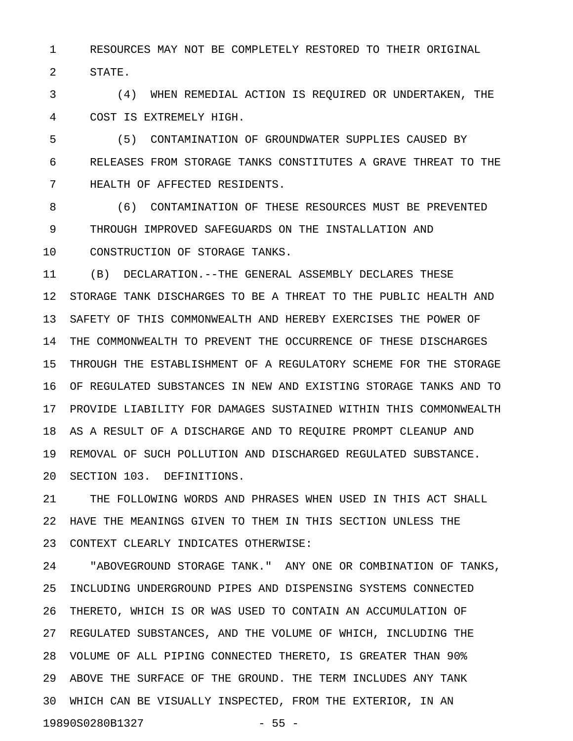RESOURCES MAY NOT BE COMPLETELY RESTORED TO THEIR ORIGINAL STATE.

(4) WHEN REMEDIAL ACTION IS REQUIRED OR UNDERTAKEN, THE COST IS EXTREMELY HIGH.

(5) CONTAMINATION OF GROUNDWATER SUPPLIES CAUSED BY RELEASES FROM STORAGE TANKS CONSTITUTES A GRAVE THREAT TO THE HEALTH OF AFFECTED RESIDENTS.

(6) CONTAMINATION OF THESE RESOURCES MUST BE PREVENTED THROUGH IMPROVED SAFEGUARDS ON THE INSTALLATION AND CONSTRUCTION OF STORAGE TANKS.

(B) DECLARATION.--THE GENERAL ASSEMBLY DECLARES THESE STORAGE TANK DISCHARGES TO BE A THREAT TO THE PUBLIC HEALTH AND SAFETY OF THIS COMMONWEALTH AND HEREBY EXERCISES THE POWER OF THE COMMONWEALTH TO PREVENT THE OCCURRENCE OF THESE DISCHARGES THROUGH THE ESTABLISHMENT OF A REGULATORY SCHEME FOR THE STORAGE OF REGULATED SUBSTANCES IN NEW AND EXISTING STORAGE TANKS AND TO PROVIDE LIABILITY FOR DAMAGES SUSTAINED WITHIN THIS COMMONWEALTH AS A RESULT OF A DISCHARGE AND TO REQUIRE PROMPT CLEANUP AND REMOVAL OF SUCH POLLUTION AND DISCHARGED REGULATED SUBSTANCE.

SECTION 103. DEFINITIONS.

THE FOLLOWING WORDS AND PHRASES WHEN USED IN THIS ACT SHALL HAVE THE MEANINGS GIVEN TO THEM IN THIS SECTION UNLESS THE CONTEXT CLEARLY INDICATES OTHERWISE:

"ABOVEGROUND STORAGE TANK." ANY ONE OR COMBINATION OF TANKS, INCLUDING UNDERGROUND PIPES AND DISPENSING SYSTEMS CONNECTED THERETO, WHICH IS OR WAS USED TO CONTAIN AN ACCUMULATION OF REGULATED SUBSTANCES, AND THE VOLUME OF WHICH, INCLUDING THE VOLUME OF ALL PIPING CONNECTED THERETO, IS GREATER THAN 90% ABOVE THE SURFACE OF THE GROUND. THE TERM INCLUDES ANY TANK WHICH CAN BE VISUALLY INSPECTED, FROM THE EXTERIOR, IN AN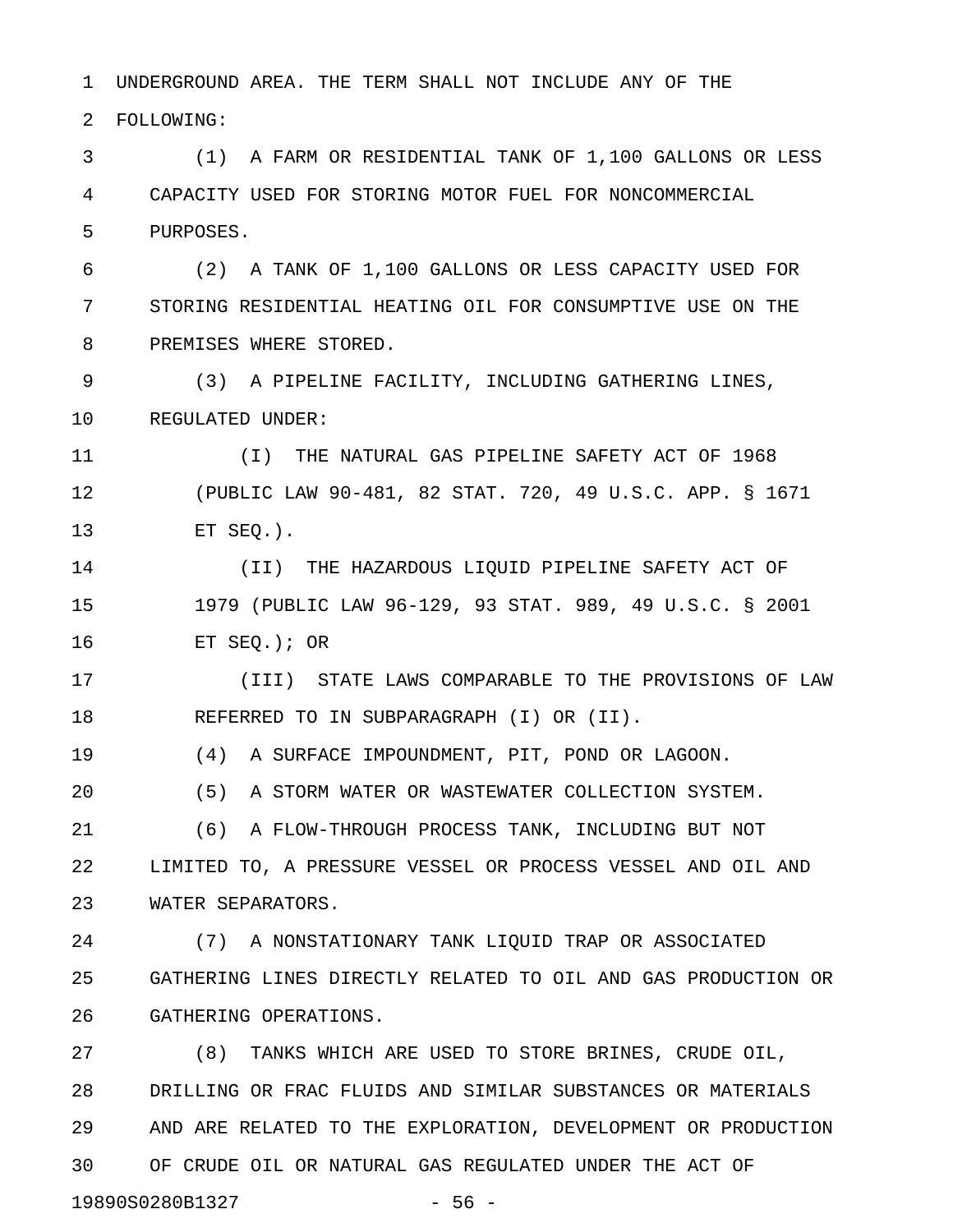UNDERGROUND AREA. THE TERM SHALL NOT INCLUDE ANY OF THE FOLLOWING:

(1) A FARM OR RESIDENTIAL TANK OF 1,100 GALLONS OR LESS CAPACITY USED FOR STORING MOTOR FUEL FOR NONCOMMERCIAL PURPOSES.

(2) A TANK OF 1,100 GALLONS OR LESS CAPACITY USED FOR STORING RESIDENTIAL HEATING OIL FOR CONSUMPTIVE USE ON THE PREMISES WHERE STORED.

(3) A PIPELINE FACILITY, INCLUDING GATHERING LINES, REGULATED UNDER:

(I) THE NATURAL GAS PIPELINE SAFETY ACT OF 1968 (PUBLIC LAW 90-481, 82 STAT. 720, 49 U.S.C. APP. § 1671 ET SEQ.).

(II) THE HAZARDOUS LIQUID PIPELINE SAFETY ACT OF 1979 (PUBLIC LAW 96-129, 93 STAT. 989, 49 U.S.C. § 2001 ET SEQ.); OR

(III) STATE LAWS COMPARABLE TO THE PROVISIONS OF LAW REFERRED TO IN SUBPARAGRAPH (I) OR (II).

(4) A SURFACE IMPOUNDMENT, PIT, POND OR LAGOON.

(5) A STORM WATER OR WASTEWATER COLLECTION SYSTEM.

(6) A FLOW-THROUGH PROCESS TANK, INCLUDING BUT NOT LIMITED TO, A PRESSURE VESSEL OR PROCESS VESSEL AND OIL AND WATER SEPARATORS.

(7) A NONSTATIONARY TANK LIQUID TRAP OR ASSOCIATED GATHERING LINES DIRECTLY RELATED TO OIL AND GAS PRODUCTION OR GATHERING OPERATIONS.

(8) TANKS WHICH ARE USED TO STORE BRINES, CRUDE OIL, DRILLING OR FRAC FLUIDS AND SIMILAR SUBSTANCES OR MATERIALS AND ARE RELATED TO THE EXPLORATION, DEVELOPMENT OR PRODUCTION OF CRUDE OIL OR NATURAL GAS REGULATED UNDER THE ACT OF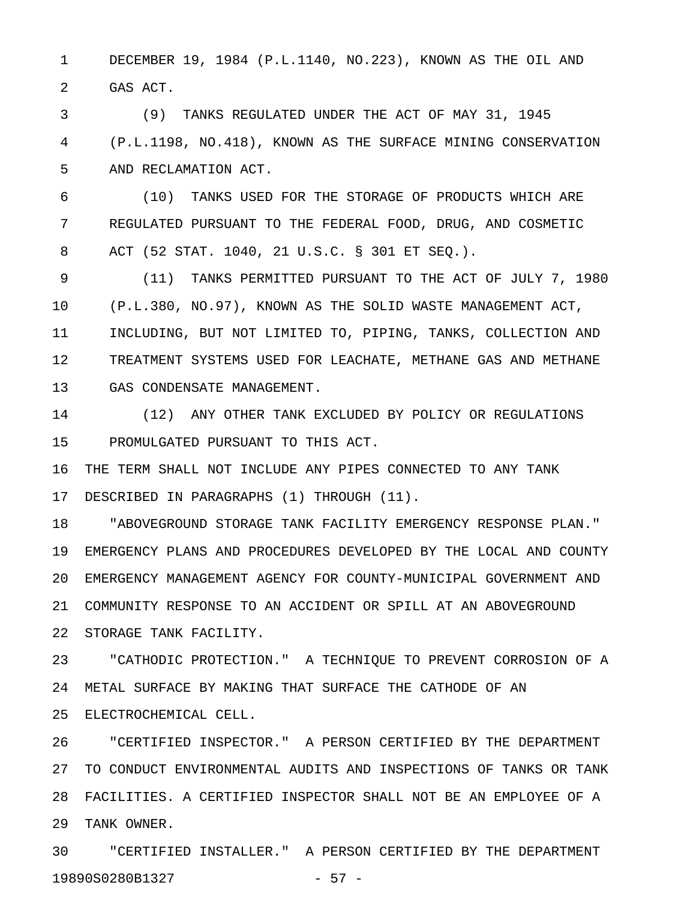DECEMBER 19, 1984 (P.L.1140, NO.223), KNOWN AS THE OIL AND GAS ACT.

(9) TANKS REGULATED UNDER THE ACT OF MAY 31, 1945 (P.L.1198, NO.418), KNOWN AS THE SURFACE MINING CONSERVATION AND RECLAMATION ACT.

(10) TANKS USED FOR THE STORAGE OF PRODUCTS WHICH ARE REGULATED PURSUANT TO THE FEDERAL FOOD, DRUG, AND COSMETIC ACT (52 STAT. 1040, 21 U.S.C. § 301 ET SEQ.).

(11) TANKS PERMITTED PURSUANT TO THE ACT OF JULY 7, 1980 (P.L.380, NO.97), KNOWN AS THE SOLID WASTE MANAGEMENT ACT, INCLUDING, BUT NOT LIMITED TO, PIPING, TANKS, COLLECTION AND TREATMENT SYSTEMS USED FOR LEACHATE, METHANE GAS AND METHANE GAS CONDENSATE MANAGEMENT.

(12) ANY OTHER TANK EXCLUDED BY POLICY OR REGULATIONS PROMULGATED PURSUANT TO THIS ACT.

THE TERM SHALL NOT INCLUDE ANY PIPES CONNECTED TO ANY TANK DESCRIBED IN PARAGRAPHS (1) THROUGH (11).

"ABOVEGROUND STORAGE TANK FACILITY EMERGENCY RESPONSE PLAN." EMERGENCY PLANS AND PROCEDURES DEVELOPED BY THE LOCAL AND COUNTY EMERGENCY MANAGEMENT AGENCY FOR COUNTY-MUNICIPAL GOVERNMENT AND COMMUNITY RESPONSE TO AN ACCIDENT OR SPILL AT AN ABOVEGROUND STORAGE TANK FACILITY.

"CATHODIC PROTECTION." A TECHNIQUE TO PREVENT CORROSION OF A METAL SURFACE BY MAKING THAT SURFACE THE CATHODE OF AN ELECTROCHEMICAL CELL.

"CERTIFIED INSPECTOR." A PERSON CERTIFIED BY THE DEPARTMENT TO CONDUCT ENVIRONMENTAL AUDITS AND INSPECTIONS OF TANKS OR TANK FACILITIES. A CERTIFIED INSPECTOR SHALL NOT BE AN EMPLOYEE OF A TANK OWNER.

"CERTIFIED INSTALLER." A PERSON CERTIFIED BY THE DEPARTMENT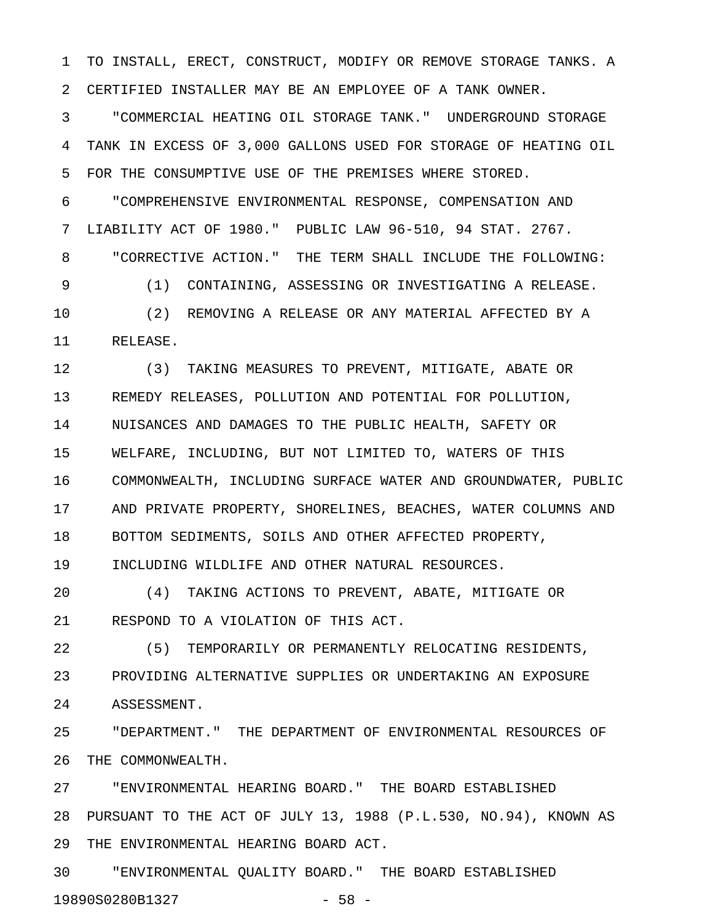TO INSTALL, ERECT, CONSTRUCT, MODIFY OR REMOVE STORAGE TANKS. A CERTIFIED INSTALLER MAY BE AN EMPLOYEE OF A TANK OWNER.

"COMMERCIAL HEATING OIL STORAGE TANK." UNDERGROUND STORAGE TANK IN EXCESS OF 3,000 GALLONS USED FOR STORAGE OF HEATING OIL FOR THE CONSUMPTIVE USE OF THE PREMISES WHERE STORED.

"COMPREHENSIVE ENVIRONMENTAL RESPONSE, COMPENSATION AND LIABILITY ACT OF 1980." PUBLIC LAW 96-510, 94 STAT. 2767.

"CORRECTIVE ACTION." THE TERM SHALL INCLUDE THE FOLLOWING:

(1) CONTAINING, ASSESSING OR INVESTIGATING A RELEASE.

(2) REMOVING A RELEASE OR ANY MATERIAL AFFECTED BY A RELEASE.

(3) TAKING MEASURES TO PREVENT, MITIGATE, ABATE OR REMEDY RELEASES, POLLUTION AND POTENTIAL FOR POLLUTION, NUISANCES AND DAMAGES TO THE PUBLIC HEALTH, SAFETY OR WELFARE, INCLUDING, BUT NOT LIMITED TO, WATERS OF THIS COMMONWEALTH, INCLUDING SURFACE WATER AND GROUNDWATER, PUBLIC AND PRIVATE PROPERTY, SHORELINES, BEACHES, WATER COLUMNS AND BOTTOM SEDIMENTS, SOILS AND OTHER AFFECTED PROPERTY, INCLUDING WILDLIFE AND OTHER NATURAL RESOURCES.

(4) TAKING ACTIONS TO PREVENT, ABATE, MITIGATE OR RESPOND TO A VIOLATION OF THIS ACT.

(5) TEMPORARILY OR PERMANENTLY RELOCATING RESIDENTS, PROVIDING ALTERNATIVE SUPPLIES OR UNDERTAKING AN EXPOSURE ASSESSMENT.

"DEPARTMENT." THE DEPARTMENT OF ENVIRONMENTAL RESOURCES OF THE COMMONWEALTH.

"ENVIRONMENTAL HEARING BOARD." THE BOARD ESTABLISHED PURSUANT TO THE ACT OF JULY 13, 1988 (P.L.530, NO.94), KNOWN AS THE ENVIRONMENTAL HEARING BOARD ACT.

"ENVIRONMENTAL QUALITY BOARD." THE BOARD ESTABLISHED

19890S0280B1327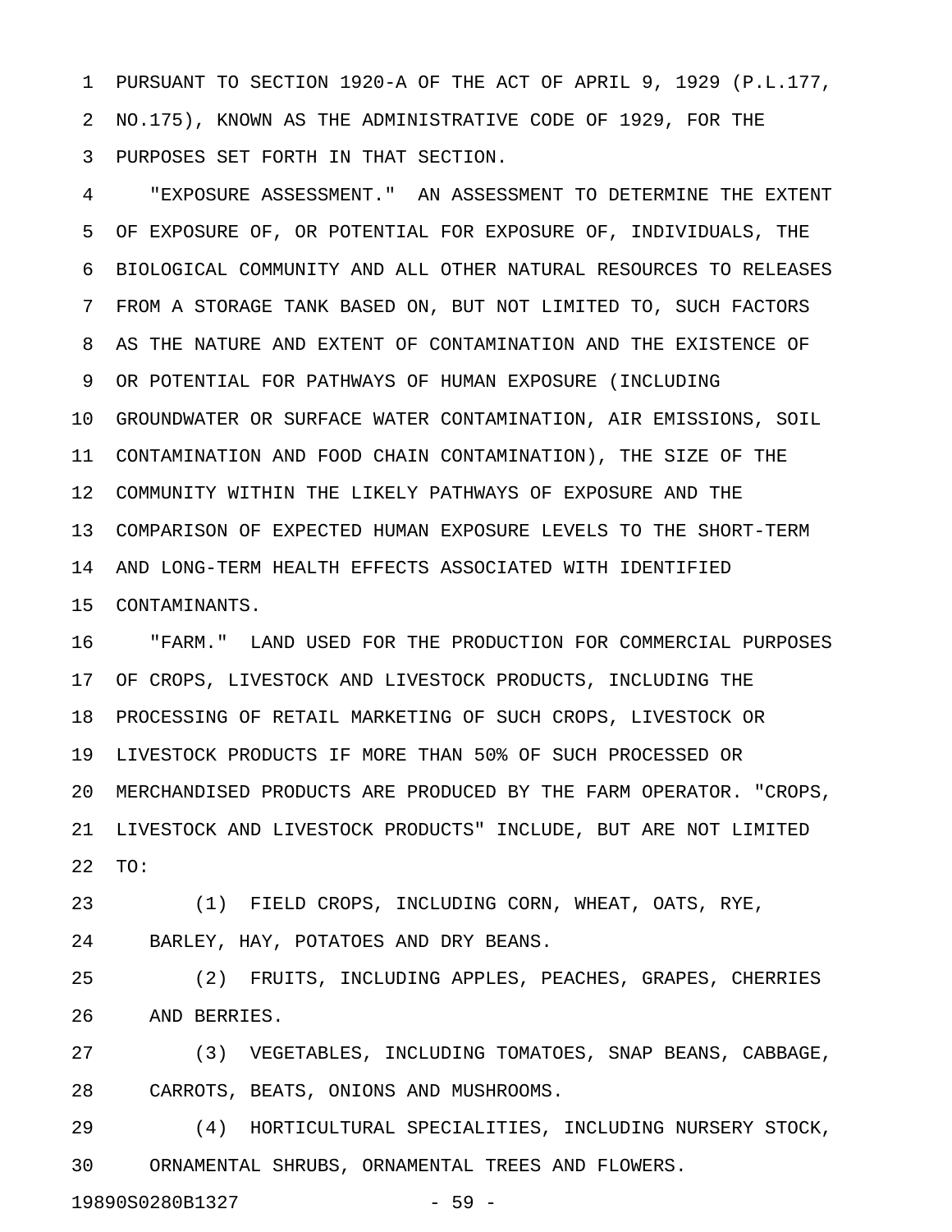PURSUANT TO SECTION 1920-A OF THE ACT OF APRIL 9, 1929 (P.L.177, NO.175), KNOWN AS THE ADMINISTRATIVE CODE OF 1929, FOR THE PURPOSES SET FORTH IN THAT SECTION.

"EXPOSURE ASSESSMENT." AN ASSESSMENT TO DETERMINE THE EXTENT OF EXPOSURE OF, OR POTENTIAL FOR EXPOSURE OF, INDIVIDUALS, THE BIOLOGICAL COMMUNITY AND ALL OTHER NATURAL RESOURCES TO RELEASES FROM A STORAGE TANK BASED ON, BUT NOT LIMITED TO, SUCH FACTORS AS THE NATURE AND EXTENT OF CONTAMINATION AND THE EXISTENCE OF OR POTENTIAL FOR PATHWAYS OF HUMAN EXPOSURE (INCLUDING GROUNDWATER OR SURFACE WATER CONTAMINATION, AIR EMISSIONS, SOIL CONTAMINATION AND FOOD CHAIN CONTAMINATION), THE SIZE OF THE COMMUNITY WITHIN THE LIKELY PATHWAYS OF EXPOSURE AND THE COMPARISON OF EXPECTED HUMAN EXPOSURE LEVELS TO THE SHORT-TERM AND LONG-TERM HEALTH EFFECTS ASSOCIATED WITH IDENTIFIED CONTAMINANTS.

"FARM." LAND USED FOR THE PRODUCTION FOR COMMERCIAL PURPOSES OF CROPS, LIVESTOCK AND LIVESTOCK PRODUCTS, INCLUDING THE PROCESSING OF RETAIL MARKETING OF SUCH CROPS, LIVESTOCK OR LIVESTOCK PRODUCTS IF MORE THAN 50% OF SUCH PROCESSED OR MERCHANDISED PRODUCTS ARE PRODUCED BY THE FARM OPERATOR. "CROPS, LIVESTOCK AND LIVESTOCK PRODUCTS" INCLUDE, BUT ARE NOT LIMITED TO:

(1) FIELD CROPS, INCLUDING CORN, WHEAT, OATS, RYE, BARLEY, HAY, POTATOES AND DRY BEANS.

(2) FRUITS, INCLUDING APPLES, PEACHES, GRAPES, CHERRIES AND BERRIES.

(3) VEGETABLES, INCLUDING TOMATOES, SNAP BEANS, CABBAGE, CARROTS, BEATS, ONIONS AND MUSHROOMS.

(4) HORTICULTURAL SPECIALITIES, INCLUDING NURSERY STOCK, ORNAMENTAL SHRUBS, ORNAMENTAL TREES AND FLOWERS.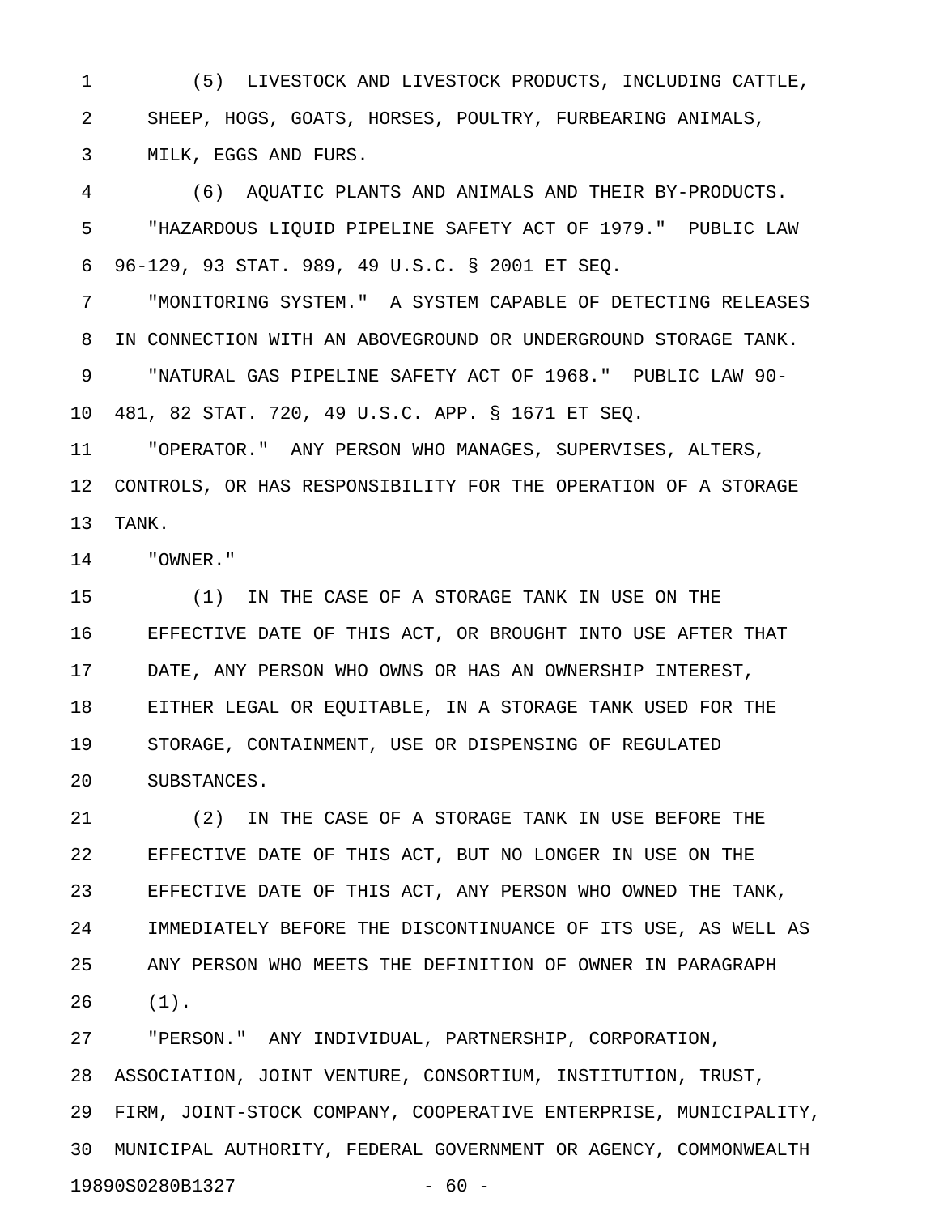(5) LIVESTOCK AND LIVESTOCK PRODUCTS, INCLUDING CATTLE, SHEEP, HOGS, GOATS, HORSES, POULTRY, FURBEARING ANIMALS, MILK, EGGS AND FURS.

(6) AQUATIC PLANTS AND ANIMALS AND THEIR BY-PRODUCTS.

"HAZARDOUS LIQUID PIPELINE SAFETY ACT OF 1979." PUBLIC LAW 96-129, 93 STAT. 989, 49 U.S.C. § 2001 ET SEQ.

"MONITORING SYSTEM." A SYSTEM CAPABLE OF DETECTING RELEASES IN CONNECTION WITH AN ABOVEGROUND OR UNDERGROUND STORAGE TANK.

"NATURAL GAS PIPELINE SAFETY ACT OF 1968." PUBLIC LAW 90-481, 82 STAT. 720, 49 U.S.C. APP. § 1671 ET SEQ.

"OPERATOR." ANY PERSON WHO MANAGES, SUPERVISES, ALTERS, CONTROLS, OR HAS RESPONSIBILITY FOR THE OPERATION OF A STORAGE TANK.

"OWNER."

(1) IN THE CASE OF A STORAGE TANK IN USE ON THE EFFECTIVE DATE OF THIS ACT, OR BROUGHT INTO USE AFTER THAT DATE, ANY PERSON WHO OWNS OR HAS AN OWNERSHIP INTEREST, EITHER LEGAL OR EQUITABLE, IN A STORAGE TANK USED FOR THE STORAGE, CONTAINMENT, USE OR DISPENSING OF REGULATED SUBSTANCES.

(2) IN THE CASE OF A STORAGE TANK IN USE BEFORE THE EFFECTIVE DATE OF THIS ACT, BUT NO LONGER IN USE ON THE EFFECTIVE DATE OF THIS ACT, ANY PERSON WHO OWNED THE TANK, IMMEDIATELY BEFORE THE DISCONTINUANCE OF ITS USE, AS WELL AS ANY PERSON WHO MEETS THE DEFINITION OF OWNER IN PARAGRAPH (1).

"PERSON." ANY INDIVIDUAL, PARTNERSHIP, CORPORATION, ASSOCIATION, JOINT VENTURE, CONSORTIUM, INSTITUTION, TRUST, FIRM, JOINT-STOCK COMPANY, COOPERATIVE ENTERPRISE, MUNICIPALITY, MUNICIPAL AUTHORITY, FEDERAL GOVERNMENT OR AGENCY, COMMONWEALTH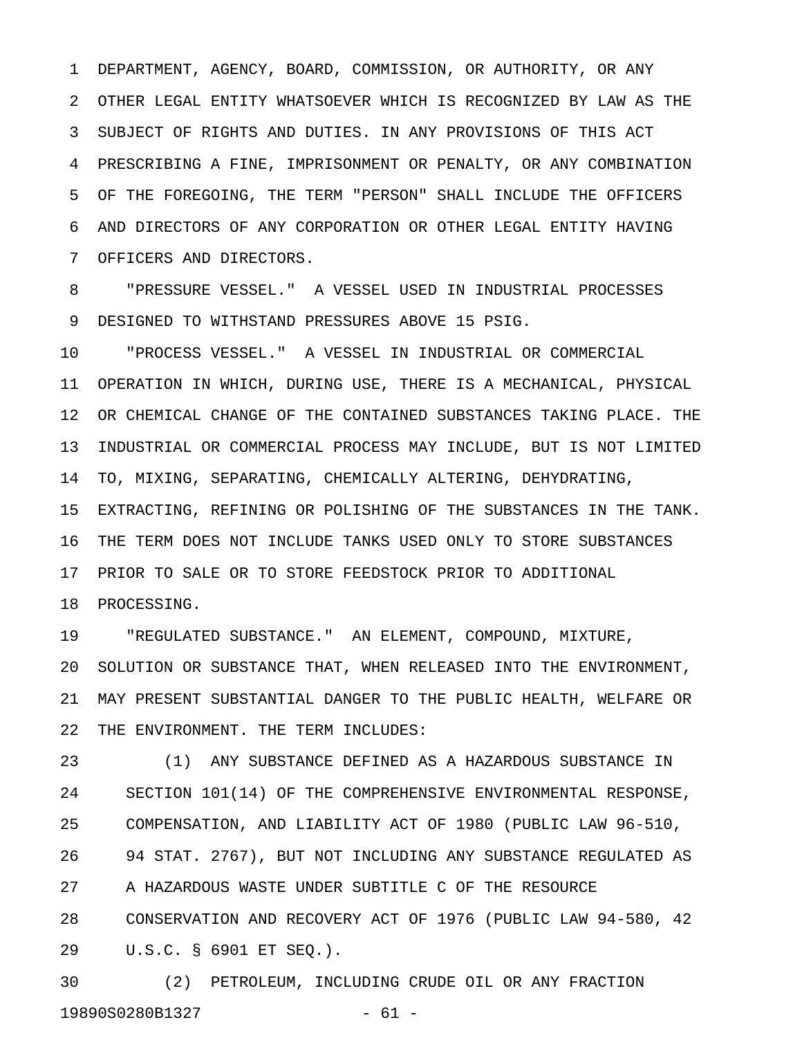DEPARTMENT, AGENCY, BOARD, COMMISSION, OR AUTHORITY, OR ANY OTHER LEGAL ENTITY WHATSOEVER WHICH IS RECOGNIZED BY LAW AS THE SUBJECT OF RIGHTS AND DUTIES. IN ANY PROVISIONS OF THIS ACT PRESCRIBING A FINE, IMPRISONMENT OR PENALTY, OR ANY COMBINATION OF THE FOREGOING, THE TERM "PERSON" SHALL INCLUDE THE OFFICERS AND DIRECTORS OF ANY CORPORATION OR OTHER LEGAL ENTITY HAVING OFFICERS AND DIRECTORS.

"PRESSURE VESSEL." A VESSEL USED IN INDUSTRIAL PROCESSES DESIGNED TO WITHSTAND PRESSURES ABOVE 15 PSIG.

"PROCESS VESSEL." A VESSEL IN INDUSTRIAL OR COMMERCIAL OPERATION IN WHICH, DURING USE, THERE IS A MECHANICAL, PHYSICAL OR CHEMICAL CHANGE OF THE CONTAINED SUBSTANCES TAKING PLACE. THE INDUSTRIAL OR COMMERCIAL PROCESS MAY INCLUDE, BUT IS NOT LIMITED TO, MIXING, SEPARATING, CHEMICALLY ALTERING, DEHYDRATING, EXTRACTING, REFINING OR POLISHING OF THE SUBSTANCES IN THE TANK. THE TERM DOES NOT INCLUDE TANKS USED ONLY TO STORE SUBSTANCES PRIOR TO SALE OR TO STORE FEEDSTOCK PRIOR TO ADDITIONAL PROCESSING.

"REGULATED SUBSTANCE." AN ELEMENT, COMPOUND, MIXTURE, SOLUTION OR SUBSTANCE THAT, WHEN RELEASED INTO THE ENVIRONMENT, MAY PRESENT SUBSTANTIAL DANGER TO THE PUBLIC HEALTH, WELFARE OR THE ENVIRONMENT. THE TERM INCLUDES:

(1) ANY SUBSTANCE DEFINED AS A HAZARDOUS SUBSTANCE IN SECTION 101(14) OF THE COMPREHENSIVE ENVIRONMENTAL RESPONSE, COMPENSATION, AND LIABILITY ACT OF 1980 (PUBLIC LAW 96-510, 94 STAT. 2767), BUT NOT INCLUDING ANY SUBSTANCE REGULATED AS A HAZARDOUS WASTE UNDER SUBTITLE C OF THE RESOURCE CONSERVATION AND RECOVERY ACT OF 1976 (PUBLIC LAW 94-580, 42 U.S.C. § 6901 ET SEQ.).

(2) PETROLEUM, INCLUDING CRUDE OIL OR ANY FRACTION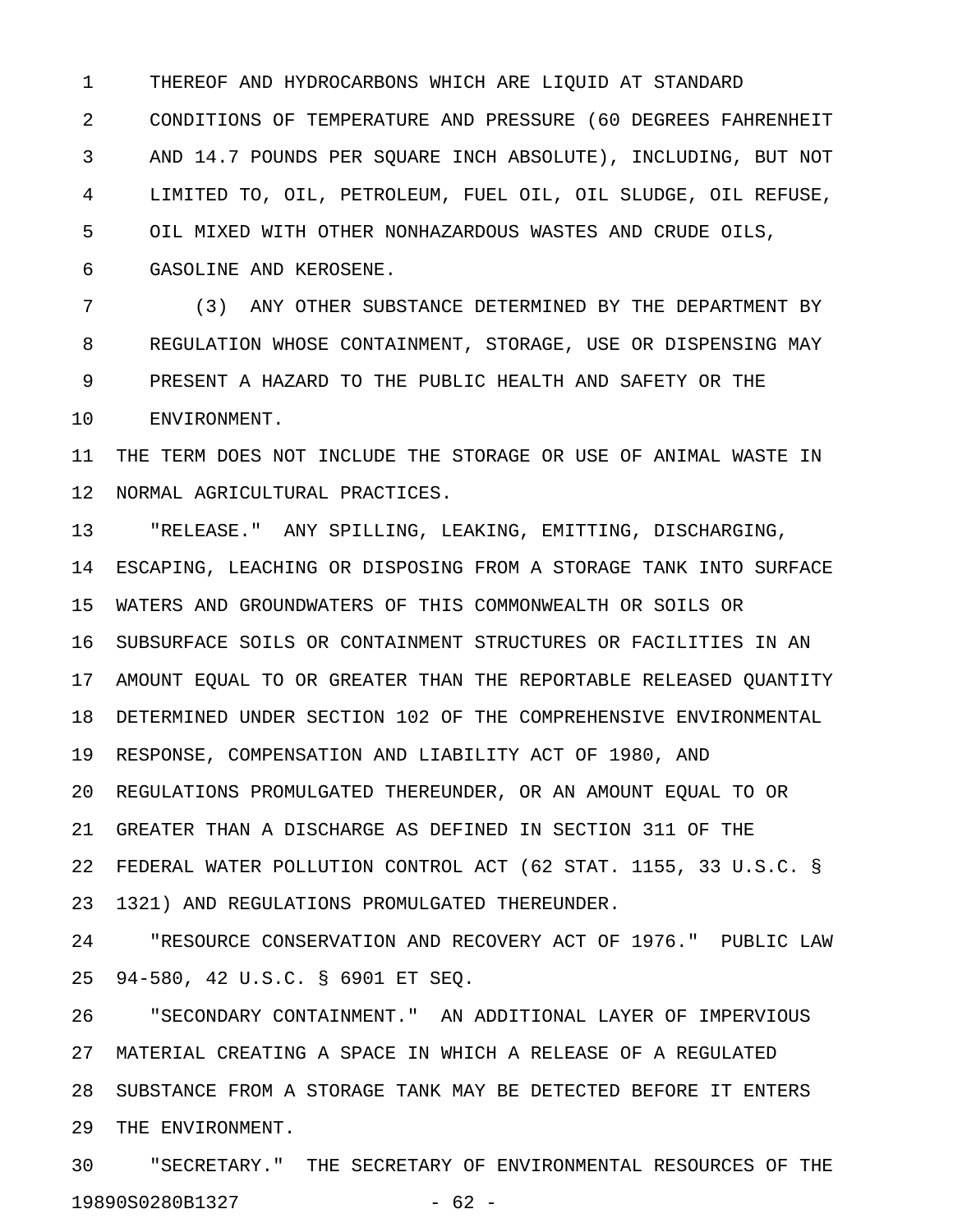THEREOF AND HYDROCARBONS WHICH ARE LIQUID AT STANDARD CONDITIONS OF TEMPERATURE AND PRESSURE (60 DEGREES FAHRENHEIT AND 14.7 POUNDS PER SQUARE INCH ABSOLUTE), INCLUDING, BUT NOT LIMITED TO, OIL, PETROLEUM, FUEL OIL, OIL SLUDGE, OIL REFUSE, OIL MIXED WITH OTHER NONHAZARDOUS WASTES AND CRUDE OILS, GASOLINE AND KEROSENE.

(3) ANY OTHER SUBSTANCE DETERMINED BY THE DEPARTMENT BY REGULATION WHOSE CONTAINMENT, STORAGE, USE OR DISPENSING MAY PRESENT A HAZARD TO THE PUBLIC HEALTH AND SAFETY OR THE ENVIRONMENT.

THE TERM DOES NOT INCLUDE THE STORAGE OR USE OF ANIMAL WASTE IN NORMAL AGRICULTURAL PRACTICES.

"RELEASE." ANY SPILLING, LEAKING, EMITTING, DISCHARGING, ESCAPING, LEACHING OR DISPOSING FROM A STORAGE TANK INTO SURFACE WATERS AND GROUNDWATERS OF THIS COMMONWEALTH OR SOILS OR SUBSURFACE SOILS OR CONTAINMENT STRUCTURES OR FACILITIES IN AN AMOUNT EQUAL TO OR GREATER THAN THE REPORTABLE RELEASED QUANTITY DETERMINED UNDER SECTION 102 OF THE COMPREHENSIVE ENVIRONMENTAL RESPONSE, COMPENSATION AND LIABILITY ACT OF 1980, AND REGULATIONS PROMULGATED THEREUNDER, OR AN AMOUNT EQUAL TO OR GREATER THAN A DISCHARGE AS DEFINED IN SECTION 311 OF THE FEDERAL WATER POLLUTION CONTROL ACT (62 STAT. 1155, 33 U.S.C. § 1321) AND REGULATIONS PROMULGATED THEREUNDER.

"RESOURCE CONSERVATION AND RECOVERY ACT OF 1976." PUBLIC LAW 94-580, 42 U.S.C. § 6901 ET SEQ.

"SECONDARY CONTAINMENT." AN ADDITIONAL LAYER OF IMPERVIOUS MATERIAL CREATING A SPACE IN WHICH A RELEASE OF A REGULATED SUBSTANCE FROM A STORAGE TANK MAY BE DETECTED BEFORE IT ENTERS THE ENVIRONMENT.

"SECRETARY." THE SECRETARY OF ENVIRONMENTAL RESOURCES OF THE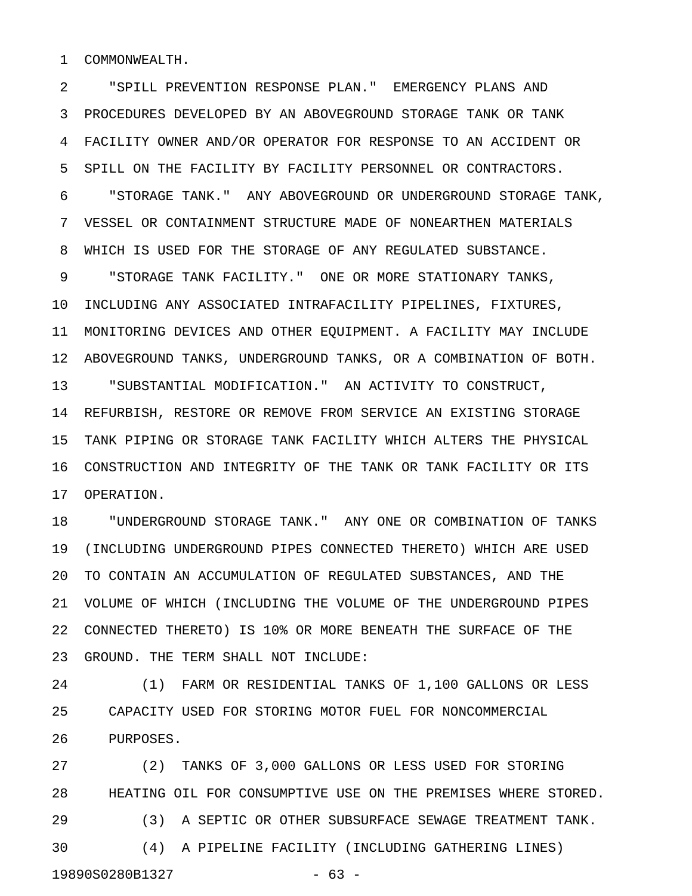COMMONWEALTH.

"SPILL PREVENTION RESPONSE PLAN." EMERGENCY PLANS AND PROCEDURES DEVELOPED BY AN ABOVEGROUND STORAGE TANK OR TANK FACILITY OWNER AND/OR OPERATOR FOR RESPONSE TO AN ACCIDENT OR SPILL ON THE FACILITY BY FACILITY PERSONNEL OR CONTRACTORS.

"STORAGE TANK." ANY ABOVEGROUND OR UNDERGROUND STORAGE TANK, VESSEL OR CONTAINMENT STRUCTURE MADE OF NONEARTHEN MATERIALS WHICH IS USED FOR THE STORAGE OF ANY REGULATED SUBSTANCE.

"STORAGE TANK FACILITY." ONE OR MORE STATIONARY TANKS, INCLUDING ANY ASSOCIATED INTRAFACILITY PIPELINES, FIXTURES, MONITORING DEVICES AND OTHER EQUIPMENT. A FACILITY MAY INCLUDE ABOVEGROUND TANKS, UNDERGROUND TANKS, OR A COMBINATION OF BOTH.

"SUBSTANTIAL MODIFICATION." AN ACTIVITY TO CONSTRUCT, REFURBISH, RESTORE OR REMOVE FROM SERVICE AN EXISTING STORAGE TANK PIPING OR STORAGE TANK FACILITY WHICH ALTERS THE PHYSICAL CONSTRUCTION AND INTEGRITY OF THE TANK OR TANK FACILITY OR ITS OPERATION.

"UNDERGROUND STORAGE TANK." ANY ONE OR COMBINATION OF TANKS (INCLUDING UNDERGROUND PIPES CONNECTED THERETO) WHICH ARE USED TO CONTAIN AN ACCUMULATION OF REGULATED SUBSTANCES, AND THE VOLUME OF WHICH (INCLUDING THE VOLUME OF THE UNDERGROUND PIPES CONNECTED THERETO) IS 10% OR MORE BENEATH THE SURFACE OF THE GROUND. THE TERM SHALL NOT INCLUDE:

(1) FARM OR RESIDENTIAL TANKS OF 1,100 GALLONS OR LESS CAPACITY USED FOR STORING MOTOR FUEL FOR NONCOMMERCIAL PURPOSES.

(2) TANKS OF 3,000 GALLONS OR LESS USED FOR STORING HEATING OIL FOR CONSUMPTIVE USE ON THE PREMISES WHERE STORED.

(3) A SEPTIC OR OTHER SUBSURFACE SEWAGE TREATMENT TANK.

(4) A PIPELINE FACILITY (INCLUDING GATHERING LINES)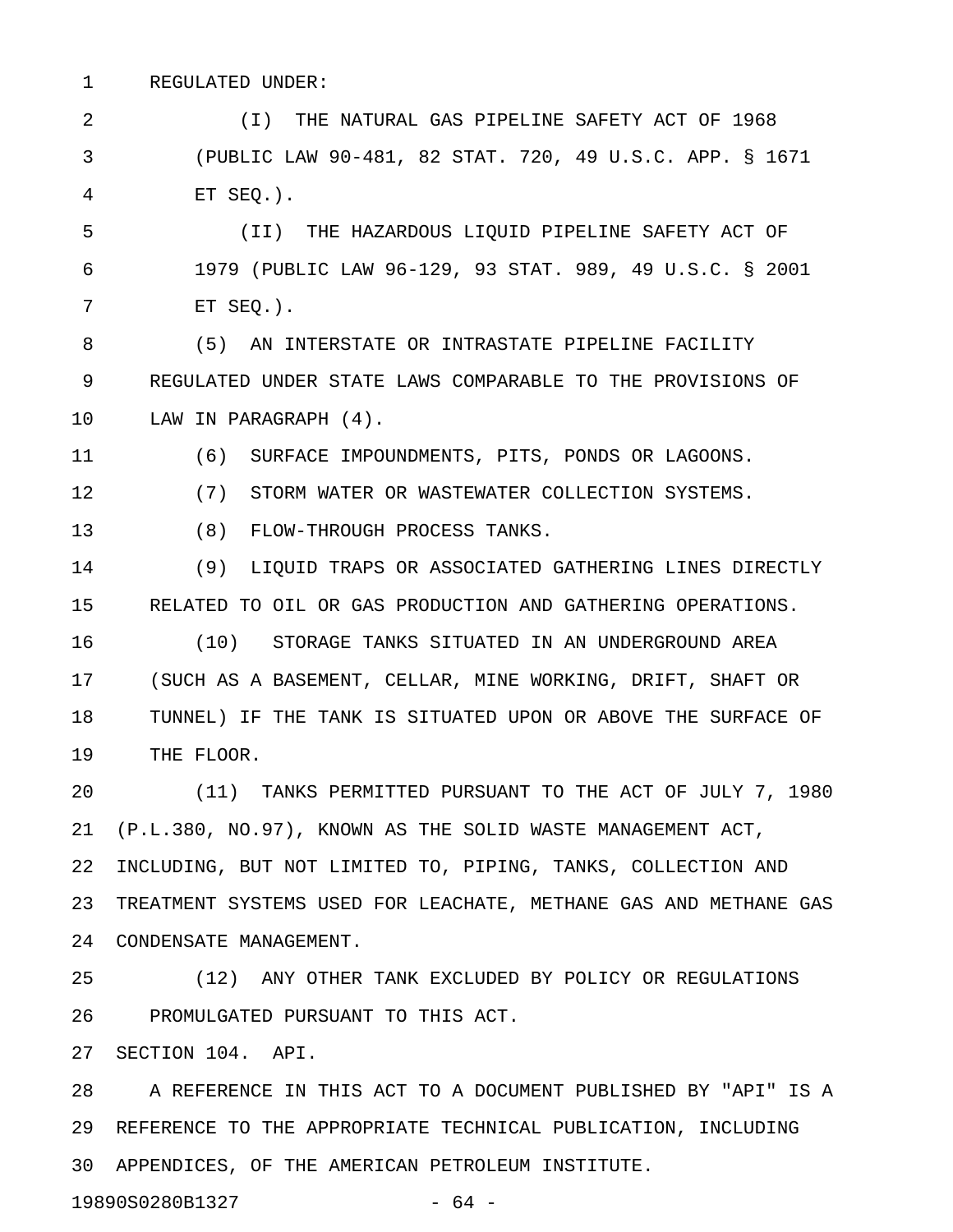REGULATED UNDER:

(I) THE NATURAL GAS PIPELINE SAFETY ACT OF 1968 (PUBLIC LAW 90-481, 82 STAT. 720, 49 U.S.C. APP. § 1671 ET SEQ.).

(II) THE HAZARDOUS LIQUID PIPELINE SAFETY ACT OF 1979 (PUBLIC LAW 96-129, 93 STAT. 989, 49 U.S.C. § 2001 ET SEQ.).

(5) AN INTERSTATE OR INTRASTATE PIPELINE FACILITY REGULATED UNDER STATE LAWS COMPARABLE TO THE PROVISIONS OF LAW IN PARAGRAPH (4).

(6) SURFACE IMPOUNDMENTS, PITS, PONDS OR LAGOONS.

(7) STORM WATER OR WASTEWATER COLLECTION SYSTEMS.

(8) FLOW-THROUGH PROCESS TANKS.

(9) LIQUID TRAPS OR ASSOCIATED GATHERING LINES DIRECTLY RELATED TO OIL OR GAS PRODUCTION AND GATHERING OPERATIONS.

(10) STORAGE TANKS SITUATED IN AN UNDERGROUND AREA (SUCH AS A BASEMENT, CELLAR, MINE WORKING, DRIFT, SHAFT OR TUNNEL) IF THE TANK IS SITUATED UPON OR ABOVE THE SURFACE OF THE FLOOR.

(11) TANKS PERMITTED PURSUANT TO THE ACT OF JULY 7, 1980 (P.L.380, NO.97), KNOWN AS THE SOLID WASTE MANAGEMENT ACT, INCLUDING, BUT NOT LIMITED TO, PIPING, TANKS, COLLECTION AND TREATMENT SYSTEMS USED FOR LEACHATE, METHANE GAS AND METHANE GAS CONDENSATE MANAGEMENT.

(12) ANY OTHER TANK EXCLUDED BY POLICY OR REGULATIONS PROMULGATED PURSUANT TO THIS ACT.

SECTION 104. API.

A REFERENCE IN THIS ACT TO A DOCUMENT PUBLISHED BY "API" IS A REFERENCE TO THE APPROPRIATE TECHNICAL PUBLICATION, INCLUDING APPENDICES, OF THE AMERICAN PETROLEUM INSTITUTE.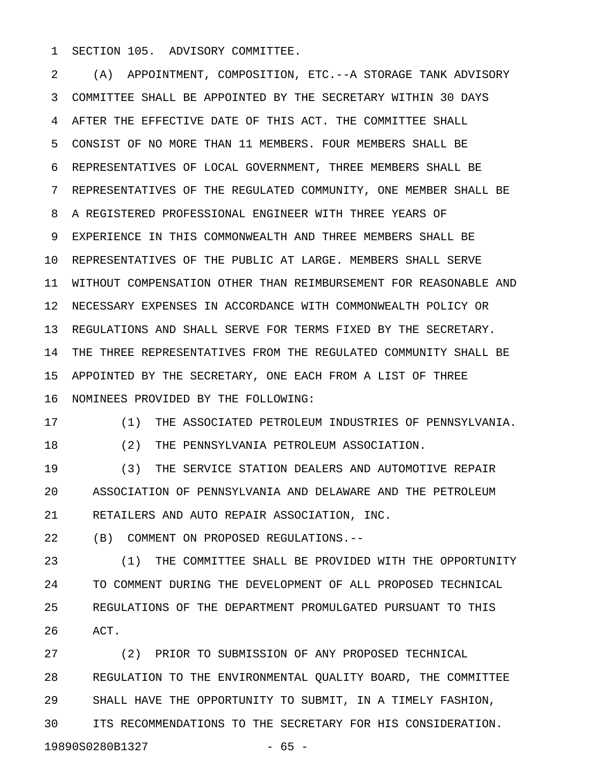SECTION 105. ADVISORY COMMITTEE.

(A) APPOINTMENT, COMPOSITION, ETC.--A STORAGE TANK ADVISORY COMMITTEE SHALL BE APPOINTED BY THE SECRETARY WITHIN 30 DAYS AFTER THE EFFECTIVE DATE OF THIS ACT. THE COMMITTEE SHALL CONSIST OF NO MORE THAN 11 MEMBERS. FOUR MEMBERS SHALL BE REPRESENTATIVES OF LOCAL GOVERNMENT, THREE MEMBERS SHALL BE REPRESENTATIVES OF THE REGULATED COMMUNITY, ONE MEMBER SHALL BE A REGISTERED PROFESSIONAL ENGINEER WITH THREE YEARS OF EXPERIENCE IN THIS COMMONWEALTH AND THREE MEMBERS SHALL BE REPRESENTATIVES OF THE PUBLIC AT LARGE. MEMBERS SHALL SERVE WITHOUT COMPENSATION OTHER THAN REIMBURSEMENT FOR REASONABLE AND NECESSARY EXPENSES IN ACCORDANCE WITH COMMONWEALTH POLICY OR REGULATIONS AND SHALL SERVE FOR TERMS FIXED BY THE SECRETARY. THE THREE REPRESENTATIVES FROM THE REGULATED COMMUNITY SHALL BE APPOINTED BY THE SECRETARY, ONE EACH FROM A LIST OF THREE NOMINEES PROVIDED BY THE FOLLOWING:

(1) THE ASSOCIATED PETROLEUM INDUSTRIES OF PENNSYLVANIA.

(2) THE PENNSYLVANIA PETROLEUM ASSOCIATION.

(3) THE SERVICE STATION DEALERS AND AUTOMOTIVE REPAIR ASSOCIATION OF PENNSYLVANIA AND DELAWARE AND THE PETROLEUM RETAILERS AND AUTO REPAIR ASSOCIATION, INC.

(B) COMMENT ON PROPOSED REGULATIONS.--

(1) THE COMMITTEE SHALL BE PROVIDED WITH THE OPPORTUNITY TO COMMENT DURING THE DEVELOPMENT OF ALL PROPOSED TECHNICAL REGULATIONS OF THE DEPARTMENT PROMULGATED PURSUANT TO THIS ACT.

(2) PRIOR TO SUBMISSION OF ANY PROPOSED TECHNICAL REGULATION TO THE ENVIRONMENTAL QUALITY BOARD, THE COMMITTEE SHALL HAVE THE OPPORTUNITY TO SUBMIT, IN A TIMELY FASHION, ITS RECOMMENDATIONS TO THE SECRETARY FOR HIS CONSIDERATION.

19890S0280B1327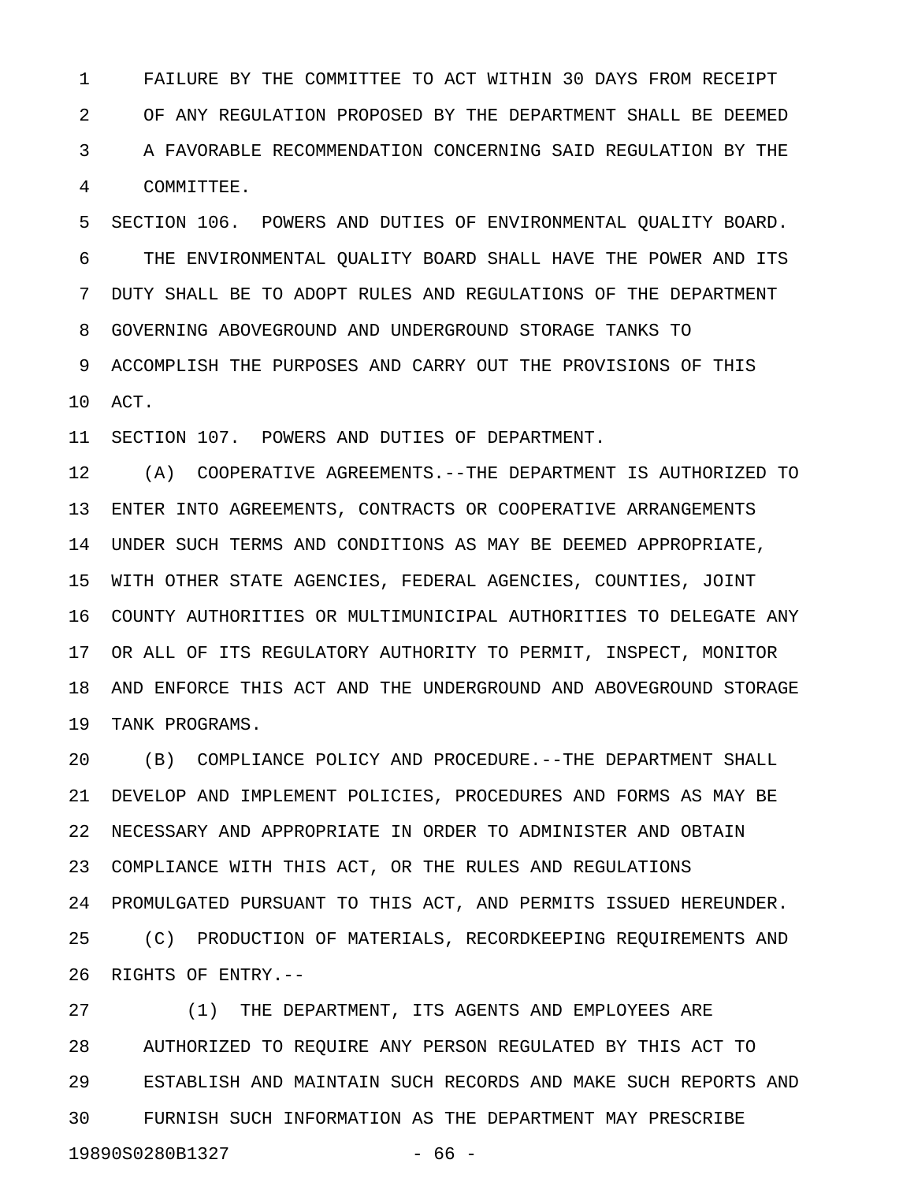FAILURE BY THE COMMITTEE TO ACT WITHIN 30 DAYS FROM RECEIPT OF ANY REGULATION PROPOSED BY THE DEPARTMENT SHALL BE DEEMED A FAVORABLE RECOMMENDATION CONCERNING SAID REGULATION BY THE COMMITTEE.

SECTION 106. POWERS AND DUTIES OF ENVIRONMENTAL QUALITY BOARD.

THE ENVIRONMENTAL QUALITY BOARD SHALL HAVE THE POWER AND ITS DUTY SHALL BE TO ADOPT RULES AND REGULATIONS OF THE DEPARTMENT GOVERNING ABOVEGROUND AND UNDERGROUND STORAGE TANKS TO ACCOMPLISH THE PURPOSES AND CARRY OUT THE PROVISIONS OF THIS ACT.

SECTION 107. POWERS AND DUTIES OF DEPARTMENT.

(A) COOPERATIVE AGREEMENTS.--THE DEPARTMENT IS AUTHORIZED TO ENTER INTO AGREEMENTS, CONTRACTS OR COOPERATIVE ARRANGEMENTS UNDER SUCH TERMS AND CONDITIONS AS MAY BE DEEMED APPROPRIATE, WITH OTHER STATE AGENCIES, FEDERAL AGENCIES, COUNTIES, JOINT COUNTY AUTHORITIES OR MULTIMUNICIPAL AUTHORITIES TO DELEGATE ANY OR ALL OF ITS REGULATORY AUTHORITY TO PERMIT, INSPECT, MONITOR AND ENFORCE THIS ACT AND THE UNDERGROUND AND ABOVEGROUND STORAGE TANK PROGRAMS.

(B) COMPLIANCE POLICY AND PROCEDURE.--THE DEPARTMENT SHALL DEVELOP AND IMPLEMENT POLICIES, PROCEDURES AND FORMS AS MAY BE NECESSARY AND APPROPRIATE IN ORDER TO ADMINISTER AND OBTAIN COMPLIANCE WITH THIS ACT, OR THE RULES AND REGULATIONS PROMULGATED PURSUANT TO THIS ACT, AND PERMITS ISSUED HEREUNDER.

(C) PRODUCTION OF MATERIALS, RECORDKEEPING REQUIREMENTS AND RIGHTS OF ENTRY.--

(1) THE DEPARTMENT, ITS AGENTS AND EMPLOYEES ARE AUTHORIZED TO REQUIRE ANY PERSON REGULATED BY THIS ACT TO ESTABLISH AND MAINTAIN SUCH RECORDS AND MAKE SUCH REPORTS AND FURNISH SUCH INFORMATION AS THE DEPARTMENT MAY PRESCRIBE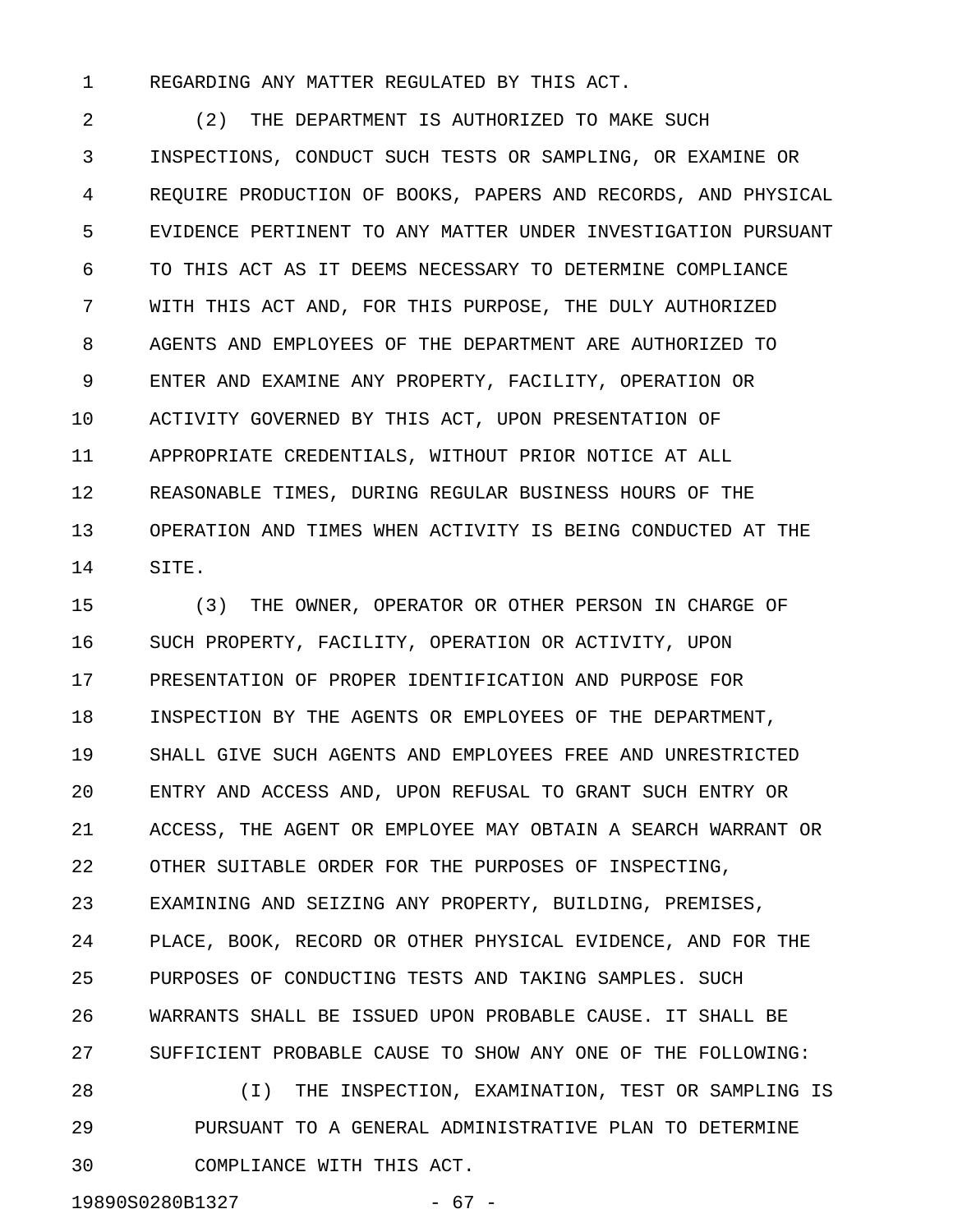REGARDING ANY MATTER REGULATED BY THIS ACT.

(2) THE DEPARTMENT IS AUTHORIZED TO MAKE SUCH INSPECTIONS, CONDUCT SUCH TESTS OR SAMPLING, OR EXAMINE OR REQUIRE PRODUCTION OF BOOKS, PAPERS AND RECORDS, AND PHYSICAL EVIDENCE PERTINENT TO ANY MATTER UNDER INVESTIGATION PURSUANT TO THIS ACT AS IT DEEMS NECESSARY TO DETERMINE COMPLIANCE WITH THIS ACT AND, FOR THIS PURPOSE, THE DULY AUTHORIZED AGENTS AND EMPLOYEES OF THE DEPARTMENT ARE AUTHORIZED TO ENTER AND EXAMINE ANY PROPERTY, FACILITY, OPERATION OR ACTIVITY GOVERNED BY THIS ACT, UPON PRESENTATION OF APPROPRIATE CREDENTIALS, WITHOUT PRIOR NOTICE AT ALL REASONABLE TIMES, DURING REGULAR BUSINESS HOURS OF THE OPERATION AND TIMES WHEN ACTIVITY IS BEING CONDUCTED AT THE SITE.

(3) THE OWNER, OPERATOR OR OTHER PERSON IN CHARGE OF SUCH PROPERTY, FACILITY, OPERATION OR ACTIVITY, UPON PRESENTATION OF PROPER IDENTIFICATION AND PURPOSE FOR INSPECTION BY THE AGENTS OR EMPLOYEES OF THE DEPARTMENT, SHALL GIVE SUCH AGENTS AND EMPLOYEES FREE AND UNRESTRICTED ENTRY AND ACCESS AND, UPON REFUSAL TO GRANT SUCH ENTRY OR ACCESS, THE AGENT OR EMPLOYEE MAY OBTAIN A SEARCH WARRANT OR OTHER SUITABLE ORDER FOR THE PURPOSES OF INSPECTING, EXAMINING AND SEIZING ANY PROPERTY, BUILDING, PREMISES, PLACE, BOOK, RECORD OR OTHER PHYSICAL EVIDENCE, AND FOR THE PURPOSES OF CONDUCTING TESTS AND TAKING SAMPLES. SUCH WARRANTS SHALL BE ISSUED UPON PROBABLE CAUSE. IT SHALL BE SUFFICIENT PROBABLE CAUSE TO SHOW ANY ONE OF THE FOLLOWING:

(I) THE INSPECTION, EXAMINATION, TEST OR SAMPLING IS PURSUANT TO A GENERAL ADMINISTRATIVE PLAN TO DETERMINE COMPLIANCE WITH THIS ACT.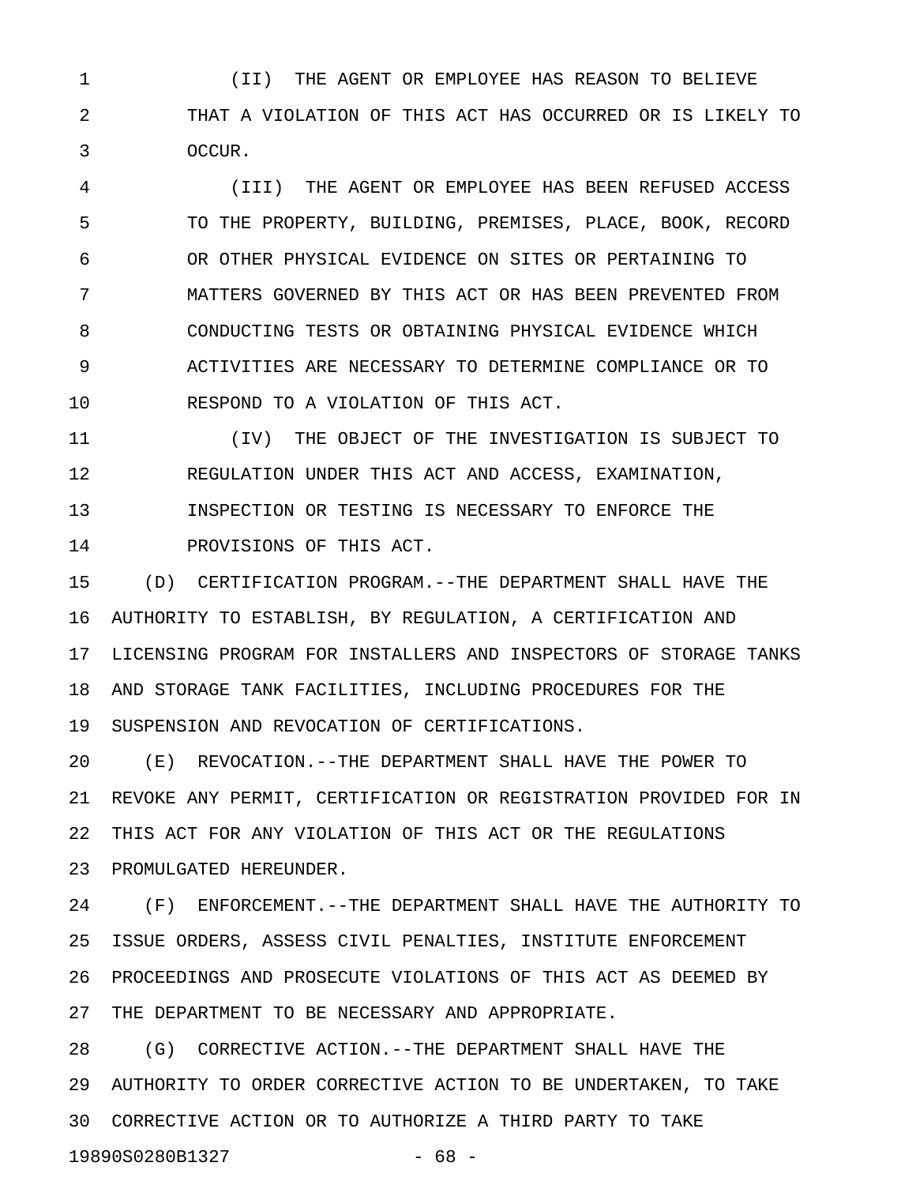(II) THE AGENT OR EMPLOYEE HAS REASON TO BELIEVE THAT A VIOLATION OF THIS ACT HAS OCCURRED OR IS LIKELY TO OCCUR.

(III) THE AGENT OR EMPLOYEE HAS BEEN REFUSED ACCESS TO THE PROPERTY, BUILDING, PREMISES, PLACE, BOOK, RECORD OR OTHER PHYSICAL EVIDENCE ON SITES OR PERTAINING TO MATTERS GOVERNED BY THIS ACT OR HAS BEEN PREVENTED FROM CONDUCTING TESTS OR OBTAINING PHYSICAL EVIDENCE WHICH ACTIVITIES ARE NECESSARY TO DETERMINE COMPLIANCE OR TO RESPOND TO A VIOLATION OF THIS ACT.

(IV) THE OBJECT OF THE INVESTIGATION IS SUBJECT TO REGULATION UNDER THIS ACT AND ACCESS, EXAMINATION, INSPECTION OR TESTING IS NECESSARY TO ENFORCE THE PROVISIONS OF THIS ACT.

(D) CERTIFICATION PROGRAM.--THE DEPARTMENT SHALL HAVE THE AUTHORITY TO ESTABLISH, BY REGULATION, A CERTIFICATION AND LICENSING PROGRAM FOR INSTALLERS AND INSPECTORS OF STORAGE TANKS AND STORAGE TANK FACILITIES, INCLUDING PROCEDURES FOR THE SUSPENSION AND REVOCATION OF CERTIFICATIONS.

(E) REVOCATION.--THE DEPARTMENT SHALL HAVE THE POWER TO REVOKE ANY PERMIT, CERTIFICATION OR REGISTRATION PROVIDED FOR IN THIS ACT FOR ANY VIOLATION OF THIS ACT OR THE REGULATIONS PROMULGATED HEREUNDER.

(F) ENFORCEMENT.--THE DEPARTMENT SHALL HAVE THE AUTHORITY TO ISSUE ORDERS, ASSESS CIVIL PENALTIES, INSTITUTE ENFORCEMENT PROCEEDINGS AND PROSECUTE VIOLATIONS OF THIS ACT AS DEEMED BY THE DEPARTMENT TO BE NECESSARY AND APPROPRIATE.

(G) CORRECTIVE ACTION.--THE DEPARTMENT SHALL HAVE THE AUTHORITY TO ORDER CORRECTIVE ACTION TO BE UNDERTAKEN, TO TAKE CORRECTIVE ACTION OR TO AUTHORIZE A THIRD PARTY TO TAKE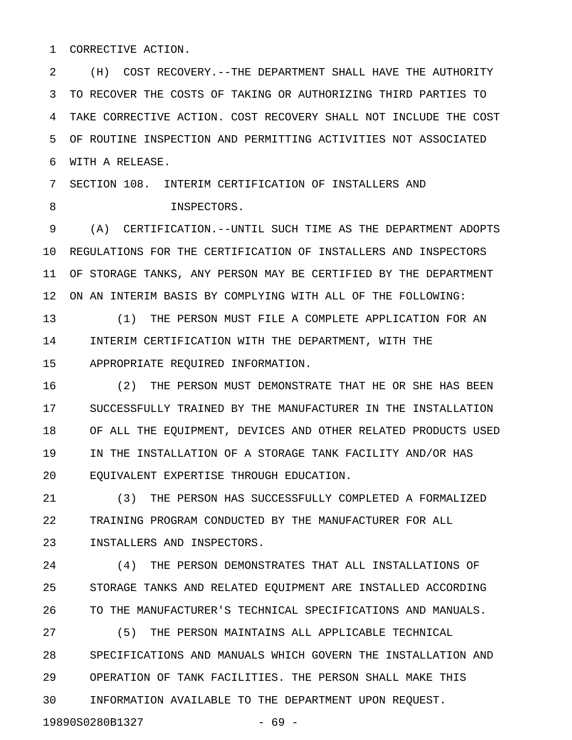CORRECTIVE ACTION.

(H) COST RECOVERY.--THE DEPARTMENT SHALL HAVE THE AUTHORITY TO RECOVER THE COSTS OF TAKING OR AUTHORIZING THIRD PARTIES TO TAKE CORRECTIVE ACTION. COST RECOVERY SHALL NOT INCLUDE THE COST OF ROUTINE INSPECTION AND PERMITTING ACTIVITIES NOT ASSOCIATED WITH A RELEASE.

SECTION 108. INTERIM CERTIFICATION OF INSTALLERS AND INSPECTORS.

(A) CERTIFICATION.--UNTIL SUCH TIME AS THE DEPARTMENT ADOPTS REGULATIONS FOR THE CERTIFICATION OF INSTALLERS AND INSPECTORS OF STORAGE TANKS, ANY PERSON MAY BE CERTIFIED BY THE DEPARTMENT ON AN INTERIM BASIS BY COMPLYING WITH ALL OF THE FOLLOWING:

(1) THE PERSON MUST FILE A COMPLETE APPLICATION FOR AN INTERIM CERTIFICATION WITH THE DEPARTMENT, WITH THE APPROPRIATE REQUIRED INFORMATION.

(2) THE PERSON MUST DEMONSTRATE THAT HE OR SHE HAS BEEN SUCCESSFULLY TRAINED BY THE MANUFACTURER IN THE INSTALLATION OF ALL THE EQUIPMENT, DEVICES AND OTHER RELATED PRODUCTS USED IN THE INSTALLATION OF A STORAGE TANK FACILITY AND/OR HAS EQUIVALENT EXPERTISE THROUGH EDUCATION.

(3) THE PERSON HAS SUCCESSFULLY COMPLETED A FORMALIZED TRAINING PROGRAM CONDUCTED BY THE MANUFACTURER FOR ALL INSTALLERS AND INSPECTORS.

(4) THE PERSON DEMONSTRATES THAT ALL INSTALLATIONS OF STORAGE TANKS AND RELATED EQUIPMENT ARE INSTALLED ACCORDING TO THE MANUFACTURER'S TECHNICAL SPECIFICATIONS AND MANUALS.

(5) THE PERSON MAINTAINS ALL APPLICABLE TECHNICAL SPECIFICATIONS AND MANUALS WHICH GOVERN THE INSTALLATION AND OPERATION OF TANK FACILITIES. THE PERSON SHALL MAKE THIS INFORMATION AVAILABLE TO THE DEPARTMENT UPON REQUEST.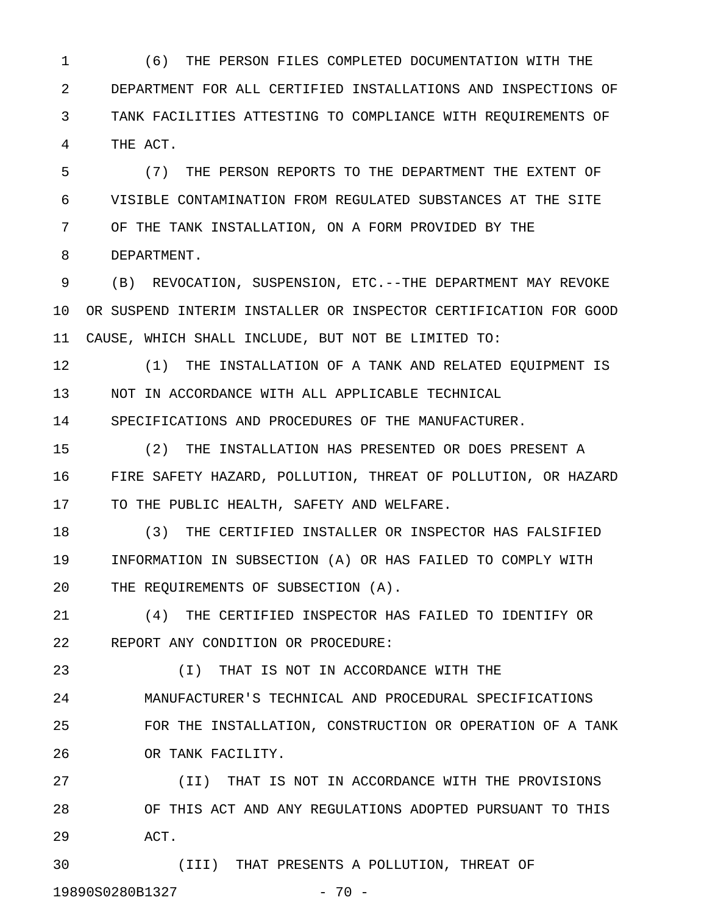(6) THE PERSON FILES COMPLETED DOCUMENTATION WITH THE DEPARTMENT FOR ALL CERTIFIED INSTALLATIONS AND INSPECTIONS OF TANK FACILITIES ATTESTING TO COMPLIANCE WITH REQUIREMENTS OF THE ACT.

(7) THE PERSON REPORTS TO THE DEPARTMENT THE EXTENT OF VISIBLE CONTAMINATION FROM REGULATED SUBSTANCES AT THE SITE OF THE TANK INSTALLATION, ON A FORM PROVIDED BY THE DEPARTMENT.

(B) REVOCATION, SUSPENSION, ETC.--THE DEPARTMENT MAY REVOKE OR SUSPEND INTERIM INSTALLER OR INSPECTOR CERTIFICATION FOR GOOD CAUSE, WHICH SHALL INCLUDE, BUT NOT BE LIMITED TO:

(1) THE INSTALLATION OF A TANK AND RELATED EQUIPMENT IS NOT IN ACCORDANCE WITH ALL APPLICABLE TECHNICAL SPECIFICATIONS AND PROCEDURES OF THE MANUFACTURER.

(2) THE INSTALLATION HAS PRESENTED OR DOES PRESENT A FIRE SAFETY HAZARD, POLLUTION, THREAT OF POLLUTION, OR HAZARD TO THE PUBLIC HEALTH, SAFETY AND WELFARE.

(3) THE CERTIFIED INSTALLER OR INSPECTOR HAS FALSIFIED INFORMATION IN SUBSECTION (A) OR HAS FAILED TO COMPLY WITH THE REQUIREMENTS OF SUBSECTION (A).

(4) THE CERTIFIED INSPECTOR HAS FAILED TO IDENTIFY OR REPORT ANY CONDITION OR PROCEDURE:

(I) THAT IS NOT IN ACCORDANCE WITH THE MANUFACTURER'S TECHNICAL AND PROCEDURAL SPECIFICATIONS FOR THE INSTALLATION, CONSTRUCTION OR OPERATION OF A TANK OR TANK FACILITY.

(II) THAT IS NOT IN ACCORDANCE WITH THE PROVISIONS OF THIS ACT AND ANY REGULATIONS ADOPTED PURSUANT TO THIS ACT.

(III) THAT PRESENTS A POLLUTION, THREAT OF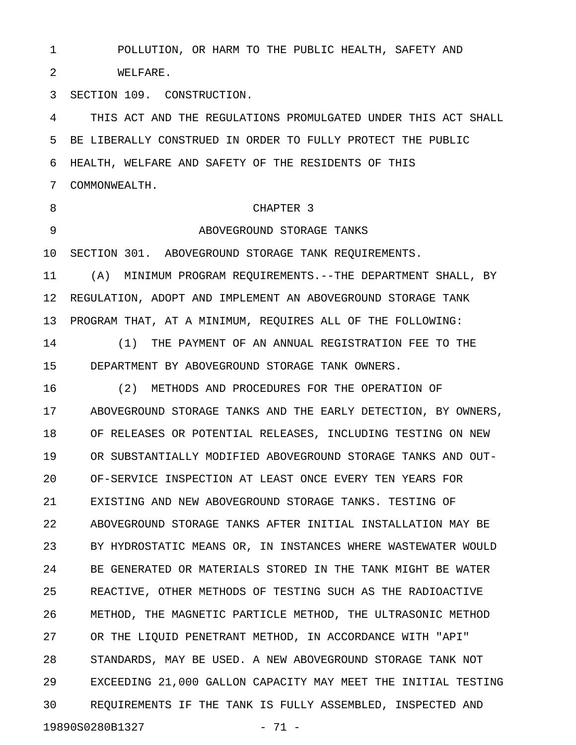POLLUTION, OR HARM TO THE PUBLIC HEALTH, SAFETY AND WELFARE.

SECTION 109. CONSTRUCTION.

THIS ACT AND THE REGULATIONS PROMULGATED UNDER THIS ACT SHALL BE LIBERALLY CONSTRUED IN ORDER TO FULLY PROTECT THE PUBLIC HEALTH, WELFARE AND SAFETY OF THE RESIDENTS OF THIS COMMONWEALTH.

## CHAPTER 3

## ABOVEGROUND STORAGE TANKS

SECTION 301. ABOVEGROUND STORAGE TANK REQUIREMENTS.

(A) MINIMUM PROGRAM REQUIREMENTS.--THE DEPARTMENT SHALL, BY REGULATION, ADOPT AND IMPLEMENT AN ABOVEGROUND STORAGE TANK PROGRAM THAT, AT A MINIMUM, REQUIRES ALL OF THE FOLLOWING:

(1) THE PAYMENT OF AN ANNUAL REGISTRATION FEE TO THE DEPARTMENT BY ABOVEGROUND STORAGE TANK OWNERS.

(2) METHODS AND PROCEDURES FOR THE OPERATION OF ABOVEGROUND STORAGE TANKS AND THE EARLY DETECTION, BY OWNERS, OF RELEASES OR POTENTIAL RELEASES, INCLUDING TESTING ON NEW OR SUBSTANTIALLY MODIFIED ABOVEGROUND STORAGE TANKS AND OUT-OF-SERVICE INSPECTION AT LEAST ONCE EVERY TEN YEARS FOR EXISTING AND NEW ABOVEGROUND STORAGE TANKS. TESTING OF ABOVEGROUND STORAGE TANKS AFTER INITIAL INSTALLATION MAY BE BY HYDROSTATIC MEANS OR, IN INSTANCES WHERE WASTEWATER WOULD BE GENERATED OR MATERIALS STORED IN THE TANK MIGHT BE WATER REACTIVE, OTHER METHODS OF TESTING SUCH AS THE RADIOACTIVE METHOD, THE MAGNETIC PARTICLE METHOD, THE ULTRASONIC METHOD OR THE LIQUID PENETRANT METHOD, IN ACCORDANCE WITH "API" STANDARDS, MAY BE USED. A NEW ABOVEGROUND STORAGE TANK NOT EXCEEDING 21,000 GALLON CAPACITY MAY MEET THE INITIAL TESTING REQUIREMENTS IF THE TANK IS FULLY ASSEMBLED, INSPECTED AND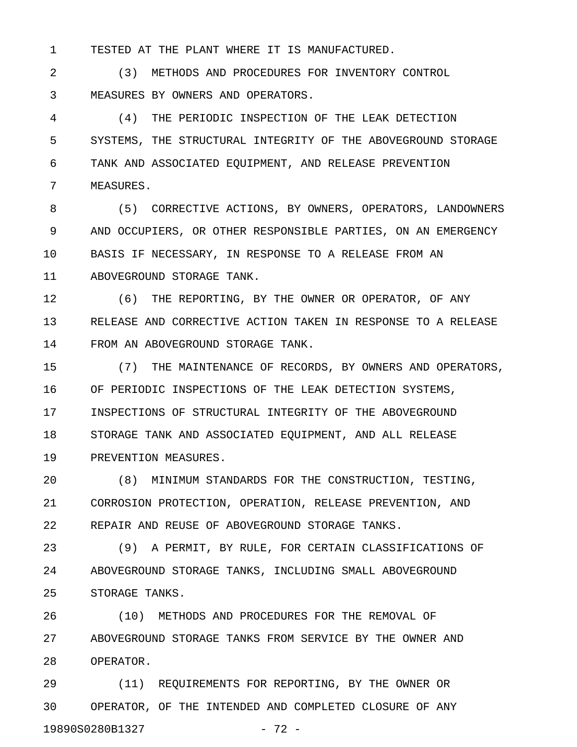TESTED AT THE PLANT WHERE IT IS MANUFACTURED.

(3) METHODS AND PROCEDURES FOR INVENTORY CONTROL MEASURES BY OWNERS AND OPERATORS.

(4) THE PERIODIC INSPECTION OF THE LEAK DETECTION SYSTEMS, THE STRUCTURAL INTEGRITY OF THE ABOVEGROUND STORAGE TANK AND ASSOCIATED EQUIPMENT, AND RELEASE PREVENTION MEASURES.

(5) CORRECTIVE ACTIONS, BY OWNERS, OPERATORS, LANDOWNERS AND OCCUPIERS, OR OTHER RESPONSIBLE PARTIES, ON AN EMERGENCY BASIS IF NECESSARY, IN RESPONSE TO A RELEASE FROM AN ABOVEGROUND STORAGE TANK.

(6) THE REPORTING, BY THE OWNER OR OPERATOR, OF ANY RELEASE AND CORRECTIVE ACTION TAKEN IN RESPONSE TO A RELEASE FROM AN ABOVEGROUND STORAGE TANK.

(7) THE MAINTENANCE OF RECORDS, BY OWNERS AND OPERATORS, OF PERIODIC INSPECTIONS OF THE LEAK DETECTION SYSTEMS, INSPECTIONS OF STRUCTURAL INTEGRITY OF THE ABOVEGROUND STORAGE TANK AND ASSOCIATED EQUIPMENT, AND ALL RELEASE PREVENTION MEASURES.

(8) MINIMUM STANDARDS FOR THE CONSTRUCTION, TESTING, CORROSION PROTECTION, OPERATION, RELEASE PREVENTION, AND REPAIR AND REUSE OF ABOVEGROUND STORAGE TANKS.

(9) A PERMIT, BY RULE, FOR CERTAIN CLASSIFICATIONS OF ABOVEGROUND STORAGE TANKS, INCLUDING SMALL ABOVEGROUND STORAGE TANKS.

(10) METHODS AND PROCEDURES FOR THE REMOVAL OF ABOVEGROUND STORAGE TANKS FROM SERVICE BY THE OWNER AND OPERATOR.

(11) REQUIREMENTS FOR REPORTING, BY THE OWNER OR OPERATOR, OF THE INTENDED AND COMPLETED CLOSURE OF ANY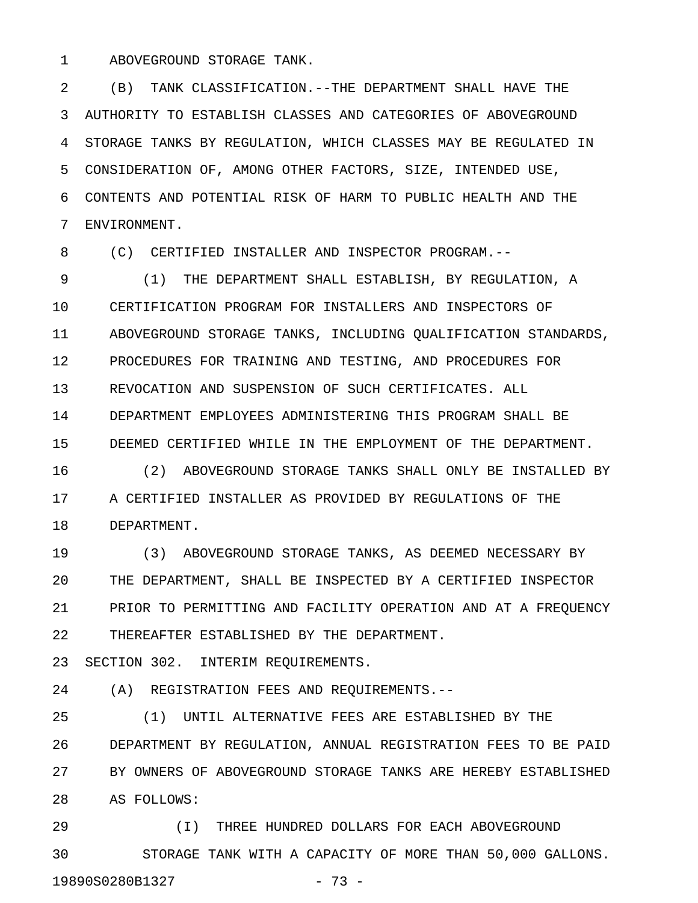ABOVEGROUND STORAGE TANK.

(B) TANK CLASSIFICATION.--THE DEPARTMENT SHALL HAVE THE AUTHORITY TO ESTABLISH CLASSES AND CATEGORIES OF ABOVEGROUND STORAGE TANKS BY REGULATION, WHICH CLASSES MAY BE REGULATED IN CONSIDERATION OF, AMONG OTHER FACTORS, SIZE, INTENDED USE, CONTENTS AND POTENTIAL RISK OF HARM TO PUBLIC HEALTH AND THE ENVIRONMENT.

(C) CERTIFIED INSTALLER AND INSPECTOR PROGRAM.--

(1) THE DEPARTMENT SHALL ESTABLISH, BY REGULATION, A CERTIFICATION PROGRAM FOR INSTALLERS AND INSPECTORS OF ABOVEGROUND STORAGE TANKS, INCLUDING QUALIFICATION STANDARDS, PROCEDURES FOR TRAINING AND TESTING, AND PROCEDURES FOR REVOCATION AND SUSPENSION OF SUCH CERTIFICATES. ALL DEPARTMENT EMPLOYEES ADMINISTERING THIS PROGRAM SHALL BE DEEMED CERTIFIED WHILE IN THE EMPLOYMENT OF THE DEPARTMENT.

(2) ABOVEGROUND STORAGE TANKS SHALL ONLY BE INSTALLED BY A CERTIFIED INSTALLER AS PROVIDED BY REGULATIONS OF THE DEPARTMENT.

(3) ABOVEGROUND STORAGE TANKS, AS DEEMED NECESSARY BY THE DEPARTMENT, SHALL BE INSPECTED BY A CERTIFIED INSPECTOR PRIOR TO PERMITTING AND FACILITY OPERATION AND AT A FREQUENCY THEREAFTER ESTABLISHED BY THE DEPARTMENT.

SECTION 302. INTERIM REQUIREMENTS.

(A) REGISTRATION FEES AND REQUIREMENTS.--

(1) UNTIL ALTERNATIVE FEES ARE ESTABLISHED BY THE DEPARTMENT BY REGULATION, ANNUAL REGISTRATION FEES TO BE PAID BY OWNERS OF ABOVEGROUND STORAGE TANKS ARE HEREBY ESTABLISHED AS FOLLOWS:

(I) THREE HUNDRED DOLLARS FOR EACH ABOVEGROUND STORAGE TANK WITH A CAPACITY OF MORE THAN 50,000 GALLONS.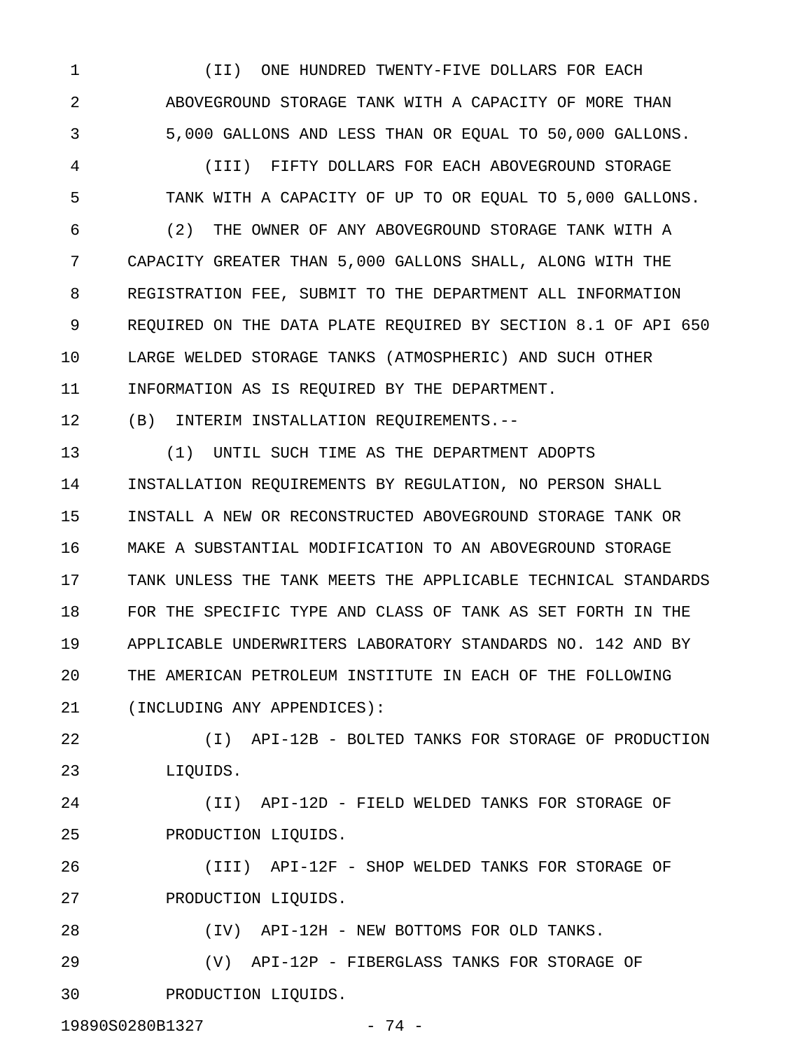(II) ONE HUNDRED TWENTY-FIVE DOLLARS FOR EACH ABOVEGROUND STORAGE TANK WITH A CAPACITY OF MORE THAN 5,000 GALLONS AND LESS THAN OR EQUAL TO 50,000 GALLONS.

(III) FIFTY DOLLARS FOR EACH ABOVEGROUND STORAGE TANK WITH A CAPACITY OF UP TO OR EQUAL TO 5,000 GALLONS.

(2) THE OWNER OF ANY ABOVEGROUND STORAGE TANK WITH A CAPACITY GREATER THAN 5,000 GALLONS SHALL, ALONG WITH THE REGISTRATION FEE, SUBMIT TO THE DEPARTMENT ALL INFORMATION REQUIRED ON THE DATA PLATE REQUIRED BY SECTION 8.1 OF API 650 LARGE WELDED STORAGE TANKS (ATMOSPHERIC) AND SUCH OTHER INFORMATION AS IS REQUIRED BY THE DEPARTMENT.

(B) INTERIM INSTALLATION REQUIREMENTS.--

(1) UNTIL SUCH TIME AS THE DEPARTMENT ADOPTS INSTALLATION REQUIREMENTS BY REGULATION, NO PERSON SHALL INSTALL A NEW OR RECONSTRUCTED ABOVEGROUND STORAGE TANK OR MAKE A SUBSTANTIAL MODIFICATION TO AN ABOVEGROUND STORAGE TANK UNLESS THE TANK MEETS THE APPLICABLE TECHNICAL STANDARDS FOR THE SPECIFIC TYPE AND CLASS OF TANK AS SET FORTH IN THE APPLICABLE UNDERWRITERS LABORATORY STANDARDS NO. 142 AND BY THE AMERICAN PETROLEUM INSTITUTE IN EACH OF THE FOLLOWING (INCLUDING ANY APPENDICES):

(I) API-12B - BOLTED TANKS FOR STORAGE OF PRODUCTION LIQUIDS.

(II) API-12D - FIELD WELDED TANKS FOR STORAGE OF PRODUCTION LIQUIDS.

(III) API-12F - SHOP WELDED TANKS FOR STORAGE OF PRODUCTION LIQUIDS.

(IV) API-12H - NEW BOTTOMS FOR OLD TANKS.

(V) API-12P - FIBERGLASS TANKS FOR STORAGE OF PRODUCTION LIQUIDS.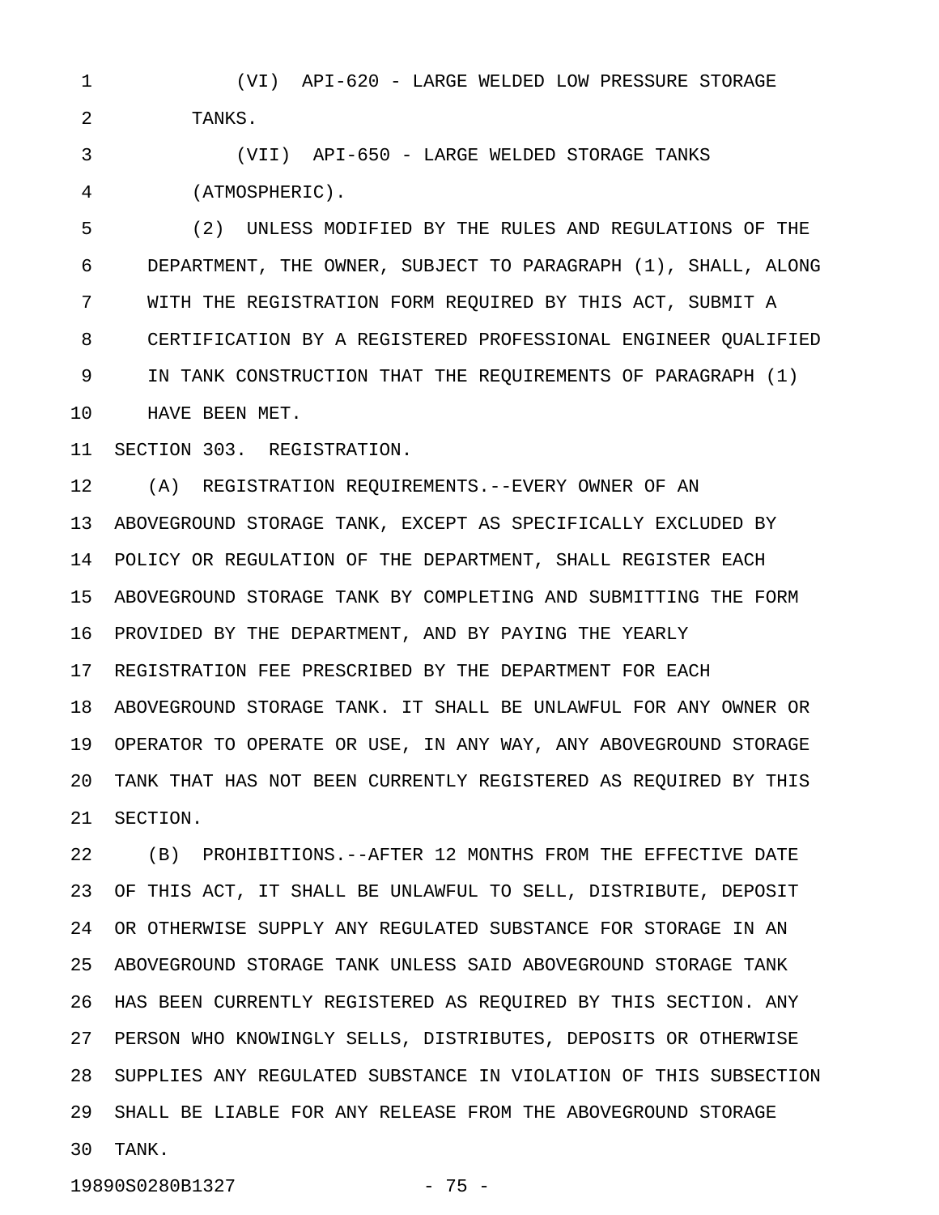(VI) API-620 - LARGE WELDED LOW PRESSURE STORAGE TANKS.

(VII) API-650 - LARGE WELDED STORAGE TANKS (ATMOSPHERIC).

(2) UNLESS MODIFIED BY THE RULES AND REGULATIONS OF THE DEPARTMENT, THE OWNER, SUBJECT TO PARAGRAPH (1), SHALL, ALONG WITH THE REGISTRATION FORM REQUIRED BY THIS ACT, SUBMIT A CERTIFICATION BY A REGISTERED PROFESSIONAL ENGINEER QUALIFIED IN TANK CONSTRUCTION THAT THE REQUIREMENTS OF PARAGRAPH (1) HAVE BEEN MET.

SECTION 303. REGISTRATION.

(A) REGISTRATION REQUIREMENTS.--EVERY OWNER OF AN ABOVEGROUND STORAGE TANK, EXCEPT AS SPECIFICALLY EXCLUDED BY POLICY OR REGULATION OF THE DEPARTMENT, SHALL REGISTER EACH ABOVEGROUND STORAGE TANK BY COMPLETING AND SUBMITTING THE FORM PROVIDED BY THE DEPARTMENT, AND BY PAYING THE YEARLY REGISTRATION FEE PRESCRIBED BY THE DEPARTMENT FOR EACH ABOVEGROUND STORAGE TANK. IT SHALL BE UNLAWFUL FOR ANY OWNER OR OPERATOR TO OPERATE OR USE, IN ANY WAY, ANY ABOVEGROUND STORAGE TANK THAT HAS NOT BEEN CURRENTLY REGISTERED AS REQUIRED BY THIS SECTION.

(B) PROHIBITIONS.--AFTER 12 MONTHS FROM THE EFFECTIVE DATE OF THIS ACT, IT SHALL BE UNLAWFUL TO SELL, DISTRIBUTE, DEPOSIT OR OTHERWISE SUPPLY ANY REGULATED SUBSTANCE FOR STORAGE IN AN ABOVEGROUND STORAGE TANK UNLESS SAID ABOVEGROUND STORAGE TANK HAS BEEN CURRENTLY REGISTERED AS REQUIRED BY THIS SECTION. ANY PERSON WHO KNOWINGLY SELLS, DISTRIBUTES, DEPOSITS OR OTHERWISE SUPPLIES ANY REGULATED SUBSTANCE IN VIOLATION OF THIS SUBSECTION SHALL BE LIABLE FOR ANY RELEASE FROM THE ABOVEGROUND STORAGE TANK.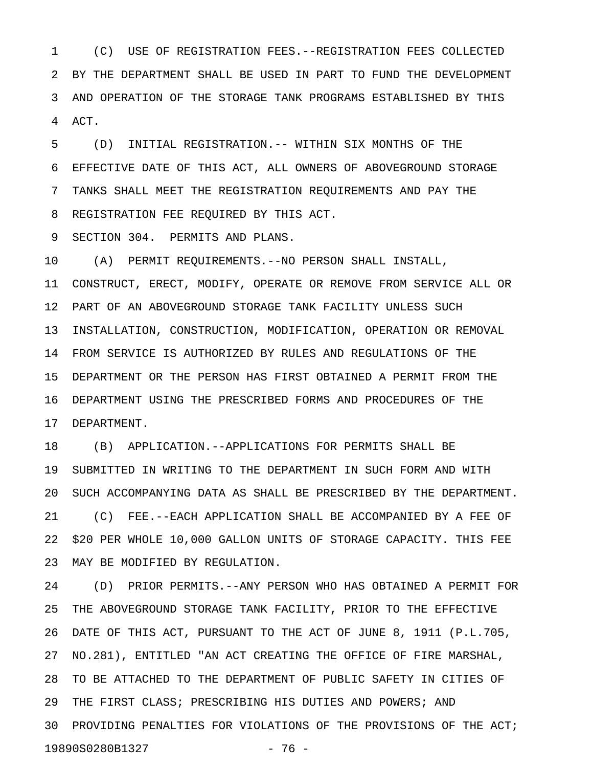(C) USE OF REGISTRATION FEES.--REGISTRATION FEES COLLECTED BY THE DEPARTMENT SHALL BE USED IN PART TO FUND THE DEVELOPMENT AND OPERATION OF THE STORAGE TANK PROGRAMS ESTABLISHED BY THIS ACT.

(D) INITIAL REGISTRATION.-- WITHIN SIX MONTHS OF THE EFFECTIVE DATE OF THIS ACT, ALL OWNERS OF ABOVEGROUND STORAGE TANKS SHALL MEET THE REGISTRATION REQUIREMENTS AND PAY THE REGISTRATION FEE REQUIRED BY THIS ACT.

SECTION 304. PERMITS AND PLANS.

(A) PERMIT REQUIREMENTS.--NO PERSON SHALL INSTALL, CONSTRUCT, ERECT, MODIFY, OPERATE OR REMOVE FROM SERVICE ALL OR PART OF AN ABOVEGROUND STORAGE TANK FACILITY UNLESS SUCH INSTALLATION, CONSTRUCTION, MODIFICATION, OPERATION OR REMOVAL FROM SERVICE IS AUTHORIZED BY RULES AND REGULATIONS OF THE DEPARTMENT OR THE PERSON HAS FIRST OBTAINED A PERMIT FROM THE DEPARTMENT USING THE PRESCRIBED FORMS AND PROCEDURES OF THE DEPARTMENT.

(B) APPLICATION.--APPLICATIONS FOR PERMITS SHALL BE SUBMITTED IN WRITING TO THE DEPARTMENT IN SUCH FORM AND WITH SUCH ACCOMPANYING DATA AS SHALL BE PRESCRIBED BY THE DEPARTMENT.

(C) FEE.--EACH APPLICATION SHALL BE ACCOMPANIED BY A FEE OF $20 PER WHOLE 10,000 GALLON UNITS OF STORAGE CAPACITY. THIS FEE MAY BE MODIFIED BY REGULATION.

(D) PRIOR PERMITS.--ANY PERSON WHO HAS OBTAINED A PERMIT FOR THE ABOVEGROUND STORAGE TANK FACILITY, PRIOR TO THE EFFECTIVE DATE OF THIS ACT, PURSUANT TO THE ACT OF JUNE 8, 1911 (P.L.705, NO.281), ENTITLED "AN ACT CREATING THE OFFICE OF FIRE MARSHAL, TO BE ATTACHED TO THE DEPARTMENT OF PUBLIC SAFETY IN CITIES OF THE FIRST CLASS; PRESCRIBING HIS DUTIES AND POWERS; AND PROVIDING PENALTIES FOR VIOLATIONS OF THE PROVISIONS OF THE ACT;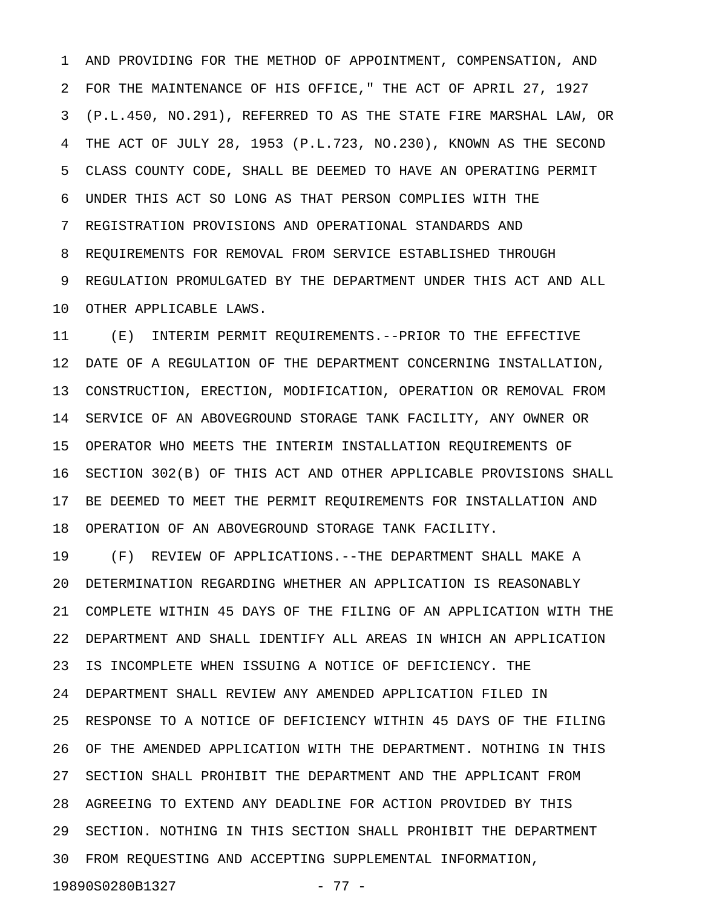AND PROVIDING FOR THE METHOD OF APPOINTMENT, COMPENSATION, AND FOR THE MAINTENANCE OF HIS OFFICE," THE ACT OF APRIL 27, 1927 (P.L.450, NO.291), REFERRED TO AS THE STATE FIRE MARSHAL LAW, OR THE ACT OF JULY 28, 1953 (P.L.723, NO.230), KNOWN AS THE SECOND CLASS COUNTY CODE, SHALL BE DEEMED TO HAVE AN OPERATING PERMIT UNDER THIS ACT SO LONG AS THAT PERSON COMPLIES WITH THE REGISTRATION PROVISIONS AND OPERATIONAL STANDARDS AND REQUIREMENTS FOR REMOVAL FROM SERVICE ESTABLISHED THROUGH REGULATION PROMULGATED BY THE DEPARTMENT UNDER THIS ACT AND ALL OTHER APPLICABLE LAWS.

(E) INTERIM PERMIT REQUIREMENTS.--PRIOR TO THE EFFECTIVE DATE OF A REGULATION OF THE DEPARTMENT CONCERNING INSTALLATION, CONSTRUCTION, ERECTION, MODIFICATION, OPERATION OR REMOVAL FROM SERVICE OF AN ABOVEGROUND STORAGE TANK FACILITY, ANY OWNER OR OPERATOR WHO MEETS THE INTERIM INSTALLATION REQUIREMENTS OF SECTION 302(B) OF THIS ACT AND OTHER APPLICABLE PROVISIONS SHALL BE DEEMED TO MEET THE PERMIT REQUIREMENTS FOR INSTALLATION AND OPERATION OF AN ABOVEGROUND STORAGE TANK FACILITY.

(F) REVIEW OF APPLICATIONS.--THE DEPARTMENT SHALL MAKE A DETERMINATION REGARDING WHETHER AN APPLICATION IS REASONABLY COMPLETE WITHIN 45 DAYS OF THE FILING OF AN APPLICATION WITH THE DEPARTMENT AND SHALL IDENTIFY ALL AREAS IN WHICH AN APPLICATION IS INCOMPLETE WHEN ISSUING A NOTICE OF DEFICIENCY. THE DEPARTMENT SHALL REVIEW ANY AMENDED APPLICATION FILED IN RESPONSE TO A NOTICE OF DEFICIENCY WITHIN 45 DAYS OF THE FILING OF THE AMENDED APPLICATION WITH THE DEPARTMENT. NOTHING IN THIS SECTION SHALL PROHIBIT THE DEPARTMENT AND THE APPLICANT FROM AGREEING TO EXTEND ANY DEADLINE FOR ACTION PROVIDED BY THIS SECTION. NOTHING IN THIS SECTION SHALL PROHIBIT THE DEPARTMENT FROM REQUESTING AND ACCEPTING SUPPLEMENTAL INFORMATION,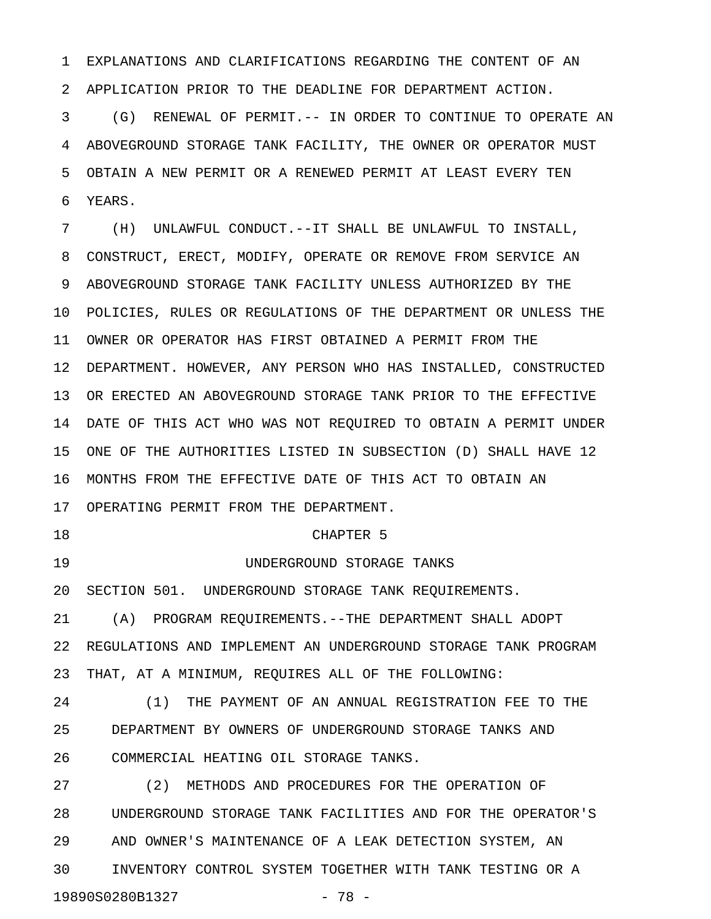EXPLANATIONS AND CLARIFICATIONS REGARDING THE CONTENT OF AN APPLICATION PRIOR TO THE DEADLINE FOR DEPARTMENT ACTION.

(G) RENEWAL OF PERMIT.-- IN ORDER TO CONTINUE TO OPERATE AN ABOVEGROUND STORAGE TANK FACILITY, THE OWNER OR OPERATOR MUST OBTAIN A NEW PERMIT OR A RENEWED PERMIT AT LEAST EVERY TEN YEARS.

(H) UNLAWFUL CONDUCT.--IT SHALL BE UNLAWFUL TO INSTALL, CONSTRUCT, ERECT, MODIFY, OPERATE OR REMOVE FROM SERVICE AN ABOVEGROUND STORAGE TANK FACILITY UNLESS AUTHORIZED BY THE POLICIES, RULES OR REGULATIONS OF THE DEPARTMENT OR UNLESS THE OWNER OR OPERATOR HAS FIRST OBTAINED A PERMIT FROM THE DEPARTMENT. HOWEVER, ANY PERSON WHO HAS INSTALLED, CONSTRUCTED OR ERECTED AN ABOVEGROUND STORAGE TANK PRIOR TO THE EFFECTIVE DATE OF THIS ACT WHO WAS NOT REQUIRED TO OBTAIN A PERMIT UNDER ONE OF THE AUTHORITIES LISTED IN SUBSECTION (D) SHALL HAVE 12 MONTHS FROM THE EFFECTIVE DATE OF THIS ACT TO OBTAIN AN OPERATING PERMIT FROM THE DEPARTMENT.

## CHAPTER 5

## UNDERGROUND STORAGE TANKS

SECTION 501. UNDERGROUND STORAGE TANK REQUIREMENTS.

(A) PROGRAM REQUIREMENTS.--THE DEPARTMENT SHALL ADOPT REGULATIONS AND IMPLEMENT AN UNDERGROUND STORAGE TANK PROGRAM THAT, AT A MINIMUM, REQUIRES ALL OF THE FOLLOWING:

(1) THE PAYMENT OF AN ANNUAL REGISTRATION FEE TO THE DEPARTMENT BY OWNERS OF UNDERGROUND STORAGE TANKS AND COMMERCIAL HEATING OIL STORAGE TANKS.

(2) METHODS AND PROCEDURES FOR THE OPERATION OF UNDERGROUND STORAGE TANK FACILITIES AND FOR THE OPERATOR'S AND OWNER'S MAINTENANCE OF A LEAK DETECTION SYSTEM, AN INVENTORY CONTROL SYSTEM TOGETHER WITH TANK TESTING OR A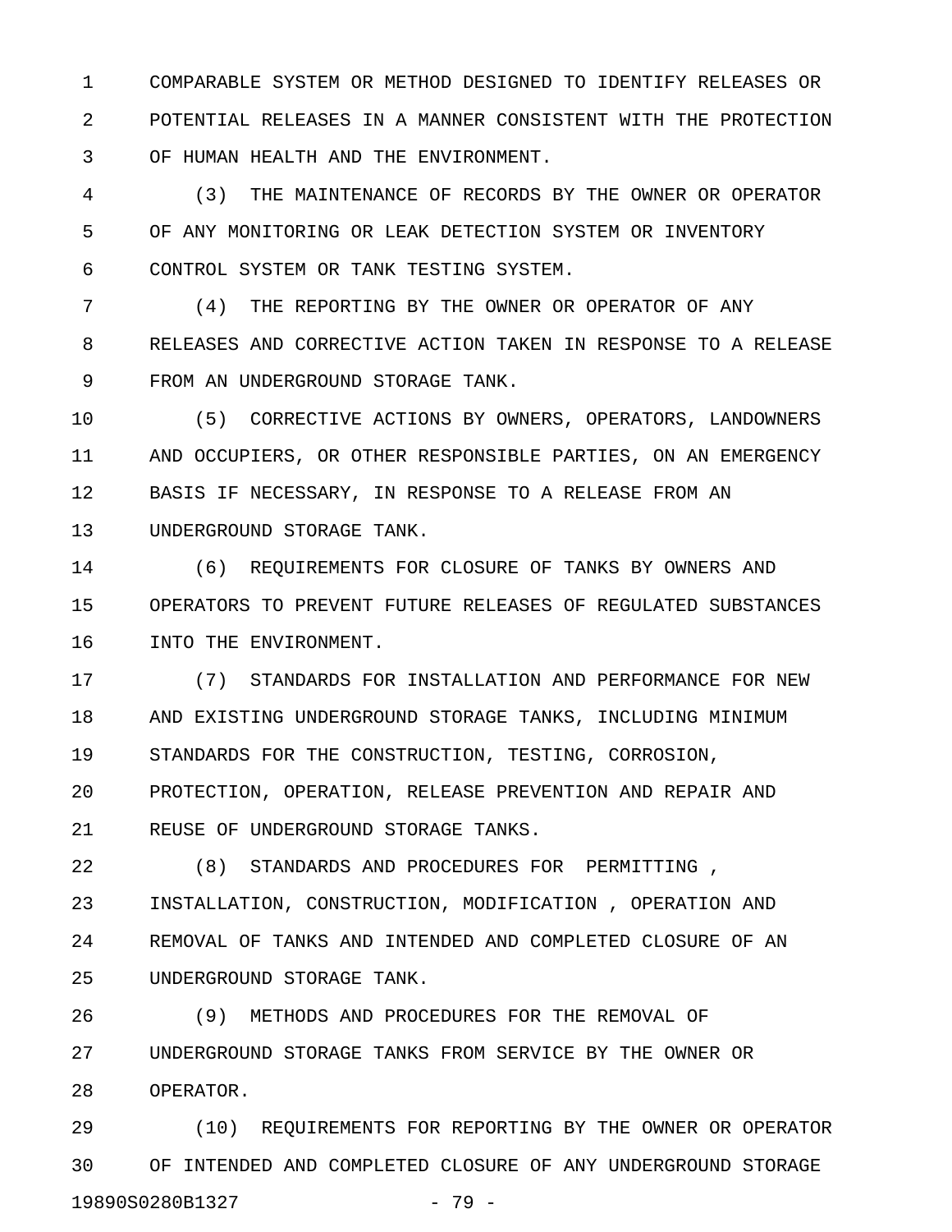COMPARABLE SYSTEM OR METHOD DESIGNED TO IDENTIFY RELEASES OR POTENTIAL RELEASES IN A MANNER CONSISTENT WITH THE PROTECTION OF HUMAN HEALTH AND THE ENVIRONMENT.

(3) THE MAINTENANCE OF RECORDS BY THE OWNER OR OPERATOR OF ANY MONITORING OR LEAK DETECTION SYSTEM OR INVENTORY CONTROL SYSTEM OR TANK TESTING SYSTEM.

(4) THE REPORTING BY THE OWNER OR OPERATOR OF ANY RELEASES AND CORRECTIVE ACTION TAKEN IN RESPONSE TO A RELEASE FROM AN UNDERGROUND STORAGE TANK.

(5) CORRECTIVE ACTIONS BY OWNERS, OPERATORS, LANDOWNERS AND OCCUPIERS, OR OTHER RESPONSIBLE PARTIES, ON AN EMERGENCY BASIS IF NECESSARY, IN RESPONSE TO A RELEASE FROM AN UNDERGROUND STORAGE TANK.

(6) REQUIREMENTS FOR CLOSURE OF TANKS BY OWNERS AND OPERATORS TO PREVENT FUTURE RELEASES OF REGULATED SUBSTANCES INTO THE ENVIRONMENT.

(7) STANDARDS FOR INSTALLATION AND PERFORMANCE FOR NEW AND EXISTING UNDERGROUND STORAGE TANKS, INCLUDING MINIMUM STANDARDS FOR THE CONSTRUCTION, TESTING, CORROSION, PROTECTION, OPERATION, RELEASE PREVENTION AND REPAIR AND REUSE OF UNDERGROUND STORAGE TANKS.

(8) STANDARDS AND PROCEDURES FOR PERMITTING, INSTALLATION, CONSTRUCTION, MODIFICATION, OPERATION AND REMOVAL OF TANKS AND INTENDED AND COMPLETED CLOSURE OF AN UNDERGROUND STORAGE TANK.

(9) METHODS AND PROCEDURES FOR THE REMOVAL OF UNDERGROUND STORAGE TANKS FROM SERVICE BY THE OWNER OR OPERATOR.

(10) REQUIREMENTS FOR REPORTING BY THE OWNER OR OPERATOR OF INTENDED AND COMPLETED CLOSURE OF ANY UNDERGROUND STORAGE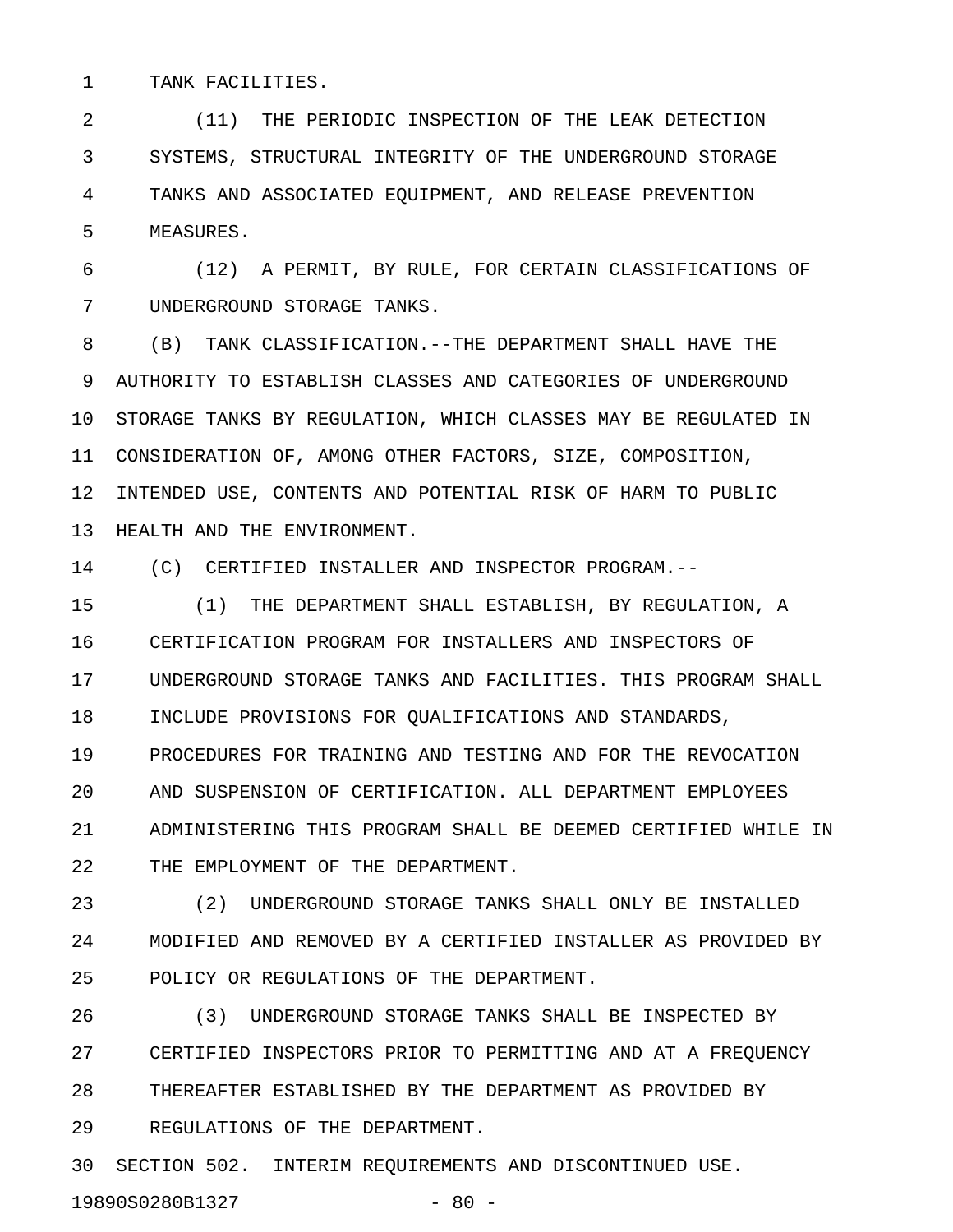TANK FACILITIES.

(11) THE PERIODIC INSPECTION OF THE LEAK DETECTION SYSTEMS, STRUCTURAL INTEGRITY OF THE UNDERGROUND STORAGE TANKS AND ASSOCIATED EQUIPMENT, AND RELEASE PREVENTION MEASURES.

(12) A PERMIT, BY RULE, FOR CERTAIN CLASSIFICATIONS OF UNDERGROUND STORAGE TANKS.

(B) TANK CLASSIFICATION.--THE DEPARTMENT SHALL HAVE THE AUTHORITY TO ESTABLISH CLASSES AND CATEGORIES OF UNDERGROUND STORAGE TANKS BY REGULATION, WHICH CLASSES MAY BE REGULATED IN CONSIDERATION OF, AMONG OTHER FACTORS, SIZE, COMPOSITION, INTENDED USE, CONTENTS AND POTENTIAL RISK OF HARM TO PUBLIC HEALTH AND THE ENVIRONMENT.

(C) CERTIFIED INSTALLER AND INSPECTOR PROGRAM.--

(1) THE DEPARTMENT SHALL ESTABLISH, BY REGULATION, A CERTIFICATION PROGRAM FOR INSTALLERS AND INSPECTORS OF UNDERGROUND STORAGE TANKS AND FACILITIES. THIS PROGRAM SHALL INCLUDE PROVISIONS FOR QUALIFICATIONS AND STANDARDS, PROCEDURES FOR TRAINING AND TESTING AND FOR THE REVOCATION AND SUSPENSION OF CERTIFICATION. ALL DEPARTMENT EMPLOYEES ADMINISTERING THIS PROGRAM SHALL BE DEEMED CERTIFIED WHILE IN THE EMPLOYMENT OF THE DEPARTMENT.

(2) UNDERGROUND STORAGE TANKS SHALL ONLY BE INSTALLED MODIFIED AND REMOVED BY A CERTIFIED INSTALLER AS PROVIDED BY POLICY OR REGULATIONS OF THE DEPARTMENT.

(3) UNDERGROUND STORAGE TANKS SHALL BE INSPECTED BY CERTIFIED INSPECTORS PRIOR TO PERMITTING AND AT A FREQUENCY THEREAFTER ESTABLISHED BY THE DEPARTMENT AS PROVIDED BY REGULATIONS OF THE DEPARTMENT.

SECTION 502. INTERIM REQUIREMENTS AND DISCONTINUED USE.

19890S0280B1327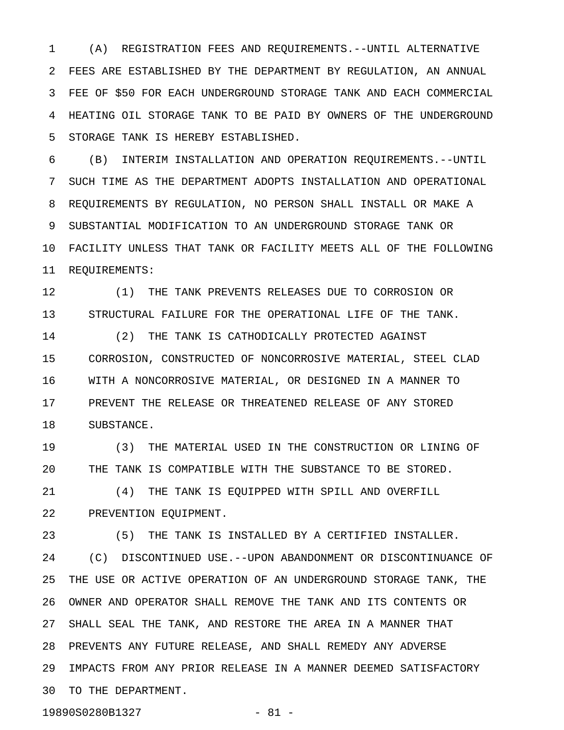(A) REGISTRATION FEES AND REQUIREMENTS.--UNTIL ALTERNATIVE FEES ARE ESTABLISHED BY THE DEPARTMENT BY REGULATION, AN ANNUAL FEE OF $50 FOR EACH UNDERGROUND STORAGE TANK AND EACH COMMERCIAL HEATING OIL STORAGE TANK TO BE PAID BY OWNERS OF THE UNDERGROUND STORAGE TANK IS HEREBY ESTABLISHED.

(B) INTERIM INSTALLATION AND OPERATION REQUIREMENTS.--UNTIL SUCH TIME AS THE DEPARTMENT ADOPTS INSTALLATION AND OPERATIONAL REQUIREMENTS BY REGULATION, NO PERSON SHALL INSTALL OR MAKE A SUBSTANTIAL MODIFICATION TO AN UNDERGROUND STORAGE TANK OR FACILITY UNLESS THAT TANK OR FACILITY MEETS ALL OF THE FOLLOWING REQUIREMENTS:

(1) THE TANK PREVENTS RELEASES DUE TO CORROSION OR STRUCTURAL FAILURE FOR THE OPERATIONAL LIFE OF THE TANK.

(2) THE TANK IS CATHODICALLY PROTECTED AGAINST CORROSION, CONSTRUCTED OF NONCORROSIVE MATERIAL, STEEL CLAD WITH A NONCORROSIVE MATERIAL, OR DESIGNED IN A MANNER TO PREVENT THE RELEASE OR THREATENED RELEASE OF ANY STORED SUBSTANCE.

(3) THE MATERIAL USED IN THE CONSTRUCTION OR LINING OF THE TANK IS COMPATIBLE WITH THE SUBSTANCE TO BE STORED.

(4) THE TANK IS EQUIPPED WITH SPILL AND OVERFILL PREVENTION EQUIPMENT.

(5) THE TANK IS INSTALLED BY A CERTIFIED INSTALLER.

(C) DISCONTINUED USE.--UPON ABANDONMENT OR DISCONTINUANCE OF THE USE OR ACTIVE OPERATION OF AN UNDERGROUND STORAGE TANK, THE OWNER AND OPERATOR SHALL REMOVE THE TANK AND ITS CONTENTS OR SHALL SEAL THE TANK, AND RESTORE THE AREA IN A MANNER THAT PREVENTS ANY FUTURE RELEASE, AND SHALL REMEDY ANY ADVERSE IMPACTS FROM ANY PRIOR RELEASE IN A MANNER DEEMED SATISFACTORY TO THE DEPARTMENT.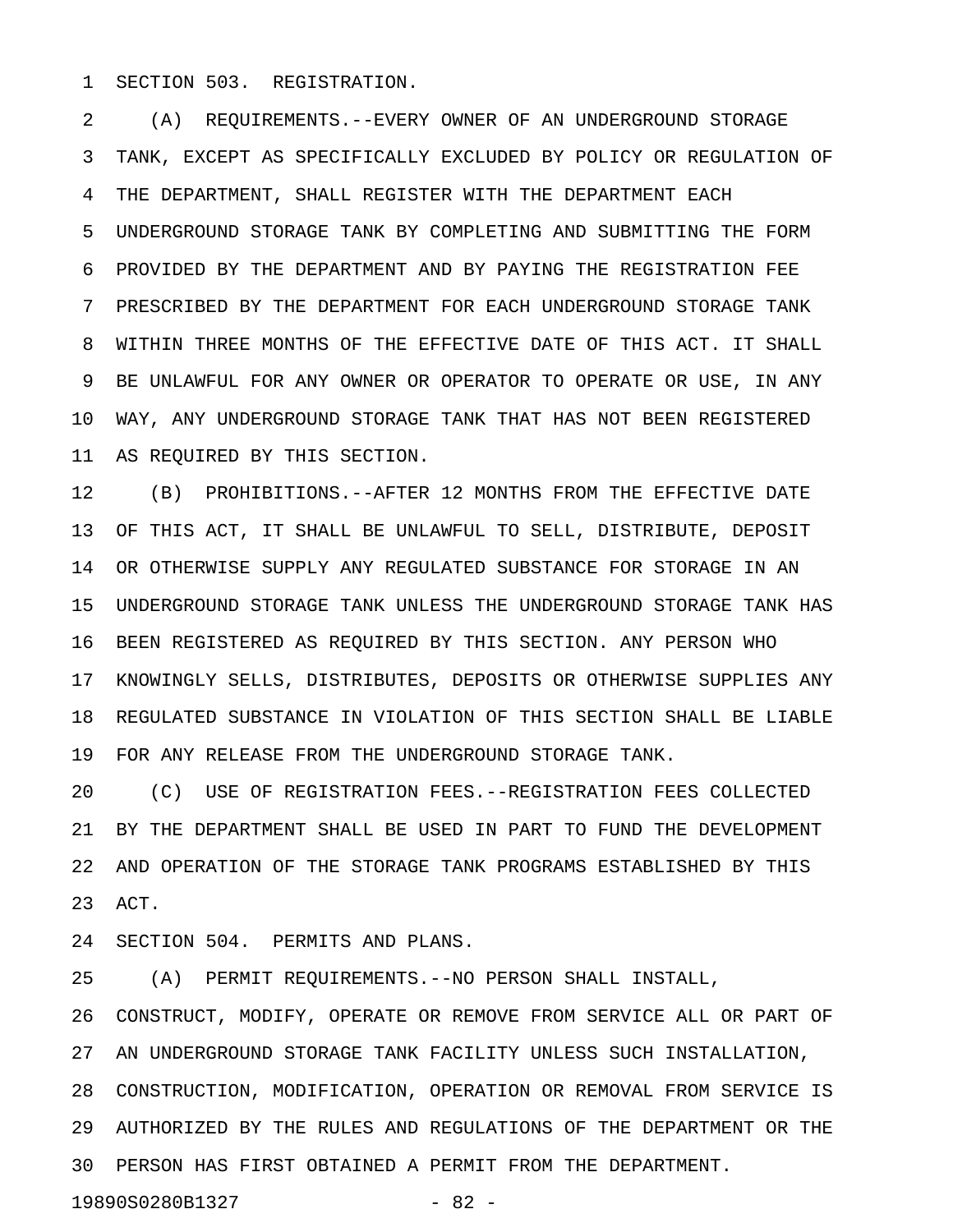SECTION 503. REGISTRATION.

(A) REQUIREMENTS.--EVERY OWNER OF AN UNDERGROUND STORAGE TANK, EXCEPT AS SPECIFICALLY EXCLUDED BY POLICY OR REGULATION OF THE DEPARTMENT, SHALL REGISTER WITH THE DEPARTMENT EACH UNDERGROUND STORAGE TANK BY COMPLETING AND SUBMITTING THE FORM PROVIDED BY THE DEPARTMENT AND BY PAYING THE REGISTRATION FEE PRESCRIBED BY THE DEPARTMENT FOR EACH UNDERGROUND STORAGE TANK WITHIN THREE MONTHS OF THE EFFECTIVE DATE OF THIS ACT. IT SHALL BE UNLAWFUL FOR ANY OWNER OR OPERATOR TO OPERATE OR USE, IN ANY WAY, ANY UNDERGROUND STORAGE TANK THAT HAS NOT BEEN REGISTERED AS REQUIRED BY THIS SECTION.

(B) PROHIBITIONS.--AFTER 12 MONTHS FROM THE EFFECTIVE DATE OF THIS ACT, IT SHALL BE UNLAWFUL TO SELL, DISTRIBUTE, DEPOSIT OR OTHERWISE SUPPLY ANY REGULATED SUBSTANCE FOR STORAGE IN AN UNDERGROUND STORAGE TANK UNLESS THE UNDERGROUND STORAGE TANK HAS BEEN REGISTERED AS REQUIRED BY THIS SECTION. ANY PERSON WHO KNOWINGLY SELLS, DISTRIBUTES, DEPOSITS OR OTHERWISE SUPPLIES ANY REGULATED SUBSTANCE IN VIOLATION OF THIS SECTION SHALL BE LIABLE FOR ANY RELEASE FROM THE UNDERGROUND STORAGE TANK.

(C) USE OF REGISTRATION FEES.--REGISTRATION FEES COLLECTED BY THE DEPARTMENT SHALL BE USED IN PART TO FUND THE DEVELOPMENT AND OPERATION OF THE STORAGE TANK PROGRAMS ESTABLISHED BY THIS ACT.

SECTION 504. PERMITS AND PLANS.

(A) PERMIT REQUIREMENTS.--NO PERSON SHALL INSTALL, CONSTRUCT, MODIFY, OPERATE OR REMOVE FROM SERVICE ALL OR PART OF AN UNDERGROUND STORAGE TANK FACILITY UNLESS SUCH INSTALLATION, CONSTRUCTION, MODIFICATION, OPERATION OR REMOVAL FROM SERVICE IS AUTHORIZED BY THE RULES AND REGULATIONS OF THE DEPARTMENT OR THE PERSON HAS FIRST OBTAINED A PERMIT FROM THE DEPARTMENT.

19890S0280B1327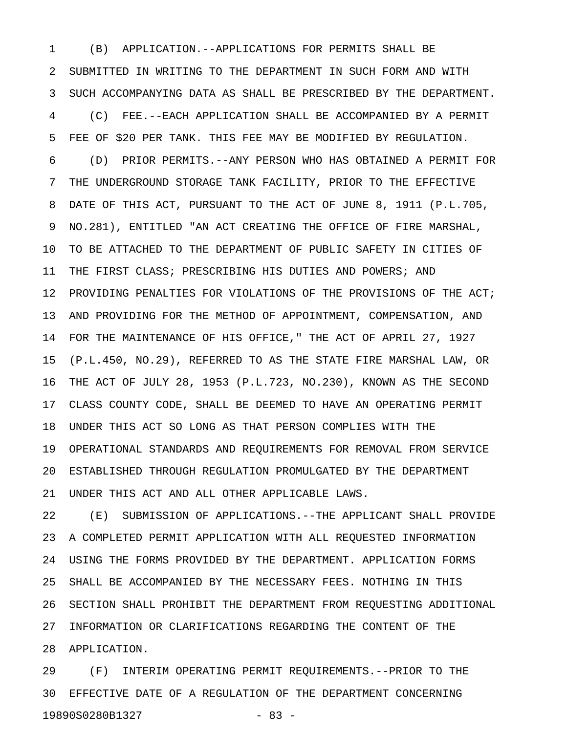(B) APPLICATION.--APPLICATIONS FOR PERMITS SHALL BE SUBMITTED IN WRITING TO THE DEPARTMENT IN SUCH FORM AND WITH SUCH ACCOMPANYING DATA AS SHALL BE PRESCRIBED BY THE DEPARTMENT.

(C) FEE.--EACH APPLICATION SHALL BE ACCOMPANIED BY A PERMIT FEE OF $20 PER TANK. THIS FEE MAY BE MODIFIED BY REGULATION.

(D) PRIOR PERMITS.--ANY PERSON WHO HAS OBTAINED A PERMIT FOR THE UNDERGROUND STORAGE TANK FACILITY, PRIOR TO THE EFFECTIVE DATE OF THIS ACT, PURSUANT TO THE ACT OF JUNE 8, 1911 (P.L.705, NO.281), ENTITLED "AN ACT CREATING THE OFFICE OF FIRE MARSHAL, TO BE ATTACHED TO THE DEPARTMENT OF PUBLIC SAFETY IN CITIES OF THE FIRST CLASS; PRESCRIBING HIS DUTIES AND POWERS; AND PROVIDING PENALTIES FOR VIOLATIONS OF THE PROVISIONS OF THE ACT; AND PROVIDING FOR THE METHOD OF APPOINTMENT, COMPENSATION, AND FOR THE MAINTENANCE OF HIS OFFICE," THE ACT OF APRIL 27, 1927 (P.L.450, NO.29), REFERRED TO AS THE STATE FIRE MARSHAL LAW, OR THE ACT OF JULY 28, 1953 (P.L.723, NO.230), KNOWN AS THE SECOND CLASS COUNTY CODE, SHALL BE DEEMED TO HAVE AN OPERATING PERMIT UNDER THIS ACT SO LONG AS THAT PERSON COMPLIES WITH THE OPERATIONAL STANDARDS AND REQUIREMENTS FOR REMOVAL FROM SERVICE ESTABLISHED THROUGH REGULATION PROMULGATED BY THE DEPARTMENT UNDER THIS ACT AND ALL OTHER APPLICABLE LAWS.

(E) SUBMISSION OF APPLICATIONS.--THE APPLICANT SHALL PROVIDE A COMPLETED PERMIT APPLICATION WITH ALL REQUESTED INFORMATION USING THE FORMS PROVIDED BY THE DEPARTMENT. APPLICATION FORMS SHALL BE ACCOMPANIED BY THE NECESSARY FEES. NOTHING IN THIS SECTION SHALL PROHIBIT THE DEPARTMENT FROM REQUESTING ADDITIONAL INFORMATION OR CLARIFICATIONS REGARDING THE CONTENT OF THE APPLICATION.

(F) INTERIM OPERATING PERMIT REQUIREMENTS.--PRIOR TO THE EFFECTIVE DATE OF A REGULATION OF THE DEPARTMENT CONCERNING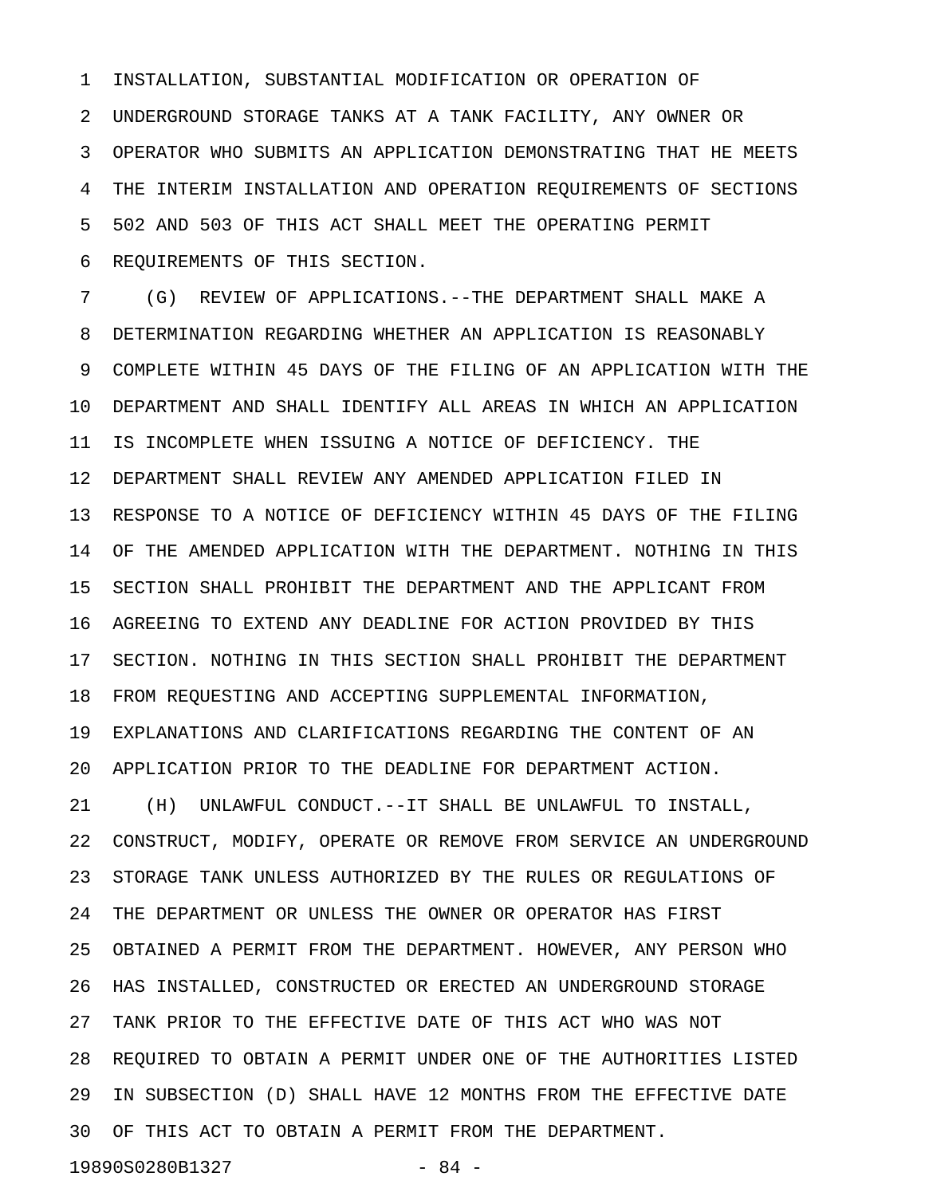INSTALLATION, SUBSTANTIAL MODIFICATION OR OPERATION OF UNDERGROUND STORAGE TANKS AT A TANK FACILITY, ANY OWNER OR OPERATOR WHO SUBMITS AN APPLICATION DEMONSTRATING THAT HE MEETS THE INTERIM INSTALLATION AND OPERATION REQUIREMENTS OF SECTIONS 502 AND 503 OF THIS ACT SHALL MEET THE OPERATING PERMIT REQUIREMENTS OF THIS SECTION.

(G) REVIEW OF APPLICATIONS.--THE DEPARTMENT SHALL MAKE A DETERMINATION REGARDING WHETHER AN APPLICATION IS REASONABLY COMPLETE WITHIN 45 DAYS OF THE FILING OF AN APPLICATION WITH THE DEPARTMENT AND SHALL IDENTIFY ALL AREAS IN WHICH AN APPLICATION IS INCOMPLETE WHEN ISSUING A NOTICE OF DEFICIENCY. THE DEPARTMENT SHALL REVIEW ANY AMENDED APPLICATION FILED IN RESPONSE TO A NOTICE OF DEFICIENCY WITHIN 45 DAYS OF THE FILING OF THE AMENDED APPLICATION WITH THE DEPARTMENT. NOTHING IN THIS SECTION SHALL PROHIBIT THE DEPARTMENT AND THE APPLICANT FROM AGREEING TO EXTEND ANY DEADLINE FOR ACTION PROVIDED BY THIS SECTION. NOTHING IN THIS SECTION SHALL PROHIBIT THE DEPARTMENT FROM REQUESTING AND ACCEPTING SUPPLEMENTAL INFORMATION, EXPLANATIONS AND CLARIFICATIONS REGARDING THE CONTENT OF AN APPLICATION PRIOR TO THE DEADLINE FOR DEPARTMENT ACTION.

(H) UNLAWFUL CONDUCT.--IT SHALL BE UNLAWFUL TO INSTALL, CONSTRUCT, MODIFY, OPERATE OR REMOVE FROM SERVICE AN UNDERGROUND STORAGE TANK UNLESS AUTHORIZED BY THE RULES OR REGULATIONS OF THE DEPARTMENT OR UNLESS THE OWNER OR OPERATOR HAS FIRST OBTAINED A PERMIT FROM THE DEPARTMENT. HOWEVER, ANY PERSON WHO HAS INSTALLED, CONSTRUCTED OR ERECTED AN UNDERGROUND STORAGE TANK PRIOR TO THE EFFECTIVE DATE OF THIS ACT WHO WAS NOT REQUIRED TO OBTAIN A PERMIT UNDER ONE OF THE AUTHORITIES LISTED IN SUBSECTION (D) SHALL HAVE 12 MONTHS FROM THE EFFECTIVE DATE OF THIS ACT TO OBTAIN A PERMIT FROM THE DEPARTMENT.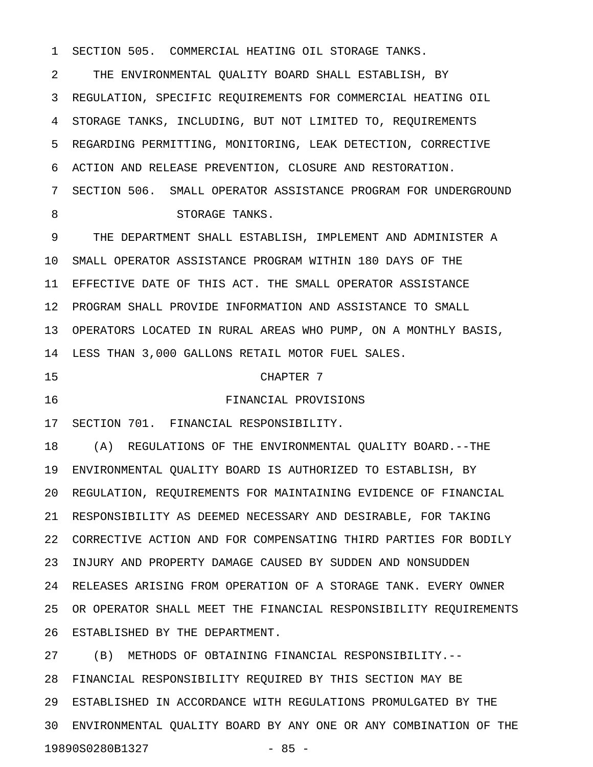SECTION 505. COMMERCIAL HEATING OIL STORAGE TANKS.

THE ENVIRONMENTAL QUALITY BOARD SHALL ESTABLISH, BY REGULATION, SPECIFIC REQUIREMENTS FOR COMMERCIAL HEATING OIL STORAGE TANKS, INCLUDING, BUT NOT LIMITED TO, REQUIREMENTS REGARDING PERMITTING, MONITORING, LEAK DETECTION, CORRECTIVE ACTION AND RELEASE PREVENTION, CLOSURE AND RESTORATION.

SECTION 506. SMALL OPERATOR ASSISTANCE PROGRAM FOR UNDERGROUND STORAGE TANKS.

THE DEPARTMENT SHALL ESTABLISH, IMPLEMENT AND ADMINISTER A SMALL OPERATOR ASSISTANCE PROGRAM WITHIN 180 DAYS OF THE EFFECTIVE DATE OF THIS ACT. THE SMALL OPERATOR ASSISTANCE PROGRAM SHALL PROVIDE INFORMATION AND ASSISTANCE TO SMALL OPERATORS LOCATED IN RURAL AREAS WHO PUMP, ON A MONTHLY BASIS, LESS THAN 3,000 GALLONS RETAIL MOTOR FUEL SALES.

## CHAPTER 7

## FINANCIAL PROVISIONS

SECTION 701. FINANCIAL RESPONSIBILITY.

(A) REGULATIONS OF THE ENVIRONMENTAL QUALITY BOARD.--THE ENVIRONMENTAL QUALITY BOARD IS AUTHORIZED TO ESTABLISH, BY REGULATION, REQUIREMENTS FOR MAINTAINING EVIDENCE OF FINANCIAL RESPONSIBILITY AS DEEMED NECESSARY AND DESIRABLE, FOR TAKING CORRECTIVE ACTION AND FOR COMPENSATING THIRD PARTIES FOR BODILY INJURY AND PROPERTY DAMAGE CAUSED BY SUDDEN AND NONSUDDEN RELEASES ARISING FROM OPERATION OF A STORAGE TANK. EVERY OWNER OR OPERATOR SHALL MEET THE FINANCIAL RESPONSIBILITY REQUIREMENTS ESTABLISHED BY THE DEPARTMENT.

(B) METHODS OF OBTAINING FINANCIAL RESPONSIBILITY.--FINANCIAL RESPONSIBILITY REQUIRED BY THIS SECTION MAY BE ESTABLISHED IN ACCORDANCE WITH REGULATIONS PROMULGATED BY THE ENVIRONMENTAL QUALITY BOARD BY ANY ONE OR ANY COMBINATION OF THE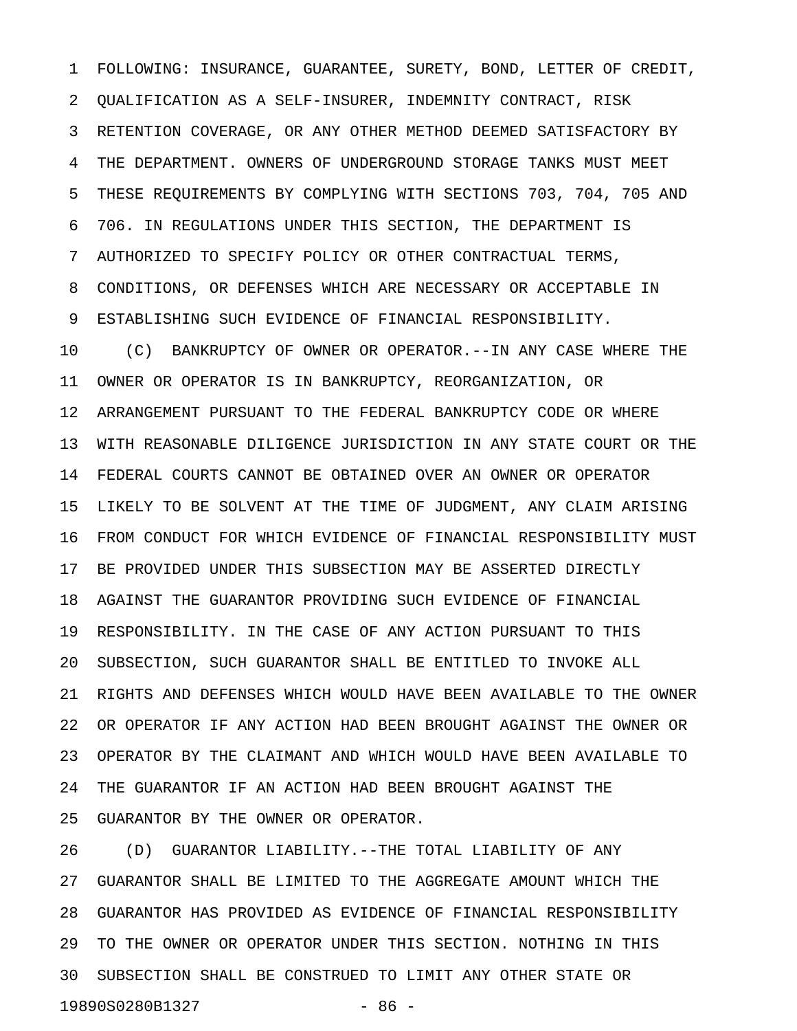FOLLOWING: INSURANCE, GUARANTEE, SURETY, BOND, LETTER OF CREDIT, QUALIFICATION AS A SELF-INSURER, INDEMNITY CONTRACT, RISK RETENTION COVERAGE, OR ANY OTHER METHOD DEEMED SATISFACTORY BY THE DEPARTMENT. OWNERS OF UNDERGROUND STORAGE TANKS MUST MEET THESE REQUIREMENTS BY COMPLYING WITH SECTIONS 703, 704, 705 AND 706. IN REGULATIONS UNDER THIS SECTION, THE DEPARTMENT IS AUTHORIZED TO SPECIFY POLICY OR OTHER CONTRACTUAL TERMS, CONDITIONS, OR DEFENSES WHICH ARE NECESSARY OR ACCEPTABLE IN ESTABLISHING SUCH EVIDENCE OF FINANCIAL RESPONSIBILITY.

(C) BANKRUPTCY OF OWNER OR OPERATOR.--IN ANY CASE WHERE THE OWNER OR OPERATOR IS IN BANKRUPTCY, REORGANIZATION, OR ARRANGEMENT PURSUANT TO THE FEDERAL BANKRUPTCY CODE OR WHERE WITH REASONABLE DILIGENCE JURISDICTION IN ANY STATE COURT OR THE FEDERAL COURTS CANNOT BE OBTAINED OVER AN OWNER OR OPERATOR LIKELY TO BE SOLVENT AT THE TIME OF JUDGMENT, ANY CLAIM ARISING FROM CONDUCT FOR WHICH EVIDENCE OF FINANCIAL RESPONSIBILITY MUST BE PROVIDED UNDER THIS SUBSECTION MAY BE ASSERTED DIRECTLY AGAINST THE GUARANTOR PROVIDING SUCH EVIDENCE OF FINANCIAL RESPONSIBILITY. IN THE CASE OF ANY ACTION PURSUANT TO THIS SUBSECTION, SUCH GUARANTOR SHALL BE ENTITLED TO INVOKE ALL RIGHTS AND DEFENSES WHICH WOULD HAVE BEEN AVAILABLE TO THE OWNER OR OPERATOR IF ANY ACTION HAD BEEN BROUGHT AGAINST THE OWNER OR OPERATOR BY THE CLAIMANT AND WHICH WOULD HAVE BEEN AVAILABLE TO THE GUARANTOR IF AN ACTION HAD BEEN BROUGHT AGAINST THE GUARANTOR BY THE OWNER OR OPERATOR.

(D) GUARANTOR LIABILITY.--THE TOTAL LIABILITY OF ANY GUARANTOR SHALL BE LIMITED TO THE AGGREGATE AMOUNT WHICH THE GUARANTOR HAS PROVIDED AS EVIDENCE OF FINANCIAL RESPONSIBILITY TO THE OWNER OR OPERATOR UNDER THIS SECTION. NOTHING IN THIS SUBSECTION SHALL BE CONSTRUED TO LIMIT ANY OTHER STATE OR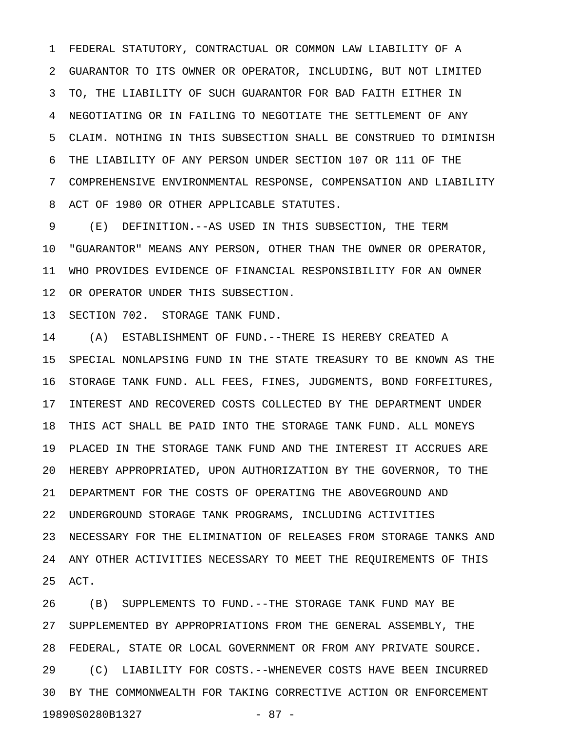FEDERAL STATUTORY, CONTRACTUAL OR COMMON LAW LIABILITY OF A GUARANTOR TO ITS OWNER OR OPERATOR, INCLUDING, BUT NOT LIMITED TO, THE LIABILITY OF SUCH GUARANTOR FOR BAD FAITH EITHER IN NEGOTIATING OR IN FAILING TO NEGOTIATE THE SETTLEMENT OF ANY CLAIM. NOTHING IN THIS SUBSECTION SHALL BE CONSTRUED TO DIMINISH THE LIABILITY OF ANY PERSON UNDER SECTION 107 OR 111 OF THE COMPREHENSIVE ENVIRONMENTAL RESPONSE, COMPENSATION AND LIABILITY ACT OF 1980 OR OTHER APPLICABLE STATUTES.

(E) DEFINITION.--AS USED IN THIS SUBSECTION, THE TERM "GUARANTOR" MEANS ANY PERSON, OTHER THAN THE OWNER OR OPERATOR, WHO PROVIDES EVIDENCE OF FINANCIAL RESPONSIBILITY FOR AN OWNER OR OPERATOR UNDER THIS SUBSECTION.

SECTION 702. STORAGE TANK FUND.

(A) ESTABLISHMENT OF FUND.--THERE IS HEREBY CREATED A SPECIAL NONLAPSING FUND IN THE STATE TREASURY TO BE KNOWN AS THE STORAGE TANK FUND. ALL FEES, FINES, JUDGMENTS, BOND FORFEITURES, INTEREST AND RECOVERED COSTS COLLECTED BY THE DEPARTMENT UNDER THIS ACT SHALL BE PAID INTO THE STORAGE TANK FUND. ALL MONEYS PLACED IN THE STORAGE TANK FUND AND THE INTEREST IT ACCRUES ARE HEREBY APPROPRIATED, UPON AUTHORIZATION BY THE GOVERNOR, TO THE DEPARTMENT FOR THE COSTS OF OPERATING THE ABOVEGROUND AND UNDERGROUND STORAGE TANK PROGRAMS, INCLUDING ACTIVITIES NECESSARY FOR THE ELIMINATION OF RELEASES FROM STORAGE TANKS AND ANY OTHER ACTIVITIES NECESSARY TO MEET THE REQUIREMENTS OF THIS ACT.

(B) SUPPLEMENTS TO FUND.--THE STORAGE TANK FUND MAY BE SUPPLEMENTED BY APPROPRIATIONS FROM THE GENERAL ASSEMBLY, THE FEDERAL, STATE OR LOCAL GOVERNMENT OR FROM ANY PRIVATE SOURCE.

(C) LIABILITY FOR COSTS.--WHENEVER COSTS HAVE BEEN INCURRED BY THE COMMONWEALTH FOR TAKING CORRECTIVE ACTION OR ENFORCEMENT

19890S0280B1327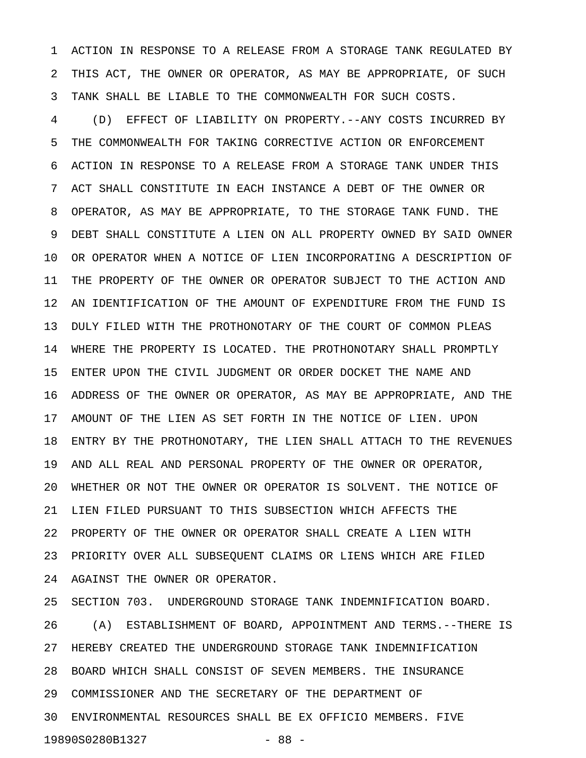ACTION IN RESPONSE TO A RELEASE FROM A STORAGE TANK REGULATED BY THIS ACT, THE OWNER OR OPERATOR, AS MAY BE APPROPRIATE, OF SUCH TANK SHALL BE LIABLE TO THE COMMONWEALTH FOR SUCH COSTS.

(D) EFFECT OF LIABILITY ON PROPERTY.--ANY COSTS INCURRED BY THE COMMONWEALTH FOR TAKING CORRECTIVE ACTION OR ENFORCEMENT ACTION IN RESPONSE TO A RELEASE FROM A STORAGE TANK UNDER THIS ACT SHALL CONSTITUTE IN EACH INSTANCE A DEBT OF THE OWNER OR OPERATOR, AS MAY BE APPROPRIATE, TO THE STORAGE TANK FUND. THE DEBT SHALL CONSTITUTE A LIEN ON ALL PROPERTY OWNED BY SAID OWNER OR OPERATOR WHEN A NOTICE OF LIEN INCORPORATING A DESCRIPTION OF THE PROPERTY OF THE OWNER OR OPERATOR SUBJECT TO THE ACTION AND AN IDENTIFICATION OF THE AMOUNT OF EXPENDITURE FROM THE FUND IS DULY FILED WITH THE PROTHONOTARY OF THE COURT OF COMMON PLEAS WHERE THE PROPERTY IS LOCATED. THE PROTHONOTARY SHALL PROMPTLY ENTER UPON THE CIVIL JUDGMENT OR ORDER DOCKET THE NAME AND ADDRESS OF THE OWNER OR OPERATOR, AS MAY BE APPROPRIATE, AND THE AMOUNT OF THE LIEN AS SET FORTH IN THE NOTICE OF LIEN. UPON ENTRY BY THE PROTHONOTARY, THE LIEN SHALL ATTACH TO THE REVENUES AND ALL REAL AND PERSONAL PROPERTY OF THE OWNER OR OPERATOR, WHETHER OR NOT THE OWNER OR OPERATOR IS SOLVENT. THE NOTICE OF LIEN FILED PURSUANT TO THIS SUBSECTION WHICH AFFECTS THE PROPERTY OF THE OWNER OR OPERATOR SHALL CREATE A LIEN WITH PRIORITY OVER ALL SUBSEQUENT CLAIMS OR LIENS WHICH ARE FILED AGAINST THE OWNER OR OPERATOR.

SECTION 703. UNDERGROUND STORAGE TANK INDEMNIFICATION BOARD.

(A) ESTABLISHMENT OF BOARD, APPOINTMENT AND TERMS.--THERE IS HEREBY CREATED THE UNDERGROUND STORAGE TANK INDEMNIFICATION BOARD WHICH SHALL CONSIST OF SEVEN MEMBERS. THE INSURANCE COMMISSIONER AND THE SECRETARY OF THE DEPARTMENT OF ENVIRONMENTAL RESOURCES SHALL BE EX OFFICIO MEMBERS. FIVE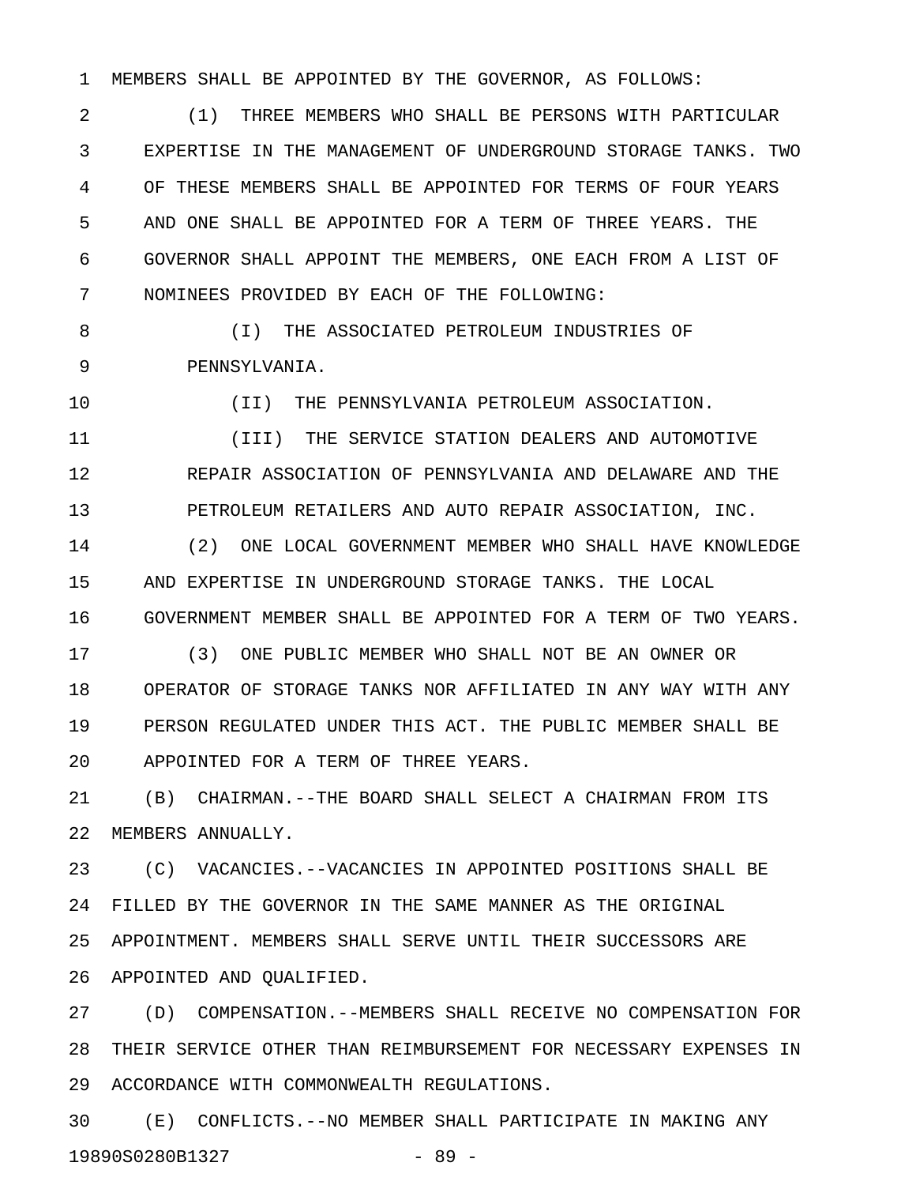MEMBERS SHALL BE APPOINTED BY THE GOVERNOR, AS FOLLOWS:

(1) THREE MEMBERS WHO SHALL BE PERSONS WITH PARTICULAR EXPERTISE IN THE MANAGEMENT OF UNDERGROUND STORAGE TANKS. TWO OF THESE MEMBERS SHALL BE APPOINTED FOR TERMS OF FOUR YEARS AND ONE SHALL BE APPOINTED FOR A TERM OF THREE YEARS. THE GOVERNOR SHALL APPOINT THE MEMBERS, ONE EACH FROM A LIST OF NOMINEES PROVIDED BY EACH OF THE FOLLOWING:

(I) THE ASSOCIATED PETROLEUM INDUSTRIES OF PENNSYLVANIA.

(II) THE PENNSYLVANIA PETROLEUM ASSOCIATION.

(III) THE SERVICE STATION DEALERS AND AUTOMOTIVE REPAIR ASSOCIATION OF PENNSYLVANIA AND DELAWARE AND THE PETROLEUM RETAILERS AND AUTO REPAIR ASSOCIATION, INC.

(2) ONE LOCAL GOVERNMENT MEMBER WHO SHALL HAVE KNOWLEDGE AND EXPERTISE IN UNDERGROUND STORAGE TANKS. THE LOCAL GOVERNMENT MEMBER SHALL BE APPOINTED FOR A TERM OF TWO YEARS.

(3) ONE PUBLIC MEMBER WHO SHALL NOT BE AN OWNER OR OPERATOR OF STORAGE TANKS NOR AFFILIATED IN ANY WAY WITH ANY PERSON REGULATED UNDER THIS ACT. THE PUBLIC MEMBER SHALL BE APPOINTED FOR A TERM OF THREE YEARS.

(B) CHAIRMAN.--THE BOARD SHALL SELECT A CHAIRMAN FROM ITS MEMBERS ANNUALLY.

(C) VACANCIES.--VACANCIES IN APPOINTED POSITIONS SHALL BE FILLED BY THE GOVERNOR IN THE SAME MANNER AS THE ORIGINAL APPOINTMENT. MEMBERS SHALL SERVE UNTIL THEIR SUCCESSORS ARE APPOINTED AND QUALIFIED.

(D) COMPENSATION.--MEMBERS SHALL RECEIVE NO COMPENSATION FOR THEIR SERVICE OTHER THAN REIMBURSEMENT FOR NECESSARY EXPENSES IN ACCORDANCE WITH COMMONWEALTH REGULATIONS.

(E) CONFLICTS.--NO MEMBER SHALL PARTICIPATE IN MAKING ANY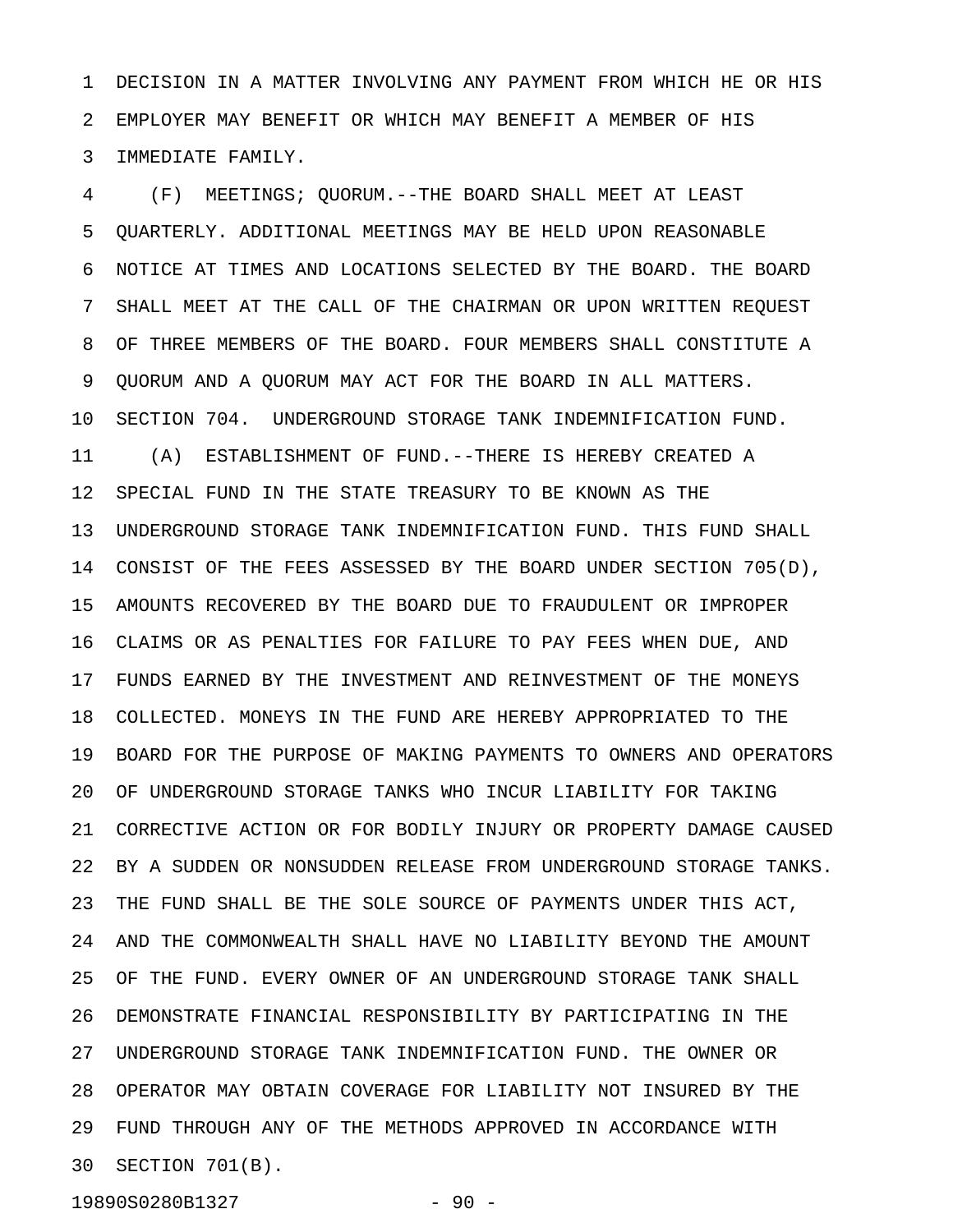DECISION IN A MATTER INVOLVING ANY PAYMENT FROM WHICH HE OR HIS EMPLOYER MAY BENEFIT OR WHICH MAY BENEFIT A MEMBER OF HIS IMMEDIATE FAMILY.

(F) MEETINGS; QUORUM.--THE BOARD SHALL MEET AT LEAST QUARTERLY. ADDITIONAL MEETINGS MAY BE HELD UPON REASONABLE NOTICE AT TIMES AND LOCATIONS SELECTED BY THE BOARD. THE BOARD SHALL MEET AT THE CALL OF THE CHAIRMAN OR UPON WRITTEN REQUEST OF THREE MEMBERS OF THE BOARD. FOUR MEMBERS SHALL CONSTITUTE A QUORUM AND A QUORUM MAY ACT FOR THE BOARD IN ALL MATTERS.

SECTION 704. UNDERGROUND STORAGE TANK INDEMNIFICATION FUND.

(A) ESTABLISHMENT OF FUND.--THERE IS HEREBY CREATED A SPECIAL FUND IN THE STATE TREASURY TO BE KNOWN AS THE UNDERGROUND STORAGE TANK INDEMNIFICATION FUND. THIS FUND SHALL CONSIST OF THE FEES ASSESSED BY THE BOARD UNDER SECTION 705(D), AMOUNTS RECOVERED BY THE BOARD DUE TO FRAUDULENT OR IMPROPER CLAIMS OR AS PENALTIES FOR FAILURE TO PAY FEES WHEN DUE, AND FUNDS EARNED BY THE INVESTMENT AND REINVESTMENT OF THE MONEYS COLLECTED. MONEYS IN THE FUND ARE HEREBY APPROPRIATED TO THE BOARD FOR THE PURPOSE OF MAKING PAYMENTS TO OWNERS AND OPERATORS OF UNDERGROUND STORAGE TANKS WHO INCUR LIABILITY FOR TAKING CORRECTIVE ACTION OR FOR BODILY INJURY OR PROPERTY DAMAGE CAUSED BY A SUDDEN OR NONSUDDEN RELEASE FROM UNDERGROUND STORAGE TANKS. THE FUND SHALL BE THE SOLE SOURCE OF PAYMENTS UNDER THIS ACT, AND THE COMMONWEALTH SHALL HAVE NO LIABILITY BEYOND THE AMOUNT OF THE FUND. EVERY OWNER OF AN UNDERGROUND STORAGE TANK SHALL DEMONSTRATE FINANCIAL RESPONSIBILITY BY PARTICIPATING IN THE UNDERGROUND STORAGE TANK INDEMNIFICATION FUND. THE OWNER OR OPERATOR MAY OBTAIN COVERAGE FOR LIABILITY NOT INSURED BY THE FUND THROUGH ANY OF THE METHODS APPROVED IN ACCORDANCE WITH SECTION 701(B).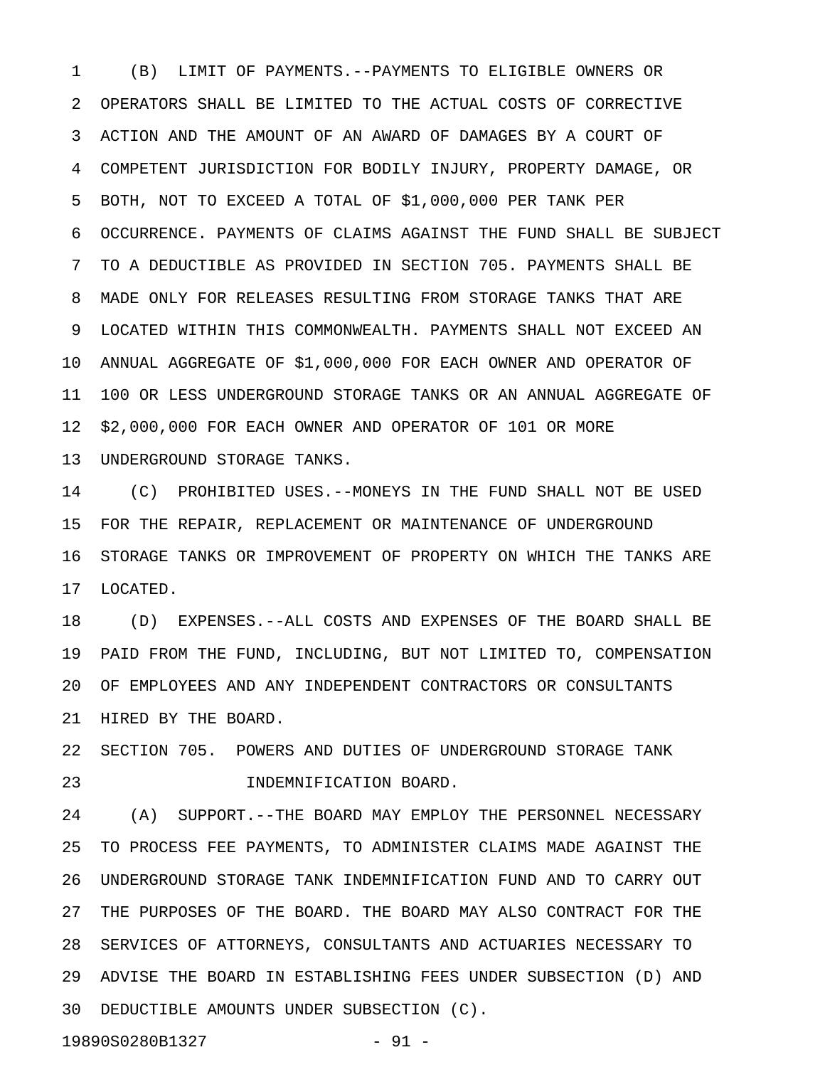(B) LIMIT OF PAYMENTS.--PAYMENTS TO ELIGIBLE OWNERS OR OPERATORS SHALL BE LIMITED TO THE ACTUAL COSTS OF CORRECTIVE ACTION AND THE AMOUNT OF AN AWARD OF DAMAGES BY A COURT OF COMPETENT JURISDICTION FOR BODILY INJURY, PROPERTY DAMAGE, OR BOTH, NOT TO EXCEED A TOTAL OF $1,000,000 PER TANK PER OCCURRENCE. PAYMENTS OF CLAIMS AGAINST THE FUND SHALL BE SUBJECT TO A DEDUCTIBLE AS PROVIDED IN SECTION 705. PAYMENTS SHALL BE MADE ONLY FOR RELEASES RESULTING FROM STORAGE TANKS THAT ARE LOCATED WITHIN THIS COMMONWEALTH. PAYMENTS SHALL NOT EXCEED AN ANNUAL AGGREGATE OF $1,000,000 FOR EACH OWNER AND OPERATOR OF 100 OR LESS UNDERGROUND STORAGE TANKS OR AN ANNUAL AGGREGATE OF $2,000,000 FOR EACH OWNER AND OPERATOR OF 101 OR MORE UNDERGROUND STORAGE TANKS.

(C) PROHIBITED USES.--MONEYS IN THE FUND SHALL NOT BE USED FOR THE REPAIR, REPLACEMENT OR MAINTENANCE OF UNDERGROUND STORAGE TANKS OR IMPROVEMENT OF PROPERTY ON WHICH THE TANKS ARE LOCATED.

(D) EXPENSES.--ALL COSTS AND EXPENSES OF THE BOARD SHALL BE PAID FROM THE FUND, INCLUDING, BUT NOT LIMITED TO, COMPENSATION OF EMPLOYEES AND ANY INDEPENDENT CONTRACTORS OR CONSULTANTS HIRED BY THE BOARD.

SECTION 705. POWERS AND DUTIES OF UNDERGROUND STORAGE TANK INDEMNIFICATION BOARD.

(A) SUPPORT.--THE BOARD MAY EMPLOY THE PERSONNEL NECESSARY TO PROCESS FEE PAYMENTS, TO ADMINISTER CLAIMS MADE AGAINST THE UNDERGROUND STORAGE TANK INDEMNIFICATION FUND AND TO CARRY OUT THE PURPOSES OF THE BOARD. THE BOARD MAY ALSO CONTRACT FOR THE SERVICES OF ATTORNEYS, CONSULTANTS AND ACTUARIES NECESSARY TO ADVISE THE BOARD IN ESTABLISHING FEES UNDER SUBSECTION (D) AND DEDUCTIBLE AMOUNTS UNDER SUBSECTION (C).

19890S0280B1327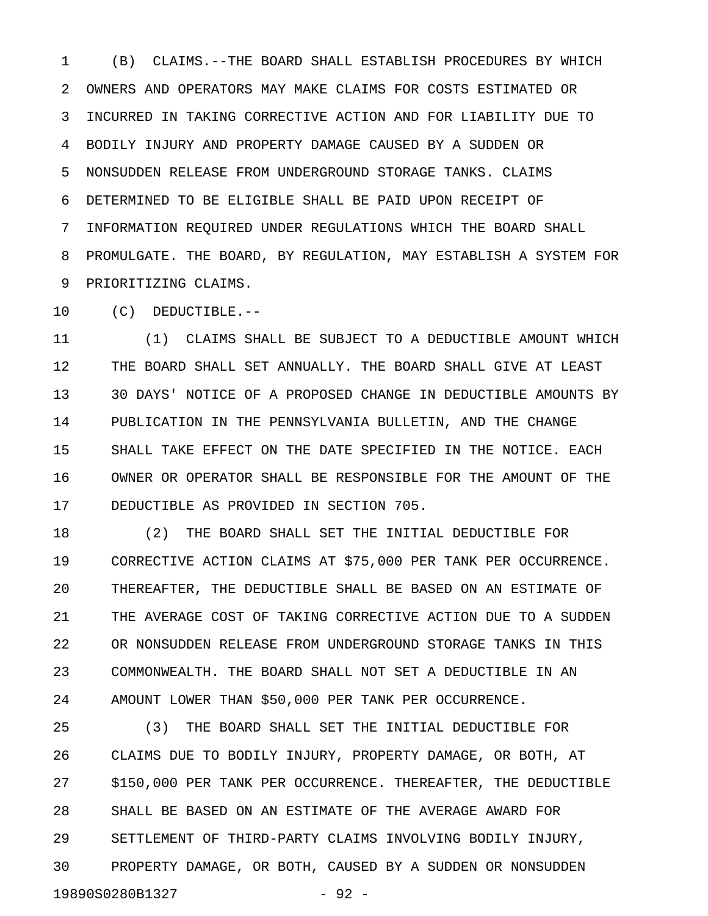(B) CLAIMS.--THE BOARD SHALL ESTABLISH PROCEDURES BY WHICH OWNERS AND OPERATORS MAY MAKE CLAIMS FOR COSTS ESTIMATED OR INCURRED IN TAKING CORRECTIVE ACTION AND FOR LIABILITY DUE TO BODILY INJURY AND PROPERTY DAMAGE CAUSED BY A SUDDEN OR NONSUDDEN RELEASE FROM UNDERGROUND STORAGE TANKS. CLAIMS DETERMINED TO BE ELIGIBLE SHALL BE PAID UPON RECEIPT OF INFORMATION REQUIRED UNDER REGULATIONS WHICH THE BOARD SHALL PROMULGATE. THE BOARD, BY REGULATION, MAY ESTABLISH A SYSTEM FOR PRIORITIZING CLAIMS.

(C) DEDUCTIBLE.--

(1) CLAIMS SHALL BE SUBJECT TO A DEDUCTIBLE AMOUNT WHICH THE BOARD SHALL SET ANNUALLY. THE BOARD SHALL GIVE AT LEAST 30 DAYS' NOTICE OF A PROPOSED CHANGE IN DEDUCTIBLE AMOUNTS BY PUBLICATION IN THE PENNSYLVANIA BULLETIN, AND THE CHANGE SHALL TAKE EFFECT ON THE DATE SPECIFIED IN THE NOTICE. EACH OWNER OR OPERATOR SHALL BE RESPONSIBLE FOR THE AMOUNT OF THE DEDUCTIBLE AS PROVIDED IN SECTION 705.

(2) THE BOARD SHALL SET THE INITIAL DEDUCTIBLE FOR CORRECTIVE ACTION CLAIMS AT $75,000 PER TANK PER OCCURRENCE. THEREAFTER, THE DEDUCTIBLE SHALL BE BASED ON AN ESTIMATE OF THE AVERAGE COST OF TAKING CORRECTIVE ACTION DUE TO A SUDDEN OR NONSUDDEN RELEASE FROM UNDERGROUND STORAGE TANKS IN THIS COMMONWEALTH. THE BOARD SHALL NOT SET A DEDUCTIBLE IN AN AMOUNT LOWER THAN $50,000 PER TANK PER OCCURRENCE.

(3) THE BOARD SHALL SET THE INITIAL DEDUCTIBLE FOR CLAIMS DUE TO BODILY INJURY, PROPERTY DAMAGE, OR BOTH, AT $150,000 PER TANK PER OCCURRENCE. THEREAFTER, THE DEDUCTIBLE SHALL BE BASED ON AN ESTIMATE OF THE AVERAGE AWARD FOR SETTLEMENT OF THIRD-PARTY CLAIMS INVOLVING BODILY INJURY, PROPERTY DAMAGE, OR BOTH, CAUSED BY A SUDDEN OR NONSUDDEN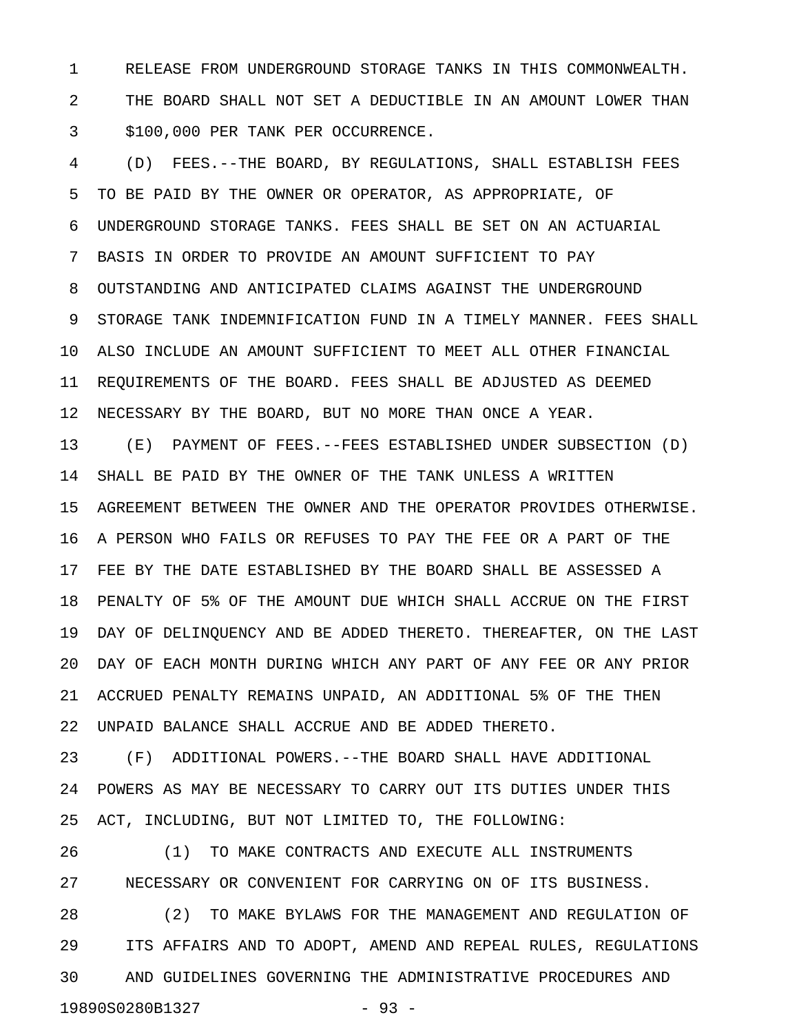RELEASE FROM UNDERGROUND STORAGE TANKS IN THIS COMMONWEALTH. THE BOARD SHALL NOT SET A DEDUCTIBLE IN AN AMOUNT LOWER THAN $100,000 PER TANK PER OCCURRENCE.

(D) FEES.--THE BOARD, BY REGULATIONS, SHALL ESTABLISH FEES TO BE PAID BY THE OWNER OR OPERATOR, AS APPROPRIATE, OF UNDERGROUND STORAGE TANKS. FEES SHALL BE SET ON AN ACTUARIAL BASIS IN ORDER TO PROVIDE AN AMOUNT SUFFICIENT TO PAY OUTSTANDING AND ANTICIPATED CLAIMS AGAINST THE UNDERGROUND STORAGE TANK INDEMNIFICATION FUND IN A TIMELY MANNER. FEES SHALL ALSO INCLUDE AN AMOUNT SUFFICIENT TO MEET ALL OTHER FINANCIAL REQUIREMENTS OF THE BOARD. FEES SHALL BE ADJUSTED AS DEEMED NECESSARY BY THE BOARD, BUT NO MORE THAN ONCE A YEAR.

(E) PAYMENT OF FEES.--FEES ESTABLISHED UNDER SUBSECTION (D) SHALL BE PAID BY THE OWNER OF THE TANK UNLESS A WRITTEN AGREEMENT BETWEEN THE OWNER AND THE OPERATOR PROVIDES OTHERWISE. A PERSON WHO FAILS OR REFUSES TO PAY THE FEE OR A PART OF THE FEE BY THE DATE ESTABLISHED BY THE BOARD SHALL BE ASSESSED A PENALTY OF 5% OF THE AMOUNT DUE WHICH SHALL ACCRUE ON THE FIRST DAY OF DELINQUENCY AND BE ADDED THERETO. THEREAFTER, ON THE LAST DAY OF EACH MONTH DURING WHICH ANY PART OF ANY FEE OR ANY PRIOR ACCRUED PENALTY REMAINS UNPAID, AN ADDITIONAL 5% OF THE THEN UNPAID BALANCE SHALL ACCRUE AND BE ADDED THERETO.

(F) ADDITIONAL POWERS.--THE BOARD SHALL HAVE ADDITIONAL POWERS AS MAY BE NECESSARY TO CARRY OUT ITS DUTIES UNDER THIS ACT, INCLUDING, BUT NOT LIMITED TO, THE FOLLOWING:

(1) TO MAKE CONTRACTS AND EXECUTE ALL INSTRUMENTS NECESSARY OR CONVENIENT FOR CARRYING ON OF ITS BUSINESS.

(2) TO MAKE BYLAWS FOR THE MANAGEMENT AND REGULATION OF ITS AFFAIRS AND TO ADOPT, AMEND AND REPEAL RULES, REGULATIONS AND GUIDELINES GOVERNING THE ADMINISTRATIVE PROCEDURES AND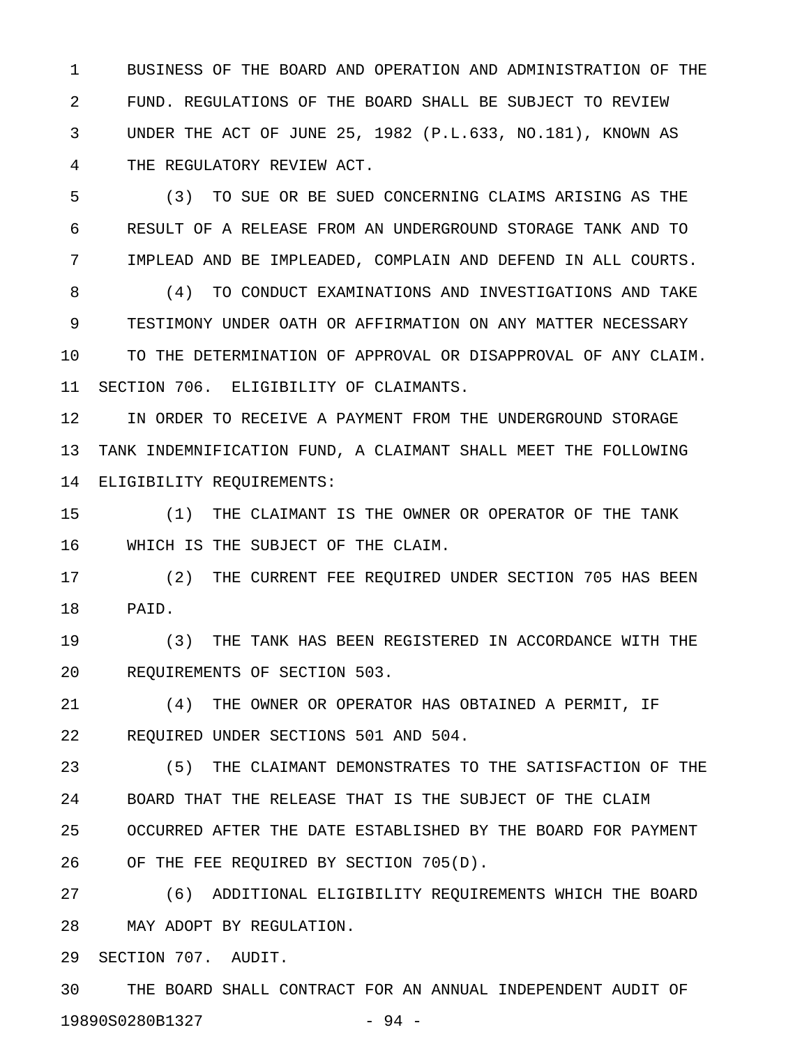BUSINESS OF THE BOARD AND OPERATION AND ADMINISTRATION OF THE FUND. REGULATIONS OF THE BOARD SHALL BE SUBJECT TO REVIEW UNDER THE ACT OF JUNE 25, 1982 (P.L.633, NO.181), KNOWN AS THE REGULATORY REVIEW ACT.

(3) TO SUE OR BE SUED CONCERNING CLAIMS ARISING AS THE RESULT OF A RELEASE FROM AN UNDERGROUND STORAGE TANK AND TO IMPLEAD AND BE IMPLEADED, COMPLAIN AND DEFEND IN ALL COURTS.

(4) TO CONDUCT EXAMINATIONS AND INVESTIGATIONS AND TAKE TESTIMONY UNDER OATH OR AFFIRMATION ON ANY MATTER NECESSARY TO THE DETERMINATION OF APPROVAL OR DISAPPROVAL OF ANY CLAIM.

SECTION 706. ELIGIBILITY OF CLAIMANTS.

IN ORDER TO RECEIVE A PAYMENT FROM THE UNDERGROUND STORAGE TANK INDEMNIFICATION FUND, A CLAIMANT SHALL MEET THE FOLLOWING ELIGIBILITY REQUIREMENTS:

(1) THE CLAIMANT IS THE OWNER OR OPERATOR OF THE TANK WHICH IS THE SUBJECT OF THE CLAIM.

(2) THE CURRENT FEE REQUIRED UNDER SECTION 705 HAS BEEN PAID.

(3) THE TANK HAS BEEN REGISTERED IN ACCORDANCE WITH THE REQUIREMENTS OF SECTION 503.

(4) THE OWNER OR OPERATOR HAS OBTAINED A PERMIT, IF REQUIRED UNDER SECTIONS 501 AND 504.

(5) THE CLAIMANT DEMONSTRATES TO THE SATISFACTION OF THE BOARD THAT THE RELEASE THAT IS THE SUBJECT OF THE CLAIM OCCURRED AFTER THE DATE ESTABLISHED BY THE BOARD FOR PAYMENT OF THE FEE REQUIRED BY SECTION 705(D).

(6) ADDITIONAL ELIGIBILITY REQUIREMENTS WHICH THE BOARD MAY ADOPT BY REGULATION.

SECTION 707. AUDIT.

THE BOARD SHALL CONTRACT FOR AN ANNUAL INDEPENDENT AUDIT OF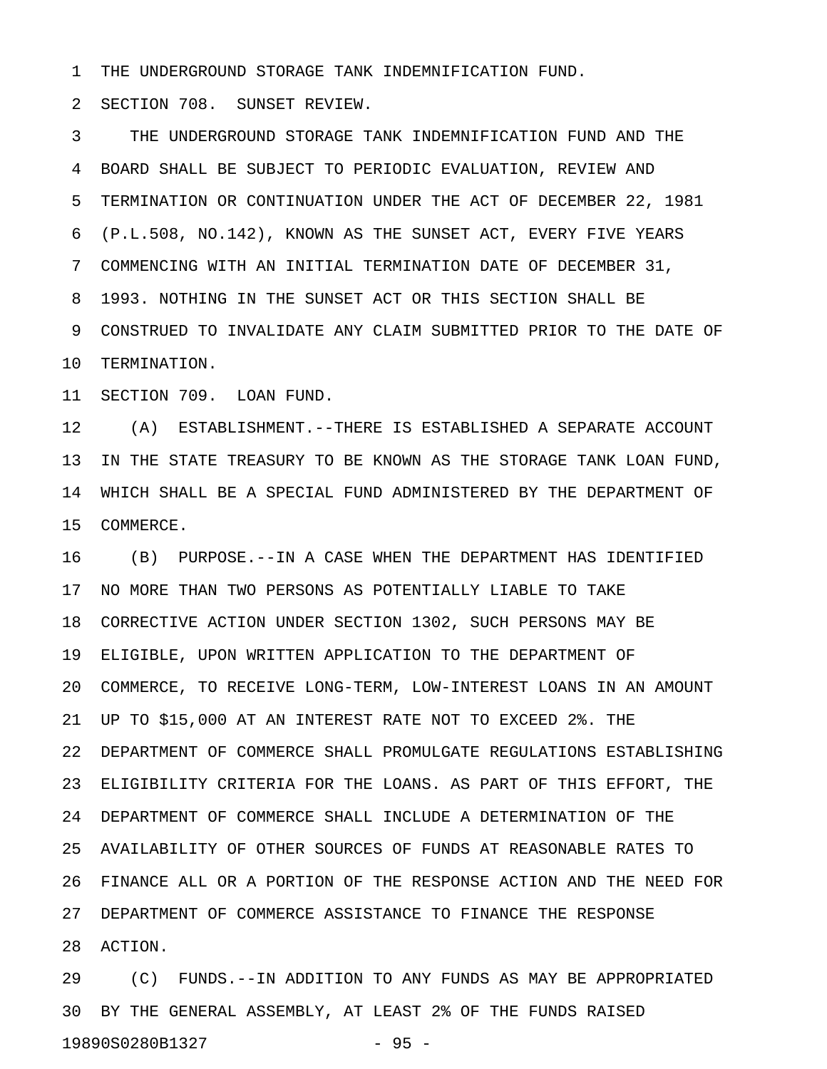THE UNDERGROUND STORAGE TANK INDEMNIFICATION FUND.

SECTION 708. SUNSET REVIEW.

THE UNDERGROUND STORAGE TANK INDEMNIFICATION FUND AND THE BOARD SHALL BE SUBJECT TO PERIODIC EVALUATION, REVIEW AND TERMINATION OR CONTINUATION UNDER THE ACT OF DECEMBER 22, 1981 (P.L.508, NO.142), KNOWN AS THE SUNSET ACT, EVERY FIVE YEARS COMMENCING WITH AN INITIAL TERMINATION DATE OF DECEMBER 31, 1993. NOTHING IN THE SUNSET ACT OR THIS SECTION SHALL BE CONSTRUED TO INVALIDATE ANY CLAIM SUBMITTED PRIOR TO THE DATE OF TERMINATION.

SECTION 709. LOAN FUND.

(A) ESTABLISHMENT.--THERE IS ESTABLISHED A SEPARATE ACCOUNT IN THE STATE TREASURY TO BE KNOWN AS THE STORAGE TANK LOAN FUND, WHICH SHALL BE A SPECIAL FUND ADMINISTERED BY THE DEPARTMENT OF COMMERCE.

(B) PURPOSE.--IN A CASE WHEN THE DEPARTMENT HAS IDENTIFIED NO MORE THAN TWO PERSONS AS POTENTIALLY LIABLE TO TAKE CORRECTIVE ACTION UNDER SECTION 1302, SUCH PERSONS MAY BE ELIGIBLE, UPON WRITTEN APPLICATION TO THE DEPARTMENT OF COMMERCE, TO RECEIVE LONG-TERM, LOW-INTEREST LOANS IN AN AMOUNT UP TO $15,000 AT AN INTEREST RATE NOT TO EXCEED 2%. THE DEPARTMENT OF COMMERCE SHALL PROMULGATE REGULATIONS ESTABLISHING ELIGIBILITY CRITERIA FOR THE LOANS. AS PART OF THIS EFFORT, THE DEPARTMENT OF COMMERCE SHALL INCLUDE A DETERMINATION OF THE AVAILABILITY OF OTHER SOURCES OF FUNDS AT REASONABLE RATES TO FINANCE ALL OR A PORTION OF THE RESPONSE ACTION AND THE NEED FOR DEPARTMENT OF COMMERCE ASSISTANCE TO FINANCE THE RESPONSE ACTION.

(C) FUNDS.--IN ADDITION TO ANY FUNDS AS MAY BE APPROPRIATED BY THE GENERAL ASSEMBLY, AT LEAST 2% OF THE FUNDS RAISED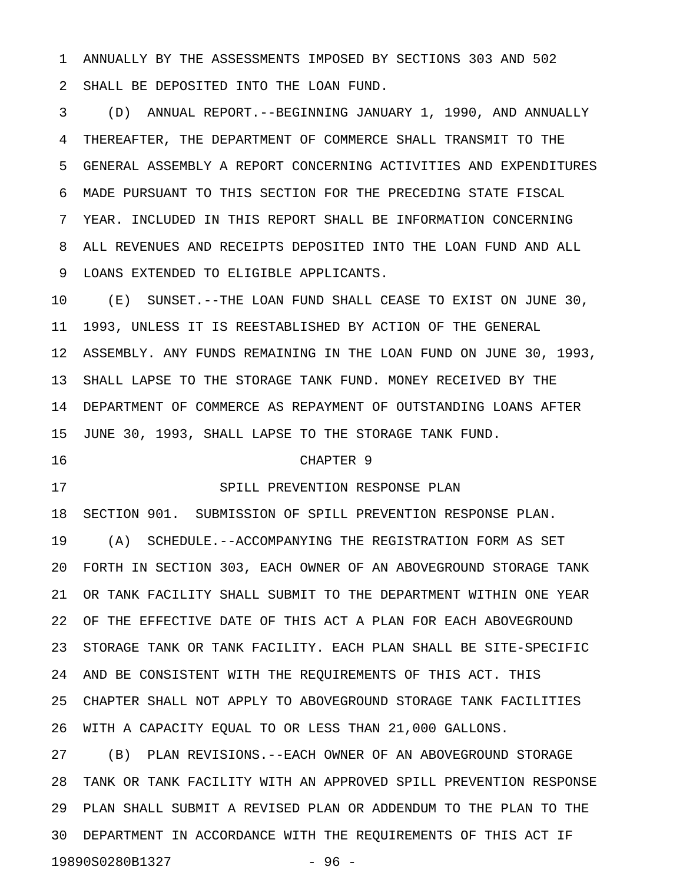ANNUALLY BY THE ASSESSMENTS IMPOSED BY SECTIONS 303 AND 502 SHALL BE DEPOSITED INTO THE LOAN FUND.

(D) ANNUAL REPORT.--BEGINNING JANUARY 1, 1990, AND ANNUALLY THEREAFTER, THE DEPARTMENT OF COMMERCE SHALL TRANSMIT TO THE GENERAL ASSEMBLY A REPORT CONCERNING ACTIVITIES AND EXPENDITURES MADE PURSUANT TO THIS SECTION FOR THE PRECEDING STATE FISCAL YEAR. INCLUDED IN THIS REPORT SHALL BE INFORMATION CONCERNING ALL REVENUES AND RECEIPTS DEPOSITED INTO THE LOAN FUND AND ALL LOANS EXTENDED TO ELIGIBLE APPLICANTS.

(E) SUNSET.--THE LOAN FUND SHALL CEASE TO EXIST ON JUNE 30, 1993, UNLESS IT IS REESTABLISHED BY ACTION OF THE GENERAL ASSEMBLY. ANY FUNDS REMAINING IN THE LOAN FUND ON JUNE 30, 1993, SHALL LAPSE TO THE STORAGE TANK FUND. MONEY RECEIVED BY THE DEPARTMENT OF COMMERCE AS REPAYMENT OF OUTSTANDING LOANS AFTER JUNE 30, 1993, SHALL LAPSE TO THE STORAGE TANK FUND.

## CHAPTER 9

## SPILL PREVENTION RESPONSE PLAN

SECTION 901. SUBMISSION OF SPILL PREVENTION RESPONSE PLAN.

(A) SCHEDULE.--ACCOMPANYING THE REGISTRATION FORM AS SET FORTH IN SECTION 303, EACH OWNER OF AN ABOVEGROUND STORAGE TANK OR TANK FACILITY SHALL SUBMIT TO THE DEPARTMENT WITHIN ONE YEAR OF THE EFFECTIVE DATE OF THIS ACT A PLAN FOR EACH ABOVEGROUND STORAGE TANK OR TANK FACILITY. EACH PLAN SHALL BE SITE-SPECIFIC AND BE CONSISTENT WITH THE REQUIREMENTS OF THIS ACT. THIS CHAPTER SHALL NOT APPLY TO ABOVEGROUND STORAGE TANK FACILITIES WITH A CAPACITY EQUAL TO OR LESS THAN 21,000 GALLONS.

(B) PLAN REVISIONS.--EACH OWNER OF AN ABOVEGROUND STORAGE TANK OR TANK FACILITY WITH AN APPROVED SPILL PREVENTION RESPONSE PLAN SHALL SUBMIT A REVISED PLAN OR ADDENDUM TO THE PLAN TO THE DEPARTMENT IN ACCORDANCE WITH THE REQUIREMENTS OF THIS ACT IF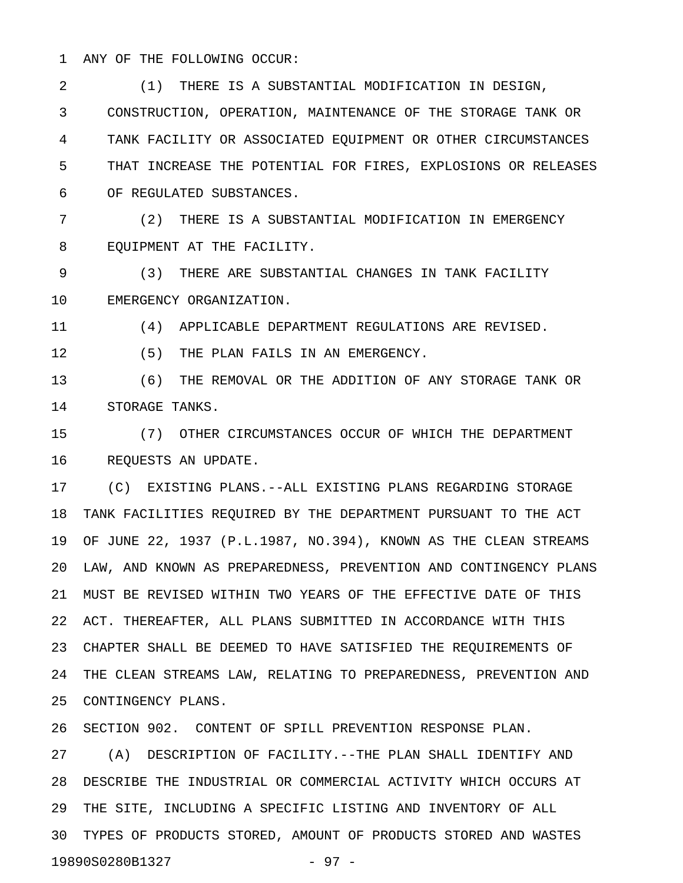ANY OF THE FOLLOWING OCCUR:

(1) THERE IS A SUBSTANTIAL MODIFICATION IN DESIGN, CONSTRUCTION, OPERATION, MAINTENANCE OF THE STORAGE TANK OR TANK FACILITY OR ASSOCIATED EQUIPMENT OR OTHER CIRCUMSTANCES THAT INCREASE THE POTENTIAL FOR FIRES, EXPLOSIONS OR RELEASES OF REGULATED SUBSTANCES.

(2) THERE IS A SUBSTANTIAL MODIFICATION IN EMERGENCY EQUIPMENT AT THE FACILITY.

(3) THERE ARE SUBSTANTIAL CHANGES IN TANK FACILITY EMERGENCY ORGANIZATION.

(4) APPLICABLE DEPARTMENT REGULATIONS ARE REVISED.

(5) THE PLAN FAILS IN AN EMERGENCY.

(6) THE REMOVAL OR THE ADDITION OF ANY STORAGE TANK OR STORAGE TANKS.

(7) OTHER CIRCUMSTANCES OCCUR OF WHICH THE DEPARTMENT REQUESTS AN UPDATE.

(C) EXISTING PLANS.--ALL EXISTING PLANS REGARDING STORAGE TANK FACILITIES REQUIRED BY THE DEPARTMENT PURSUANT TO THE ACT OF JUNE 22, 1937 (P.L.1987, NO.394), KNOWN AS THE CLEAN STREAMS LAW, AND KNOWN AS PREPAREDNESS, PREVENTION AND CONTINGENCY PLANS MUST BE REVISED WITHIN TWO YEARS OF THE EFFECTIVE DATE OF THIS ACT. THEREAFTER, ALL PLANS SUBMITTED IN ACCORDANCE WITH THIS CHAPTER SHALL BE DEEMED TO HAVE SATISFIED THE REQUIREMENTS OF THE CLEAN STREAMS LAW, RELATING TO PREPAREDNESS, PREVENTION AND CONTINGENCY PLANS.

SECTION 902. CONTENT OF SPILL PREVENTION RESPONSE PLAN.

(A) DESCRIPTION OF FACILITY.--THE PLAN SHALL IDENTIFY AND DESCRIBE THE INDUSTRIAL OR COMMERCIAL ACTIVITY WHICH OCCURS AT THE SITE, INCLUDING A SPECIFIC LISTING AND INVENTORY OF ALL TYPES OF PRODUCTS STORED, AMOUNT OF PRODUCTS STORED AND WASTES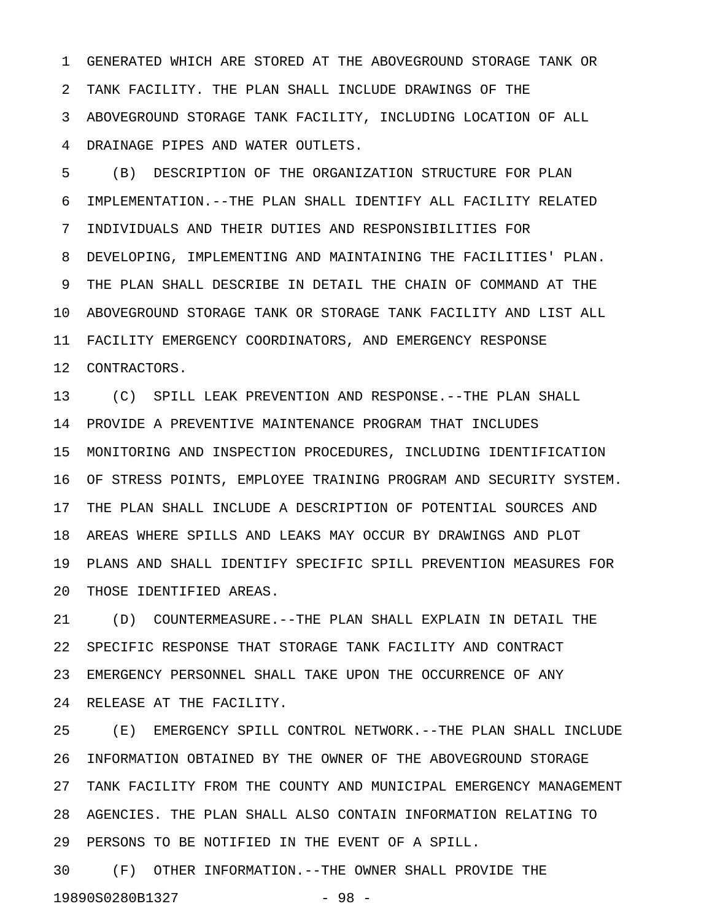GENERATED WHICH ARE STORED AT THE ABOVEGROUND STORAGE TANK OR TANK FACILITY. THE PLAN SHALL INCLUDE DRAWINGS OF THE ABOVEGROUND STORAGE TANK FACILITY, INCLUDING LOCATION OF ALL DRAINAGE PIPES AND WATER OUTLETS.

(B) DESCRIPTION OF THE ORGANIZATION STRUCTURE FOR PLAN IMPLEMENTATION.--THE PLAN SHALL IDENTIFY ALL FACILITY RELATED INDIVIDUALS AND THEIR DUTIES AND RESPONSIBILITIES FOR DEVELOPING, IMPLEMENTING AND MAINTAINING THE FACILITIES' PLAN. THE PLAN SHALL DESCRIBE IN DETAIL THE CHAIN OF COMMAND AT THE ABOVEGROUND STORAGE TANK OR STORAGE TANK FACILITY AND LIST ALL FACILITY EMERGENCY COORDINATORS, AND EMERGENCY RESPONSE CONTRACTORS.

(C) SPILL LEAK PREVENTION AND RESPONSE.--THE PLAN SHALL PROVIDE A PREVENTIVE MAINTENANCE PROGRAM THAT INCLUDES MONITORING AND INSPECTION PROCEDURES, INCLUDING IDENTIFICATION OF STRESS POINTS, EMPLOYEE TRAINING PROGRAM AND SECURITY SYSTEM. THE PLAN SHALL INCLUDE A DESCRIPTION OF POTENTIAL SOURCES AND AREAS WHERE SPILLS AND LEAKS MAY OCCUR BY DRAWINGS AND PLOT PLANS AND SHALL IDENTIFY SPECIFIC SPILL PREVENTION MEASURES FOR THOSE IDENTIFIED AREAS.

(D) COUNTERMEASURE.--THE PLAN SHALL EXPLAIN IN DETAIL THE SPECIFIC RESPONSE THAT STORAGE TANK FACILITY AND CONTRACT EMERGENCY PERSONNEL SHALL TAKE UPON THE OCCURRENCE OF ANY RELEASE AT THE FACILITY.

(E) EMERGENCY SPILL CONTROL NETWORK.--THE PLAN SHALL INCLUDE INFORMATION OBTAINED BY THE OWNER OF THE ABOVEGROUND STORAGE TANK FACILITY FROM THE COUNTY AND MUNICIPAL EMERGENCY MANAGEMENT AGENCIES. THE PLAN SHALL ALSO CONTAIN INFORMATION RELATING TO PERSONS TO BE NOTIFIED IN THE EVENT OF A SPILL.

(F) OTHER INFORMATION.--THE OWNER SHALL PROVIDE THE

19890S0280B1327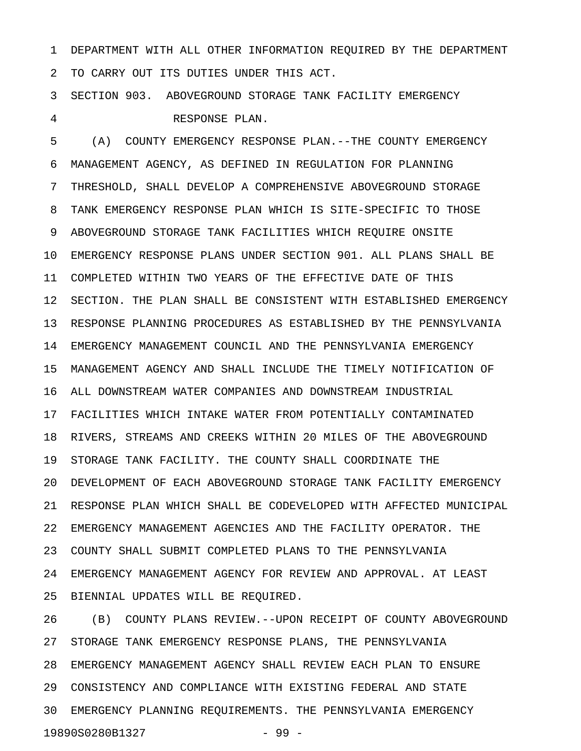DEPARTMENT WITH ALL OTHER INFORMATION REQUIRED BY THE DEPARTMENT TO CARRY OUT ITS DUTIES UNDER THIS ACT.

SECTION 903. ABOVEGROUND STORAGE TANK FACILITY EMERGENCY RESPONSE PLAN.

(A) COUNTY EMERGENCY RESPONSE PLAN.--THE COUNTY EMERGENCY MANAGEMENT AGENCY, AS DEFINED IN REGULATION FOR PLANNING THRESHOLD, SHALL DEVELOP A COMPREHENSIVE ABOVEGROUND STORAGE TANK EMERGENCY RESPONSE PLAN WHICH IS SITE-SPECIFIC TO THOSE ABOVEGROUND STORAGE TANK FACILITIES WHICH REQUIRE ONSITE EMERGENCY RESPONSE PLANS UNDER SECTION 901. ALL PLANS SHALL BE COMPLETED WITHIN TWO YEARS OF THE EFFECTIVE DATE OF THIS SECTION. THE PLAN SHALL BE CONSISTENT WITH ESTABLISHED EMERGENCY RESPONSE PLANNING PROCEDURES AS ESTABLISHED BY THE PENNSYLVANIA EMERGENCY MANAGEMENT COUNCIL AND THE PENNSYLVANIA EMERGENCY MANAGEMENT AGENCY AND SHALL INCLUDE THE TIMELY NOTIFICATION OF ALL DOWNSTREAM WATER COMPANIES AND DOWNSTREAM INDUSTRIAL FACILITIES WHICH INTAKE WATER FROM POTENTIALLY CONTAMINATED RIVERS, STREAMS AND CREEKS WITHIN 20 MILES OF THE ABOVEGROUND STORAGE TANK FACILITY. THE COUNTY SHALL COORDINATE THE DEVELOPMENT OF EACH ABOVEGROUND STORAGE TANK FACILITY EMERGENCY RESPONSE PLAN WHICH SHALL BE CODEVELOPED WITH AFFECTED MUNICIPAL EMERGENCY MANAGEMENT AGENCIES AND THE FACILITY OPERATOR. THE COUNTY SHALL SUBMIT COMPLETED PLANS TO THE PENNSYLVANIA EMERGENCY MANAGEMENT AGENCY FOR REVIEW AND APPROVAL. AT LEAST BIENNIAL UPDATES WILL BE REQUIRED.

(B) COUNTY PLANS REVIEW.--UPON RECEIPT OF COUNTY ABOVEGROUND STORAGE TANK EMERGENCY RESPONSE PLANS, THE PENNSYLVANIA EMERGENCY MANAGEMENT AGENCY SHALL REVIEW EACH PLAN TO ENSURE CONSISTENCY AND COMPLIANCE WITH EXISTING FEDERAL AND STATE EMERGENCY PLANNING REQUIREMENTS. THE PENNSYLVANIA EMERGENCY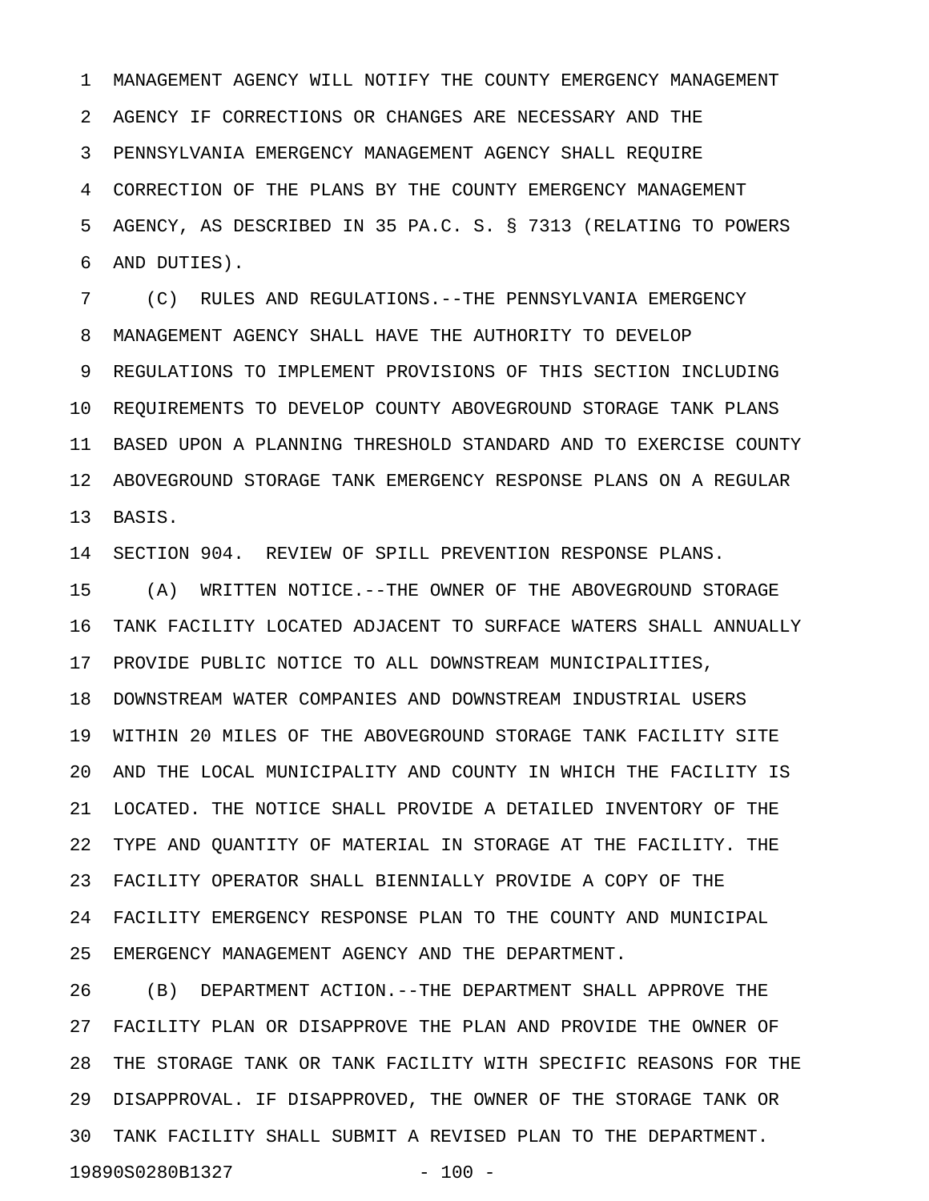MANAGEMENT AGENCY WILL NOTIFY THE COUNTY EMERGENCY MANAGEMENT AGENCY IF CORRECTIONS OR CHANGES ARE NECESSARY AND THE PENNSYLVANIA EMERGENCY MANAGEMENT AGENCY SHALL REQUIRE CORRECTION OF THE PLANS BY THE COUNTY EMERGENCY MANAGEMENT AGENCY, AS DESCRIBED IN 35 PA.C. S. § 7313 (RELATING TO POWERS AND DUTIES).

(C) RULES AND REGULATIONS.--THE PENNSYLVANIA EMERGENCY MANAGEMENT AGENCY SHALL HAVE THE AUTHORITY TO DEVELOP REGULATIONS TO IMPLEMENT PROVISIONS OF THIS SECTION INCLUDING REQUIREMENTS TO DEVELOP COUNTY ABOVEGROUND STORAGE TANK PLANS BASED UPON A PLANNING THRESHOLD STANDARD AND TO EXERCISE COUNTY ABOVEGROUND STORAGE TANK EMERGENCY RESPONSE PLANS ON A REGULAR BASIS.

SECTION 904. REVIEW OF SPILL PREVENTION RESPONSE PLANS.

(A) WRITTEN NOTICE.--THE OWNER OF THE ABOVEGROUND STORAGE TANK FACILITY LOCATED ADJACENT TO SURFACE WATERS SHALL ANNUALLY PROVIDE PUBLIC NOTICE TO ALL DOWNSTREAM MUNICIPALITIES, DOWNSTREAM WATER COMPANIES AND DOWNSTREAM INDUSTRIAL USERS WITHIN 20 MILES OF THE ABOVEGROUND STORAGE TANK FACILITY SITE AND THE LOCAL MUNICIPALITY AND COUNTY IN WHICH THE FACILITY IS LOCATED. THE NOTICE SHALL PROVIDE A DETAILED INVENTORY OF THE TYPE AND QUANTITY OF MATERIAL IN STORAGE AT THE FACILITY. THE FACILITY OPERATOR SHALL BIENNIALLY PROVIDE A COPY OF THE FACILITY EMERGENCY RESPONSE PLAN TO THE COUNTY AND MUNICIPAL EMERGENCY MANAGEMENT AGENCY AND THE DEPARTMENT.

(B) DEPARTMENT ACTION.--THE DEPARTMENT SHALL APPROVE THE FACILITY PLAN OR DISAPPROVE THE PLAN AND PROVIDE THE OWNER OF THE STORAGE TANK OR TANK FACILITY WITH SPECIFIC REASONS FOR THE DISAPPROVAL. IF DISAPPROVED, THE OWNER OF THE STORAGE TANK OR TANK FACILITY SHALL SUBMIT A REVISED PLAN TO THE DEPARTMENT.

19890S0280B1327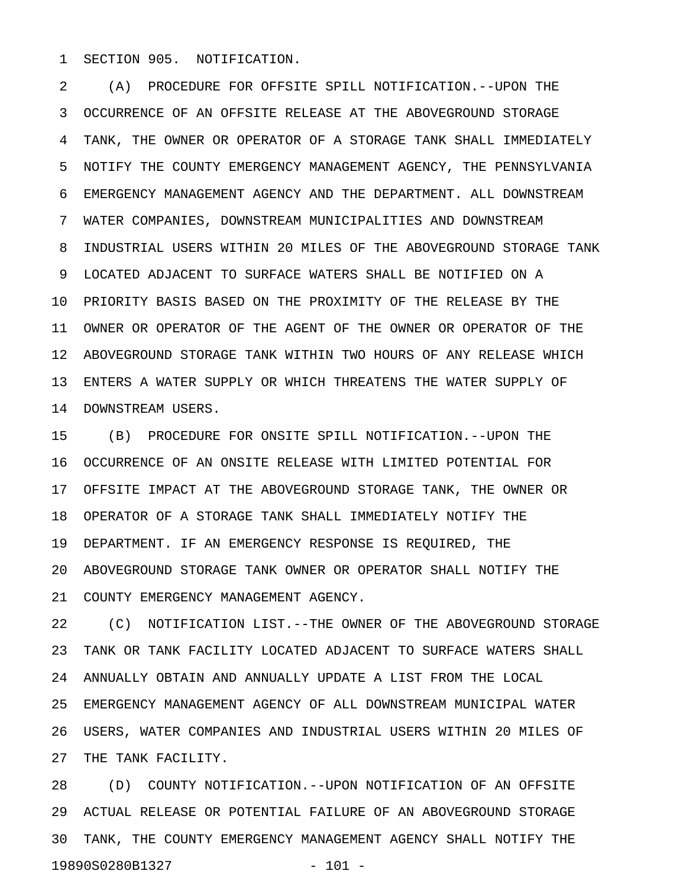SECTION 905. NOTIFICATION.

(A) PROCEDURE FOR OFFSITE SPILL NOTIFICATION.--UPON THE OCCURRENCE OF AN OFFSITE RELEASE AT THE ABOVEGROUND STORAGE TANK, THE OWNER OR OPERATOR OF A STORAGE TANK SHALL IMMEDIATELY NOTIFY THE COUNTY EMERGENCY MANAGEMENT AGENCY, THE PENNSYLVANIA EMERGENCY MANAGEMENT AGENCY AND THE DEPARTMENT. ALL DOWNSTREAM WATER COMPANIES, DOWNSTREAM MUNICIPALITIES AND DOWNSTREAM INDUSTRIAL USERS WITHIN 20 MILES OF THE ABOVEGROUND STORAGE TANK LOCATED ADJACENT TO SURFACE WATERS SHALL BE NOTIFIED ON A PRIORITY BASIS BASED ON THE PROXIMITY OF THE RELEASE BY THE OWNER OR OPERATOR OF THE AGENT OF THE OWNER OR OPERATOR OF THE ABOVEGROUND STORAGE TANK WITHIN TWO HOURS OF ANY RELEASE WHICH ENTERS A WATER SUPPLY OR WHICH THREATENS THE WATER SUPPLY OF DOWNSTREAM USERS.

(B) PROCEDURE FOR ONSITE SPILL NOTIFICATION.--UPON THE OCCURRENCE OF AN ONSITE RELEASE WITH LIMITED POTENTIAL FOR OFFSITE IMPACT AT THE ABOVEGROUND STORAGE TANK, THE OWNER OR OPERATOR OF A STORAGE TANK SHALL IMMEDIATELY NOTIFY THE DEPARTMENT. IF AN EMERGENCY RESPONSE IS REQUIRED, THE ABOVEGROUND STORAGE TANK OWNER OR OPERATOR SHALL NOTIFY THE COUNTY EMERGENCY MANAGEMENT AGENCY.

(C) NOTIFICATION LIST.--THE OWNER OF THE ABOVEGROUND STORAGE TANK OR TANK FACILITY LOCATED ADJACENT TO SURFACE WATERS SHALL ANNUALLY OBTAIN AND ANNUALLY UPDATE A LIST FROM THE LOCAL EMERGENCY MANAGEMENT AGENCY OF ALL DOWNSTREAM MUNICIPAL WATER USERS, WATER COMPANIES AND INDUSTRIAL USERS WITHIN 20 MILES OF THE TANK FACILITY.

(D) COUNTY NOTIFICATION.--UPON NOTIFICATION OF AN OFFSITE ACTUAL RELEASE OR POTENTIAL FAILURE OF AN ABOVEGROUND STORAGE TANK, THE COUNTY EMERGENCY MANAGEMENT AGENCY SHALL NOTIFY THE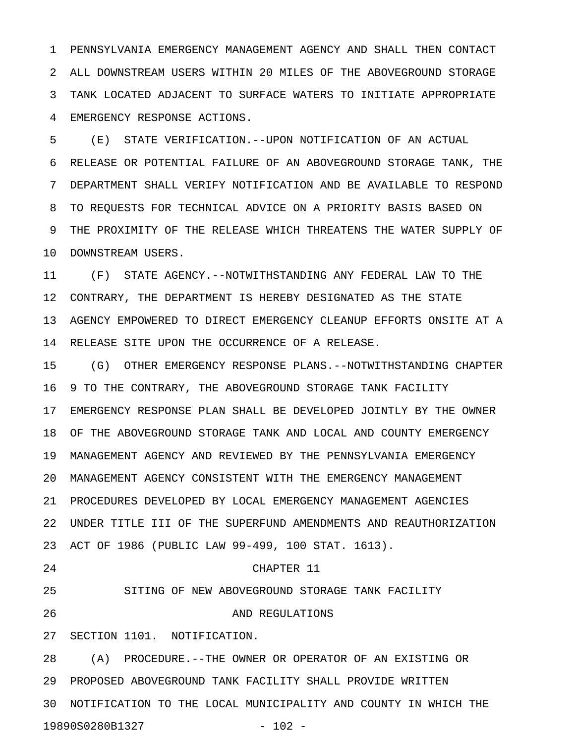PENNSYLVANIA EMERGENCY MANAGEMENT AGENCY AND SHALL THEN CONTACT ALL DOWNSTREAM USERS WITHIN 20 MILES OF THE ABOVEGROUND STORAGE TANK LOCATED ADJACENT TO SURFACE WATERS TO INITIATE APPROPRIATE EMERGENCY RESPONSE ACTIONS.

(E) STATE VERIFICATION.--UPON NOTIFICATION OF AN ACTUAL RELEASE OR POTENTIAL FAILURE OF AN ABOVEGROUND STORAGE TANK, THE DEPARTMENT SHALL VERIFY NOTIFICATION AND BE AVAILABLE TO RESPOND TO REQUESTS FOR TECHNICAL ADVICE ON A PRIORITY BASIS BASED ON THE PROXIMITY OF THE RELEASE WHICH THREATENS THE WATER SUPPLY OF DOWNSTREAM USERS.

(F) STATE AGENCY.--NOTWITHSTANDING ANY FEDERAL LAW TO THE CONTRARY, THE DEPARTMENT IS HEREBY DESIGNATED AS THE STATE AGENCY EMPOWERED TO DIRECT EMERGENCY CLEANUP EFFORTS ONSITE AT A RELEASE SITE UPON THE OCCURRENCE OF A RELEASE.

(G) OTHER EMERGENCY RESPONSE PLANS.--NOTWITHSTANDING CHAPTER 9 TO THE CONTRARY, THE ABOVEGROUND STORAGE TANK FACILITY EMERGENCY RESPONSE PLAN SHALL BE DEVELOPED JOINTLY BY THE OWNER OF THE ABOVEGROUND STORAGE TANK AND LOCAL AND COUNTY EMERGENCY MANAGEMENT AGENCY AND REVIEWED BY THE PENNSYLVANIA EMERGENCY MANAGEMENT AGENCY CONSISTENT WITH THE EMERGENCY MANAGEMENT PROCEDURES DEVELOPED BY LOCAL EMERGENCY MANAGEMENT AGENCIES UNDER TITLE III OF THE SUPERFUND AMENDMENTS AND REAUTHORIZATION ACT OF 1986 (PUBLIC LAW 99-499, 100 STAT. 1613).

## CHAPTER 11

## SITING OF NEW ABOVEGROUND STORAGE TANK FACILITY AND REGULATIONS

SECTION 1101. NOTIFICATION.

(A) PROCEDURE.--THE OWNER OR OPERATOR OF AN EXISTING OR PROPOSED ABOVEGROUND TANK FACILITY SHALL PROVIDE WRITTEN NOTIFICATION TO THE LOCAL MUNICIPALITY AND COUNTY IN WHICH THE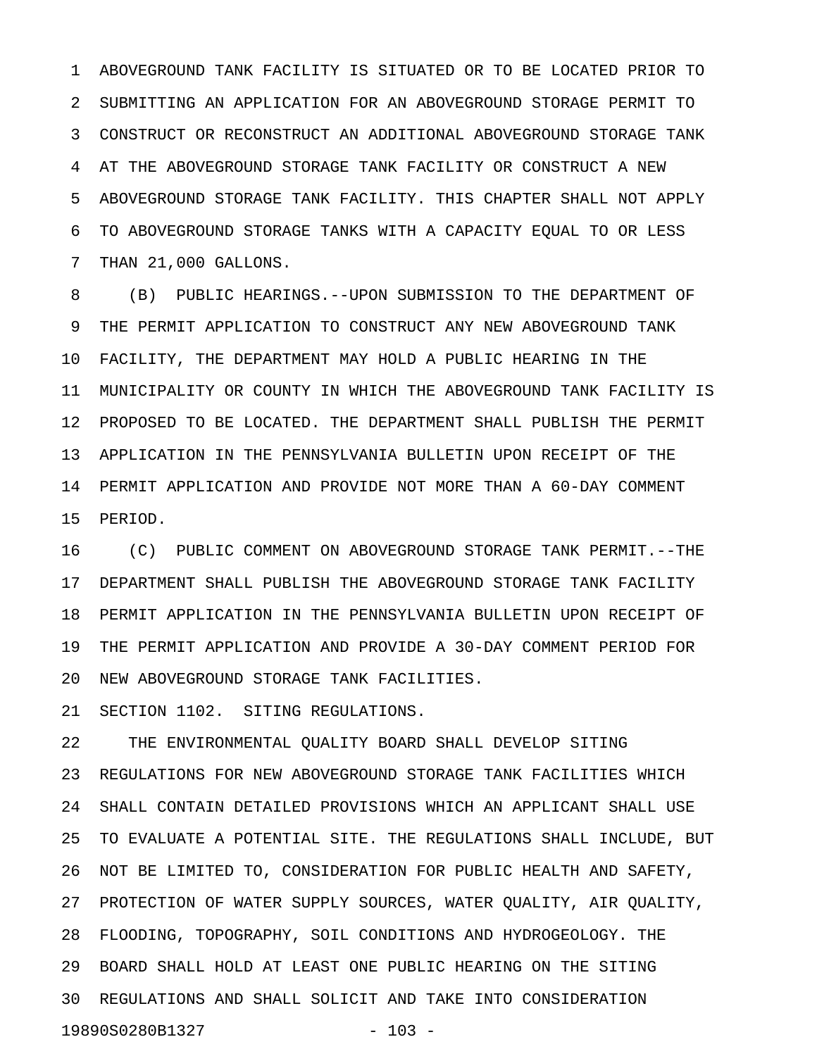ABOVEGROUND TANK FACILITY IS SITUATED OR TO BE LOCATED PRIOR TO SUBMITTING AN APPLICATION FOR AN ABOVEGROUND STORAGE PERMIT TO CONSTRUCT OR RECONSTRUCT AN ADDITIONAL ABOVEGROUND STORAGE TANK AT THE ABOVEGROUND STORAGE TANK FACILITY OR CONSTRUCT A NEW ABOVEGROUND STORAGE TANK FACILITY. THIS CHAPTER SHALL NOT APPLY TO ABOVEGROUND STORAGE TANKS WITH A CAPACITY EQUAL TO OR LESS THAN 21,000 GALLONS.

(B) PUBLIC HEARINGS.--UPON SUBMISSION TO THE DEPARTMENT OF THE PERMIT APPLICATION TO CONSTRUCT ANY NEW ABOVEGROUND TANK FACILITY, THE DEPARTMENT MAY HOLD A PUBLIC HEARING IN THE MUNICIPALITY OR COUNTY IN WHICH THE ABOVEGROUND TANK FACILITY IS PROPOSED TO BE LOCATED. THE DEPARTMENT SHALL PUBLISH THE PERMIT APPLICATION IN THE PENNSYLVANIA BULLETIN UPON RECEIPT OF THE PERMIT APPLICATION AND PROVIDE NOT MORE THAN A 60-DAY COMMENT PERIOD.

(C) PUBLIC COMMENT ON ABOVEGROUND STORAGE TANK PERMIT.--THE DEPARTMENT SHALL PUBLISH THE ABOVEGROUND STORAGE TANK FACILITY PERMIT APPLICATION IN THE PENNSYLVANIA BULLETIN UPON RECEIPT OF THE PERMIT APPLICATION AND PROVIDE A 30-DAY COMMENT PERIOD FOR NEW ABOVEGROUND STORAGE TANK FACILITIES.

SECTION 1102. SITING REGULATIONS.

THE ENVIRONMENTAL QUALITY BOARD SHALL DEVELOP SITING REGULATIONS FOR NEW ABOVEGROUND STORAGE TANK FACILITIES WHICH SHALL CONTAIN DETAILED PROVISIONS WHICH AN APPLICANT SHALL USE TO EVALUATE A POTENTIAL SITE. THE REGULATIONS SHALL INCLUDE, BUT NOT BE LIMITED TO, CONSIDERATION FOR PUBLIC HEALTH AND SAFETY, PROTECTION OF WATER SUPPLY SOURCES, WATER QUALITY, AIR QUALITY, FLOODING, TOPOGRAPHY, SOIL CONDITIONS AND HYDROGEOLOGY. THE BOARD SHALL HOLD AT LEAST ONE PUBLIC HEARING ON THE SITING REGULATIONS AND SHALL SOLICIT AND TAKE INTO CONSIDERATION

19890S0280B1327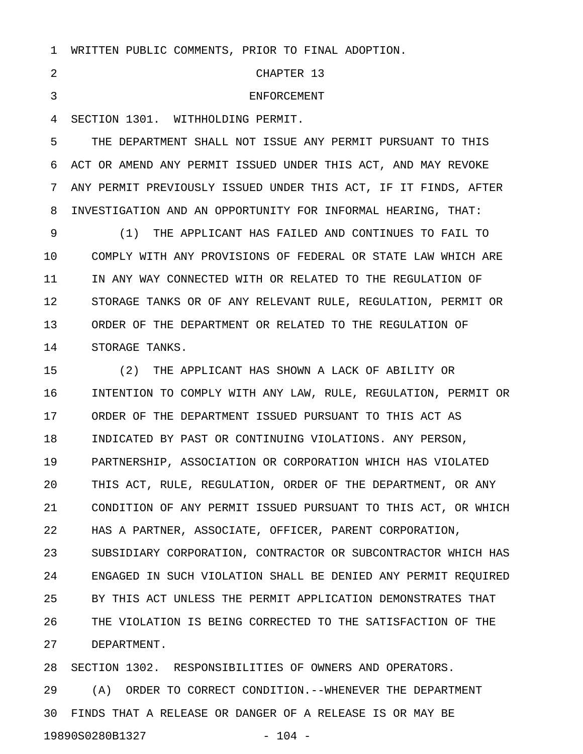WRITTEN PUBLIC COMMENTS, PRIOR TO FINAL ADOPTION.

## CHAPTER 13

## ENFORCEMENT

SECTION 1301. WITHHOLDING PERMIT.

THE DEPARTMENT SHALL NOT ISSUE ANY PERMIT PURSUANT TO THIS ACT OR AMEND ANY PERMIT ISSUED UNDER THIS ACT, AND MAY REVOKE ANY PERMIT PREVIOUSLY ISSUED UNDER THIS ACT, IF IT FINDS, AFTER INVESTIGATION AND AN OPPORTUNITY FOR INFORMAL HEARING, THAT:

(1) THE APPLICANT HAS FAILED AND CONTINUES TO FAIL TO COMPLY WITH ANY PROVISIONS OF FEDERAL OR STATE LAW WHICH ARE IN ANY WAY CONNECTED WITH OR RELATED TO THE REGULATION OF STORAGE TANKS OR OF ANY RELEVANT RULE, REGULATION, PERMIT OR ORDER OF THE DEPARTMENT OR RELATED TO THE REGULATION OF STORAGE TANKS.

(2) THE APPLICANT HAS SHOWN A LACK OF ABILITY OR INTENTION TO COMPLY WITH ANY LAW, RULE, REGULATION, PERMIT OR ORDER OF THE DEPARTMENT ISSUED PURSUANT TO THIS ACT AS INDICATED BY PAST OR CONTINUING VIOLATIONS. ANY PERSON, PARTNERSHIP, ASSOCIATION OR CORPORATION WHICH HAS VIOLATED THIS ACT, RULE, REGULATION, ORDER OF THE DEPARTMENT, OR ANY CONDITION OF ANY PERMIT ISSUED PURSUANT TO THIS ACT, OR WHICH HAS A PARTNER, ASSOCIATE, OFFICER, PARENT CORPORATION, SUBSIDIARY CORPORATION, CONTRACTOR OR SUBCONTRACTOR WHICH HAS ENGAGED IN SUCH VIOLATION SHALL BE DENIED ANY PERMIT REQUIRED BY THIS ACT UNLESS THE PERMIT APPLICATION DEMONSTRATES THAT THE VIOLATION IS BEING CORRECTED TO THE SATISFACTION OF THE DEPARTMENT.

SECTION 1302. RESPONSIBILITIES OF OWNERS AND OPERATORS.

(A) ORDER TO CORRECT CONDITION.--WHENEVER THE DEPARTMENT FINDS THAT A RELEASE OR DANGER OF A RELEASE IS OR MAY BE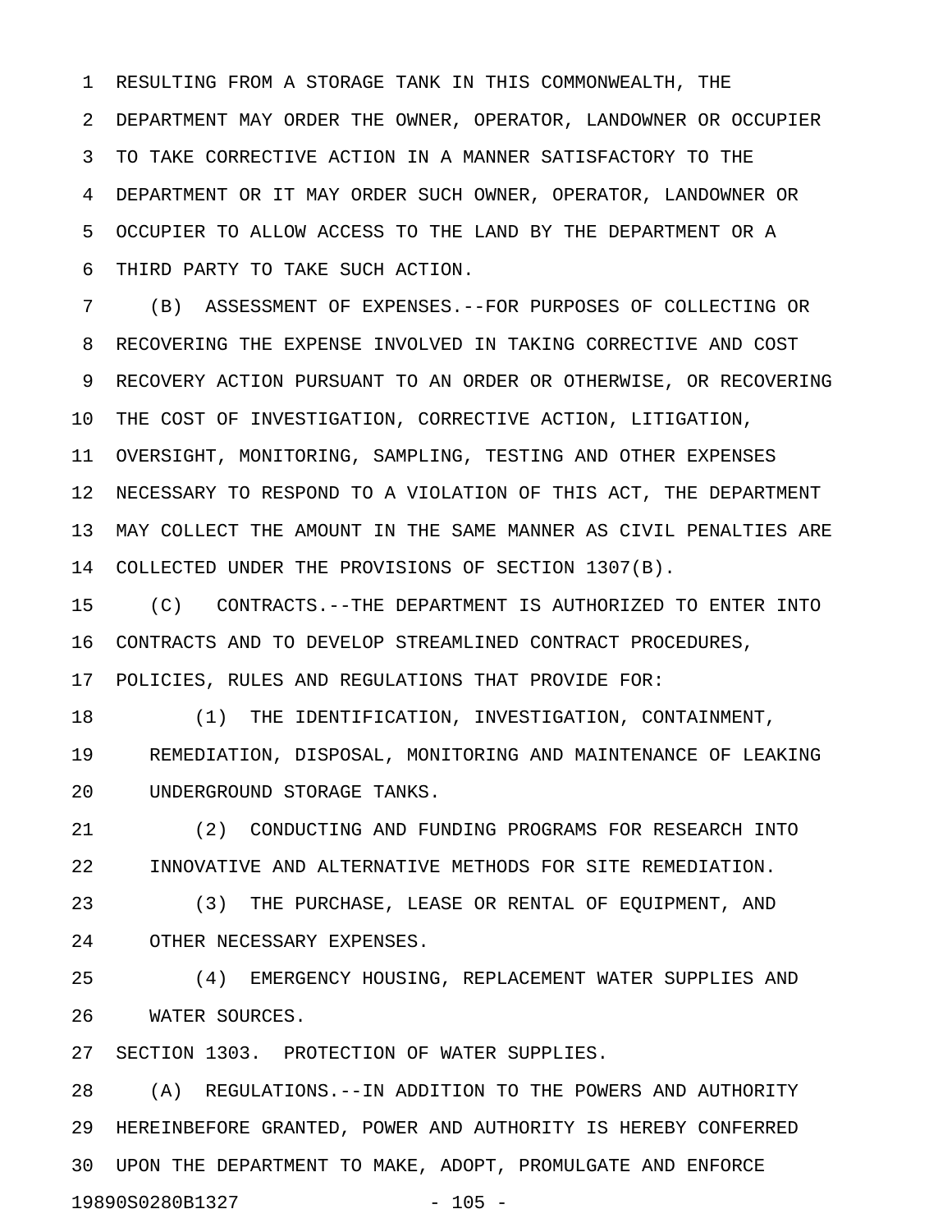RESULTING FROM A STORAGE TANK IN THIS COMMONWEALTH, THE DEPARTMENT MAY ORDER THE OWNER, OPERATOR, LANDOWNER OR OCCUPIER TO TAKE CORRECTIVE ACTION IN A MANNER SATISFACTORY TO THE DEPARTMENT OR IT MAY ORDER SUCH OWNER, OPERATOR, LANDOWNER OR OCCUPIER TO ALLOW ACCESS TO THE LAND BY THE DEPARTMENT OR A THIRD PARTY TO TAKE SUCH ACTION.

(B) ASSESSMENT OF EXPENSES.--FOR PURPOSES OF COLLECTING OR RECOVERING THE EXPENSE INVOLVED IN TAKING CORRECTIVE AND COST RECOVERY ACTION PURSUANT TO AN ORDER OR OTHERWISE, OR RECOVERING THE COST OF INVESTIGATION, CORRECTIVE ACTION, LITIGATION, OVERSIGHT, MONITORING, SAMPLING, TESTING AND OTHER EXPENSES NECESSARY TO RESPOND TO A VIOLATION OF THIS ACT, THE DEPARTMENT MAY COLLECT THE AMOUNT IN THE SAME MANNER AS CIVIL PENALTIES ARE COLLECTED UNDER THE PROVISIONS OF SECTION 1307(B).

(C) CONTRACTS.--THE DEPARTMENT IS AUTHORIZED TO ENTER INTO CONTRACTS AND TO DEVELOP STREAMLINED CONTRACT PROCEDURES, POLICIES, RULES AND REGULATIONS THAT PROVIDE FOR:

(1) THE IDENTIFICATION, INVESTIGATION, CONTAINMENT, REMEDIATION, DISPOSAL, MONITORING AND MAINTENANCE OF LEAKING UNDERGROUND STORAGE TANKS.

(2) CONDUCTING AND FUNDING PROGRAMS FOR RESEARCH INTO INNOVATIVE AND ALTERNATIVE METHODS FOR SITE REMEDIATION.

(3) THE PURCHASE, LEASE OR RENTAL OF EQUIPMENT, AND OTHER NECESSARY EXPENSES.

(4) EMERGENCY HOUSING, REPLACEMENT WATER SUPPLIES AND WATER SOURCES.

SECTION 1303. PROTECTION OF WATER SUPPLIES.

(A) REGULATIONS.--IN ADDITION TO THE POWERS AND AUTHORITY HEREINBEFORE GRANTED, POWER AND AUTHORITY IS HEREBY CONFERRED UPON THE DEPARTMENT TO MAKE, ADOPT, PROMULGATE AND ENFORCE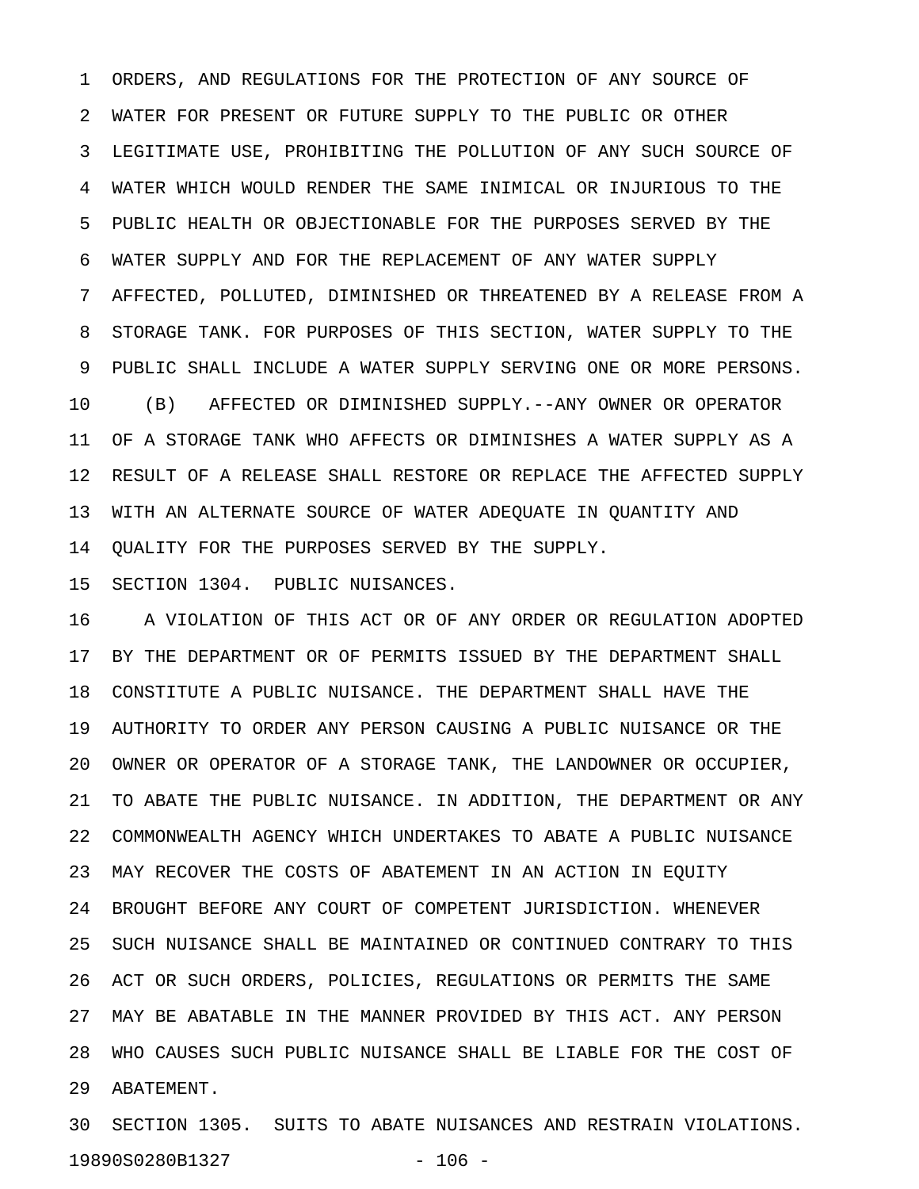ORDERS, AND REGULATIONS FOR THE PROTECTION OF ANY SOURCE OF WATER FOR PRESENT OR FUTURE SUPPLY TO THE PUBLIC OR OTHER LEGITIMATE USE, PROHIBITING THE POLLUTION OF ANY SUCH SOURCE OF WATER WHICH WOULD RENDER THE SAME INIMICAL OR INJURIOUS TO THE PUBLIC HEALTH OR OBJECTIONABLE FOR THE PURPOSES SERVED BY THE WATER SUPPLY AND FOR THE REPLACEMENT OF ANY WATER SUPPLY AFFECTED, POLLUTED, DIMINISHED OR THREATENED BY A RELEASE FROM A STORAGE TANK. FOR PURPOSES OF THIS SECTION, WATER SUPPLY TO THE PUBLIC SHALL INCLUDE A WATER SUPPLY SERVING ONE OR MORE PERSONS.

(B) AFFECTED OR DIMINISHED SUPPLY.--ANY OWNER OR OPERATOR OF A STORAGE TANK WHO AFFECTS OR DIMINISHES A WATER SUPPLY AS A RESULT OF A RELEASE SHALL RESTORE OR REPLACE THE AFFECTED SUPPLY WITH AN ALTERNATE SOURCE OF WATER ADEQUATE IN QUANTITY AND QUALITY FOR THE PURPOSES SERVED BY THE SUPPLY.

SECTION 1304. PUBLIC NUISANCES.

A VIOLATION OF THIS ACT OR OF ANY ORDER OR REGULATION ADOPTED BY THE DEPARTMENT OR OF PERMITS ISSUED BY THE DEPARTMENT SHALL CONSTITUTE A PUBLIC NUISANCE. THE DEPARTMENT SHALL HAVE THE AUTHORITY TO ORDER ANY PERSON CAUSING A PUBLIC NUISANCE OR THE OWNER OR OPERATOR OF A STORAGE TANK, THE LANDOWNER OR OCCUPIER, TO ABATE THE PUBLIC NUISANCE. IN ADDITION, THE DEPARTMENT OR ANY COMMONWEALTH AGENCY WHICH UNDERTAKES TO ABATE A PUBLIC NUISANCE MAY RECOVER THE COSTS OF ABATEMENT IN AN ACTION IN EQUITY BROUGHT BEFORE ANY COURT OF COMPETENT JURISDICTION. WHENEVER SUCH NUISANCE SHALL BE MAINTAINED OR CONTINUED CONTRARY TO THIS ACT OR SUCH ORDERS, POLICIES, REGULATIONS OR PERMITS THE SAME MAY BE ABATABLE IN THE MANNER PROVIDED BY THIS ACT. ANY PERSON WHO CAUSES SUCH PUBLIC NUISANCE SHALL BE LIABLE FOR THE COST OF ABATEMENT.

SECTION 1305. SUITS TO ABATE NUISANCES AND RESTRAIN VIOLATIONS.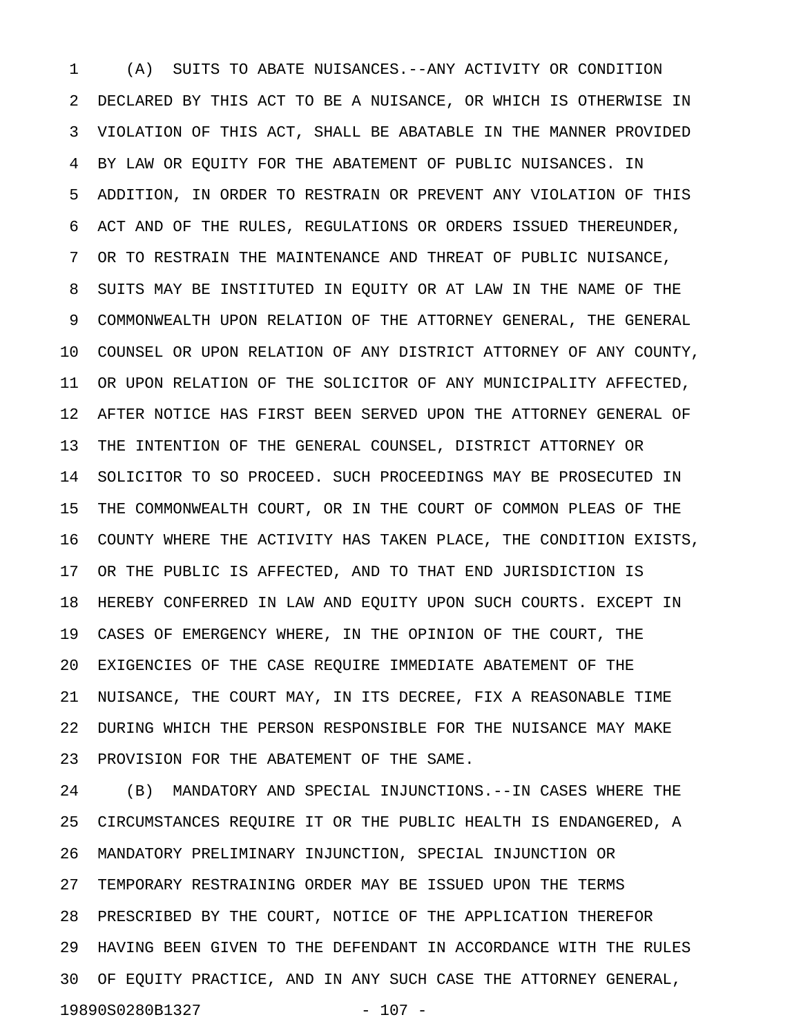(A) SUITS TO ABATE NUISANCES.--ANY ACTIVITY OR CONDITION DECLARED BY THIS ACT TO BE A NUISANCE, OR WHICH IS OTHERWISE IN VIOLATION OF THIS ACT, SHALL BE ABATABLE IN THE MANNER PROVIDED BY LAW OR EQUITY FOR THE ABATEMENT OF PUBLIC NUISANCES. IN ADDITION, IN ORDER TO RESTRAIN OR PREVENT ANY VIOLATION OF THIS ACT AND OF THE RULES, REGULATIONS OR ORDERS ISSUED THEREUNDER, OR TO RESTRAIN THE MAINTENANCE AND THREAT OF PUBLIC NUISANCE, SUITS MAY BE INSTITUTED IN EQUITY OR AT LAW IN THE NAME OF THE COMMONWEALTH UPON RELATION OF THE ATTORNEY GENERAL, THE GENERAL COUNSEL OR UPON RELATION OF ANY DISTRICT ATTORNEY OF ANY COUNTY, OR UPON RELATION OF THE SOLICITOR OF ANY MUNICIPALITY AFFECTED, AFTER NOTICE HAS FIRST BEEN SERVED UPON THE ATTORNEY GENERAL OF THE INTENTION OF THE GENERAL COUNSEL, DISTRICT ATTORNEY OR SOLICITOR TO SO PROCEED. SUCH PROCEEDINGS MAY BE PROSECUTED IN THE COMMONWEALTH COURT, OR IN THE COURT OF COMMON PLEAS OF THE COUNTY WHERE THE ACTIVITY HAS TAKEN PLACE, THE CONDITION EXISTS, OR THE PUBLIC IS AFFECTED, AND TO THAT END JURISDICTION IS HEREBY CONFERRED IN LAW AND EQUITY UPON SUCH COURTS. EXCEPT IN CASES OF EMERGENCY WHERE, IN THE OPINION OF THE COURT, THE EXIGENCIES OF THE CASE REQUIRE IMMEDIATE ABATEMENT OF THE NUISANCE, THE COURT MAY, IN ITS DECREE, FIX A REASONABLE TIME DURING WHICH THE PERSON RESPONSIBLE FOR THE NUISANCE MAY MAKE PROVISION FOR THE ABATEMENT OF THE SAME.

(B) MANDATORY AND SPECIAL INJUNCTIONS.--IN CASES WHERE THE CIRCUMSTANCES REQUIRE IT OR THE PUBLIC HEALTH IS ENDANGERED, A MANDATORY PRELIMINARY INJUNCTION, SPECIAL INJUNCTION OR TEMPORARY RESTRAINING ORDER MAY BE ISSUED UPON THE TERMS PRESCRIBED BY THE COURT, NOTICE OF THE APPLICATION THEREFOR HAVING BEEN GIVEN TO THE DEFENDANT IN ACCORDANCE WITH THE RULES OF EQUITY PRACTICE, AND IN ANY SUCH CASE THE ATTORNEY GENERAL,

19890S0280B1327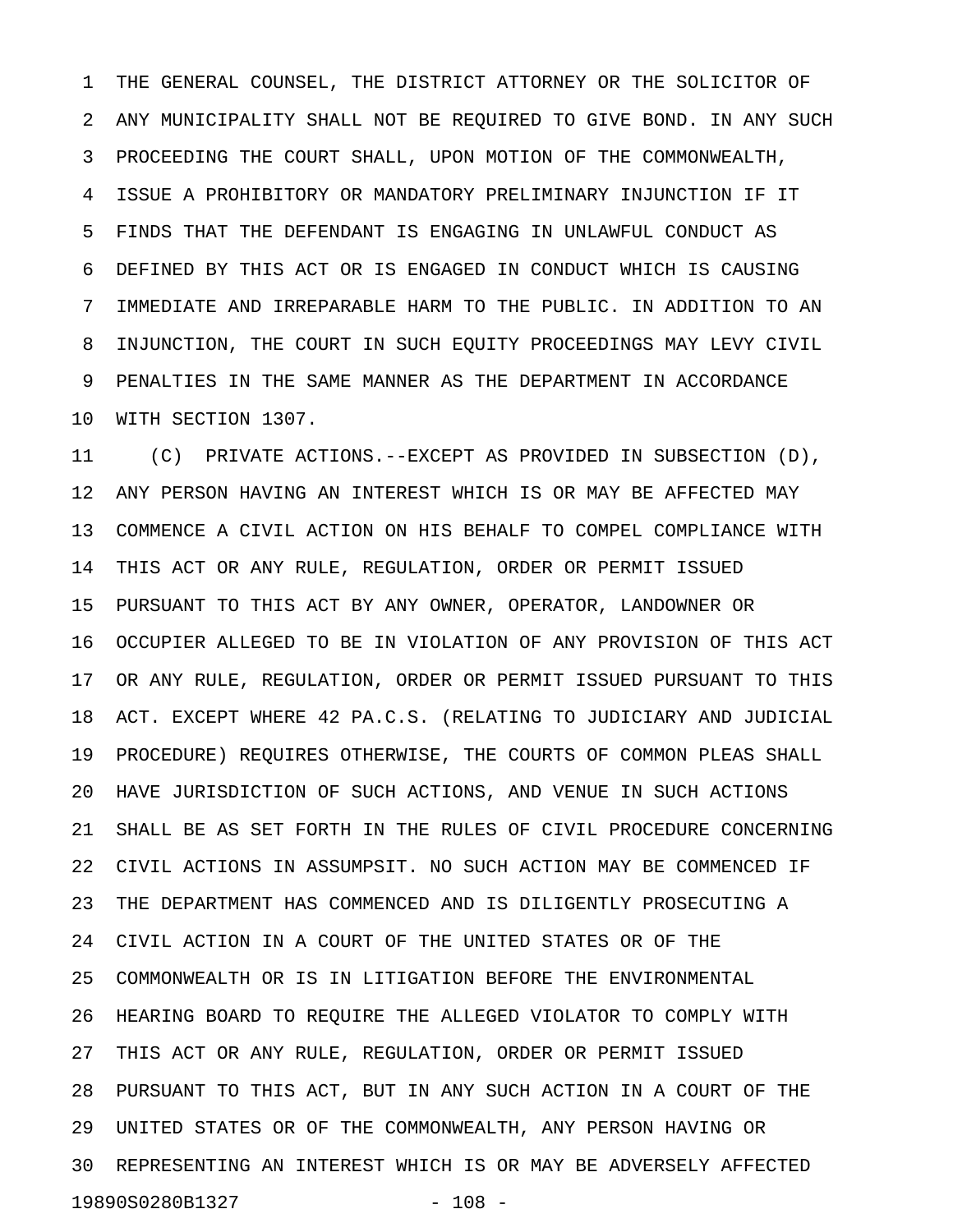THE GENERAL COUNSEL, THE DISTRICT ATTORNEY OR THE SOLICITOR OF ANY MUNICIPALITY SHALL NOT BE REQUIRED TO GIVE BOND. IN ANY SUCH PROCEEDING THE COURT SHALL, UPON MOTION OF THE COMMONWEALTH, ISSUE A PROHIBITORY OR MANDATORY PRELIMINARY INJUNCTION IF IT FINDS THAT THE DEFENDANT IS ENGAGING IN UNLAWFUL CONDUCT AS DEFINED BY THIS ACT OR IS ENGAGED IN CONDUCT WHICH IS CAUSING IMMEDIATE AND IRREPARABLE HARM TO THE PUBLIC. IN ADDITION TO AN INJUNCTION, THE COURT IN SUCH EQUITY PROCEEDINGS MAY LEVY CIVIL PENALTIES IN THE SAME MANNER AS THE DEPARTMENT IN ACCORDANCE WITH SECTION 1307.

(C) PRIVATE ACTIONS.--EXCEPT AS PROVIDED IN SUBSECTION (D), ANY PERSON HAVING AN INTEREST WHICH IS OR MAY BE AFFECTED MAY COMMENCE A CIVIL ACTION ON HIS BEHALF TO COMPEL COMPLIANCE WITH THIS ACT OR ANY RULE, REGULATION, ORDER OR PERMIT ISSUED PURSUANT TO THIS ACT BY ANY OWNER, OPERATOR, LANDOWNER OR OCCUPIER ALLEGED TO BE IN VIOLATION OF ANY PROVISION OF THIS ACT OR ANY RULE, REGULATION, ORDER OR PERMIT ISSUED PURSUANT TO THIS ACT. EXCEPT WHERE 42 PA.C.S. (RELATING TO JUDICIARY AND JUDICIAL PROCEDURE) REQUIRES OTHERWISE, THE COURTS OF COMMON PLEAS SHALL HAVE JURISDICTION OF SUCH ACTIONS, AND VENUE IN SUCH ACTIONS SHALL BE AS SET FORTH IN THE RULES OF CIVIL PROCEDURE CONCERNING CIVIL ACTIONS IN ASSUMPSIT. NO SUCH ACTION MAY BE COMMENCED IF THE DEPARTMENT HAS COMMENCED AND IS DILIGENTLY PROSECUTING A CIVIL ACTION IN A COURT OF THE UNITED STATES OR OF THE COMMONWEALTH OR IS IN LITIGATION BEFORE THE ENVIRONMENTAL HEARING BOARD TO REQUIRE THE ALLEGED VIOLATOR TO COMPLY WITH THIS ACT OR ANY RULE, REGULATION, ORDER OR PERMIT ISSUED PURSUANT TO THIS ACT, BUT IN ANY SUCH ACTION IN A COURT OF THE UNITED STATES OR OF THE COMMONWEALTH, ANY PERSON HAVING OR REPRESENTING AN INTEREST WHICH IS OR MAY BE ADVERSELY AFFECTED

19890S0280B1327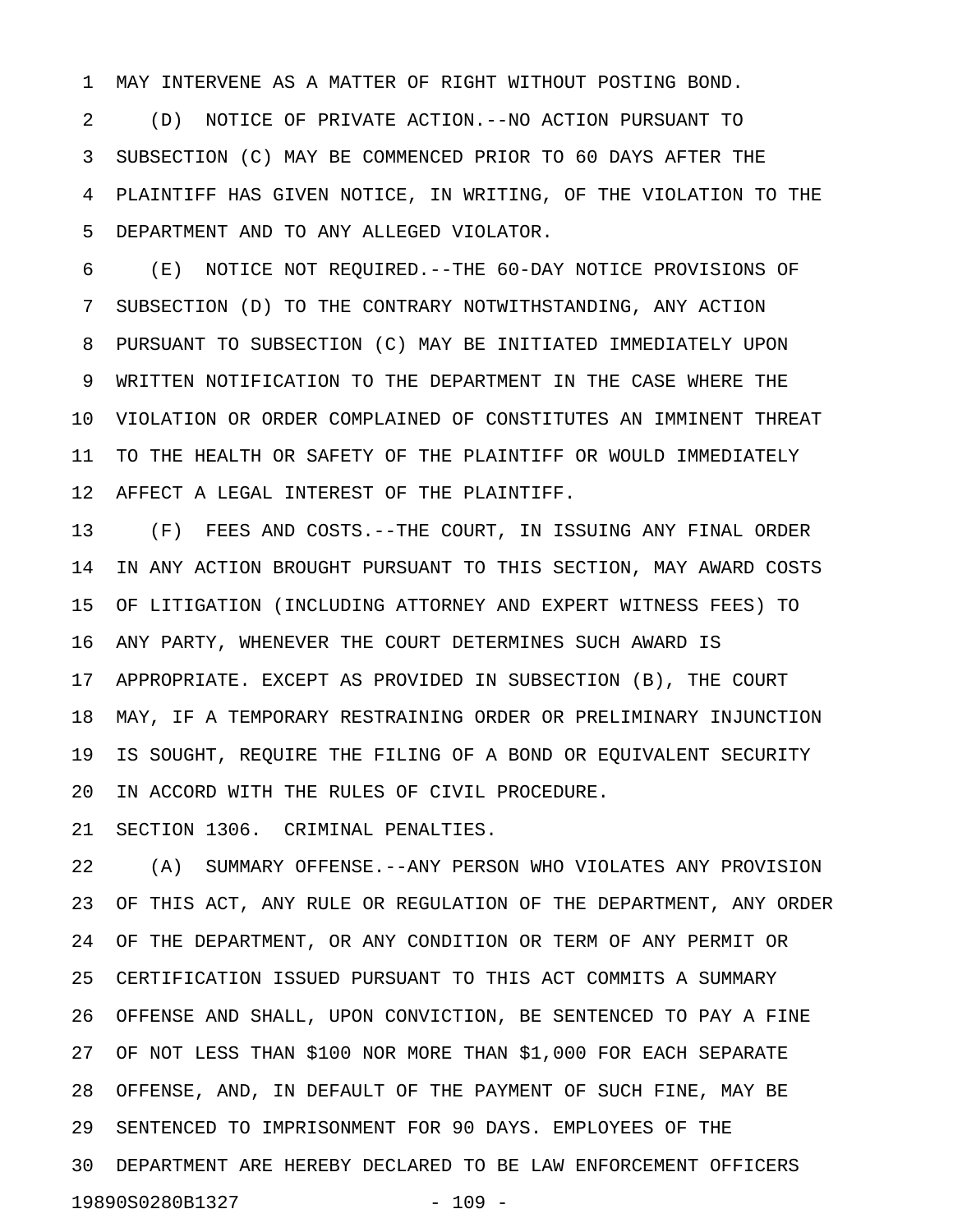MAY INTERVENE AS A MATTER OF RIGHT WITHOUT POSTING BOND.

(D) NOTICE OF PRIVATE ACTION.--NO ACTION PURSUANT TO SUBSECTION (C) MAY BE COMMENCED PRIOR TO 60 DAYS AFTER THE PLAINTIFF HAS GIVEN NOTICE, IN WRITING, OF THE VIOLATION TO THE DEPARTMENT AND TO ANY ALLEGED VIOLATOR.

(E) NOTICE NOT REQUIRED.--THE 60-DAY NOTICE PROVISIONS OF SUBSECTION (D) TO THE CONTRARY NOTWITHSTANDING, ANY ACTION PURSUANT TO SUBSECTION (C) MAY BE INITIATED IMMEDIATELY UPON WRITTEN NOTIFICATION TO THE DEPARTMENT IN THE CASE WHERE THE VIOLATION OR ORDER COMPLAINED OF CONSTITUTES AN IMMINENT THREAT TO THE HEALTH OR SAFETY OF THE PLAINTIFF OR WOULD IMMEDIATELY AFFECT A LEGAL INTEREST OF THE PLAINTIFF.

(F) FEES AND COSTS.--THE COURT, IN ISSUING ANY FINAL ORDER IN ANY ACTION BROUGHT PURSUANT TO THIS SECTION, MAY AWARD COSTS OF LITIGATION (INCLUDING ATTORNEY AND EXPERT WITNESS FEES) TO ANY PARTY, WHENEVER THE COURT DETERMINES SUCH AWARD IS APPROPRIATE. EXCEPT AS PROVIDED IN SUBSECTION (B), THE COURT MAY, IF A TEMPORARY RESTRAINING ORDER OR PRELIMINARY INJUNCTION IS SOUGHT, REQUIRE THE FILING OF A BOND OR EQUIVALENT SECURITY IN ACCORD WITH THE RULES OF CIVIL PROCEDURE.

SECTION 1306. CRIMINAL PENALTIES.

(A) SUMMARY OFFENSE.--ANY PERSON WHO VIOLATES ANY PROVISION OF THIS ACT, ANY RULE OR REGULATION OF THE DEPARTMENT, ANY ORDER OF THE DEPARTMENT, OR ANY CONDITION OR TERM OF ANY PERMIT OR CERTIFICATION ISSUED PURSUANT TO THIS ACT COMMITS A SUMMARY OFFENSE AND SHALL, UPON CONVICTION, BE SENTENCED TO PAY A FINE OF NOT LESS THAN $100 NOR MORE THAN $1,000 FOR EACH SEPARATE OFFENSE, AND, IN DEFAULT OF THE PAYMENT OF SUCH FINE, MAY BE SENTENCED TO IMPRISONMENT FOR 90 DAYS. EMPLOYEES OF THE DEPARTMENT ARE HEREBY DECLARED TO BE LAW ENFORCEMENT OFFICERS

19890S0280B1327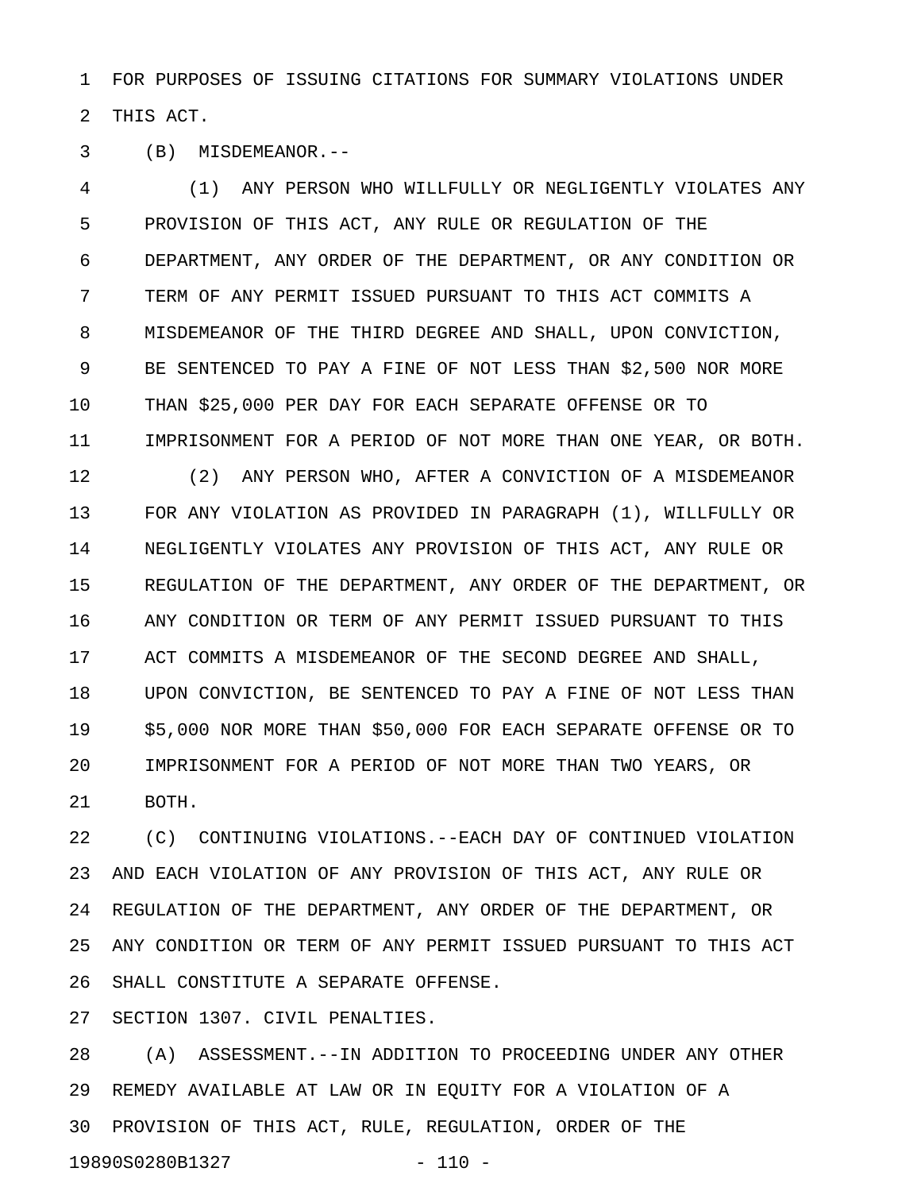FOR PURPOSES OF ISSUING CITATIONS FOR SUMMARY VIOLATIONS UNDER THIS ACT.

(B) MISDEMEANOR.--

(1) ANY PERSON WHO WILLFULLY OR NEGLIGENTLY VIOLATES ANY PROVISION OF THIS ACT, ANY RULE OR REGULATION OF THE DEPARTMENT, ANY ORDER OF THE DEPARTMENT, OR ANY CONDITION OR TERM OF ANY PERMIT ISSUED PURSUANT TO THIS ACT COMMITS A MISDEMEANOR OF THE THIRD DEGREE AND SHALL, UPON CONVICTION, BE SENTENCED TO PAY A FINE OF NOT LESS THAN $2,500 NOR MORE THAN $25,000 PER DAY FOR EACH SEPARATE OFFENSE OR TO IMPRISONMENT FOR A PERIOD OF NOT MORE THAN ONE YEAR, OR BOTH.

(2) ANY PERSON WHO, AFTER A CONVICTION OF A MISDEMEANOR FOR ANY VIOLATION AS PROVIDED IN PARAGRAPH (1), WILLFULLY OR NEGLIGENTLY VIOLATES ANY PROVISION OF THIS ACT, ANY RULE OR REGULATION OF THE DEPARTMENT, ANY ORDER OF THE DEPARTMENT, OR ANY CONDITION OR TERM OF ANY PERMIT ISSUED PURSUANT TO THIS ACT COMMITS A MISDEMEANOR OF THE SECOND DEGREE AND SHALL, UPON CONVICTION, BE SENTENCED TO PAY A FINE OF NOT LESS THAN $5,000 NOR MORE THAN $50,000 FOR EACH SEPARATE OFFENSE OR TO IMPRISONMENT FOR A PERIOD OF NOT MORE THAN TWO YEARS, OR BOTH.

(C) CONTINUING VIOLATIONS.--EACH DAY OF CONTINUED VIOLATION AND EACH VIOLATION OF ANY PROVISION OF THIS ACT, ANY RULE OR REGULATION OF THE DEPARTMENT, ANY ORDER OF THE DEPARTMENT, OR ANY CONDITION OR TERM OF ANY PERMIT ISSUED PURSUANT TO THIS ACT SHALL CONSTITUTE A SEPARATE OFFENSE.

SECTION 1307. CIVIL PENALTIES.

(A) ASSESSMENT.--IN ADDITION TO PROCEEDING UNDER ANY OTHER REMEDY AVAILABLE AT LAW OR IN EQUITY FOR A VIOLATION OF A PROVISION OF THIS ACT, RULE, REGULATION, ORDER OF THE

19890S0280B1327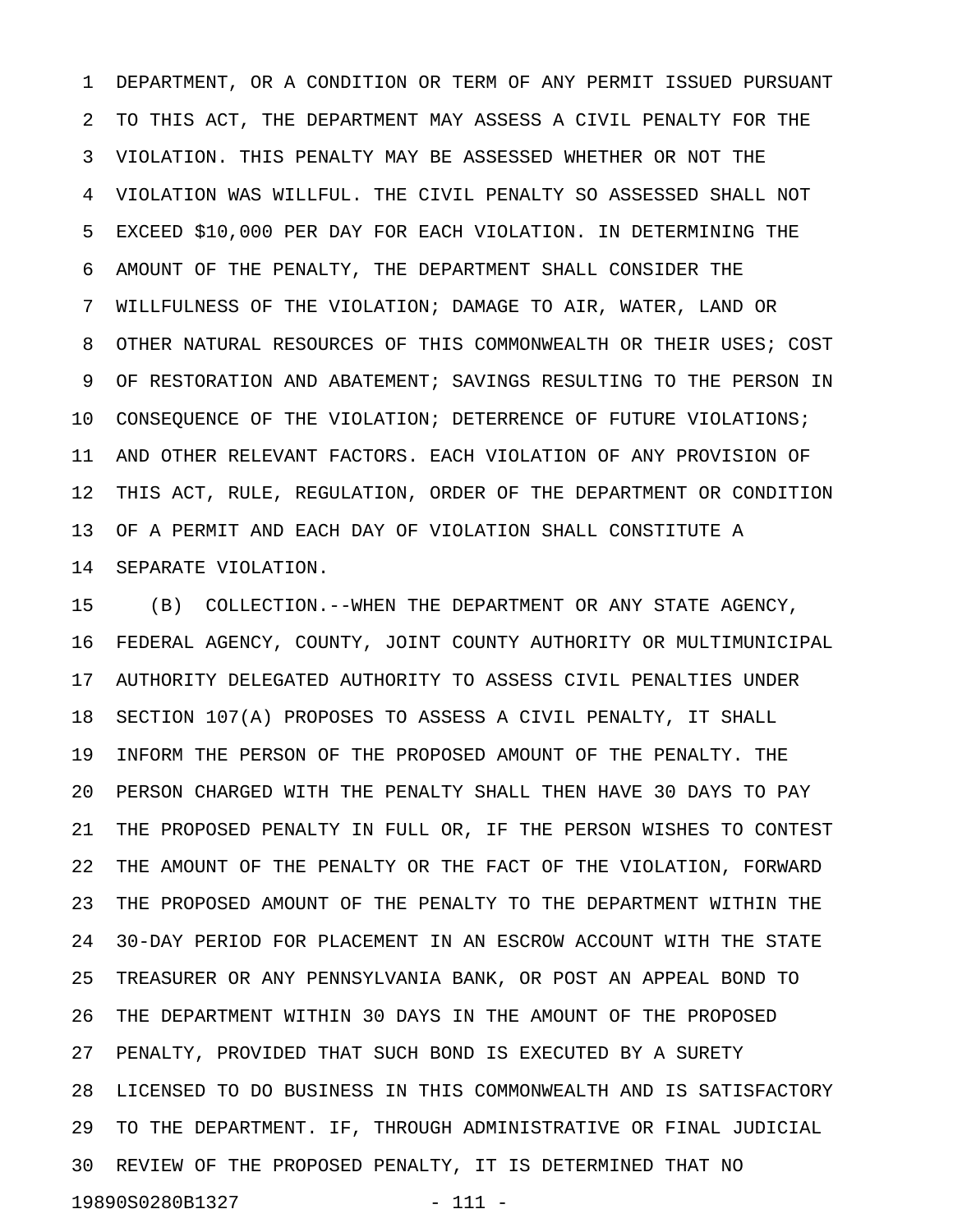DEPARTMENT, OR A CONDITION OR TERM OF ANY PERMIT ISSUED PURSUANT TO THIS ACT, THE DEPARTMENT MAY ASSESS A CIVIL PENALTY FOR THE VIOLATION. THIS PENALTY MAY BE ASSESSED WHETHER OR NOT THE VIOLATION WAS WILLFUL. THE CIVIL PENALTY SO ASSESSED SHALL NOT EXCEED $10,000 PER DAY FOR EACH VIOLATION. IN DETERMINING THE AMOUNT OF THE PENALTY, THE DEPARTMENT SHALL CONSIDER THE WILLFULNESS OF THE VIOLATION; DAMAGE TO AIR, WATER, LAND OR OTHER NATURAL RESOURCES OF THIS COMMONWEALTH OR THEIR USES; COST OF RESTORATION AND ABATEMENT; SAVINGS RESULTING TO THE PERSON IN CONSEQUENCE OF THE VIOLATION; DETERRENCE OF FUTURE VIOLATIONS; AND OTHER RELEVANT FACTORS. EACH VIOLATION OF ANY PROVISION OF THIS ACT, RULE, REGULATION, ORDER OF THE DEPARTMENT OR CONDITION OF A PERMIT AND EACH DAY OF VIOLATION SHALL CONSTITUTE A SEPARATE VIOLATION.

(B) COLLECTION.--WHEN THE DEPARTMENT OR ANY STATE AGENCY, FEDERAL AGENCY, COUNTY, JOINT COUNTY AUTHORITY OR MULTIMUNICIPAL AUTHORITY DELEGATED AUTHORITY TO ASSESS CIVIL PENALTIES UNDER SECTION 107(A) PROPOSES TO ASSESS A CIVIL PENALTY, IT SHALL INFORM THE PERSON OF THE PROPOSED AMOUNT OF THE PENALTY. THE PERSON CHARGED WITH THE PENALTY SHALL THEN HAVE 30 DAYS TO PAY THE PROPOSED PENALTY IN FULL OR, IF THE PERSON WISHES TO CONTEST THE AMOUNT OF THE PENALTY OR THE FACT OF THE VIOLATION, FORWARD THE PROPOSED AMOUNT OF THE PENALTY TO THE DEPARTMENT WITHIN THE 30-DAY PERIOD FOR PLACEMENT IN AN ESCROW ACCOUNT WITH THE STATE TREASURER OR ANY PENNSYLVANIA BANK, OR POST AN APPEAL BOND TO THE DEPARTMENT WITHIN 30 DAYS IN THE AMOUNT OF THE PROPOSED PENALTY, PROVIDED THAT SUCH BOND IS EXECUTED BY A SURETY LICENSED TO DO BUSINESS IN THIS COMMONWEALTH AND IS SATISFACTORY TO THE DEPARTMENT. IF, THROUGH ADMINISTRATIVE OR FINAL JUDICIAL REVIEW OF THE PROPOSED PENALTY, IT IS DETERMINED THAT NO

19890S0280B1327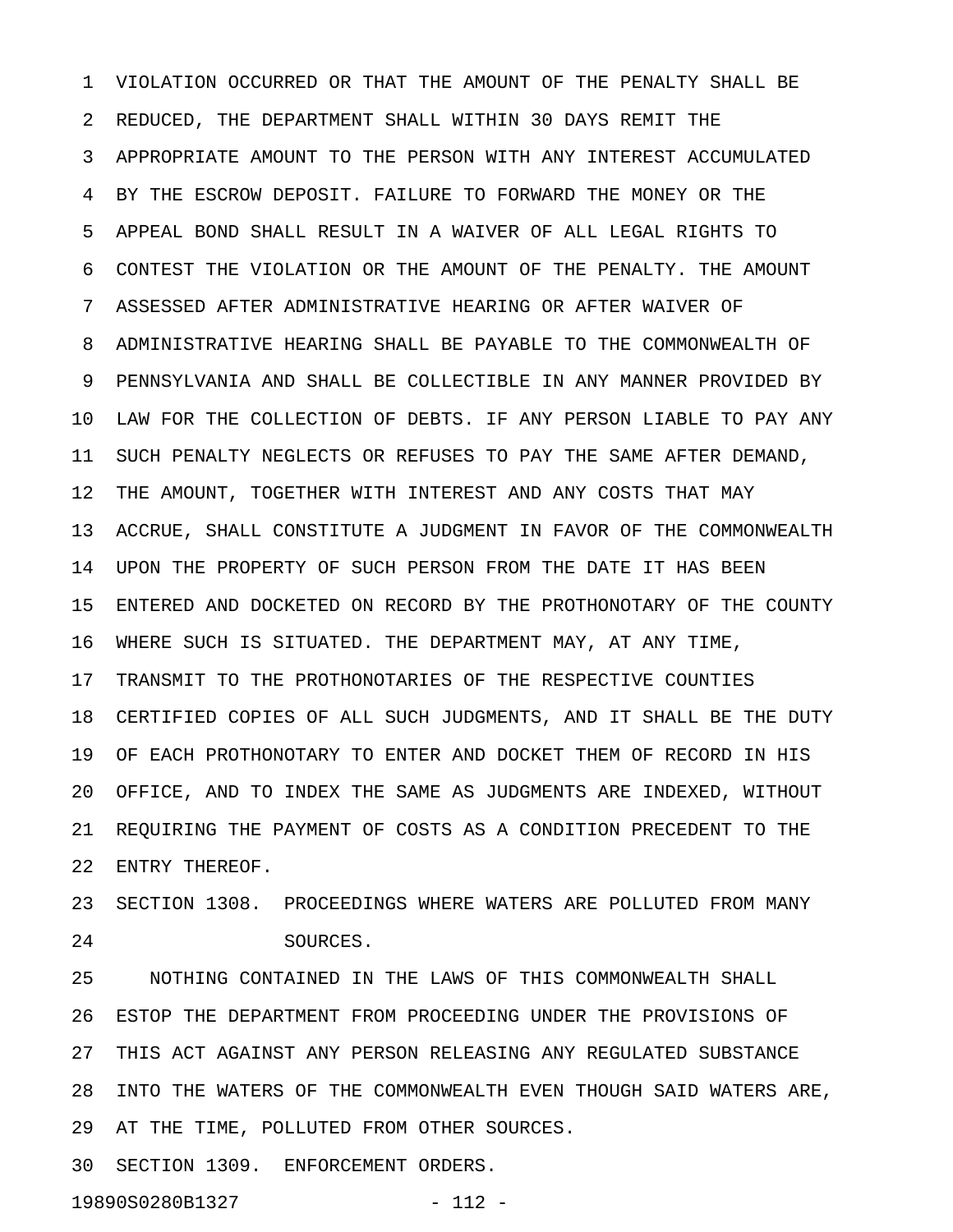VIOLATION OCCURRED OR THAT THE AMOUNT OF THE PENALTY SHALL BE REDUCED, THE DEPARTMENT SHALL WITHIN 30 DAYS REMIT THE APPROPRIATE AMOUNT TO THE PERSON WITH ANY INTEREST ACCUMULATED BY THE ESCROW DEPOSIT. FAILURE TO FORWARD THE MONEY OR THE APPEAL BOND SHALL RESULT IN A WAIVER OF ALL LEGAL RIGHTS TO CONTEST THE VIOLATION OR THE AMOUNT OF THE PENALTY. THE AMOUNT ASSESSED AFTER ADMINISTRATIVE HEARING OR AFTER WAIVER OF ADMINISTRATIVE HEARING SHALL BE PAYABLE TO THE COMMONWEALTH OF PENNSYLVANIA AND SHALL BE COLLECTIBLE IN ANY MANNER PROVIDED BY LAW FOR THE COLLECTION OF DEBTS. IF ANY PERSON LIABLE TO PAY ANY SUCH PENALTY NEGLECTS OR REFUSES TO PAY THE SAME AFTER DEMAND, THE AMOUNT, TOGETHER WITH INTEREST AND ANY COSTS THAT MAY ACCRUE, SHALL CONSTITUTE A JUDGMENT IN FAVOR OF THE COMMONWEALTH UPON THE PROPERTY OF SUCH PERSON FROM THE DATE IT HAS BEEN ENTERED AND DOCKETED ON RECORD BY THE PROTHONOTARY OF THE COUNTY WHERE SUCH IS SITUATED. THE DEPARTMENT MAY, AT ANY TIME, TRANSMIT TO THE PROTHONOTARIES OF THE RESPECTIVE COUNTIES CERTIFIED COPIES OF ALL SUCH JUDGMENTS, AND IT SHALL BE THE DUTY OF EACH PROTHONOTARY TO ENTER AND DOCKET THEM OF RECORD IN HIS OFFICE, AND TO INDEX THE SAME AS JUDGMENTS ARE INDEXED, WITHOUT REQUIRING THE PAYMENT OF COSTS AS A CONDITION PRECEDENT TO THE ENTRY THEREOF.

SECTION 1308. PROCEEDINGS WHERE WATERS ARE POLLUTED FROM MANY SOURCES.

NOTHING CONTAINED IN THE LAWS OF THIS COMMONWEALTH SHALL ESTOP THE DEPARTMENT FROM PROCEEDING UNDER THE PROVISIONS OF THIS ACT AGAINST ANY PERSON RELEASING ANY REGULATED SUBSTANCE INTO THE WATERS OF THE COMMONWEALTH EVEN THOUGH SAID WATERS ARE, AT THE TIME, POLLUTED FROM OTHER SOURCES.

SECTION 1309. ENFORCEMENT ORDERS.

19890S0280B1327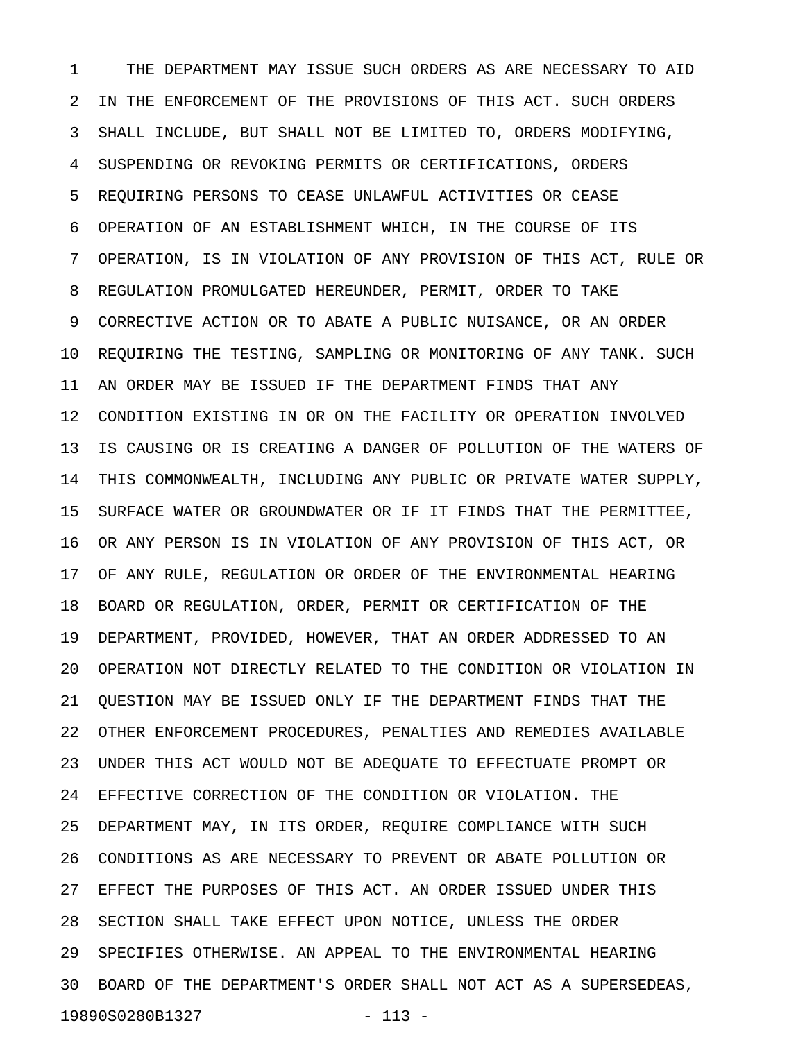THE DEPARTMENT MAY ISSUE SUCH ORDERS AS ARE NECESSARY TO AID IN THE ENFORCEMENT OF THE PROVISIONS OF THIS ACT. SUCH ORDERS SHALL INCLUDE, BUT SHALL NOT BE LIMITED TO, ORDERS MODIFYING, SUSPENDING OR REVOKING PERMITS OR CERTIFICATIONS, ORDERS REQUIRING PERSONS TO CEASE UNLAWFUL ACTIVITIES OR CEASE OPERATION OF AN ESTABLISHMENT WHICH, IN THE COURSE OF ITS OPERATION, IS IN VIOLATION OF ANY PROVISION OF THIS ACT, RULE OR REGULATION PROMULGATED HEREUNDER, PERMIT, ORDER TO TAKE CORRECTIVE ACTION OR TO ABATE A PUBLIC NUISANCE, OR AN ORDER REQUIRING THE TESTING, SAMPLING OR MONITORING OF ANY TANK. SUCH AN ORDER MAY BE ISSUED IF THE DEPARTMENT FINDS THAT ANY CONDITION EXISTING IN OR ON THE FACILITY OR OPERATION INVOLVED IS CAUSING OR IS CREATING A DANGER OF POLLUTION OF THE WATERS OF THIS COMMONWEALTH, INCLUDING ANY PUBLIC OR PRIVATE WATER SUPPLY, SURFACE WATER OR GROUNDWATER OR IF IT FINDS THAT THE PERMITTEE, OR ANY PERSON IS IN VIOLATION OF ANY PROVISION OF THIS ACT, OR OF ANY RULE, REGULATION OR ORDER OF THE ENVIRONMENTAL HEARING BOARD OR REGULATION, ORDER, PERMIT OR CERTIFICATION OF THE DEPARTMENT, PROVIDED, HOWEVER, THAT AN ORDER ADDRESSED TO AN OPERATION NOT DIRECTLY RELATED TO THE CONDITION OR VIOLATION IN QUESTION MAY BE ISSUED ONLY IF THE DEPARTMENT FINDS THAT THE OTHER ENFORCEMENT PROCEDURES, PENALTIES AND REMEDIES AVAILABLE UNDER THIS ACT WOULD NOT BE ADEQUATE TO EFFECTUATE PROMPT OR EFFECTIVE CORRECTION OF THE CONDITION OR VIOLATION. THE DEPARTMENT MAY, IN ITS ORDER, REQUIRE COMPLIANCE WITH SUCH CONDITIONS AS ARE NECESSARY TO PREVENT OR ABATE POLLUTION OR EFFECT THE PURPOSES OF THIS ACT. AN ORDER ISSUED UNDER THIS SECTION SHALL TAKE EFFECT UPON NOTICE, UNLESS THE ORDER SPECIFIES OTHERWISE. AN APPEAL TO THE ENVIRONMENTAL HEARING BOARD OF THE DEPARTMENT'S ORDER SHALL NOT ACT AS A SUPERSEDEAS,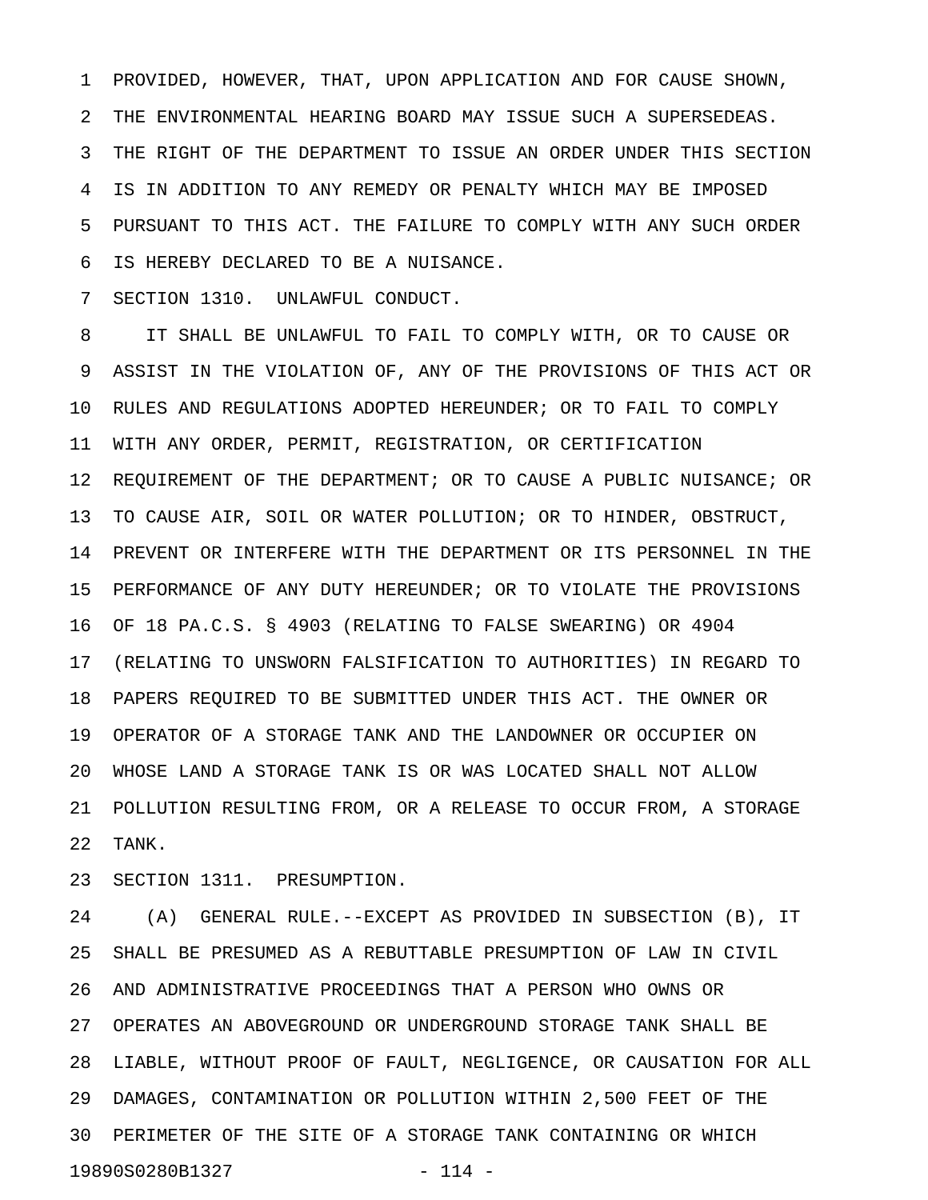PROVIDED, HOWEVER, THAT, UPON APPLICATION AND FOR CAUSE SHOWN, THE ENVIRONMENTAL HEARING BOARD MAY ISSUE SUCH A SUPERSEDEAS. THE RIGHT OF THE DEPARTMENT TO ISSUE AN ORDER UNDER THIS SECTION IS IN ADDITION TO ANY REMEDY OR PENALTY WHICH MAY BE IMPOSED PURSUANT TO THIS ACT. THE FAILURE TO COMPLY WITH ANY SUCH ORDER IS HEREBY DECLARED TO BE A NUISANCE.

SECTION 1310. UNLAWFUL CONDUCT.

IT SHALL BE UNLAWFUL TO FAIL TO COMPLY WITH, OR TO CAUSE OR ASSIST IN THE VIOLATION OF, ANY OF THE PROVISIONS OF THIS ACT OR RULES AND REGULATIONS ADOPTED HEREUNDER; OR TO FAIL TO COMPLY WITH ANY ORDER, PERMIT, REGISTRATION, OR CERTIFICATION REQUIREMENT OF THE DEPARTMENT; OR TO CAUSE A PUBLIC NUISANCE; OR TO CAUSE AIR, SOIL OR WATER POLLUTION; OR TO HINDER, OBSTRUCT, PREVENT OR INTERFERE WITH THE DEPARTMENT OR ITS PERSONNEL IN THE PERFORMANCE OF ANY DUTY HEREUNDER; OR TO VIOLATE THE PROVISIONS OF 18 PA.C.S. § 4903 (RELATING TO FALSE SWEARING) OR 4904 (RELATING TO UNSWORN FALSIFICATION TO AUTHORITIES) IN REGARD TO PAPERS REQUIRED TO BE SUBMITTED UNDER THIS ACT. THE OWNER OR OPERATOR OF A STORAGE TANK AND THE LANDOWNER OR OCCUPIER ON WHOSE LAND A STORAGE TANK IS OR WAS LOCATED SHALL NOT ALLOW POLLUTION RESULTING FROM, OR A RELEASE TO OCCUR FROM, A STORAGE TANK.

SECTION 1311. PRESUMPTION.

(A) GENERAL RULE.--EXCEPT AS PROVIDED IN SUBSECTION (B), IT SHALL BE PRESUMED AS A REBUTTABLE PRESUMPTION OF LAW IN CIVIL AND ADMINISTRATIVE PROCEEDINGS THAT A PERSON WHO OWNS OR OPERATES AN ABOVEGROUND OR UNDERGROUND STORAGE TANK SHALL BE LIABLE, WITHOUT PROOF OF FAULT, NEGLIGENCE, OR CAUSATION FOR ALL DAMAGES, CONTAMINATION OR POLLUTION WITHIN 2,500 FEET OF THE PERIMETER OF THE SITE OF A STORAGE TANK CONTAINING OR WHICH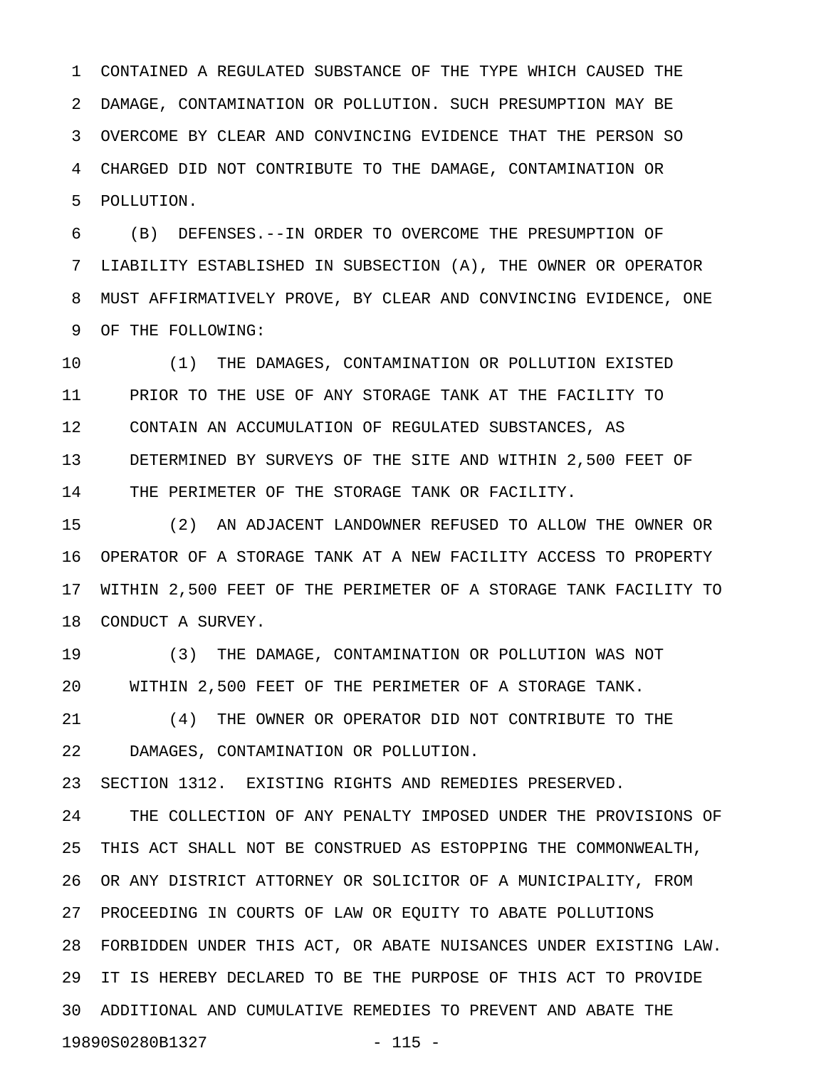CONTAINED A REGULATED SUBSTANCE OF THE TYPE WHICH CAUSED THE DAMAGE, CONTAMINATION OR POLLUTION. SUCH PRESUMPTION MAY BE OVERCOME BY CLEAR AND CONVINCING EVIDENCE THAT THE PERSON SO CHARGED DID NOT CONTRIBUTE TO THE DAMAGE, CONTAMINATION OR POLLUTION.

(B) DEFENSES.--IN ORDER TO OVERCOME THE PRESUMPTION OF LIABILITY ESTABLISHED IN SUBSECTION (A), THE OWNER OR OPERATOR MUST AFFIRMATIVELY PROVE, BY CLEAR AND CONVINCING EVIDENCE, ONE OF THE FOLLOWING:

(1) THE DAMAGES, CONTAMINATION OR POLLUTION EXISTED PRIOR TO THE USE OF ANY STORAGE TANK AT THE FACILITY TO CONTAIN AN ACCUMULATION OF REGULATED SUBSTANCES, AS DETERMINED BY SURVEYS OF THE SITE AND WITHIN 2,500 FEET OF THE PERIMETER OF THE STORAGE TANK OR FACILITY.

(2) AN ADJACENT LANDOWNER REFUSED TO ALLOW THE OWNER OR OPERATOR OF A STORAGE TANK AT A NEW FACILITY ACCESS TO PROPERTY WITHIN 2,500 FEET OF THE PERIMETER OF A STORAGE TANK FACILITY TO CONDUCT A SURVEY.

(3) THE DAMAGE, CONTAMINATION OR POLLUTION WAS NOT WITHIN 2,500 FEET OF THE PERIMETER OF A STORAGE TANK.

(4) THE OWNER OR OPERATOR DID NOT CONTRIBUTE TO THE DAMAGES, CONTAMINATION OR POLLUTION.

SECTION 1312. EXISTING RIGHTS AND REMEDIES PRESERVED.

THE COLLECTION OF ANY PENALTY IMPOSED UNDER THE PROVISIONS OF THIS ACT SHALL NOT BE CONSTRUED AS ESTOPPING THE COMMONWEALTH, OR ANY DISTRICT ATTORNEY OR SOLICITOR OF A MUNICIPALITY, FROM PROCEEDING IN COURTS OF LAW OR EQUITY TO ABATE POLLUTIONS FORBIDDEN UNDER THIS ACT, OR ABATE NUISANCES UNDER EXISTING LAW. IT IS HEREBY DECLARED TO BE THE PURPOSE OF THIS ACT TO PROVIDE ADDITIONAL AND CUMULATIVE REMEDIES TO PREVENT AND ABATE THE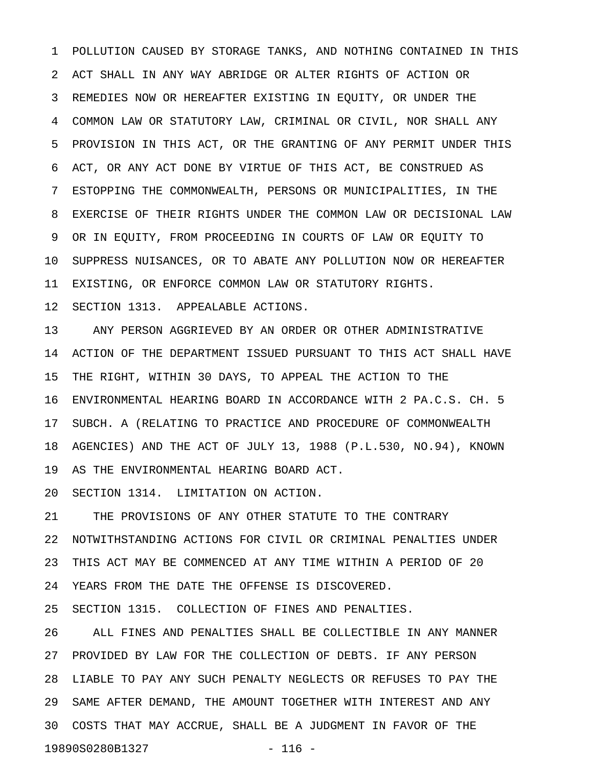POLLUTION CAUSED BY STORAGE TANKS, AND NOTHING CONTAINED IN THIS ACT SHALL IN ANY WAY ABRIDGE OR ALTER RIGHTS OF ACTION OR REMEDIES NOW OR HEREAFTER EXISTING IN EQUITY, OR UNDER THE COMMON LAW OR STATUTORY LAW, CRIMINAL OR CIVIL, NOR SHALL ANY PROVISION IN THIS ACT, OR THE GRANTING OF ANY PERMIT UNDER THIS ACT, OR ANY ACT DONE BY VIRTUE OF THIS ACT, BE CONSTRUED AS ESTOPPING THE COMMONWEALTH, PERSONS OR MUNICIPALITIES, IN THE EXERCISE OF THEIR RIGHTS UNDER THE COMMON LAW OR DECISIONAL LAW OR IN EQUITY, FROM PROCEEDING IN COURTS OF LAW OR EQUITY TO SUPPRESS NUISANCES, OR TO ABATE ANY POLLUTION NOW OR HEREAFTER EXISTING, OR ENFORCE COMMON LAW OR STATUTORY RIGHTS.

SECTION 1313. APPEALABLE ACTIONS.

ANY PERSON AGGRIEVED BY AN ORDER OR OTHER ADMINISTRATIVE ACTION OF THE DEPARTMENT ISSUED PURSUANT TO THIS ACT SHALL HAVE THE RIGHT, WITHIN 30 DAYS, TO APPEAL THE ACTION TO THE ENVIRONMENTAL HEARING BOARD IN ACCORDANCE WITH 2 PA.C.S. CH. 5 SUBCH. A (RELATING TO PRACTICE AND PROCEDURE OF COMMONWEALTH AGENCIES) AND THE ACT OF JULY 13, 1988 (P.L.530, NO.94), KNOWN AS THE ENVIRONMENTAL HEARING BOARD ACT.

SECTION 1314. LIMITATION ON ACTION.

THE PROVISIONS OF ANY OTHER STATUTE TO THE CONTRARY NOTWITHSTANDING ACTIONS FOR CIVIL OR CRIMINAL PENALTIES UNDER THIS ACT MAY BE COMMENCED AT ANY TIME WITHIN A PERIOD OF 20 YEARS FROM THE DATE THE OFFENSE IS DISCOVERED.

SECTION 1315. COLLECTION OF FINES AND PENALTIES.

ALL FINES AND PENALTIES SHALL BE COLLECTIBLE IN ANY MANNER PROVIDED BY LAW FOR THE COLLECTION OF DEBTS. IF ANY PERSON LIABLE TO PAY ANY SUCH PENALTY NEGLECTS OR REFUSES TO PAY THE SAME AFTER DEMAND, THE AMOUNT TOGETHER WITH INTEREST AND ANY COSTS THAT MAY ACCRUE, SHALL BE A JUDGMENT IN FAVOR OF THE

19890S0280B1327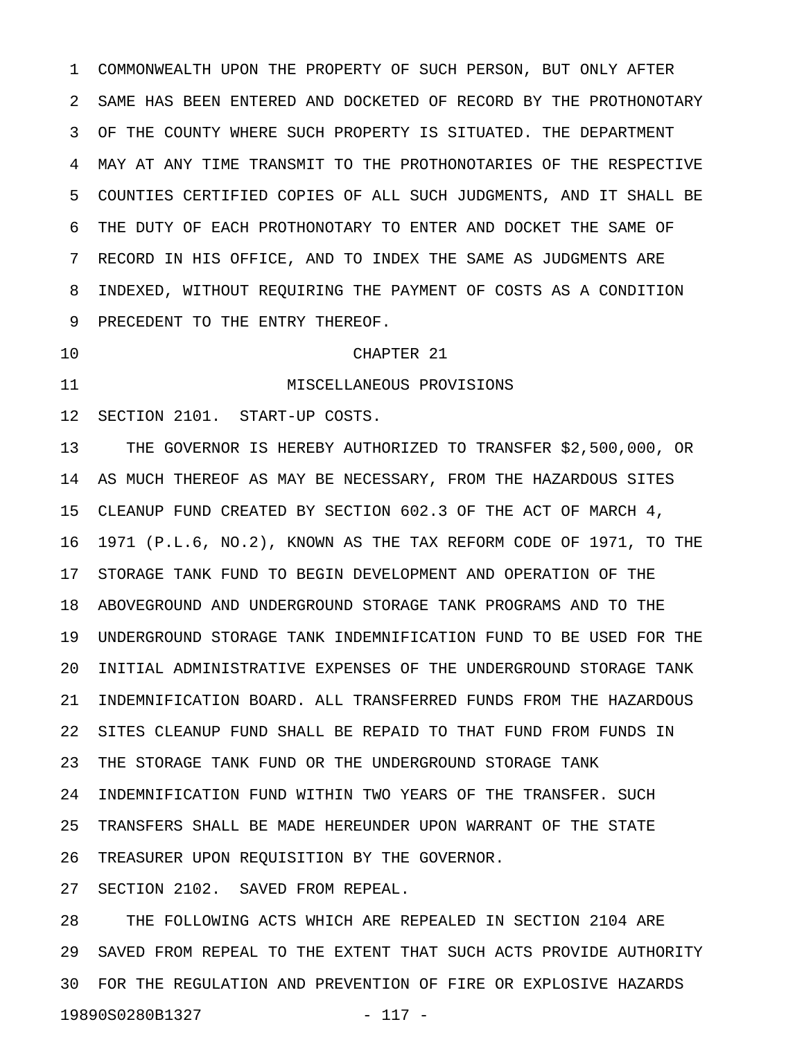COMMONWEALTH UPON THE PROPERTY OF SUCH PERSON, BUT ONLY AFTER SAME HAS BEEN ENTERED AND DOCKETED OF RECORD BY THE PROTHONOTARY OF THE COUNTY WHERE SUCH PROPERTY IS SITUATED. THE DEPARTMENT MAY AT ANY TIME TRANSMIT TO THE PROTHONOTARIES OF THE RESPECTIVE COUNTIES CERTIFIED COPIES OF ALL SUCH JUDGMENTS, AND IT SHALL BE THE DUTY OF EACH PROTHONOTARY TO ENTER AND DOCKET THE SAME OF RECORD IN HIS OFFICE, AND TO INDEX THE SAME AS JUDGMENTS ARE INDEXED, WITHOUT REQUIRING THE PAYMENT OF COSTS AS A CONDITION PRECEDENT TO THE ENTRY THEREOF.

## CHAPTER 21

## MISCELLANEOUS PROVISIONS

SECTION 2101. START-UP COSTS.

THE GOVERNOR IS HEREBY AUTHORIZED TO TRANSFER $2,500,000, OR AS MUCH THEREOF AS MAY BE NECESSARY, FROM THE HAZARDOUS SITES CLEANUP FUND CREATED BY SECTION 602.3 OF THE ACT OF MARCH 4, 1971 (P.L.6, NO.2), KNOWN AS THE TAX REFORM CODE OF 1971, TO THE STORAGE TANK FUND TO BEGIN DEVELOPMENT AND OPERATION OF THE ABOVEGROUND AND UNDERGROUND STORAGE TANK PROGRAMS AND TO THE UNDERGROUND STORAGE TANK INDEMNIFICATION FUND TO BE USED FOR THE INITIAL ADMINISTRATIVE EXPENSES OF THE UNDERGROUND STORAGE TANK INDEMNIFICATION BOARD. ALL TRANSFERRED FUNDS FROM THE HAZARDOUS SITES CLEANUP FUND SHALL BE REPAID TO THAT FUND FROM FUNDS IN THE STORAGE TANK FUND OR THE UNDERGROUND STORAGE TANK INDEMNIFICATION FUND WITHIN TWO YEARS OF THE TRANSFER. SUCH TRANSFERS SHALL BE MADE HEREUNDER UPON WARRANT OF THE STATE TREASURER UPON REQUISITION BY THE GOVERNOR.

SECTION 2102. SAVED FROM REPEAL.

THE FOLLOWING ACTS WHICH ARE REPEALED IN SECTION 2104 ARE SAVED FROM REPEAL TO THE EXTENT THAT SUCH ACTS PROVIDE AUTHORITY FOR THE REGULATION AND PREVENTION OF FIRE OR EXPLOSIVE HAZARDS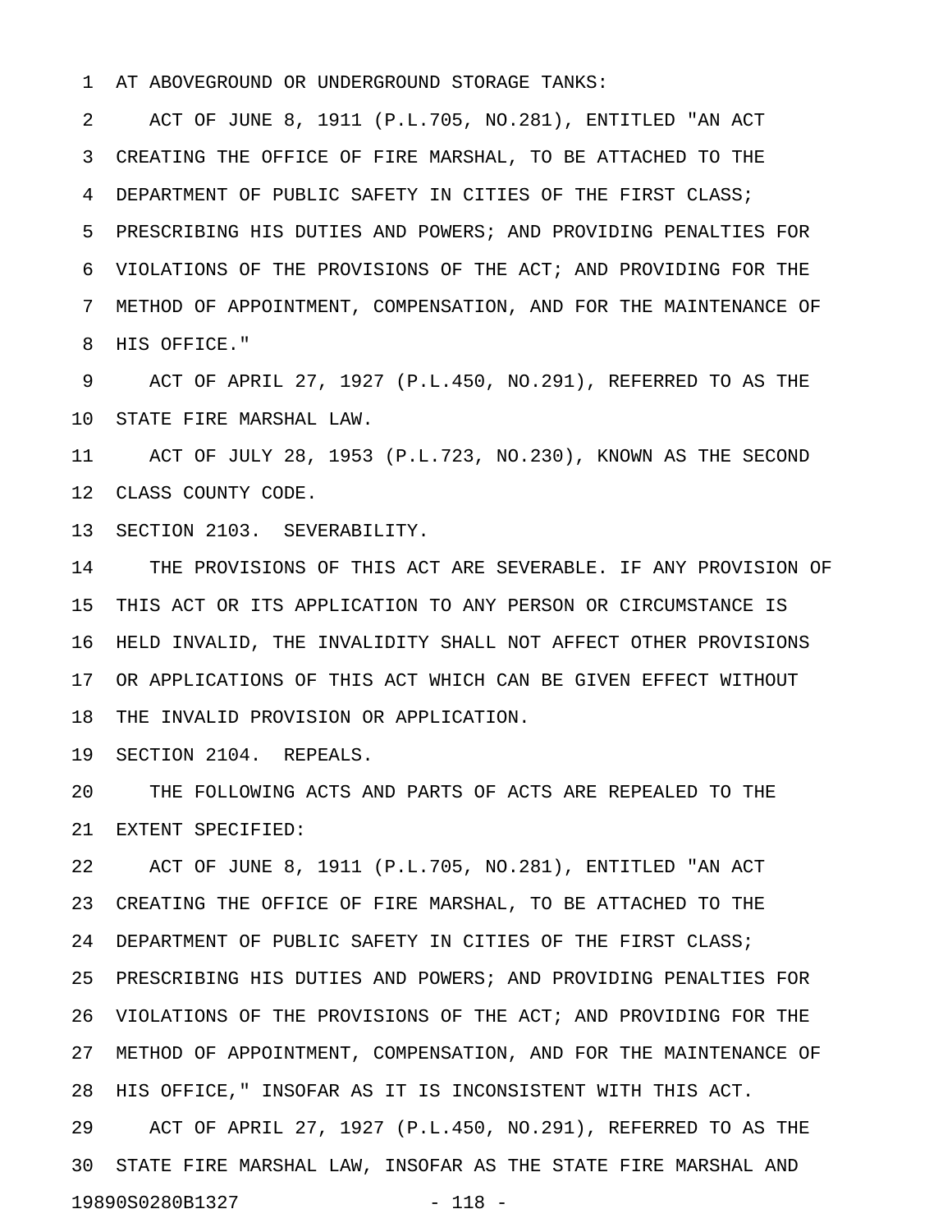AT ABOVEGROUND OR UNDERGROUND STORAGE TANKS:

ACT OF JUNE 8, 1911 (P.L.705, NO.281), ENTITLED "AN ACT CREATING THE OFFICE OF FIRE MARSHAL, TO BE ATTACHED TO THE DEPARTMENT OF PUBLIC SAFETY IN CITIES OF THE FIRST CLASS; PRESCRIBING HIS DUTIES AND POWERS; AND PROVIDING PENALTIES FOR VIOLATIONS OF THE PROVISIONS OF THE ACT; AND PROVIDING FOR THE METHOD OF APPOINTMENT, COMPENSATION, AND FOR THE MAINTENANCE OF HIS OFFICE."

ACT OF APRIL 27, 1927 (P.L.450, NO.291), REFERRED TO AS THE STATE FIRE MARSHAL LAW.

ACT OF JULY 28, 1953 (P.L.723, NO.230), KNOWN AS THE SECOND CLASS COUNTY CODE.

SECTION 2103. SEVERABILITY.

THE PROVISIONS OF THIS ACT ARE SEVERABLE. IF ANY PROVISION OF THIS ACT OR ITS APPLICATION TO ANY PERSON OR CIRCUMSTANCE IS HELD INVALID, THE INVALIDITY SHALL NOT AFFECT OTHER PROVISIONS OR APPLICATIONS OF THIS ACT WHICH CAN BE GIVEN EFFECT WITHOUT THE INVALID PROVISION OR APPLICATION.

SECTION 2104. REPEALS.

THE FOLLOWING ACTS AND PARTS OF ACTS ARE REPEALED TO THE EXTENT SPECIFIED:

ACT OF JUNE 8, 1911 (P.L.705, NO.281), ENTITLED "AN ACT CREATING THE OFFICE OF FIRE MARSHAL, TO BE ATTACHED TO THE DEPARTMENT OF PUBLIC SAFETY IN CITIES OF THE FIRST CLASS; PRESCRIBING HIS DUTIES AND POWERS; AND PROVIDING PENALTIES FOR VIOLATIONS OF THE PROVISIONS OF THE ACT; AND PROVIDING FOR THE METHOD OF APPOINTMENT, COMPENSATION, AND FOR THE MAINTENANCE OF HIS OFFICE," INSOFAR AS IT IS INCONSISTENT WITH THIS ACT.

ACT OF APRIL 27, 1927 (P.L.450, NO.291), REFERRED TO AS THE STATE FIRE MARSHAL LAW, INSOFAR AS THE STATE FIRE MARSHAL AND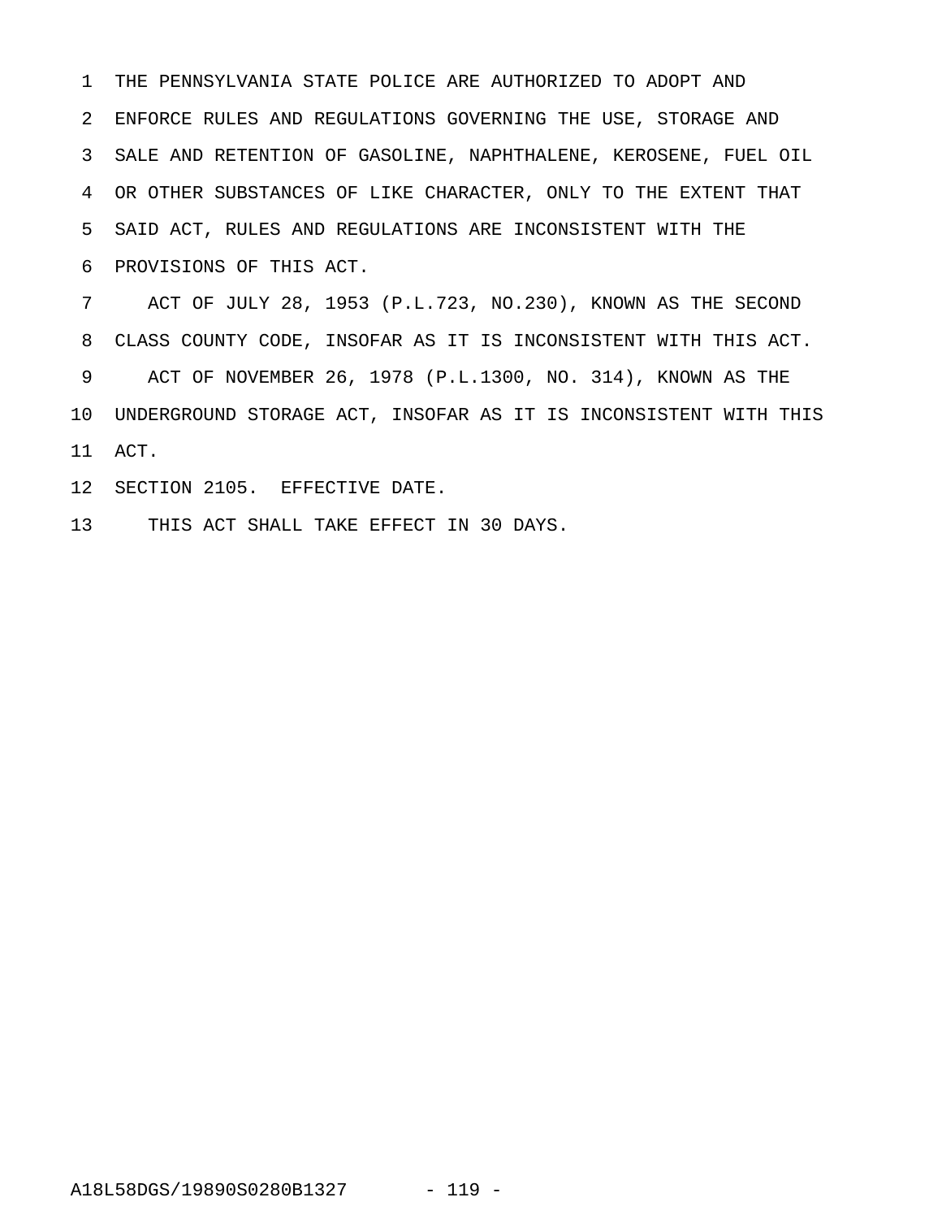THE PENNSYLVANIA STATE POLICE ARE AUTHORIZED TO ADOPT AND ENFORCE RULES AND REGULATIONS GOVERNING THE USE, STORAGE AND SALE AND RETENTION OF GASOLINE, NAPHTHALENE, KEROSENE, FUEL OIL OR OTHER SUBSTANCES OF LIKE CHARACTER, ONLY TO THE EXTENT THAT SAID ACT, RULES AND REGULATIONS ARE INCONSISTENT WITH THE PROVISIONS OF THIS ACT.

ACT OF JULY 28, 1953 (P.L.723, NO.230), KNOWN AS THE SECOND CLASS COUNTY CODE, INSOFAR AS IT IS INCONSISTENT WITH THIS ACT.

ACT OF NOVEMBER 26, 1978 (P.L.1300, NO. 314), KNOWN AS THE UNDERGROUND STORAGE ACT, INSOFAR AS IT IS INCONSISTENT WITH THIS ACT.

SECTION 2105. EFFECTIVE DATE.

THIS ACT SHALL TAKE EFFECT IN 30 DAYS.